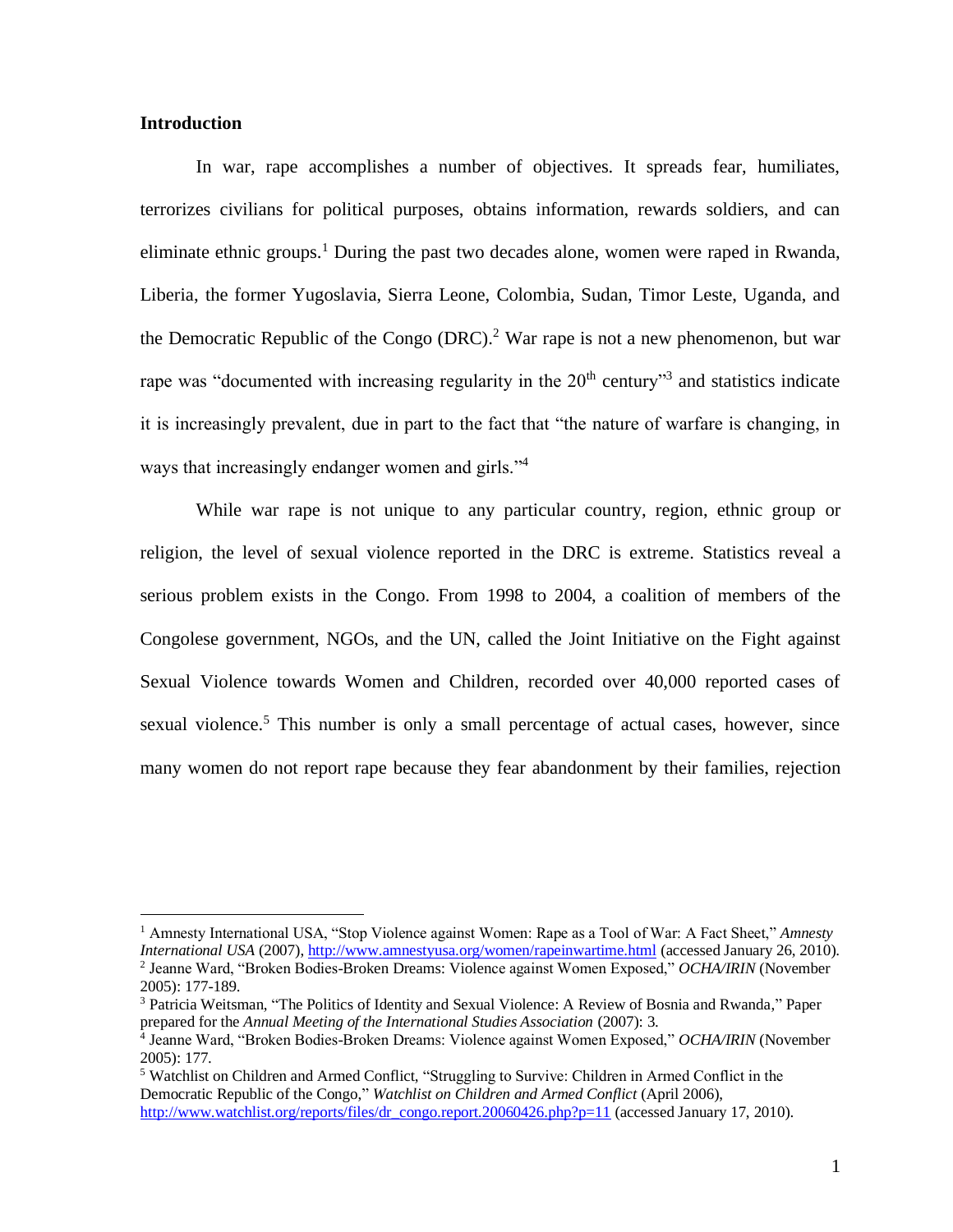## Introduction

In war, rape accomplishes a number of objectives. It spreads fear, humiliates, terrorizes civilians for political purposes, obtains information, rewards soldiers, and can eliminate ethnic groups.[1] During the past two decades alone, women were raped in Rwanda, Liberia, the former Yugoslavia, Sierra Leone, Colombia, Sudan, Timor Leste, Uganda, and the Democratic Republic of the Congo (DRC).[2] War rape is not a new phenomenon, but war rape was "documented with increasing regularity in the 20th century"[3] and statistics indicate it is increasingly prevalent, due in part to the fact that "the nature of warfare is changing, in ways that increasingly endanger women and girls."[4]

While war rape is not unique to any particular country, region, ethnic group or religion, the level of sexual violence reported in the DRC is extreme. Statistics reveal a serious problem exists in the Congo. From 1998 to 2004, a coalition of members of the Congolese government, NGOs, and the UN, called the Joint Initiative on the Fight against Sexual Violence towards Women and Children, recorded over 40,000 reported cases of sexual violence.[5] This number is only a small percentage of actual cases, however, since many women do not report rape because they fear abandonment by their families, rejection

---

[1] Amnesty International USA, "Stop Violence against Women: Rape as a Tool of War: A Fact Sheet," *Amnesty International USA* (2007), http://www.amnestyusa.org/women/rapeinwartime.html (accessed January 26, 2010).

[2] Jeanne Ward, "Broken Bodies-Broken Dreams: Violence against Women Exposed," *OCHA/IRIN* (November 2005): 177-189.

[3] Patricia Weitsman, "The Politics of Identity and Sexual Violence: A Review of Bosnia and Rwanda," Paper prepared for the *Annual Meeting of the International Studies Association* (2007): 3.

[4] Jeanne Ward, "Broken Bodies-Broken Dreams: Violence against Women Exposed," *OCHA/IRIN* (November 2005): 177.

[5] Watchlist on Children and Armed Conflict, "Struggling to Survive: Children in Armed Conflict in the Democratic Republic of the Congo," *Watchlist on Children and Armed Conflict* (April 2006), http://www.watchlist.org/reports/files/dr_congo.report.20060426.php?p=11 (accessed January 17, 2010).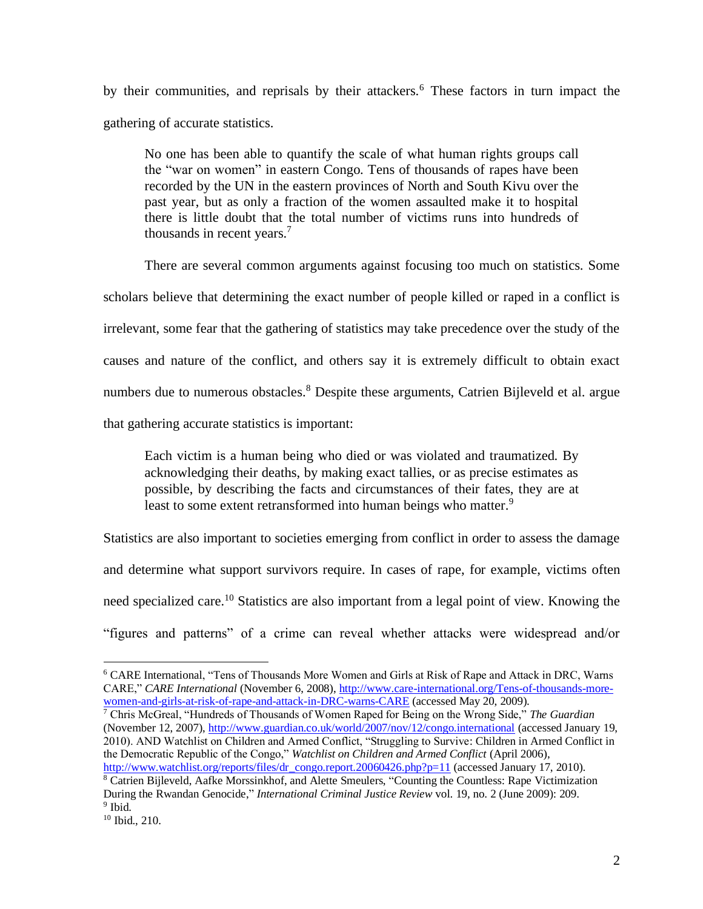by their communities, and reprisals by their attackers.[6] These factors in turn impact the gathering of accurate statistics.

> No one has been able to quantify the scale of what human rights groups call the "war on women" in eastern Congo. Tens of thousands of rapes have been recorded by the UN in the eastern provinces of North and South Kivu over the past year, but as only a fraction of the women assaulted make it to hospital there is little doubt that the total number of victims runs into hundreds of thousands in recent years.[7]

There are several common arguments against focusing too much on statistics. Some scholars believe that determining the exact number of people killed or raped in a conflict is irrelevant, some fear that the gathering of statistics may take precedence over the study of the causes and nature of the conflict, and others say it is extremely difficult to obtain exact numbers due to numerous obstacles.[8] Despite these arguments, Catrien Bijleveld et al. argue that gathering accurate statistics is important:

> Each victim is a human being who died or was violated and traumatized. By acknowledging their deaths, by making exact tallies, or as precise estimates as possible, by describing the facts and circumstances of their fates, they are at least to some extent retransformed into human beings who matter.[9]

Statistics are also important to societies emerging from conflict in order to assess the damage and determine what support survivors require. In cases of rape, for example, victims often need specialized care.[10] Statistics are also important from a legal point of view. Knowing the "figures and patterns" of a crime can reveal whether attacks were widespread and/or

---

[6] CARE International, "Tens of Thousands More Women and Girls at Risk of Rape and Attack in DRC, Warns CARE," *CARE International* (November 6, 2008), http://www.care-international.org/Tens-of-thousands-more-women-and-girls-at-risk-of-rape-and-attack-in-DRC-warns-CARE (accessed May 20, 2009).

[7] Chris McGreal, "Hundreds of Thousands of Women Raped for Being on the Wrong Side," *The Guardian* (November 12, 2007), http://www.guardian.co.uk/world/2007/nov/12/congo.international (accessed January 19, 2010). AND Watchlist on Children and Armed Conflict, "Struggling to Survive: Children in Armed Conflict in the Democratic Republic of the Congo," *Watchlist on Children and Armed Conflict* (April 2006), http://www.watchlist.org/reports/files/dr_congo.report.20060426.php?p=11 (accessed January 17, 2010).

[8] Catrien Bijleveld, Aafke Morssinkhof, and Alette Smeulers, "Counting the Countless: Rape Victimization During the Rwandan Genocide," *International Criminal Justice Review* vol. 19, no. 2 (June 2009): 209.

[9] Ibid.

[10] Ibid., 210.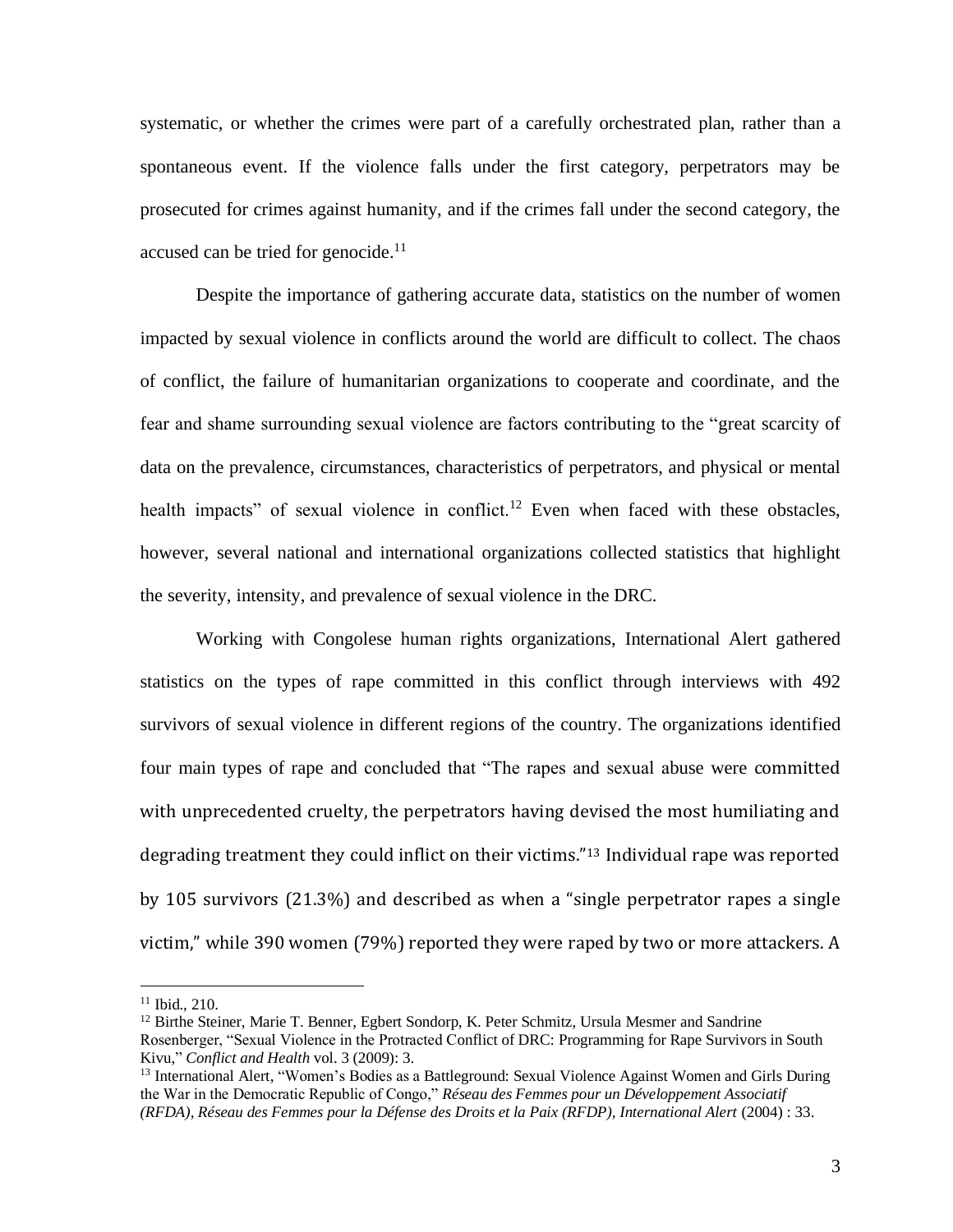systematic, or whether the crimes were part of a carefully orchestrated plan, rather than a spontaneous event. If the violence falls under the first category, perpetrators may be prosecuted for crimes against humanity, and if the crimes fall under the second category, the accused can be tried for genocide.[11]

Despite the importance of gathering accurate data, statistics on the number of women impacted by sexual violence in conflicts around the world are difficult to collect. The chaos of conflict, the failure of humanitarian organizations to cooperate and coordinate, and the fear and shame surrounding sexual violence are factors contributing to the "great scarcity of data on the prevalence, circumstances, characteristics of perpetrators, and physical or mental health impacts" of sexual violence in conflict.[12] Even when faced with these obstacles, however, several national and international organizations collected statistics that highlight the severity, intensity, and prevalence of sexual violence in the DRC.

Working with Congolese human rights organizations, International Alert gathered statistics on the types of rape committed in this conflict through interviews with 492 survivors of sexual violence in different regions of the country. The organizations identified four main types of rape and concluded that "The rapes and sexual abuse were committed with unprecedented cruelty, the perpetrators having devised the most humiliating and degrading treatment they could inflict on their victims."[13] Individual rape was reported by 105 survivors (21.3%) and described as when a "single perpetrator rapes a single victim," while 390 women (79%) reported they were raped by two or more attackers. A

---

[11] Ibid., 210.

[12] Birthe Steiner, Marie T. Benner, Egbert Sondorp, K. Peter Schmitz, Ursula Mesmer and Sandrine Rosenberger, "Sexual Violence in the Protracted Conflict of DRC: Programming for Rape Survivors in South Kivu," *Conflict and Health* vol. 3 (2009): 3.

[13] International Alert, "Women's Bodies as a Battleground: Sexual Violence Against Women and Girls During the War in the Democratic Republic of Congo," *Réseau des Femmes pour un Développement Associatif (RFDA), Réseau des Femmes pour la Défense des Droits et la Paix (RFDP), International Alert* (2004) : 33.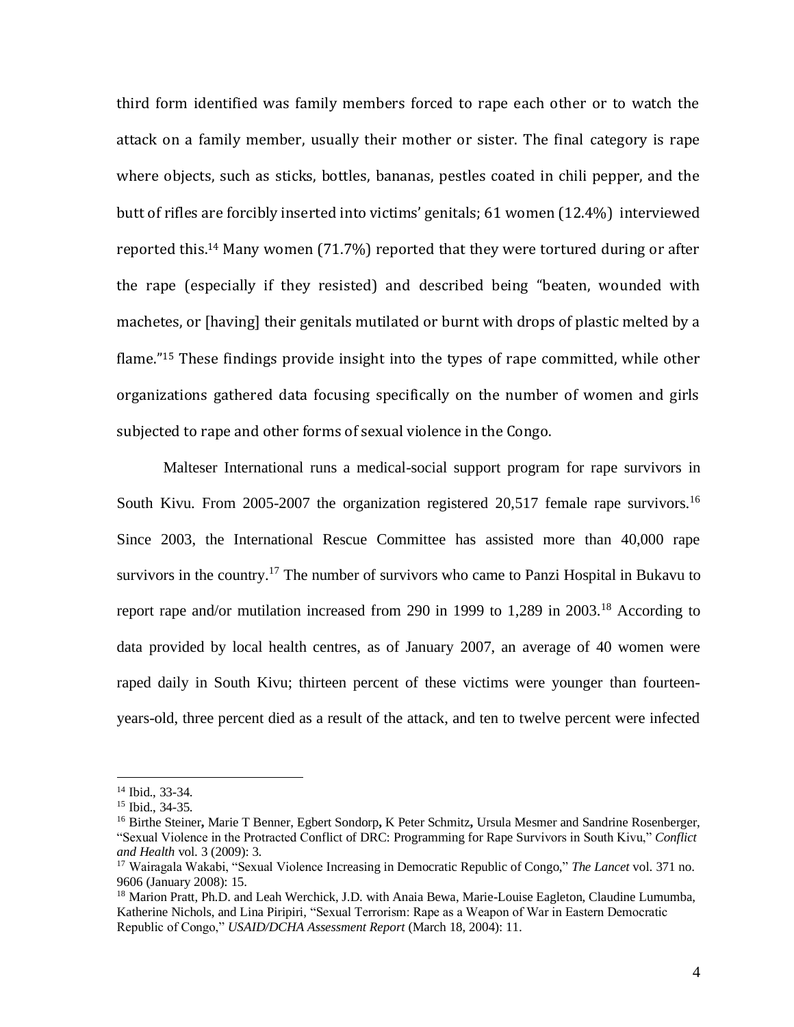third form identified was family members forced to rape each other or to watch the attack on a family member, usually their mother or sister. The final category is rape where objects, such as sticks, bottles, bananas, pestles coated in chili pepper, and the butt of rifles are forcibly inserted into victims' genitals; 61 women (12.4%) interviewed reported this.[14] Many women (71.7%) reported that they were tortured during or after the rape (especially if they resisted) and described being "beaten, wounded with machetes, or [having] their genitals mutilated or burnt with drops of plastic melted by a flame."[15] These findings provide insight into the types of rape committed, while other organizations gathered data focusing specifically on the number of women and girls subjected to rape and other forms of sexual violence in the Congo.

Malteser International runs a medical-social support program for rape survivors in South Kivu. From 2005-2007 the organization registered 20,517 female rape survivors.[16] Since 2003, the International Rescue Committee has assisted more than 40,000 rape survivors in the country.[17] The number of survivors who came to Panzi Hospital in Bukavu to report rape and/or mutilation increased from 290 in 1999 to 1,289 in 2003.[18] According to data provided by local health centres, as of January 2007, an average of 40 women were raped daily in South Kivu; thirteen percent of these victims were younger than fourteen-years-old, three percent died as a result of the attack, and ten to twelve percent were infected

---

[14] Ibid., 33-34.

[15] Ibid., 34-35.

[16] Birthe Steiner, Marie T Benner, Egbert Sondorp, K Peter Schmitz, Ursula Mesmer and Sandrine Rosenberger, "Sexual Violence in the Protracted Conflict of DRC: Programming for Rape Survivors in South Kivu," *Conflict and Health* vol. 3 (2009): 3.

[17] Wairagala Wakabi, "Sexual Violence Increasing in Democratic Republic of Congo," *The Lancet* vol. 371 no. 9606 (January 2008): 15.

[18] Marion Pratt, Ph.D. and Leah Werchick, J.D. with Anaia Bewa, Marie-Louise Eagleton, Claudine Lumumba, Katherine Nichols, and Lina Piripiri, "Sexual Terrorism: Rape as a Weapon of War in Eastern Democratic Republic of Congo," *USAID/DCHA Assessment Report* (March 18, 2004): 11.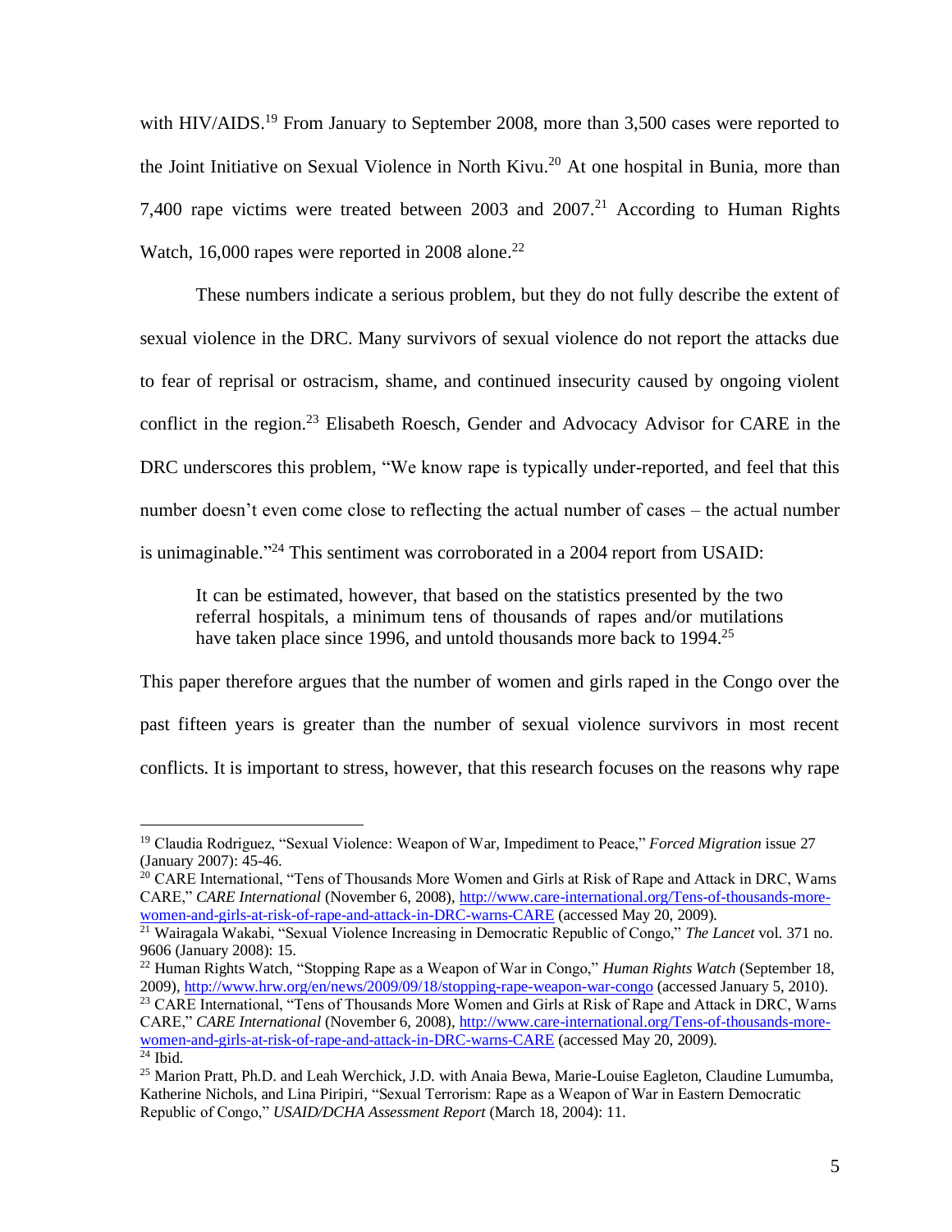with HIV/AIDS.[19] From January to September 2008, more than 3,500 cases were reported to the Joint Initiative on Sexual Violence in North Kivu.[20] At one hospital in Bunia, more than 7,400 rape victims were treated between 2003 and 2007.[21] According to Human Rights Watch, 16,000 rapes were reported in 2008 alone.[22]

These numbers indicate a serious problem, but they do not fully describe the extent of sexual violence in the DRC. Many survivors of sexual violence do not report the attacks due to fear of reprisal or ostracism, shame, and continued insecurity caused by ongoing violent conflict in the region.[23] Elisabeth Roesch, Gender and Advocacy Advisor for CARE in the DRC underscores this problem, "We know rape is typically under-reported, and feel that this number doesn't even come close to reflecting the actual number of cases – the actual number is unimaginable."[24] This sentiment was corroborated in a 2004 report from USAID:

> It can be estimated, however, that based on the statistics presented by the two referral hospitals, a minimum tens of thousands of rapes and/or mutilations have taken place since 1996, and untold thousands more back to 1994.[25]

This paper therefore argues that the number of women and girls raped in the Congo over the past fifteen years is greater than the number of sexual violence survivors in most recent conflicts. It is important to stress, however, that this research focuses on the reasons why rape

---

[19] Claudia Rodriguez, "Sexual Violence: Weapon of War, Impediment to Peace," *Forced Migration* issue 27 (January 2007): 45-46.

[20] CARE International, "Tens of Thousands More Women and Girls at Risk of Rape and Attack in DRC, Warns CARE," *CARE International* (November 6, 2008), http://www.care-international.org/Tens-of-thousands-more-women-and-girls-at-risk-of-rape-and-attack-in-DRC-warns-CARE (accessed May 20, 2009).

[21] Wairagala Wakabi, "Sexual Violence Increasing in Democratic Republic of Congo," *The Lancet* vol. 371 no. 9606 (January 2008): 15.

[22] Human Rights Watch, "Stopping Rape as a Weapon of War in Congo," *Human Rights Watch* (September 18, 2009), http://www.hrw.org/en/news/2009/09/18/stopping-rape-weapon-war-congo (accessed January 5, 2010).

[23] CARE International, "Tens of Thousands More Women and Girls at Risk of Rape and Attack in DRC, Warns CARE," *CARE International* (November 6, 2008), http://www.care-international.org/Tens-of-thousands-more-women-and-girls-at-risk-of-rape-and-attack-in-DRC-warns-CARE (accessed May 20, 2009).

[24] Ibid.

[25] Marion Pratt, Ph.D. and Leah Werchick, J.D. with Anaia Bewa, Marie-Louise Eagleton, Claudine Lumumba, Katherine Nichols, and Lina Piripiri, "Sexual Terrorism: Rape as a Weapon of War in Eastern Democratic Republic of Congo," *USAID/DCHA Assessment Report* (March 18, 2004): 11.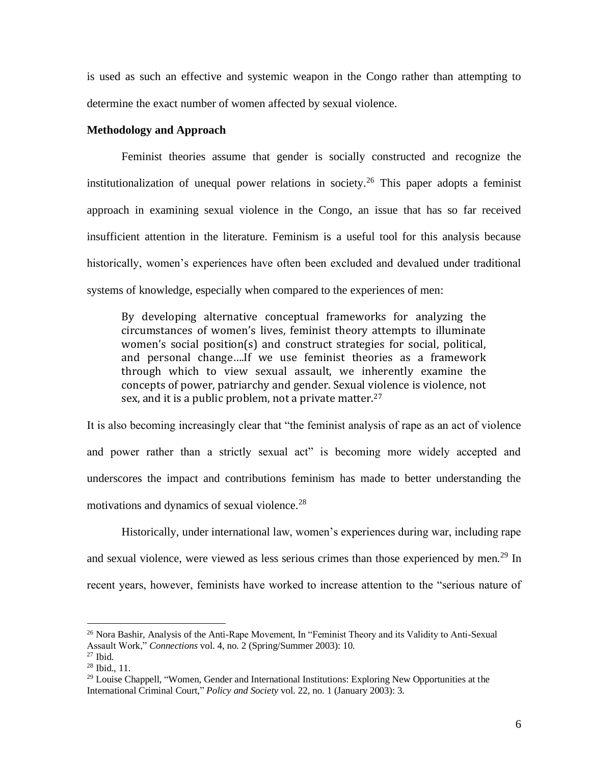is used as such an effective and systemic weapon in the Congo rather than attempting to determine the exact number of women affected by sexual violence.

**Methodology and Approach**

Feminist theories assume that gender is socially constructed and recognize the institutionalization of unequal power relations in society.[26] This paper adopts a feminist approach in examining sexual violence in the Congo, an issue that has so far received insufficient attention in the literature. Feminism is a useful tool for this analysis because historically, women's experiences have often been excluded and devalued under traditional systems of knowledge, especially when compared to the experiences of men:

> By developing alternative conceptual frameworks for analyzing the circumstances of women's lives, feminist theory attempts to illuminate women's social position(s) and construct strategies for social, political, and personal change....If we use feminist theories as a framework through which to view sexual assault, we inherently examine the concepts of power, patriarchy and gender. Sexual violence is violence, not sex, and it is a public problem, not a private matter.[27]

It is also becoming increasingly clear that "the feminist analysis of rape as an act of violence and power rather than a strictly sexual act" is becoming more widely accepted and underscores the impact and contributions feminism has made to better understanding the motivations and dynamics of sexual violence.[28]

Historically, under international law, women's experiences during war, including rape and sexual violence, were viewed as less serious crimes than those experienced by men.[29] In recent years, however, feminists have worked to increase attention to the "serious nature of

---

[26] Nora Bashir, Analysis of the Anti-Rape Movement, In "Feminist Theory and its Validity to Anti-Sexual Assault Work," *Connections* vol. 4, no. 2 (Spring/Summer 2003): 10.

[27] Ibid.

[28] Ibid., 11.

[29] Louise Chappell, "Women, Gender and International Institutions: Exploring New Opportunities at the International Criminal Court," *Policy and Society* vol. 22, no. 1 (January 2003): 3.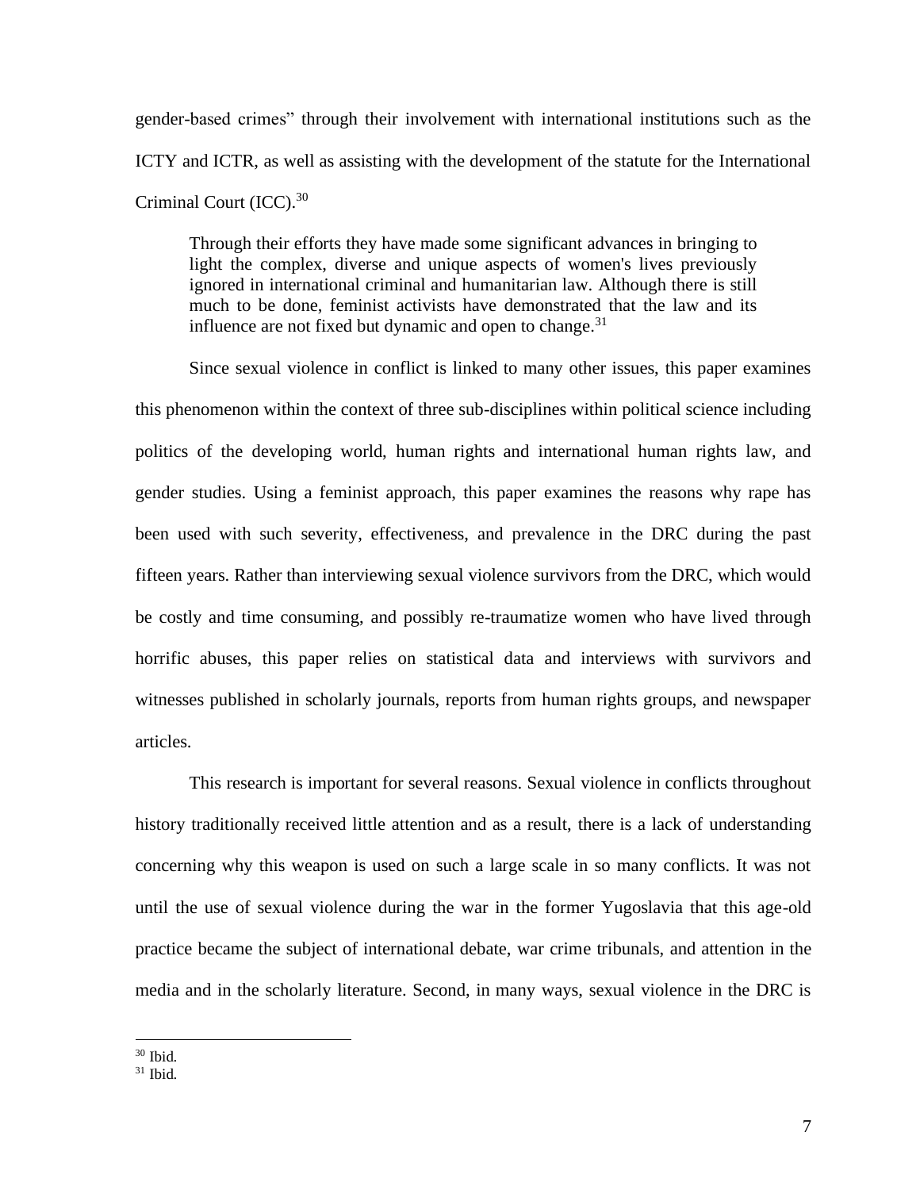gender-based crimes" through their involvement with international institutions such as the ICTY and ICTR, as well as assisting with the development of the statute for the International Criminal Court (ICC).[30]

> Through their efforts they have made some significant advances in bringing to light the complex, diverse and unique aspects of women's lives previously ignored in international criminal and humanitarian law. Although there is still much to be done, feminist activists have demonstrated that the law and its influence are not fixed but dynamic and open to change.[31]

Since sexual violence in conflict is linked to many other issues, this paper examines this phenomenon within the context of three sub-disciplines within political science including politics of the developing world, human rights and international human rights law, and gender studies. Using a feminist approach, this paper examines the reasons why rape has been used with such severity, effectiveness, and prevalence in the DRC during the past fifteen years. Rather than interviewing sexual violence survivors from the DRC, which would be costly and time consuming, and possibly re-traumatize women who have lived through horrific abuses, this paper relies on statistical data and interviews with survivors and witnesses published in scholarly journals, reports from human rights groups, and newspaper articles.

This research is important for several reasons. Sexual violence in conflicts throughout history traditionally received little attention and as a result, there is a lack of understanding concerning why this weapon is used on such a large scale in so many conflicts. It was not until the use of sexual violence during the war in the former Yugoslavia that this age-old practice became the subject of international debate, war crime tribunals, and attention in the media and in the scholarly literature. Second, in many ways, sexual violence in the DRC is

---

[30] Ibid.

[31] Ibid.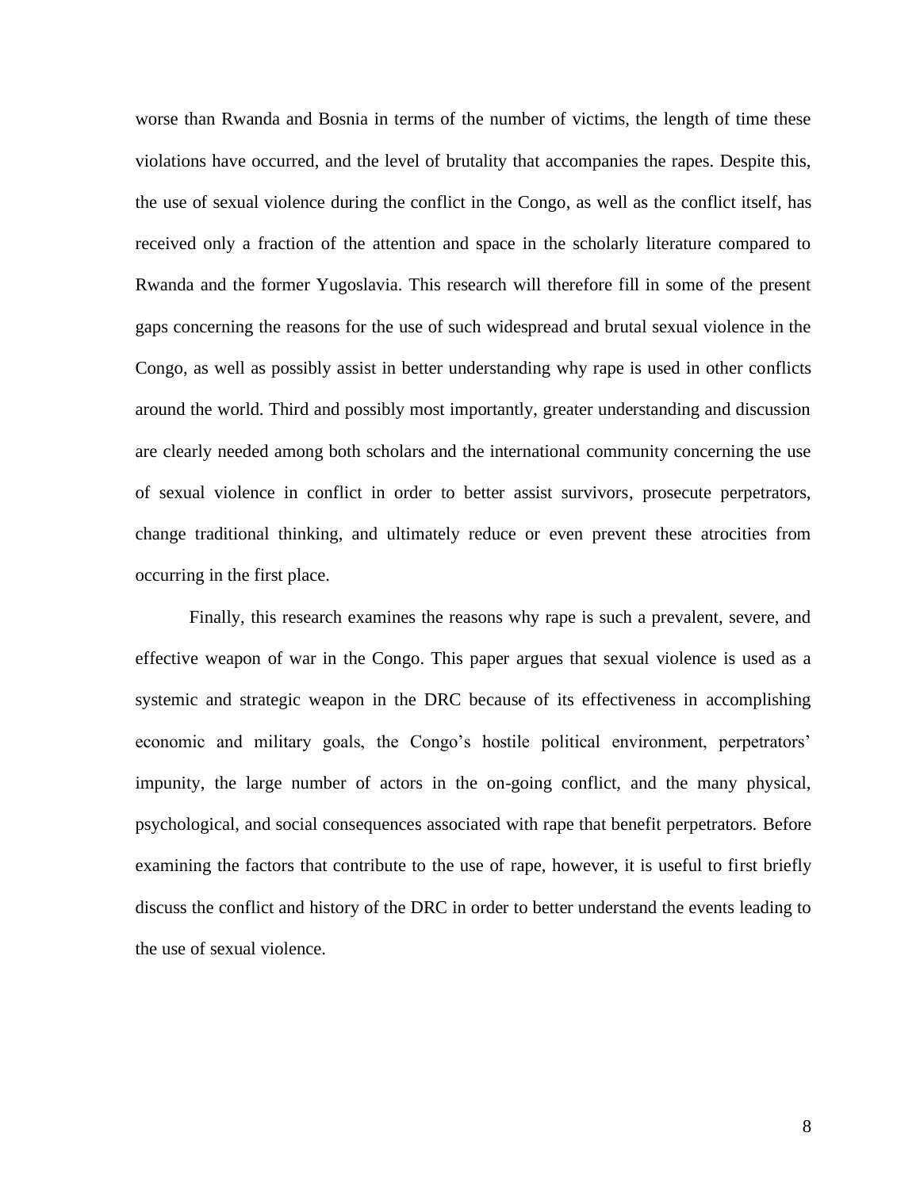worse than Rwanda and Bosnia in terms of the number of victims, the length of time these violations have occurred, and the level of brutality that accompanies the rapes. Despite this, the use of sexual violence during the conflict in the Congo, as well as the conflict itself, has received only a fraction of the attention and space in the scholarly literature compared to Rwanda and the former Yugoslavia. This research will therefore fill in some of the present gaps concerning the reasons for the use of such widespread and brutal sexual violence in the Congo, as well as possibly assist in better understanding why rape is used in other conflicts around the world. Third and possibly most importantly, greater understanding and discussion are clearly needed among both scholars and the international community concerning the use of sexual violence in conflict in order to better assist survivors, prosecute perpetrators, change traditional thinking, and ultimately reduce or even prevent these atrocities from occurring in the first place.

Finally, this research examines the reasons why rape is such a prevalent, severe, and effective weapon of war in the Congo. This paper argues that sexual violence is used as a systemic and strategic weapon in the DRC because of its effectiveness in accomplishing economic and military goals, the Congo's hostile political environment, perpetrators' impunity, the large number of actors in the on-going conflict, and the many physical, psychological, and social consequences associated with rape that benefit perpetrators. Before examining the factors that contribute to the use of rape, however, it is useful to first briefly discuss the conflict and history of the DRC in order to better understand the events leading to the use of sexual violence.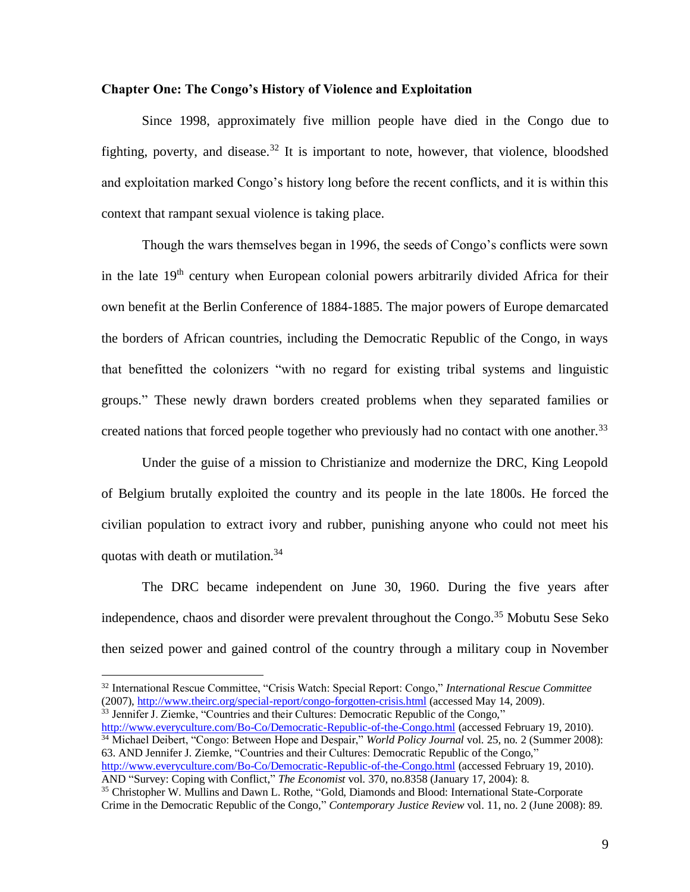**Chapter One: The Congo's History of Violence and Exploitation**

Since 1998, approximately five million people have died in the Congo due to fighting, poverty, and disease.[32] It is important to note, however, that violence, bloodshed and exploitation marked Congo's history long before the recent conflicts, and it is within this context that rampant sexual violence is taking place.

Though the wars themselves began in 1996, the seeds of Congo's conflicts were sown in the late 19th century when European colonial powers arbitrarily divided Africa for their own benefit at the Berlin Conference of 1884-1885. The major powers of Europe demarcated the borders of African countries, including the Democratic Republic of the Congo, in ways that benefitted the colonizers "with no regard for existing tribal systems and linguistic groups." These newly drawn borders created problems when they separated families or created nations that forced people together who previously had no contact with one another.[33]

Under the guise of a mission to Christianize and modernize the DRC, King Leopold of Belgium brutally exploited the country and its people in the late 1800s. He forced the civilian population to extract ivory and rubber, punishing anyone who could not meet his quotas with death or mutilation.[34]

The DRC became independent on June 30, 1960. During the five years after independence, chaos and disorder were prevalent throughout the Congo.[35] Mobutu Sese Seko then seized power and gained control of the country through a military coup in November

---

[32] International Rescue Committee, "Crisis Watch: Special Report: Congo," *International Rescue Committee* (2007), http://www.theirc.org/special-report/congo-forgotten-crisis.html (accessed May 14, 2009).

[33] Jennifer J. Ziemke, "Countries and their Cultures: Democratic Republic of the Congo," http://www.everyculture.com/Bo-Co/Democratic-Republic-of-the-Congo.html (accessed February 19, 2010).

[34] Michael Deibert, "Congo: Between Hope and Despair," *World Policy Journal* vol. 25, no. 2 (Summer 2008): 63. AND Jennifer J. Ziemke, "Countries and their Cultures: Democratic Republic of the Congo," http://www.everyculture.com/Bo-Co/Democratic-Republic-of-the-Congo.html (accessed February 19, 2010). AND "Survey: Coping with Conflict," *The Economist* vol. 370, no.8358 (January 17, 2004): 8.

[35] Christopher W. Mullins and Dawn L. Rothe, "Gold, Diamonds and Blood: International State-Corporate Crime in the Democratic Republic of the Congo," *Contemporary Justice Review* vol. 11, no. 2 (June 2008): 89.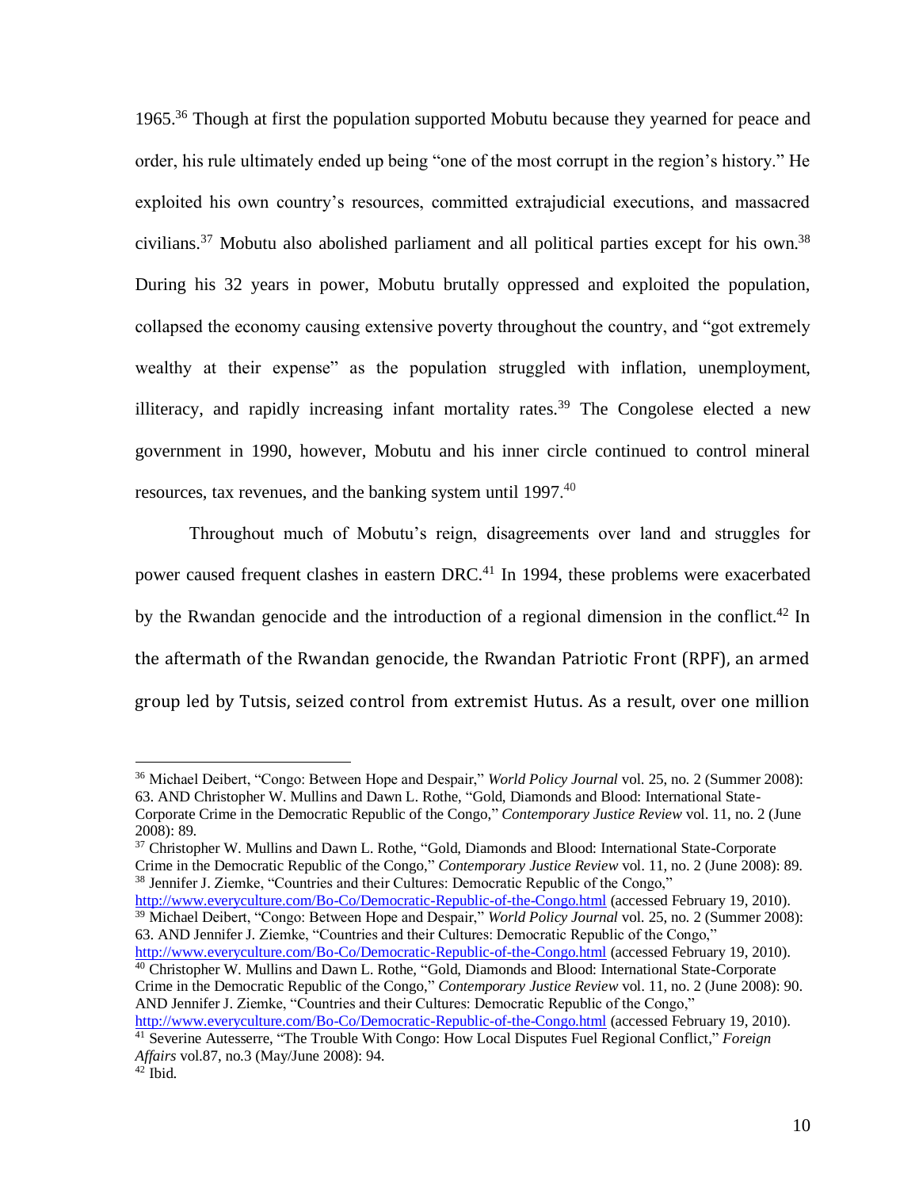1965.[36] Though at first the population supported Mobutu because they yearned for peace and order, his rule ultimately ended up being "one of the most corrupt in the region's history." He exploited his own country's resources, committed extrajudicial executions, and massacred civilians.[37] Mobutu also abolished parliament and all political parties except for his own.[38] During his 32 years in power, Mobutu brutally oppressed and exploited the population, collapsed the economy causing extensive poverty throughout the country, and "got extremely wealthy at their expense" as the population struggled with inflation, unemployment, illiteracy, and rapidly increasing infant mortality rates.[39] The Congolese elected a new government in 1990, however, Mobutu and his inner circle continued to control mineral resources, tax revenues, and the banking system until 1997.[40]

Throughout much of Mobutu's reign, disagreements over land and struggles for power caused frequent clashes in eastern DRC.[41] In 1994, these problems were exacerbated by the Rwandan genocide and the introduction of a regional dimension in the conflict.[42] In the aftermath of the Rwandan genocide, the Rwandan Patriotic Front (RPF), an armed group led by Tutsis, seized control from extremist Hutus. As a result, over one million

---

[36] Michael Deibert, "Congo: Between Hope and Despair," *World Policy Journal* vol. 25, no. 2 (Summer 2008): 63. AND Christopher W. Mullins and Dawn L. Rothe, "Gold, Diamonds and Blood: International State-Corporate Crime in the Democratic Republic of the Congo," *Contemporary Justice Review* vol. 11, no. 2 (June 2008): 89.

[37] Christopher W. Mullins and Dawn L. Rothe, "Gold, Diamonds and Blood: International State-Corporate Crime in the Democratic Republic of the Congo," *Contemporary Justice Review* vol. 11, no. 2 (June 2008): 89.

[38] Jennifer J. Ziemke, "Countries and their Cultures: Democratic Republic of the Congo," http://www.everyculture.com/Bo-Co/Democratic-Republic-of-the-Congo.html (accessed February 19, 2010).

[39] Michael Deibert, "Congo: Between Hope and Despair," *World Policy Journal* vol. 25, no. 2 (Summer 2008): 63. AND Jennifer J. Ziemke, "Countries and their Cultures: Democratic Republic of the Congo," http://www.everyculture.com/Bo-Co/Democratic-Republic-of-the-Congo.html (accessed February 19, 2010).

[40] Christopher W. Mullins and Dawn L. Rothe, "Gold, Diamonds and Blood: International State-Corporate Crime in the Democratic Republic of the Congo," *Contemporary Justice Review* vol. 11, no. 2 (June 2008): 90. AND Jennifer J. Ziemke, "Countries and their Cultures: Democratic Republic of the Congo," http://www.everyculture.com/Bo-Co/Democratic-Republic-of-the-Congo.html (accessed February 19, 2010).

[41] Severine Autesserre, "The Trouble With Congo: How Local Disputes Fuel Regional Conflict," *Foreign Affairs* vol.87, no.3 (May/June 2008): 94.

[42] Ibid.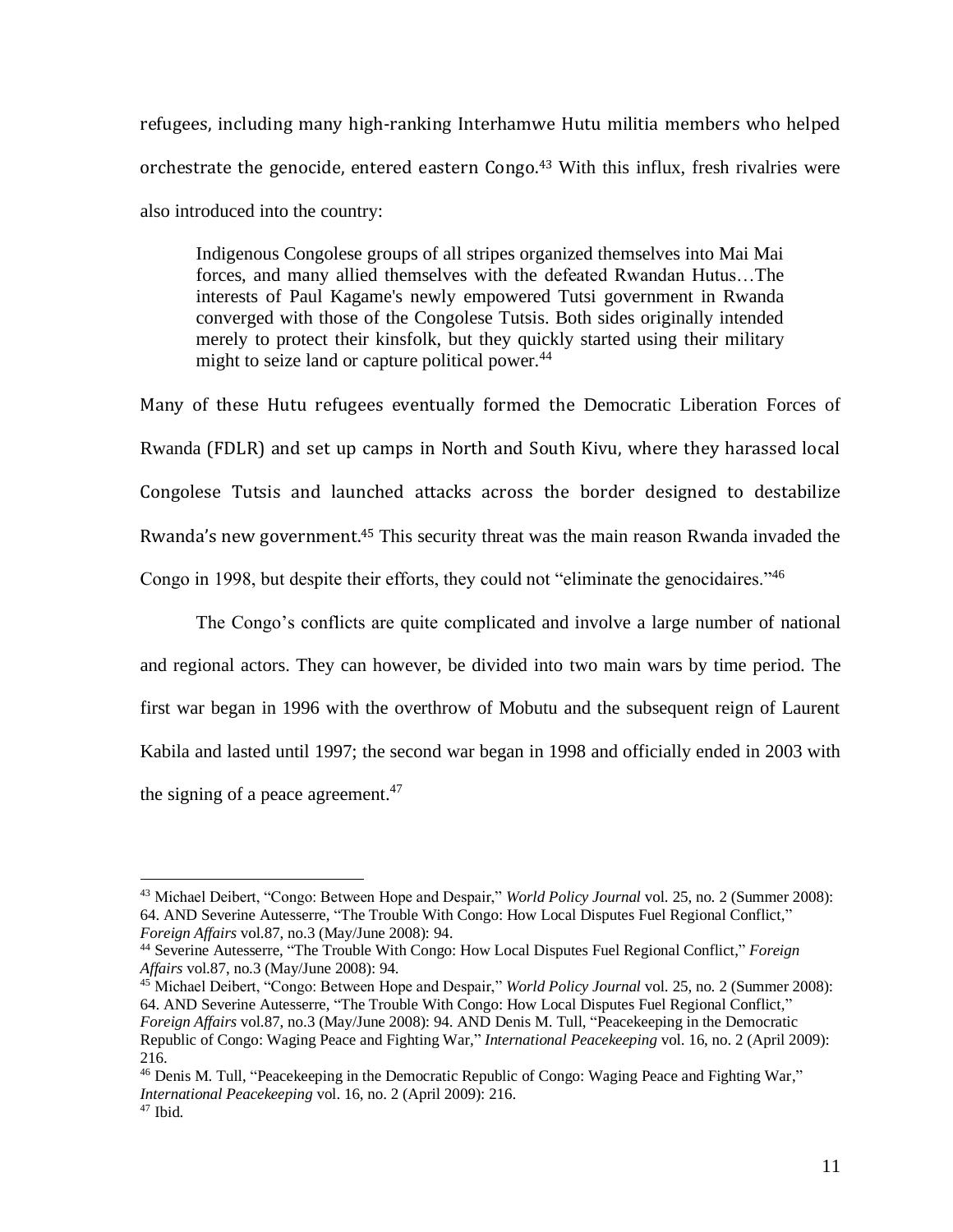refugees, including many high-ranking Interhamwe Hutu militia members who helped orchestrate the genocide, entered eastern Congo.[43] With this influx, fresh rivalries were also introduced into the country:

> Indigenous Congolese groups of all stripes organized themselves into Mai Mai forces, and many allied themselves with the defeated Rwandan Hutus…The interests of Paul Kagame's newly empowered Tutsi government in Rwanda converged with those of the Congolese Tutsis. Both sides originally intended merely to protect their kinsfolk, but they quickly started using their military might to seize land or capture political power.[44]

Many of these Hutu refugees eventually formed the Democratic Liberation Forces of Rwanda (FDLR) and set up camps in North and South Kivu, where they harassed local Congolese Tutsis and launched attacks across the border designed to destabilize Rwanda's new government.[45] This security threat was the main reason Rwanda invaded the Congo in 1998, but despite their efforts, they could not "eliminate the genocidaires."[46]

The Congo's conflicts are quite complicated and involve a large number of national and regional actors. They can however, be divided into two main wars by time period. The first war began in 1996 with the overthrow of Mobutu and the subsequent reign of Laurent Kabila and lasted until 1997; the second war began in 1998 and officially ended in 2003 with the signing of a peace agreement.[47]

---

[43] Michael Deibert, "Congo: Between Hope and Despair," *World Policy Journal* vol. 25, no. 2 (Summer 2008): 64. AND Severine Autesserre, "The Trouble With Congo: How Local Disputes Fuel Regional Conflict," *Foreign Affairs* vol.87, no.3 (May/June 2008): 94.

[44] Severine Autesserre, "The Trouble With Congo: How Local Disputes Fuel Regional Conflict," *Foreign Affairs* vol.87, no.3 (May/June 2008): 94.

[45] Michael Deibert, "Congo: Between Hope and Despair," *World Policy Journal* vol. 25, no. 2 (Summer 2008): 64. AND Severine Autesserre, "The Trouble With Congo: How Local Disputes Fuel Regional Conflict," *Foreign Affairs* vol.87, no.3 (May/June 2008): 94. AND Denis M. Tull, "Peacekeeping in the Democratic Republic of Congo: Waging Peace and Fighting War," *International Peacekeeping* vol. 16, no. 2 (April 2009): 216.

[46] Denis M. Tull, "Peacekeeping in the Democratic Republic of Congo: Waging Peace and Fighting War," *International Peacekeeping* vol. 16, no. 2 (April 2009): 216.

[47] Ibid.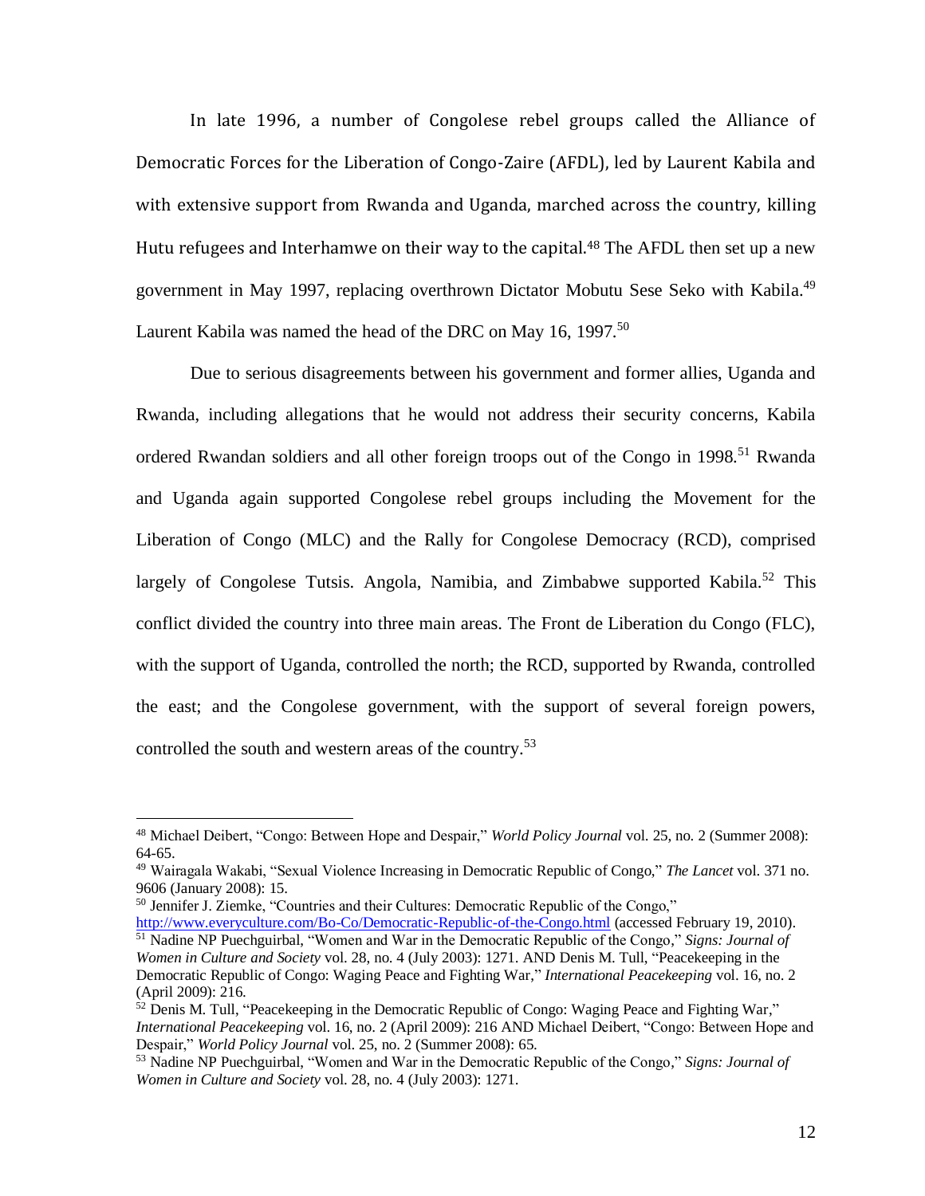In late 1996, a number of Congolese rebel groups called the Alliance of Democratic Forces for the Liberation of Congo-Zaire (AFDL), led by Laurent Kabila and with extensive support from Rwanda and Uganda, marched across the country, killing Hutu refugees and Interhamwe on their way to the capital.[48] The AFDL then set up a new government in May 1997, replacing overthrown Dictator Mobutu Sese Seko with Kabila.[49] Laurent Kabila was named the head of the DRC on May 16, 1997.[50]

Due to serious disagreements between his government and former allies, Uganda and Rwanda, including allegations that he would not address their security concerns, Kabila ordered Rwandan soldiers and all other foreign troops out of the Congo in 1998.[51] Rwanda and Uganda again supported Congolese rebel groups including the Movement for the Liberation of Congo (MLC) and the Rally for Congolese Democracy (RCD), comprised largely of Congolese Tutsis. Angola, Namibia, and Zimbabwe supported Kabila.[52] This conflict divided the country into three main areas. The Front de Liberation du Congo (FLC), with the support of Uganda, controlled the north; the RCD, supported by Rwanda, controlled the east; and the Congolese government, with the support of several foreign powers, controlled the south and western areas of the country.[53]

---

[48] Michael Deibert, "Congo: Between Hope and Despair," *World Policy Journal* vol. 25, no. 2 (Summer 2008): 64-65.

[49] Wairagala Wakabi, "Sexual Violence Increasing in Democratic Republic of Congo," *The Lancet* vol. 371 no. 9606 (January 2008): 15.

[50] Jennifer J. Ziemke, "Countries and their Cultures: Democratic Republic of the Congo," http://www.everyculture.com/Bo-Co/Democratic-Republic-of-the-Congo.html (accessed February 19, 2010).

[51] Nadine NP Puechguirbal, "Women and War in the Democratic Republic of the Congo," *Signs: Journal of Women in Culture and Society* vol. 28, no. 4 (July 2003): 1271. AND Denis M. Tull, "Peacekeeping in the Democratic Republic of Congo: Waging Peace and Fighting War," *International Peacekeeping* vol. 16, no. 2 (April 2009): 216.

[52] Denis M. Tull, "Peacekeeping in the Democratic Republic of Congo: Waging Peace and Fighting War," *International Peacekeeping* vol. 16, no. 2 (April 2009): 216 AND Michael Deibert, "Congo: Between Hope and Despair," *World Policy Journal* vol. 25, no. 2 (Summer 2008): 65.

[53] Nadine NP Puechguirbal, "Women and War in the Democratic Republic of the Congo," *Signs: Journal of Women in Culture and Society* vol. 28, no. 4 (July 2003): 1271.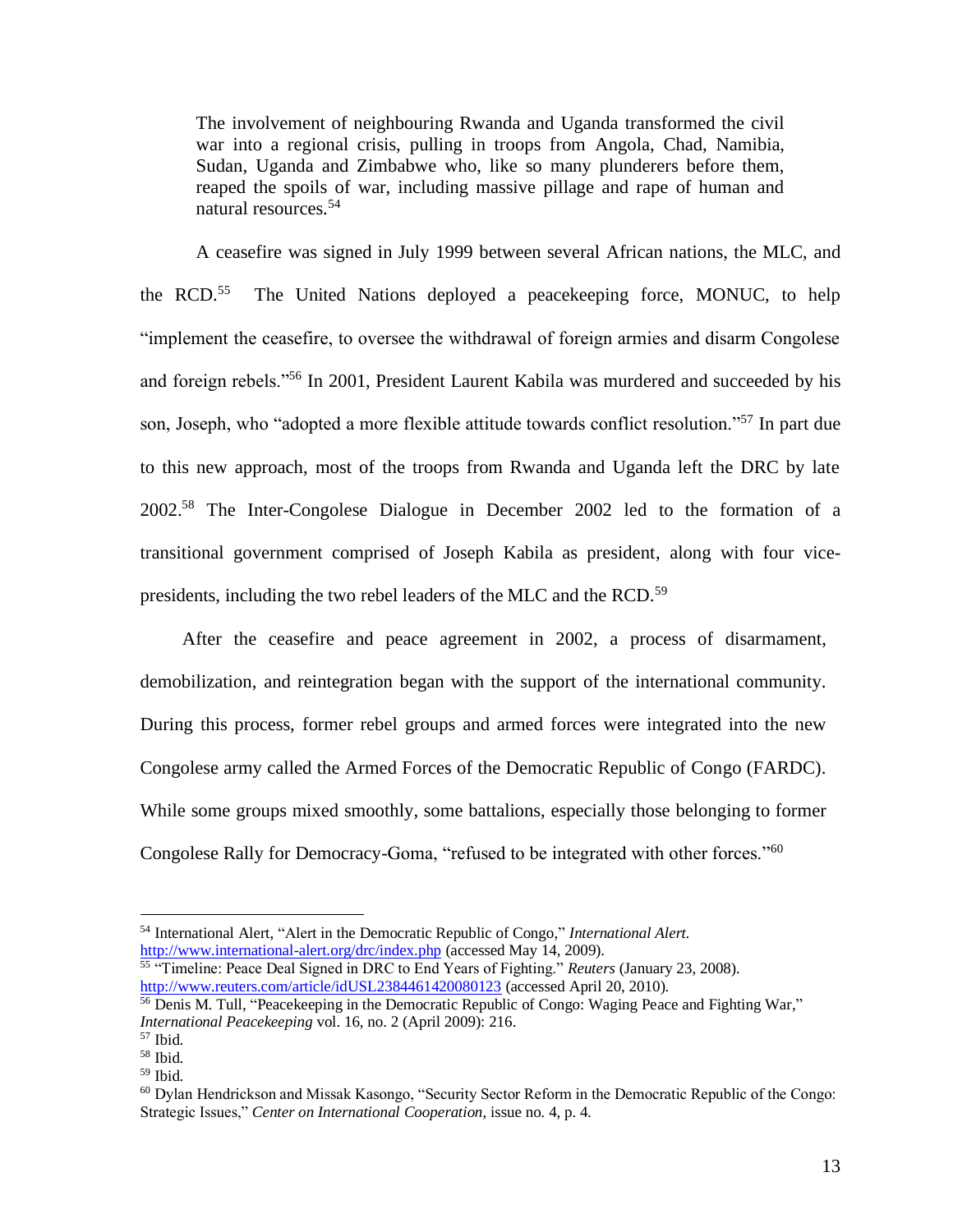> The involvement of neighbouring Rwanda and Uganda transformed the civil war into a regional crisis, pulling in troops from Angola, Chad, Namibia, Sudan, Uganda and Zimbabwe who, like so many plunderers before them, reaped the spoils of war, including massive pillage and rape of human and natural resources.[54]

A ceasefire was signed in July 1999 between several African nations, the MLC, and the RCD.[55] The United Nations deployed a peacekeeping force, MONUC, to help "implement the ceasefire, to oversee the withdrawal of foreign armies and disarm Congolese and foreign rebels."[56] In 2001, President Laurent Kabila was murdered and succeeded by his son, Joseph, who "adopted a more flexible attitude towards conflict resolution."[57] In part due to this new approach, most of the troops from Rwanda and Uganda left the DRC by late 2002.[58] The Inter-Congolese Dialogue in December 2002 led to the formation of a transitional government comprised of Joseph Kabila as president, along with four vice-presidents, including the two rebel leaders of the MLC and the RCD.[59]

After the ceasefire and peace agreement in 2002, a process of disarmament, demobilization, and reintegration began with the support of the international community. During this process, former rebel groups and armed forces were integrated into the new Congolese army called the Armed Forces of the Democratic Republic of Congo (FARDC). While some groups mixed smoothly, some battalions, especially those belonging to former Congolese Rally for Democracy-Goma, "refused to be integrated with other forces."[60]

---

[54] International Alert, "Alert in the Democratic Republic of Congo," *International Alert.* http://www.international-alert.org/drc/index.php (accessed May 14, 2009).

[55] "Timeline: Peace Deal Signed in DRC to End Years of Fighting." *Reuters* (January 23, 2008). http://www.reuters.com/article/idUSL2384461420080123 (accessed April 20, 2010).

[56] Denis M. Tull, "Peacekeeping in the Democratic Republic of Congo: Waging Peace and Fighting War," *International Peacekeeping* vol. 16, no. 2 (April 2009): 216.

[57] Ibid.

[58] Ibid.

[59] Ibid.

[60] Dylan Hendrickson and Missak Kasongo, "Security Sector Reform in the Democratic Republic of the Congo: Strategic Issues," *Center on International Cooperation*, issue no. 4, p. 4.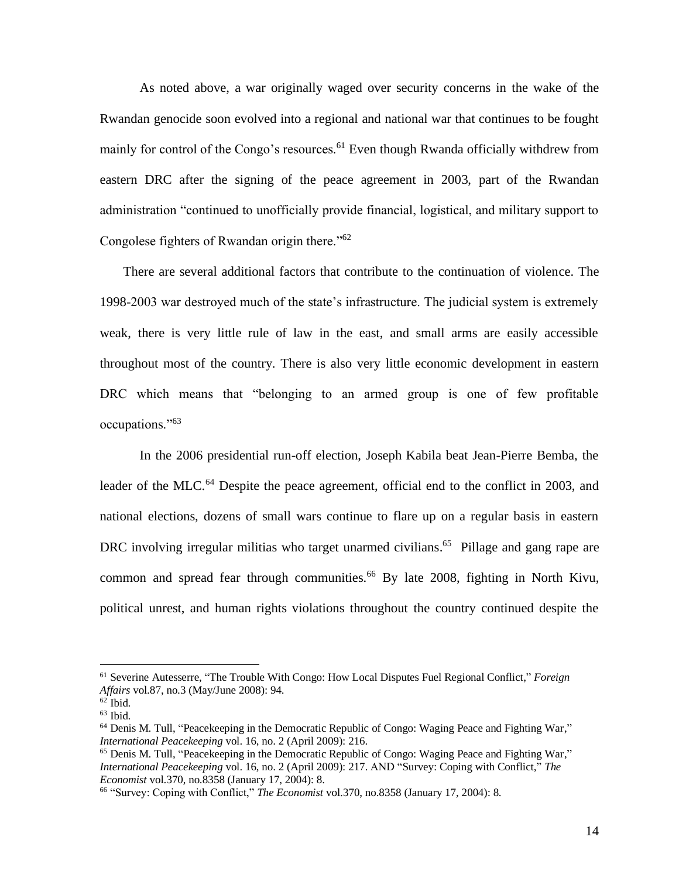As noted above, a war originally waged over security concerns in the wake of the Rwandan genocide soon evolved into a regional and national war that continues to be fought mainly for control of the Congo's resources.[61] Even though Rwanda officially withdrew from eastern DRC after the signing of the peace agreement in 2003, part of the Rwandan administration "continued to unofficially provide financial, logistical, and military support to Congolese fighters of Rwandan origin there."[62]

There are several additional factors that contribute to the continuation of violence. The 1998-2003 war destroyed much of the state's infrastructure. The judicial system is extremely weak, there is very little rule of law in the east, and small arms are easily accessible throughout most of the country. There is also very little economic development in eastern DRC which means that "belonging to an armed group is one of few profitable occupations."[63]

In the 2006 presidential run-off election, Joseph Kabila beat Jean-Pierre Bemba, the leader of the MLC.[64] Despite the peace agreement, official end to the conflict in 2003, and national elections, dozens of small wars continue to flare up on a regular basis in eastern DRC involving irregular militias who target unarmed civilians.[65] Pillage and gang rape are common and spread fear through communities.[66] By late 2008, fighting in North Kivu, political unrest, and human rights violations throughout the country continued despite the

---

[61] Severine Autesserre, "The Trouble With Congo: How Local Disputes Fuel Regional Conflict," *Foreign Affairs* vol.87, no.3 (May/June 2008): 94.

[62] Ibid.

[63] Ibid.

[64] Denis M. Tull, "Peacekeeping in the Democratic Republic of Congo: Waging Peace and Fighting War," *International Peacekeeping* vol. 16, no. 2 (April 2009): 216.

[65] Denis M. Tull, "Peacekeeping in the Democratic Republic of Congo: Waging Peace and Fighting War," *International Peacekeeping* vol. 16, no. 2 (April 2009): 217. AND "Survey: Coping with Conflict," *The Economist* vol.370, no.8358 (January 17, 2004): 8.

[66] "Survey: Coping with Conflict," *The Economist* vol.370, no.8358 (January 17, 2004): 8.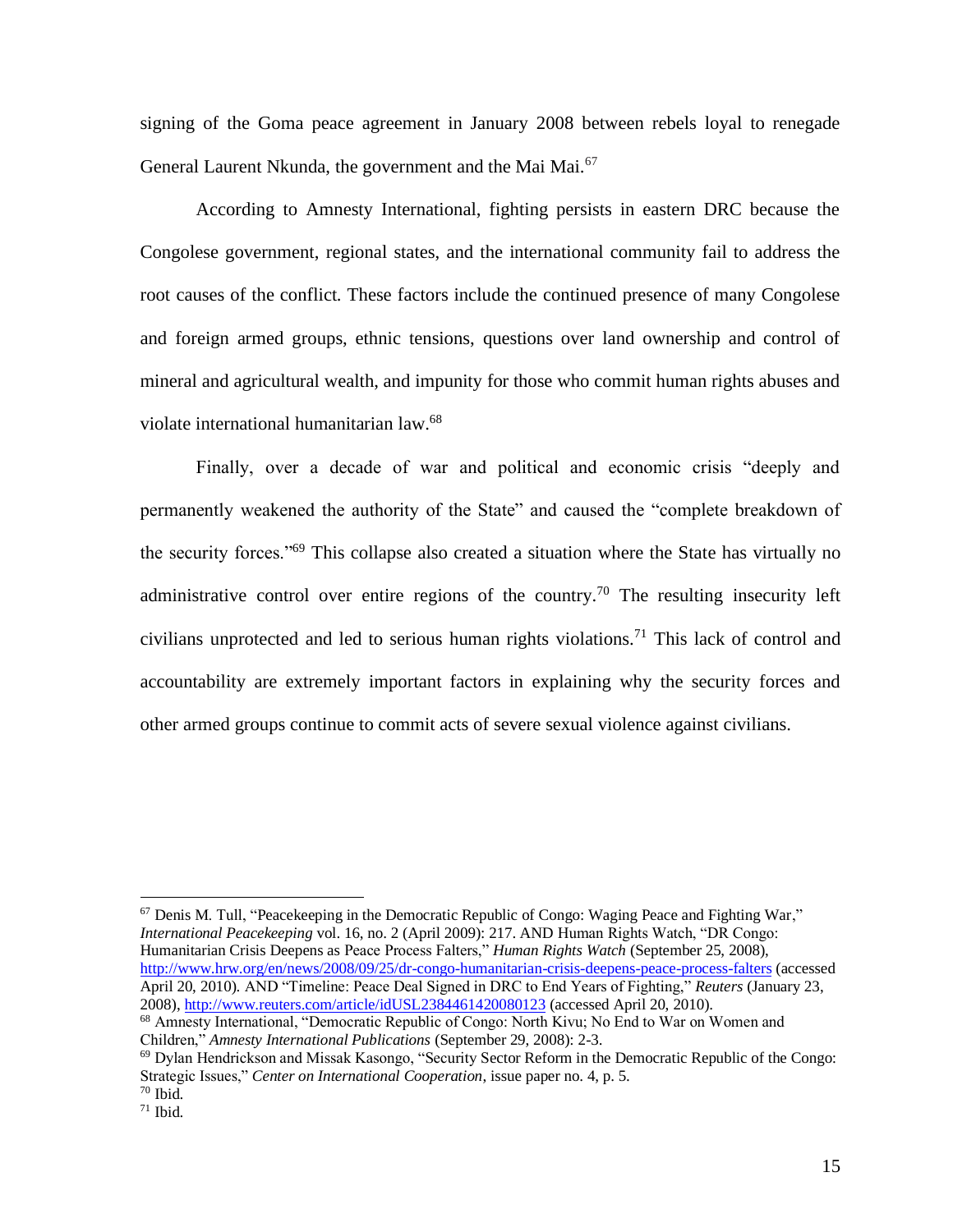signing of the Goma peace agreement in January 2008 between rebels loyal to renegade General Laurent Nkunda, the government and the Mai Mai.[67]

According to Amnesty International, fighting persists in eastern DRC because the Congolese government, regional states, and the international community fail to address the root causes of the conflict. These factors include the continued presence of many Congolese and foreign armed groups, ethnic tensions, questions over land ownership and control of mineral and agricultural wealth, and impunity for those who commit human rights abuses and violate international humanitarian law.[68]

Finally, over a decade of war and political and economic crisis "deeply and permanently weakened the authority of the State" and caused the "complete breakdown of the security forces."[69] This collapse also created a situation where the State has virtually no administrative control over entire regions of the country.[70] The resulting insecurity left civilians unprotected and led to serious human rights violations.[71] This lack of control and accountability are extremely important factors in explaining why the security forces and other armed groups continue to commit acts of severe sexual violence against civilians.

---

[67] Denis M. Tull, "Peacekeeping in the Democratic Republic of Congo: Waging Peace and Fighting War," *International Peacekeeping* vol. 16, no. 2 (April 2009): 217. AND Human Rights Watch, "DR Congo: Humanitarian Crisis Deepens as Peace Process Falters," *Human Rights Watch* (September 25, 2008), http://www.hrw.org/en/news/2008/09/25/dr-congo-humanitarian-crisis-deepens-peace-process-falters (accessed April 20, 2010). AND "Timeline: Peace Deal Signed in DRC to End Years of Fighting," *Reuters* (January 23, 2008), http://www.reuters.com/article/idUSL2384461420080123 (accessed April 20, 2010).

[68] Amnesty International, "Democratic Republic of Congo: North Kivu; No End to War on Women and Children," *Amnesty International Publications* (September 29, 2008): 2-3.

[69] Dylan Hendrickson and Missak Kasongo, "Security Sector Reform in the Democratic Republic of the Congo: Strategic Issues," *Center on International Cooperation*, issue paper no. 4, p. 5.

[70] Ibid.

[71] Ibid.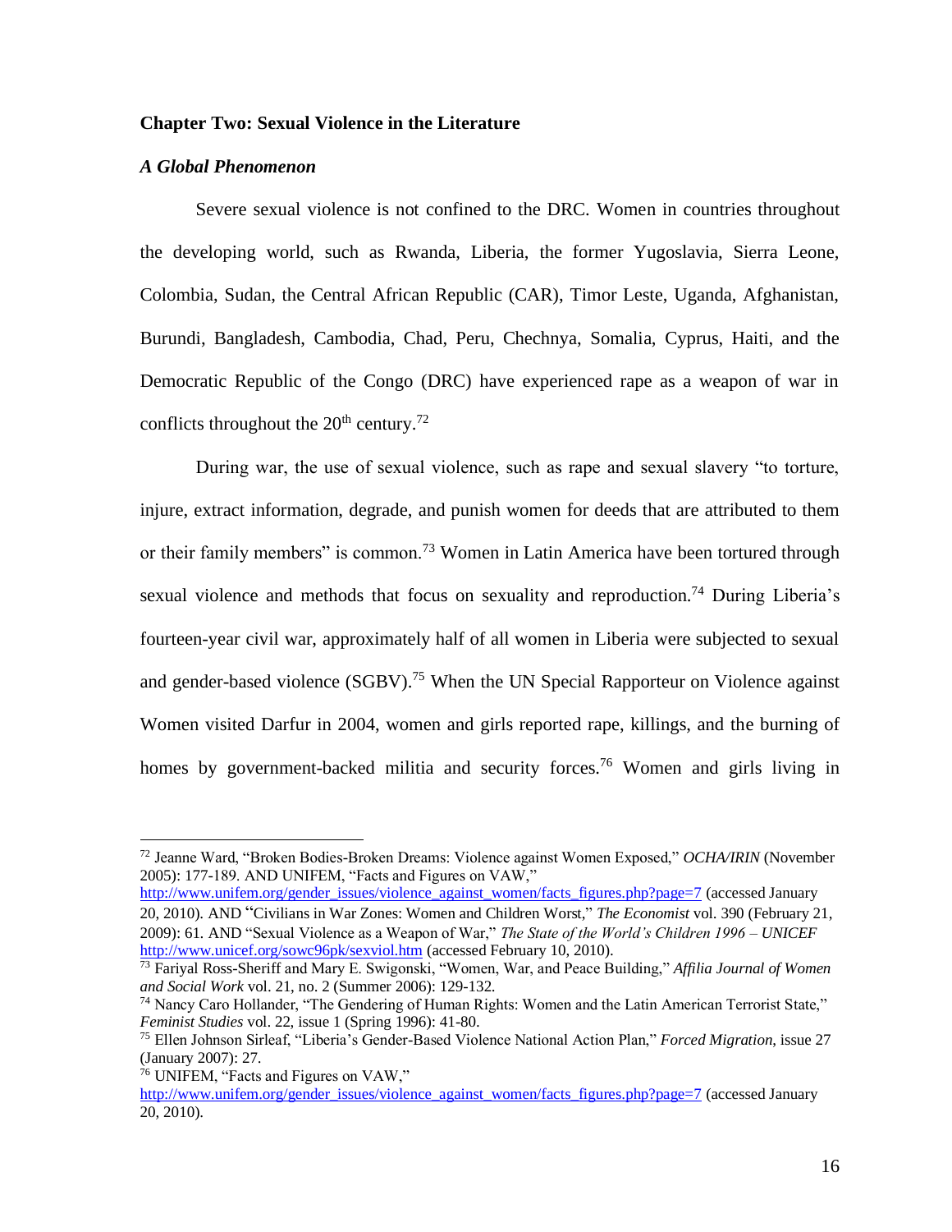## Chapter Two: Sexual Violence in the Literature

### *A Global Phenomenon*

Severe sexual violence is not confined to the DRC. Women in countries throughout the developing world, such as Rwanda, Liberia, the former Yugoslavia, Sierra Leone, Colombia, Sudan, the Central African Republic (CAR), Timor Leste, Uganda, Afghanistan, Burundi, Bangladesh, Cambodia, Chad, Peru, Chechnya, Somalia, Cyprus, Haiti, and the Democratic Republic of the Congo (DRC) have experienced rape as a weapon of war in conflicts throughout the 20th century.[72]

During war, the use of sexual violence, such as rape and sexual slavery "to torture, injure, extract information, degrade, and punish women for deeds that are attributed to them or their family members" is common.[73] Women in Latin America have been tortured through sexual violence and methods that focus on sexuality and reproduction.[74] During Liberia's fourteen-year civil war, approximately half of all women in Liberia were subjected to sexual and gender-based violence (SGBV).[75] When the UN Special Rapporteur on Violence against Women visited Darfur in 2004, women and girls reported rape, killings, and the burning of homes by government-backed militia and security forces.[76] Women and girls living in

---

[72] Jeanne Ward, "Broken Bodies-Broken Dreams: Violence against Women Exposed," *OCHA/IRIN* (November 2005): 177-189. AND UNIFEM, "Facts and Figures on VAW," http://www.unifem.org/gender_issues/violence_against_women/facts_figures.php?page=7 (accessed January 20, 2010). AND "Civilians in War Zones: Women and Children Worst," *The Economist* vol. 390 (February 21, 2009): 61. AND "Sexual Violence as a Weapon of War," *The State of the World's Children 1996 – UNICEF* http://www.unicef.org/sowc96pk/sexviol.htm (accessed February 10, 2010).

[73] Fariyal Ross-Sheriff and Mary E. Swigonski, "Women, War, and Peace Building," *Affilia Journal of Women and Social Work* vol. 21, no. 2 (Summer 2006): 129-132.

[74] Nancy Caro Hollander, "The Gendering of Human Rights: Women and the Latin American Terrorist State," *Feminist Studies* vol. 22, issue 1 (Spring 1996): 41-80.

[75] Ellen Johnson Sirleaf, "Liberia's Gender-Based Violence National Action Plan," *Forced Migration*, issue 27 (January 2007): 27.

[76] UNIFEM, "Facts and Figures on VAW," http://www.unifem.org/gender_issues/violence_against_women/facts_figures.php?page=7 (accessed January 20, 2010).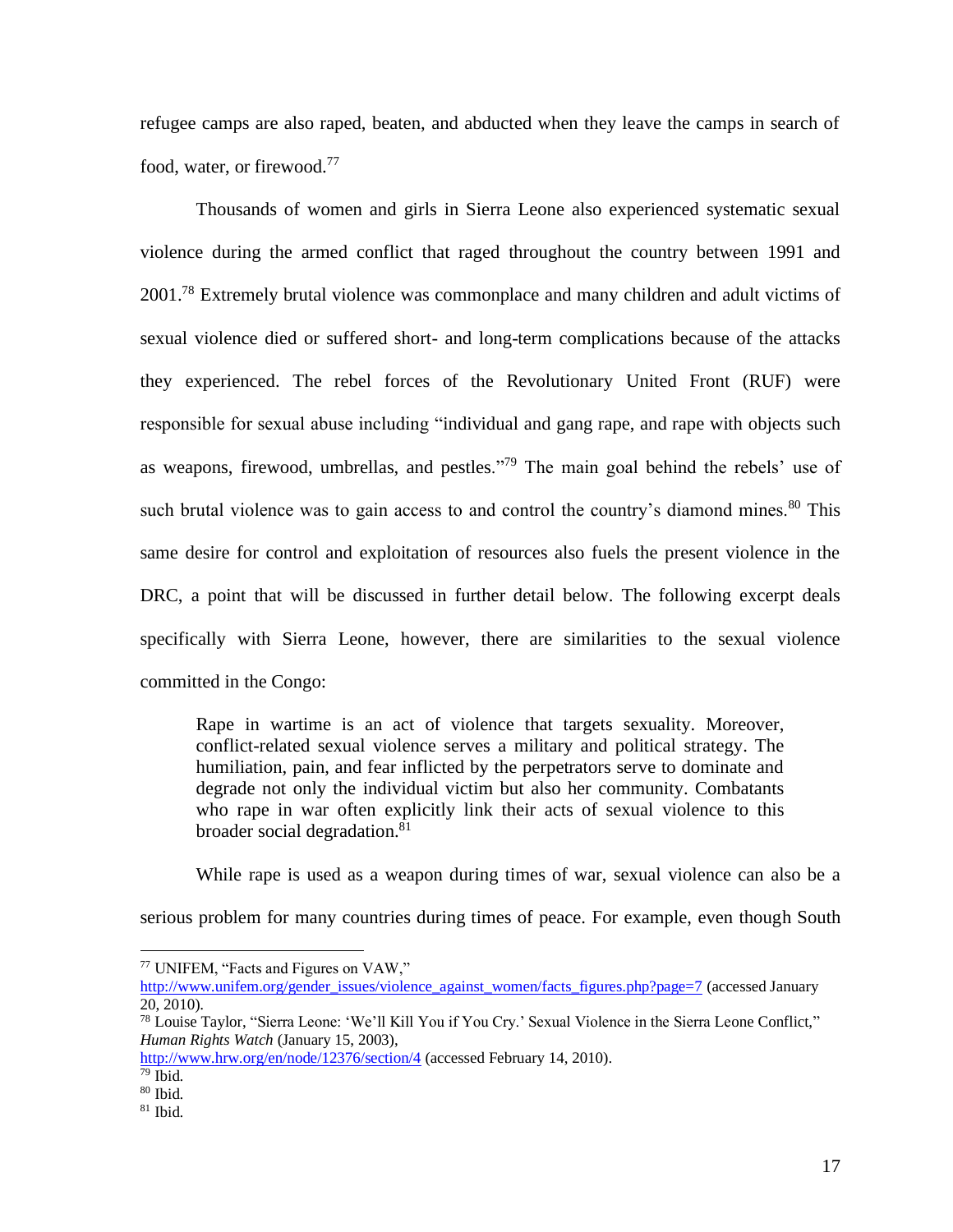refugee camps are also raped, beaten, and abducted when they leave the camps in search of food, water, or firewood.[77]

Thousands of women and girls in Sierra Leone also experienced systematic sexual violence during the armed conflict that raged throughout the country between 1991 and 2001.[78] Extremely brutal violence was commonplace and many children and adult victims of sexual violence died or suffered short- and long-term complications because of the attacks they experienced. The rebel forces of the Revolutionary United Front (RUF) were responsible for sexual abuse including "individual and gang rape, and rape with objects such as weapons, firewood, umbrellas, and pestles."[79] The main goal behind the rebels' use of such brutal violence was to gain access to and control the country's diamond mines.[80] This same desire for control and exploitation of resources also fuels the present violence in the DRC, a point that will be discussed in further detail below. The following excerpt deals specifically with Sierra Leone, however, there are similarities to the sexual violence committed in the Congo:

> Rape in wartime is an act of violence that targets sexuality. Moreover, conflict-related sexual violence serves a military and political strategy. The humiliation, pain, and fear inflicted by the perpetrators serve to dominate and degrade not only the individual victim but also her community. Combatants who rape in war often explicitly link their acts of sexual violence to this broader social degradation.[81]

While rape is used as a weapon during times of war, sexual violence can also be a serious problem for many countries during times of peace. For example, even though South

---

[77] UNIFEM, "Facts and Figures on VAW," http://www.unifem.org/gender_issues/violence_against_women/facts_figures.php?page=7 (accessed January 20, 2010).

[78] Louise Taylor, "Sierra Leone: 'We'll Kill You if You Cry.' Sexual Violence in the Sierra Leone Conflict," *Human Rights Watch* (January 15, 2003), http://www.hrw.org/en/node/12376/section/4 (accessed February 14, 2010).

[79] Ibid.

[80] Ibid.

[81] Ibid.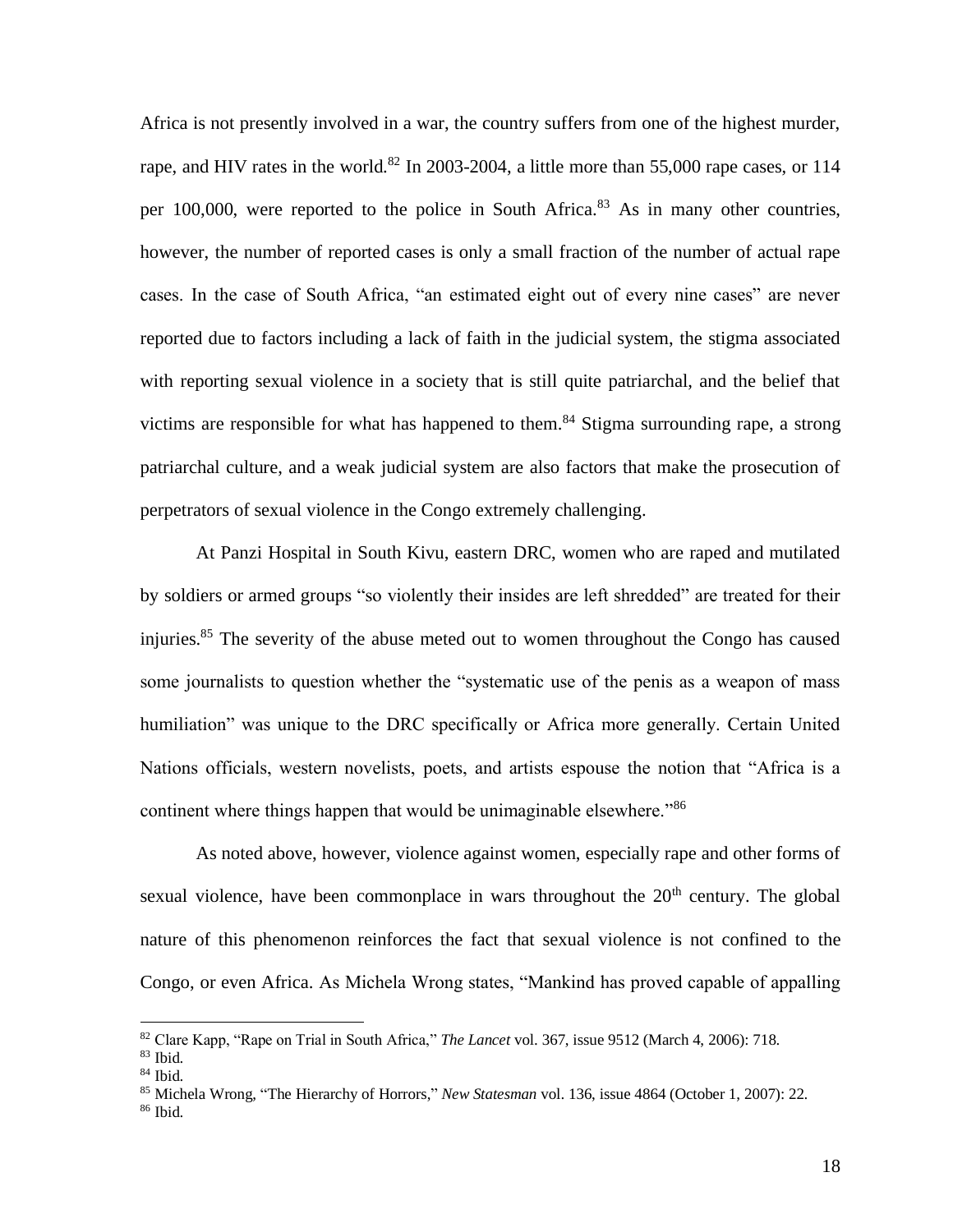Africa is not presently involved in a war, the country suffers from one of the highest murder, rape, and HIV rates in the world.[82] In 2003-2004, a little more than 55,000 rape cases, or 114 per 100,000, were reported to the police in South Africa.[83] As in many other countries, however, the number of reported cases is only a small fraction of the number of actual rape cases. In the case of South Africa, "an estimated eight out of every nine cases" are never reported due to factors including a lack of faith in the judicial system, the stigma associated with reporting sexual violence in a society that is still quite patriarchal, and the belief that victims are responsible for what has happened to them.[84] Stigma surrounding rape, a strong patriarchal culture, and a weak judicial system are also factors that make the prosecution of perpetrators of sexual violence in the Congo extremely challenging.

At Panzi Hospital in South Kivu, eastern DRC, women who are raped and mutilated by soldiers or armed groups "so violently their insides are left shredded" are treated for their injuries.[85] The severity of the abuse meted out to women throughout the Congo has caused some journalists to question whether the "systematic use of the penis as a weapon of mass humiliation" was unique to the DRC specifically or Africa more generally. Certain United Nations officials, western novelists, poets, and artists espouse the notion that "Africa is a continent where things happen that would be unimaginable elsewhere."[86]

As noted above, however, violence against women, especially rape and other forms of sexual violence, have been commonplace in wars throughout the 20th century. The global nature of this phenomenon reinforces the fact that sexual violence is not confined to the Congo, or even Africa. As Michela Wrong states, "Mankind has proved capable of appalling

---

[82] Clare Kapp, "Rape on Trial in South Africa," *The Lancet* vol. 367, issue 9512 (March 4, 2006): 718.

[83] Ibid.

[84] Ibid.

[85] Michela Wrong, "The Hierarchy of Horrors," *New Statesman* vol. 136, issue 4864 (October 1, 2007): 22.

[86] Ibid.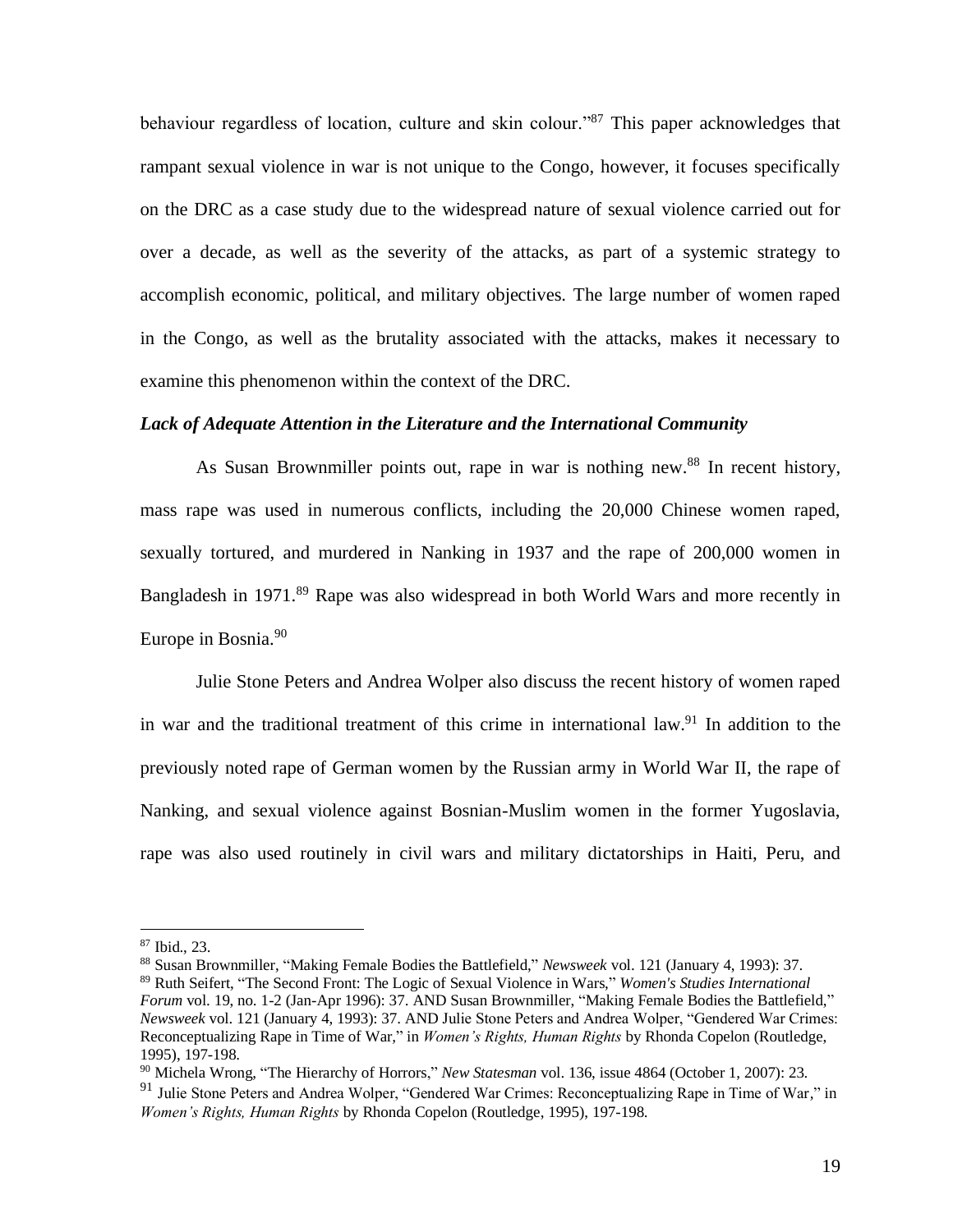behaviour regardless of location, culture and skin colour."[87] This paper acknowledges that rampant sexual violence in war is not unique to the Congo, however, it focuses specifically on the DRC as a case study due to the widespread nature of sexual violence carried out for over a decade, as well as the severity of the attacks, as part of a systemic strategy to accomplish economic, political, and military objectives. The large number of women raped in the Congo, as well as the brutality associated with the attacks, makes it necessary to examine this phenomenon within the context of the DRC.

***Lack of Adequate Attention in the Literature and the International Community***

As Susan Brownmiller points out, rape in war is nothing new.[88] In recent history, mass rape was used in numerous conflicts, including the 20,000 Chinese women raped, sexually tortured, and murdered in Nanking in 1937 and the rape of 200,000 women in Bangladesh in 1971.[89] Rape was also widespread in both World Wars and more recently in Europe in Bosnia.[90]

Julie Stone Peters and Andrea Wolper also discuss the recent history of women raped in war and the traditional treatment of this crime in international law.[91] In addition to the previously noted rape of German women by the Russian army in World War II, the rape of Nanking, and sexual violence against Bosnian-Muslim women in the former Yugoslavia, rape was also used routinely in civil wars and military dictatorships in Haiti, Peru, and

---

[87] Ibid., 23.

[88] Susan Brownmiller, "Making Female Bodies the Battlefield," *Newsweek* vol. 121 (January 4, 1993): 37.

[89] Ruth Seifert, "The Second Front: The Logic of Sexual Violence in Wars," *Women's Studies International Forum* vol. 19, no. 1-2 (Jan-Apr 1996): 37. AND Susan Brownmiller, "Making Female Bodies the Battlefield," *Newsweek* vol. 121 (January 4, 1993): 37. AND Julie Stone Peters and Andrea Wolper, "Gendered War Crimes: Reconceptualizing Rape in Time of War," in *Women's Rights, Human Rights* by Rhonda Copelon (Routledge, 1995), 197-198.

[90] Michela Wrong, "The Hierarchy of Horrors," *New Statesman* vol. 136, issue 4864 (October 1, 2007): 23.

[91] Julie Stone Peters and Andrea Wolper, "Gendered War Crimes: Reconceptualizing Rape in Time of War," in *Women's Rights, Human Rights* by Rhonda Copelon (Routledge, 1995), 197-198.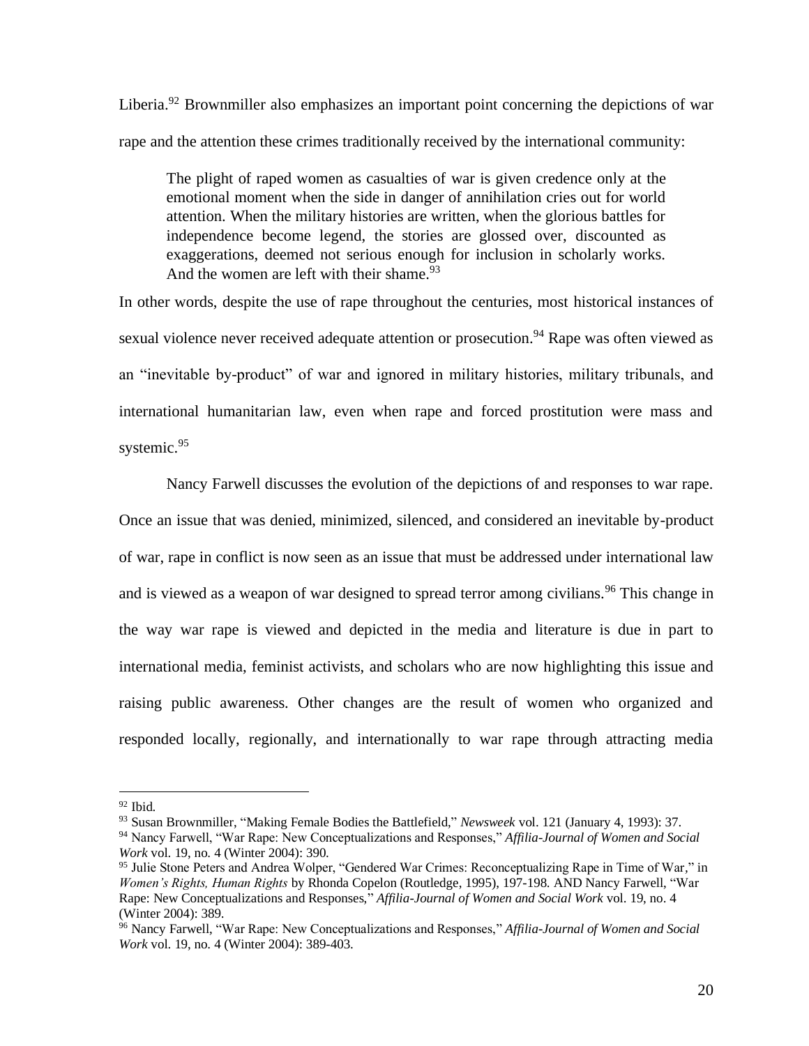Liberia.[92] Brownmiller also emphasizes an important point concerning the depictions of war rape and the attention these crimes traditionally received by the international community:

> The plight of raped women as casualties of war is given credence only at the emotional moment when the side in danger of annihilation cries out for world attention. When the military histories are written, when the glorious battles for independence become legend, the stories are glossed over, discounted as exaggerations, deemed not serious enough for inclusion in scholarly works. And the women are left with their shame.[93]

In other words, despite the use of rape throughout the centuries, most historical instances of sexual violence never received adequate attention or prosecution.[94] Rape was often viewed as an "inevitable by-product" of war and ignored in military histories, military tribunals, and international humanitarian law, even when rape and forced prostitution were mass and systemic.[95]

Nancy Farwell discusses the evolution of the depictions of and responses to war rape. Once an issue that was denied, minimized, silenced, and considered an inevitable by-product of war, rape in conflict is now seen as an issue that must be addressed under international law and is viewed as a weapon of war designed to spread terror among civilians.[96] This change in the way war rape is viewed and depicted in the media and literature is due in part to international media, feminist activists, and scholars who are now highlighting this issue and raising public awareness. Other changes are the result of women who organized and responded locally, regionally, and internationally to war rape through attracting media

---

[92] Ibid.

[93] Susan Brownmiller, "Making Female Bodies the Battlefield," *Newsweek* vol. 121 (January 4, 1993): 37.

[94] Nancy Farwell, "War Rape: New Conceptualizations and Responses," *Affilia-Journal of Women and Social Work* vol. 19, no. 4 (Winter 2004): 390.

[95] Julie Stone Peters and Andrea Wolper, "Gendered War Crimes: Reconceptualizing Rape in Time of War," in *Women's Rights, Human Rights* by Rhonda Copelon (Routledge, 1995), 197-198. AND Nancy Farwell, "War Rape: New Conceptualizations and Responses," *Affilia-Journal of Women and Social Work* vol. 19, no. 4 (Winter 2004): 389.

[96] Nancy Farwell, "War Rape: New Conceptualizations and Responses," *Affilia-Journal of Women and Social Work* vol. 19, no. 4 (Winter 2004): 389-403.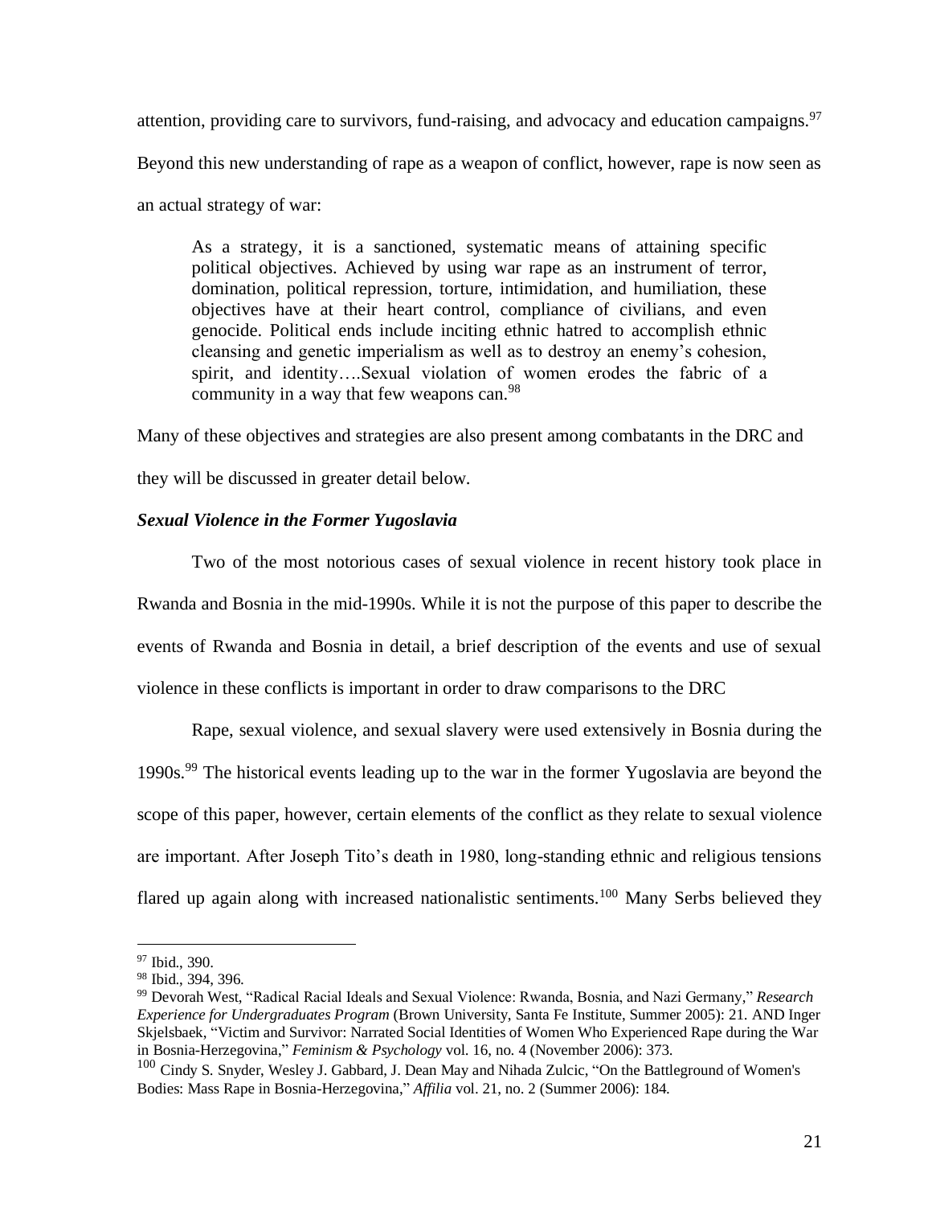attention, providing care to survivors, fund-raising, and advocacy and education campaigns.[97] Beyond this new understanding of rape as a weapon of conflict, however, rape is now seen as an actual strategy of war:

> As a strategy, it is a sanctioned, systematic means of attaining specific political objectives. Achieved by using war rape as an instrument of terror, domination, political repression, torture, intimidation, and humiliation, these objectives have at their heart control, compliance of civilians, and even genocide. Political ends include inciting ethnic hatred to accomplish ethnic cleansing and genetic imperialism as well as to destroy an enemy's cohesion, spirit, and identity….Sexual violation of women erodes the fabric of a community in a way that few weapons can.[98]

Many of these objectives and strategies are also present among combatants in the DRC and they will be discussed in greater detail below.

### *Sexual Violence in the Former Yugoslavia*

Two of the most notorious cases of sexual violence in recent history took place in Rwanda and Bosnia in the mid-1990s. While it is not the purpose of this paper to describe the events of Rwanda and Bosnia in detail, a brief description of the events and use of sexual violence in these conflicts is important in order to draw comparisons to the DRC

Rape, sexual violence, and sexual slavery were used extensively in Bosnia during the 1990s.[99] The historical events leading up to the war in the former Yugoslavia are beyond the scope of this paper, however, certain elements of the conflict as they relate to sexual violence are important. After Joseph Tito's death in 1980, long-standing ethnic and religious tensions flared up again along with increased nationalistic sentiments.[100] Many Serbs believed they

---

[97] Ibid., 390.

[98] Ibid., 394, 396.

[99] Devorah West, "Radical Racial Ideals and Sexual Violence: Rwanda, Bosnia, and Nazi Germany," *Research Experience for Undergraduates Program* (Brown University, Santa Fe Institute, Summer 2005): 21. AND Inger Skjelsbaek, "Victim and Survivor: Narrated Social Identities of Women Who Experienced Rape during the War in Bosnia-Herzegovina," *Feminism & Psychology* vol. 16, no. 4 (November 2006): 373.

[100] Cindy S. Snyder, Wesley J. Gabbard, J. Dean May and Nihada Zulcic, "On the Battleground of Women's Bodies: Mass Rape in Bosnia-Herzegovina," *Affilia* vol. 21, no. 2 (Summer 2006): 184.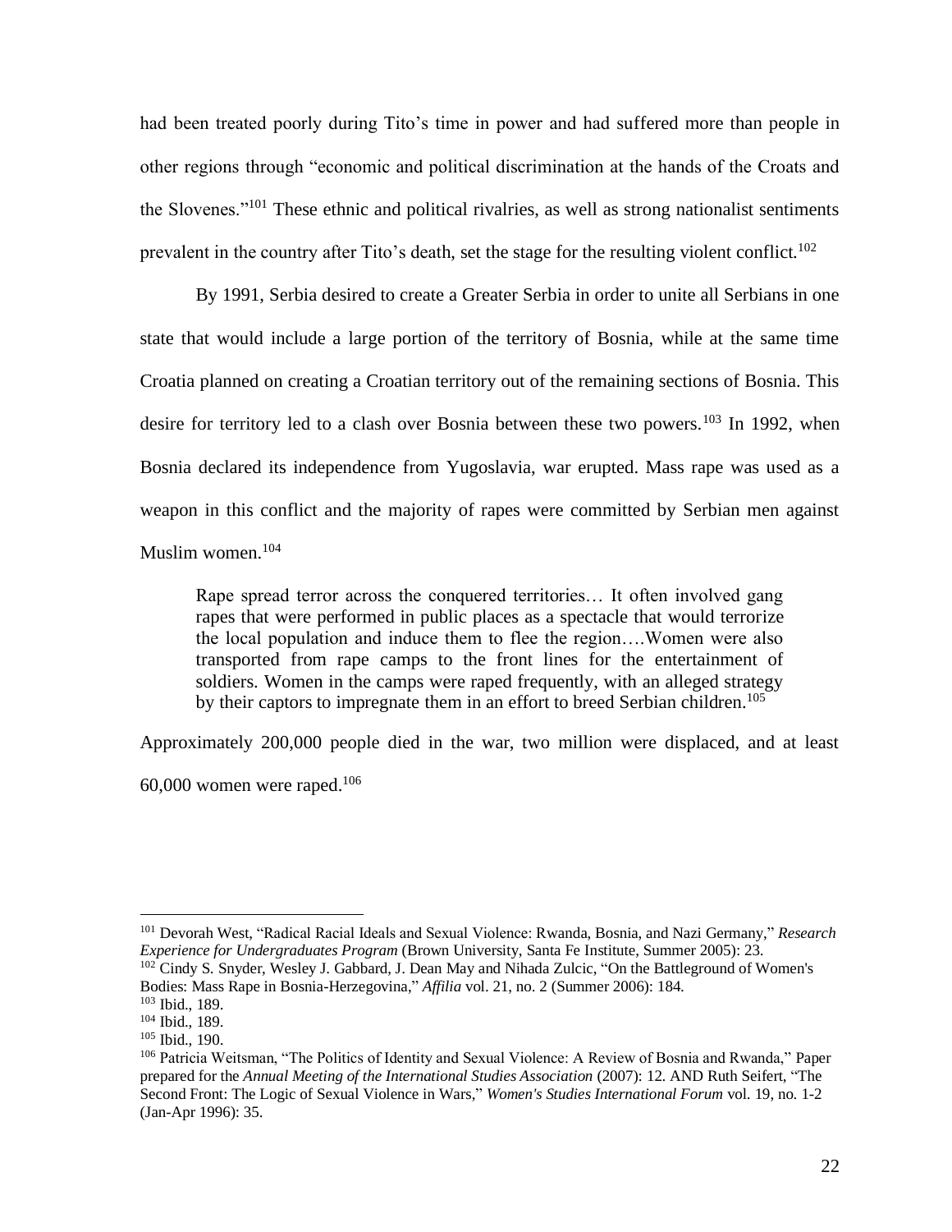had been treated poorly during Tito's time in power and had suffered more than people in other regions through "economic and political discrimination at the hands of the Croats and the Slovenes."[101] These ethnic and political rivalries, as well as strong nationalist sentiments prevalent in the country after Tito's death, set the stage for the resulting violent conflict.[102]

By 1991, Serbia desired to create a Greater Serbia in order to unite all Serbians in one state that would include a large portion of the territory of Bosnia, while at the same time Croatia planned on creating a Croatian territory out of the remaining sections of Bosnia. This desire for territory led to a clash over Bosnia between these two powers.[103] In 1992, when Bosnia declared its independence from Yugoslavia, war erupted. Mass rape was used as a weapon in this conflict and the majority of rapes were committed by Serbian men against Muslim women.[104]

> Rape spread terror across the conquered territories… It often involved gang rapes that were performed in public places as a spectacle that would terrorize the local population and induce them to flee the region….Women were also transported from rape camps to the front lines for the entertainment of soldiers. Women in the camps were raped frequently, with an alleged strategy by their captors to impregnate them in an effort to breed Serbian children.[105]

Approximately 200,000 people died in the war, two million were displaced, and at least 60,000 women were raped.[106]

---

[101] Devorah West, "Radical Racial Ideals and Sexual Violence: Rwanda, Bosnia, and Nazi Germany," *Research Experience for Undergraduates Program* (Brown University, Santa Fe Institute, Summer 2005): 23.

[102] Cindy S. Snyder, Wesley J. Gabbard, J. Dean May and Nihada Zulcic, "On the Battleground of Women's Bodies: Mass Rape in Bosnia-Herzegovina," *Affilia* vol. 21, no. 2 (Summer 2006): 184.

[103] Ibid., 189.

[104] Ibid., 189.

[105] Ibid., 190.

[106] Patricia Weitsman, "The Politics of Identity and Sexual Violence: A Review of Bosnia and Rwanda," Paper prepared for the *Annual Meeting of the International Studies Association* (2007): 12. AND Ruth Seifert, "The Second Front: The Logic of Sexual Violence in Wars," *Women's Studies International Forum* vol. 19, no. 1-2 (Jan-Apr 1996): 35.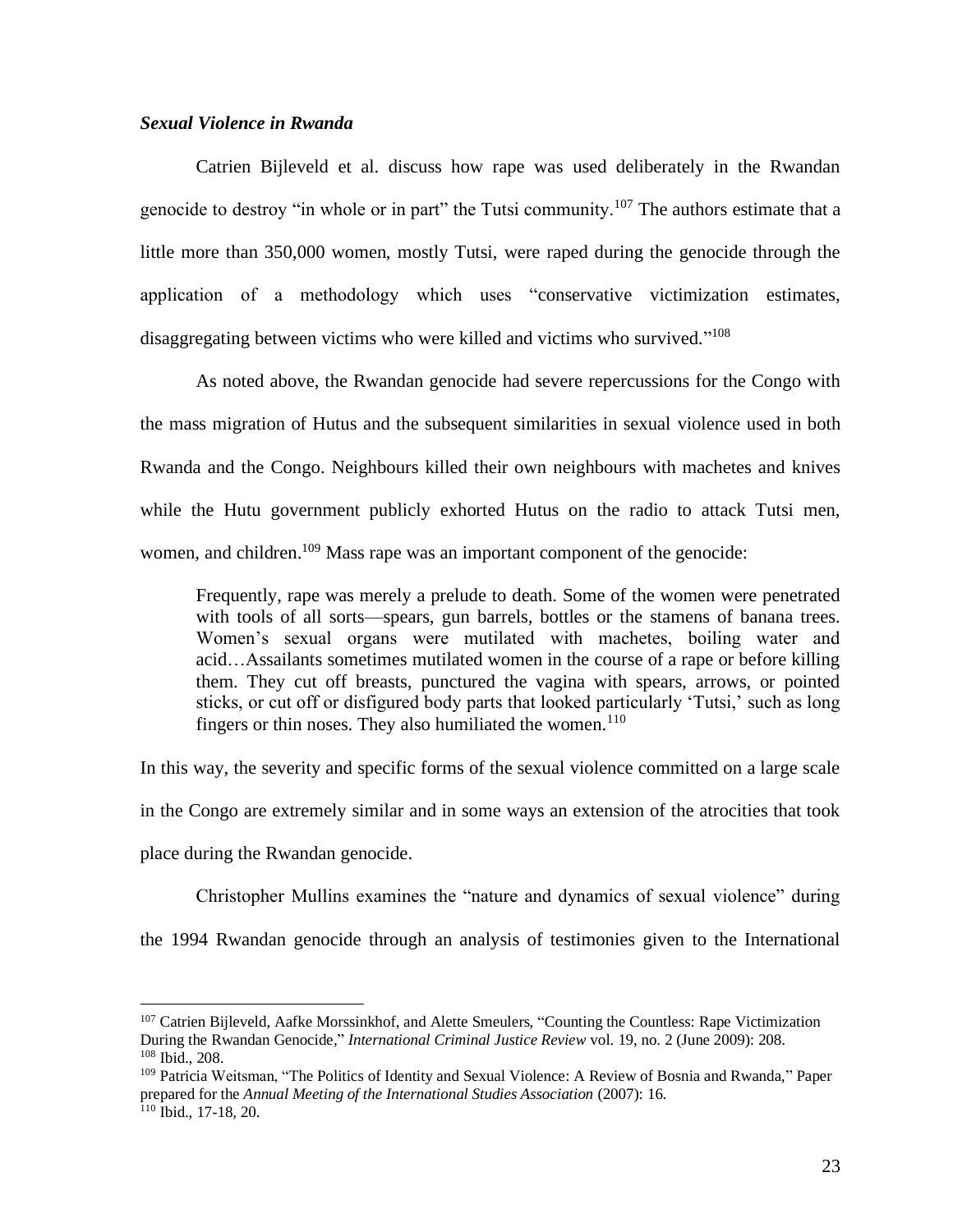***Sexual Violence in Rwanda***

Catrien Bijleveld et al. discuss how rape was used deliberately in the Rwandan genocide to destroy "in whole or in part" the Tutsi community.[107] The authors estimate that a little more than 350,000 women, mostly Tutsi, were raped during the genocide through the application of a methodology which uses "conservative victimization estimates, disaggregating between victims who were killed and victims who survived."[108]

As noted above, the Rwandan genocide had severe repercussions for the Congo with the mass migration of Hutus and the subsequent similarities in sexual violence used in both Rwanda and the Congo. Neighbours killed their own neighbours with machetes and knives while the Hutu government publicly exhorted Hutus on the radio to attack Tutsi men, women, and children.[109] Mass rape was an important component of the genocide:

> Frequently, rape was merely a prelude to death. Some of the women were penetrated with tools of all sorts—spears, gun barrels, bottles or the stamens of banana trees. Women's sexual organs were mutilated with machetes, boiling water and acid…Assailants sometimes mutilated women in the course of a rape or before killing them. They cut off breasts, punctured the vagina with spears, arrows, or pointed sticks, or cut off or disfigured body parts that looked particularly 'Tutsi,' such as long fingers or thin noses. They also humiliated the women.[110]

In this way, the severity and specific forms of the sexual violence committed on a large scale in the Congo are extremely similar and in some ways an extension of the atrocities that took place during the Rwandan genocide.

Christopher Mullins examines the "nature and dynamics of sexual violence" during the 1994 Rwandan genocide through an analysis of testimonies given to the International

---

[107] Catrien Bijleveld, Aafke Morssinkhof, and Alette Smeulers, "Counting the Countless: Rape Victimization During the Rwandan Genocide," *International Criminal Justice Review* vol. 19, no. 2 (June 2009): 208.
[108] Ibid., 208.
[109] Patricia Weitsman, "The Politics of Identity and Sexual Violence: A Review of Bosnia and Rwanda," Paper prepared for the *Annual Meeting of the International Studies Association* (2007): 16.
[110] Ibid., 17-18, 20.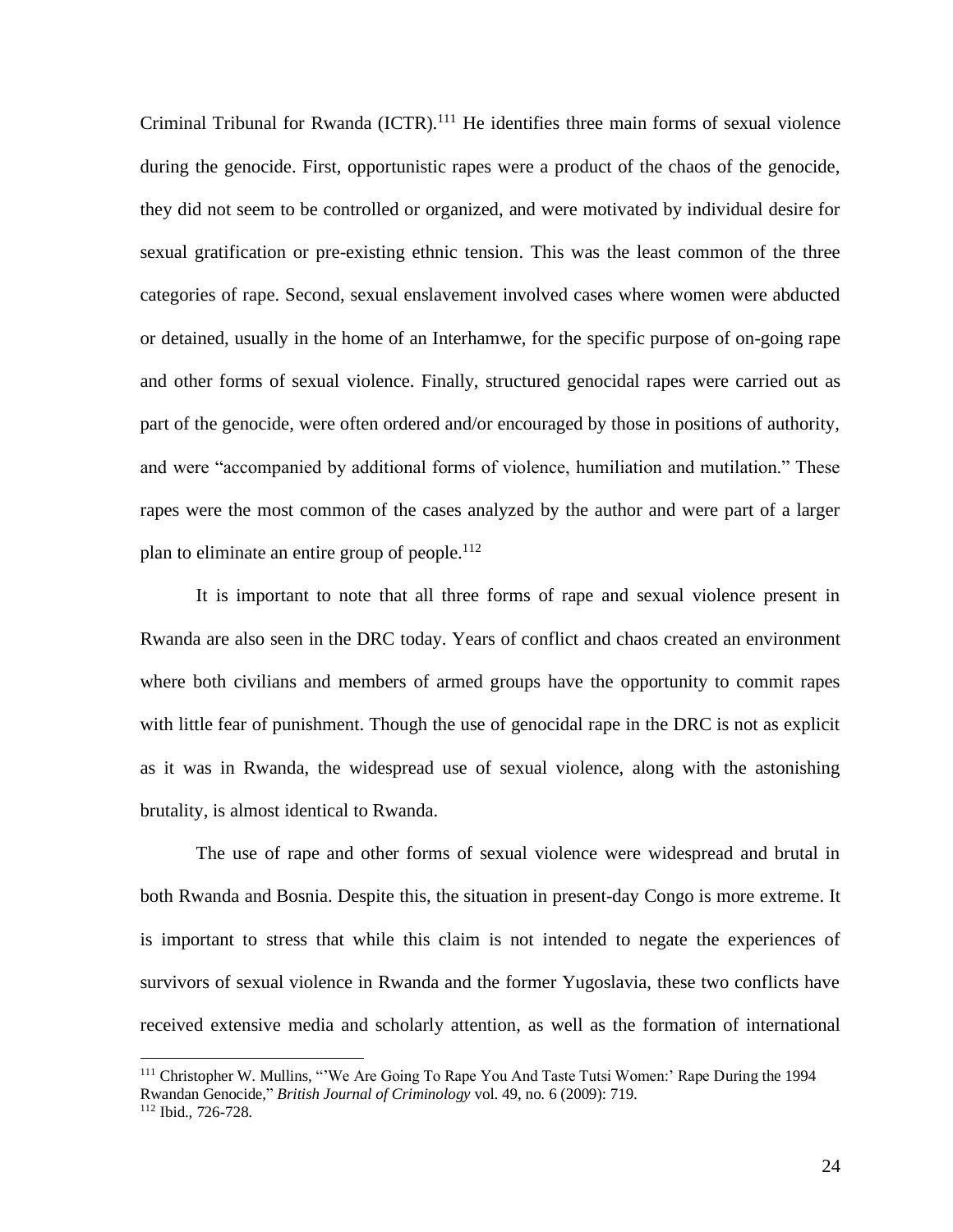Criminal Tribunal for Rwanda (ICTR).[111] He identifies three main forms of sexual violence during the genocide. First, opportunistic rapes were a product of the chaos of the genocide, they did not seem to be controlled or organized, and were motivated by individual desire for sexual gratification or pre-existing ethnic tension. This was the least common of the three categories of rape. Second, sexual enslavement involved cases where women were abducted or detained, usually in the home of an Interhamwe, for the specific purpose of on-going rape and other forms of sexual violence. Finally, structured genocidal rapes were carried out as part of the genocide, were often ordered and/or encouraged by those in positions of authority, and were "accompanied by additional forms of violence, humiliation and mutilation." These rapes were the most common of the cases analyzed by the author and were part of a larger plan to eliminate an entire group of people.[112]

It is important to note that all three forms of rape and sexual violence present in Rwanda are also seen in the DRC today. Years of conflict and chaos created an environment where both civilians and members of armed groups have the opportunity to commit rapes with little fear of punishment. Though the use of genocidal rape in the DRC is not as explicit as it was in Rwanda, the widespread use of sexual violence, along with the astonishing brutality, is almost identical to Rwanda.

The use of rape and other forms of sexual violence were widespread and brutal in both Rwanda and Bosnia. Despite this, the situation in present-day Congo is more extreme. It is important to stress that while this claim is not intended to negate the experiences of survivors of sexual violence in Rwanda and the former Yugoslavia, these two conflicts have received extensive media and scholarly attention, as well as the formation of international

---

[111] Christopher W. Mullins, "'We Are Going To Rape You And Taste Tutsi Women:' Rape During the 1994 Rwandan Genocide," *British Journal of Criminology* vol. 49, no. 6 (2009): 719.

[112] Ibid., 726-728.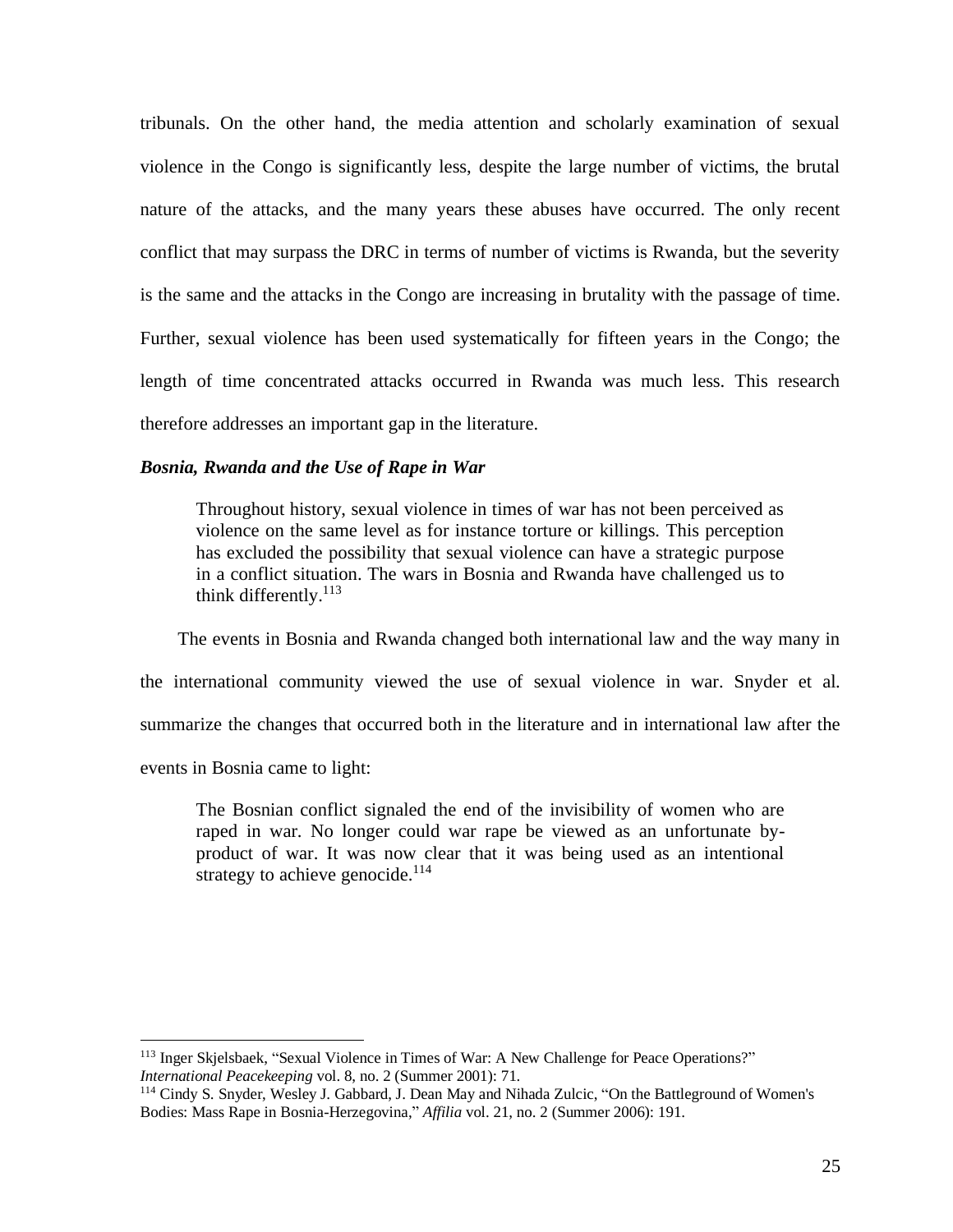tribunals. On the other hand, the media attention and scholarly examination of sexual violence in the Congo is significantly less, despite the large number of victims, the brutal nature of the attacks, and the many years these abuses have occurred. The only recent conflict that may surpass the DRC in terms of number of victims is Rwanda, but the severity is the same and the attacks in the Congo are increasing in brutality with the passage of time. Further, sexual violence has been used systematically for fifteen years in the Congo; the length of time concentrated attacks occurred in Rwanda was much less. This research therefore addresses an important gap in the literature.

### *Bosnia, Rwanda and the Use of Rape in War*

> Throughout history, sexual violence in times of war has not been perceived as violence on the same level as for instance torture or killings. This perception has excluded the possibility that sexual violence can have a strategic purpose in a conflict situation. The wars in Bosnia and Rwanda have challenged us to think differently.[113]

The events in Bosnia and Rwanda changed both international law and the way many in the international community viewed the use of sexual violence in war. Snyder et al. summarize the changes that occurred both in the literature and in international law after the events in Bosnia came to light:

> The Bosnian conflict signaled the end of the invisibility of women who are raped in war. No longer could war rape be viewed as an unfortunate by-product of war. It was now clear that it was being used as an intentional strategy to achieve genocide.[114]

---

[113] Inger Skjelsbaek, "Sexual Violence in Times of War: A New Challenge for Peace Operations?" *International Peacekeeping* vol. 8, no. 2 (Summer 2001): 71.

[114] Cindy S. Snyder, Wesley J. Gabbard, J. Dean May and Nihada Zulcic, "On the Battleground of Women's Bodies: Mass Rape in Bosnia-Herzegovina," *Affilia* vol. 21, no. 2 (Summer 2006): 191.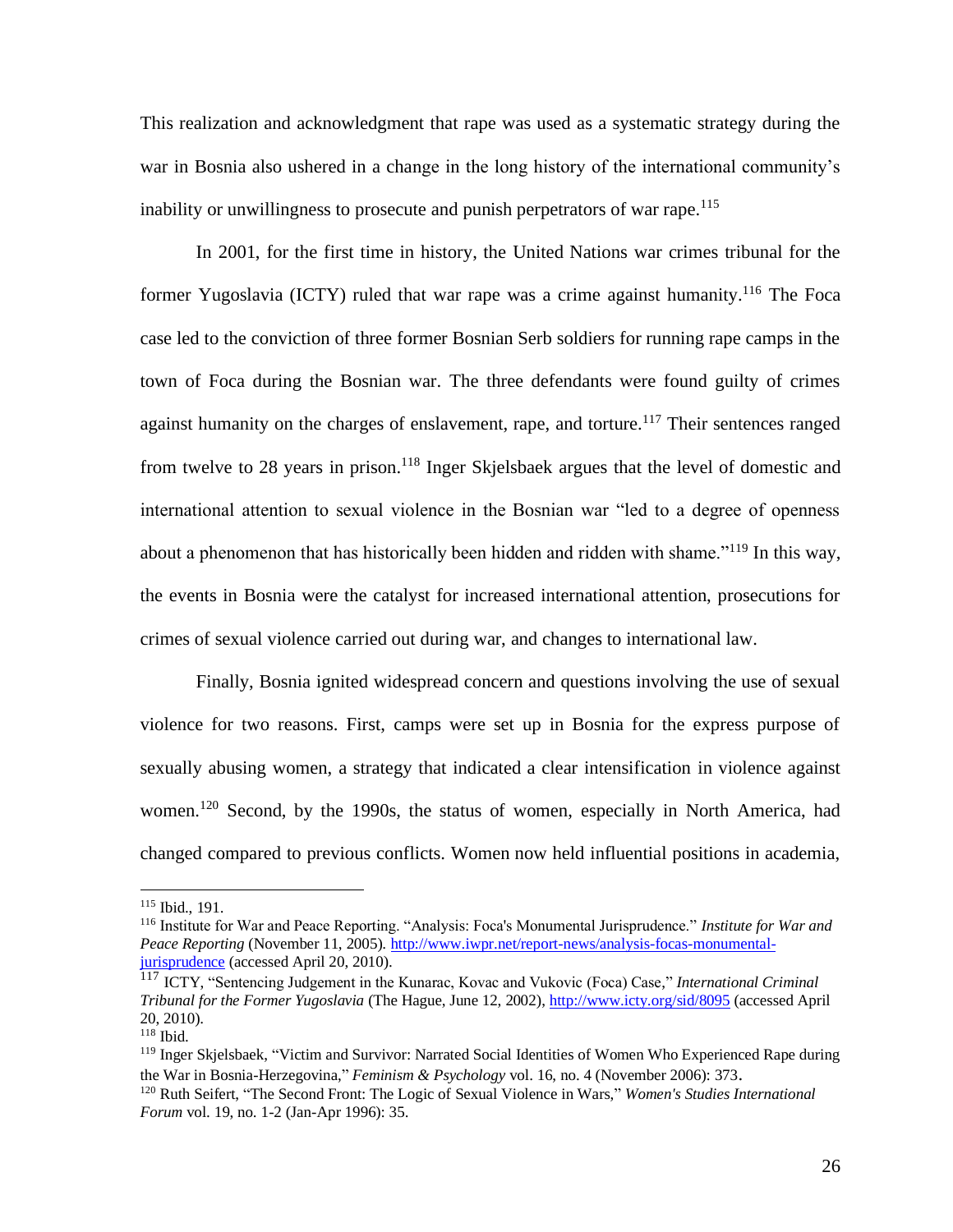This realization and acknowledgment that rape was used as a systematic strategy during the war in Bosnia also ushered in a change in the long history of the international community's inability or unwillingness to prosecute and punish perpetrators of war rape.[115]

In 2001, for the first time in history, the United Nations war crimes tribunal for the former Yugoslavia (ICTY) ruled that war rape was a crime against humanity.[116] The Foca case led to the conviction of three former Bosnian Serb soldiers for running rape camps in the town of Foca during the Bosnian war. The three defendants were found guilty of crimes against humanity on the charges of enslavement, rape, and torture.[117] Their sentences ranged from twelve to 28 years in prison.[118] Inger Skjelsbaek argues that the level of domestic and international attention to sexual violence in the Bosnian war "led to a degree of openness about a phenomenon that has historically been hidden and ridden with shame."[119] In this way, the events in Bosnia were the catalyst for increased international attention, prosecutions for crimes of sexual violence carried out during war, and changes to international law.

Finally, Bosnia ignited widespread concern and questions involving the use of sexual violence for two reasons. First, camps were set up in Bosnia for the express purpose of sexually abusing women, a strategy that indicated a clear intensification in violence against women.[120] Second, by the 1990s, the status of women, especially in North America, had changed compared to previous conflicts. Women now held influential positions in academia,

---

[115] Ibid., 191.

[116] Institute for War and Peace Reporting. "Analysis: Foca's Monumental Jurisprudence." *Institute for War and Peace Reporting* (November 11, 2005). http://www.iwpr.net/report-news/analysis-focas-monumental-jurisprudence (accessed April 20, 2010).

[117] ICTY, "Sentencing Judgement in the Kunarac, Kovac and Vukovic (Foca) Case," *International Criminal Tribunal for the Former Yugoslavia* (The Hague, June 12, 2002), http://www.icty.org/sid/8095 (accessed April 20, 2010).

[118] Ibid.

[119] Inger Skjelsbaek, "Victim and Survivor: Narrated Social Identities of Women Who Experienced Rape during the War in Bosnia-Herzegovina," *Feminism & Psychology* vol. 16, no. 4 (November 2006): 373.

[120] Ruth Seifert, "The Second Front: The Logic of Sexual Violence in Wars," *Women's Studies International Forum* vol. 19, no. 1-2 (Jan-Apr 1996): 35.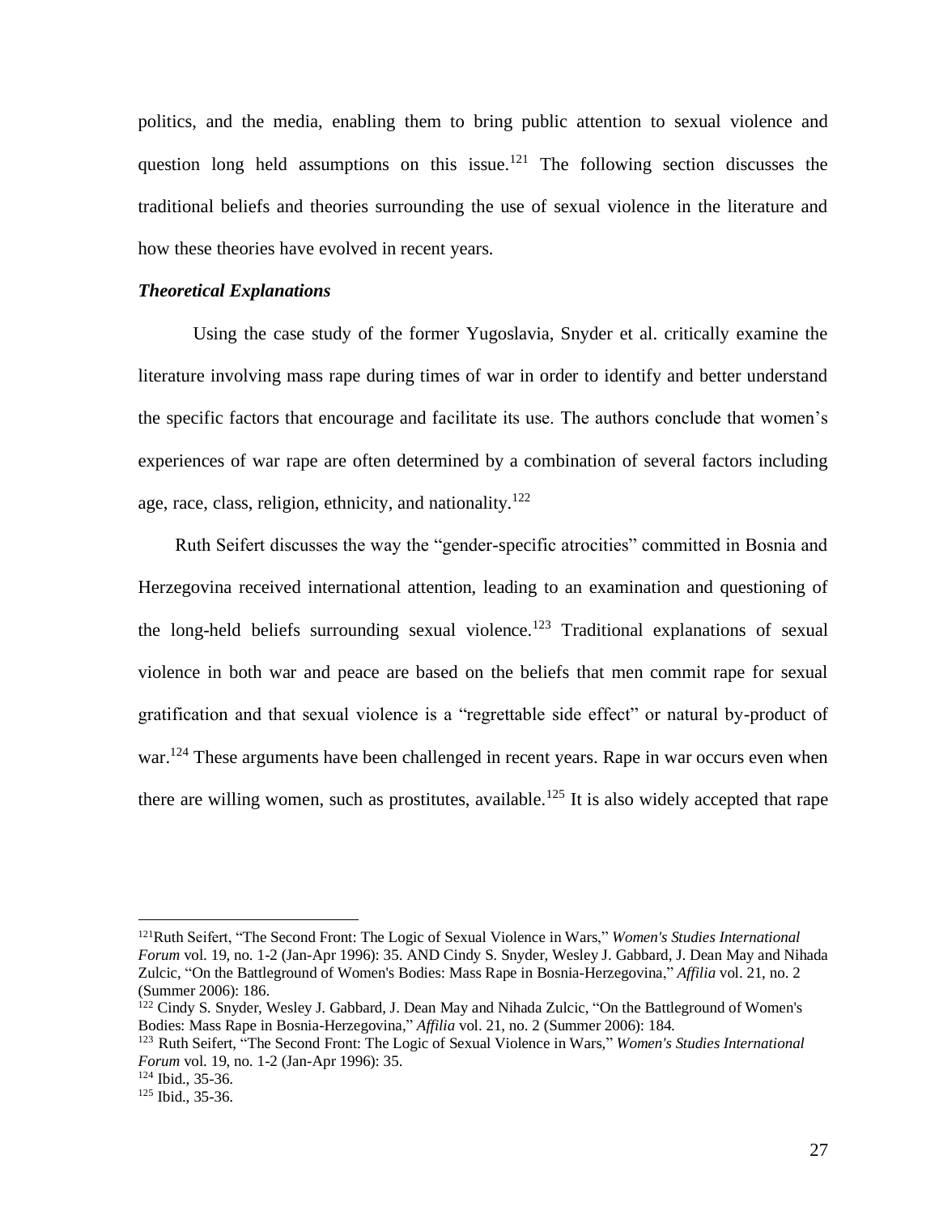politics, and the media, enabling them to bring public attention to sexual violence and question long held assumptions on this issue.[121] The following section discusses the traditional beliefs and theories surrounding the use of sexual violence in the literature and how these theories have evolved in recent years.

### *Theoretical Explanations*

Using the case study of the former Yugoslavia, Snyder et al. critically examine the literature involving mass rape during times of war in order to identify and better understand the specific factors that encourage and facilitate its use. The authors conclude that women's experiences of war rape are often determined by a combination of several factors including age, race, class, religion, ethnicity, and nationality.[122]

Ruth Seifert discusses the way the "gender-specific atrocities" committed in Bosnia and Herzegovina received international attention, leading to an examination and questioning of the long-held beliefs surrounding sexual violence.[123] Traditional explanations of sexual violence in both war and peace are based on the beliefs that men commit rape for sexual gratification and that sexual violence is a "regrettable side effect" or natural by-product of war.[124] These arguments have been challenged in recent years. Rape in war occurs even when there are willing women, such as prostitutes, available.[125] It is also widely accepted that rape

---

[121] Ruth Seifert, "The Second Front: The Logic of Sexual Violence in Wars," *Women's Studies International Forum* vol. 19, no. 1-2 (Jan-Apr 1996): 35. AND Cindy S. Snyder, Wesley J. Gabbard, J. Dean May and Nihada Zulcic, "On the Battleground of Women's Bodies: Mass Rape in Bosnia-Herzegovina," *Affilia* vol. 21, no. 2 (Summer 2006): 186.

[122] Cindy S. Snyder, Wesley J. Gabbard, J. Dean May and Nihada Zulcic, "On the Battleground of Women's Bodies: Mass Rape in Bosnia-Herzegovina," *Affilia* vol. 21, no. 2 (Summer 2006): 184.

[123] Ruth Seifert, "The Second Front: The Logic of Sexual Violence in Wars," *Women's Studies International Forum* vol. 19, no. 1-2 (Jan-Apr 1996): 35.

[124] Ibid., 35-36.

[125] Ibid., 35-36.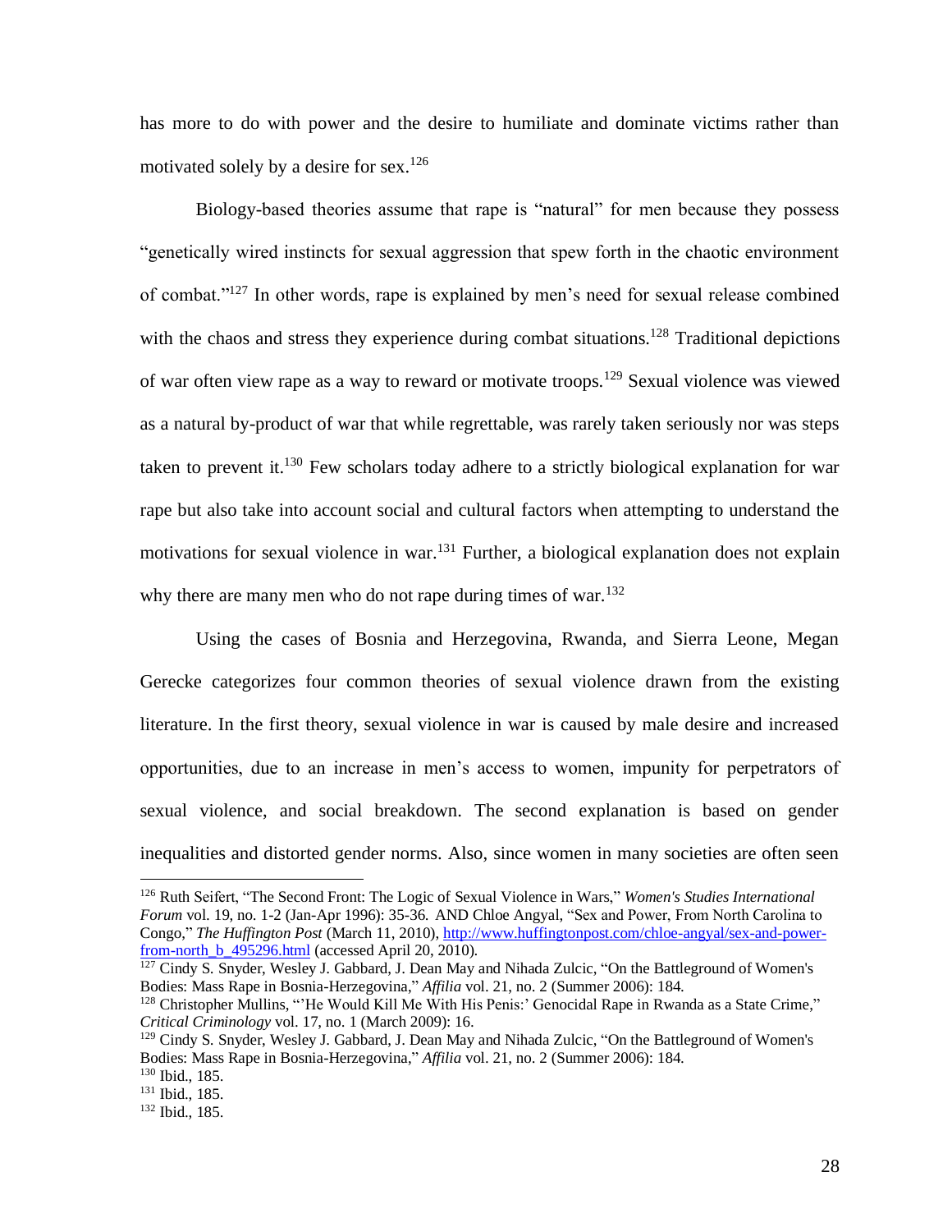has more to do with power and the desire to humiliate and dominate victims rather than motivated solely by a desire for sex.[126]

Biology-based theories assume that rape is "natural" for men because they possess "genetically wired instincts for sexual aggression that spew forth in the chaotic environment of combat."[127] In other words, rape is explained by men's need for sexual release combined with the chaos and stress they experience during combat situations.[128] Traditional depictions of war often view rape as a way to reward or motivate troops.[129] Sexual violence was viewed as a natural by-product of war that while regrettable, was rarely taken seriously nor was steps taken to prevent it.[130] Few scholars today adhere to a strictly biological explanation for war rape but also take into account social and cultural factors when attempting to understand the motivations for sexual violence in war.[131] Further, a biological explanation does not explain why there are many men who do not rape during times of war.[132]

Using the cases of Bosnia and Herzegovina, Rwanda, and Sierra Leone, Megan Gerecke categorizes four common theories of sexual violence drawn from the existing literature. In the first theory, sexual violence in war is caused by male desire and increased opportunities, due to an increase in men's access to women, impunity for perpetrators of sexual violence, and social breakdown. The second explanation is based on gender inequalities and distorted gender norms. Also, since women in many societies are often seen

---

[126] Ruth Seifert, "The Second Front: The Logic of Sexual Violence in Wars," *Women's Studies International Forum* vol. 19, no. 1-2 (Jan-Apr 1996): 35-36. AND Chloe Angyal, "Sex and Power, From North Carolina to Congo," *The Huffington Post* (March 11, 2010), http://www.huffingtonpost.com/chloe-angyal/sex-and-power-from-north_b_495296.html (accessed April 20, 2010).

[127] Cindy S. Snyder, Wesley J. Gabbard, J. Dean May and Nihada Zulcic, "On the Battleground of Women's Bodies: Mass Rape in Bosnia-Herzegovina," *Affilia* vol. 21, no. 2 (Summer 2006): 184.

[128] Christopher Mullins, "'He Would Kill Me With His Penis:' Genocidal Rape in Rwanda as a State Crime," *Critical Criminology* vol. 17, no. 1 (March 2009): 16.

[129] Cindy S. Snyder, Wesley J. Gabbard, J. Dean May and Nihada Zulcic, "On the Battleground of Women's Bodies: Mass Rape in Bosnia-Herzegovina," *Affilia* vol. 21, no. 2 (Summer 2006): 184.

[130] Ibid., 185.

[131] Ibid., 185.

[132] Ibid., 185.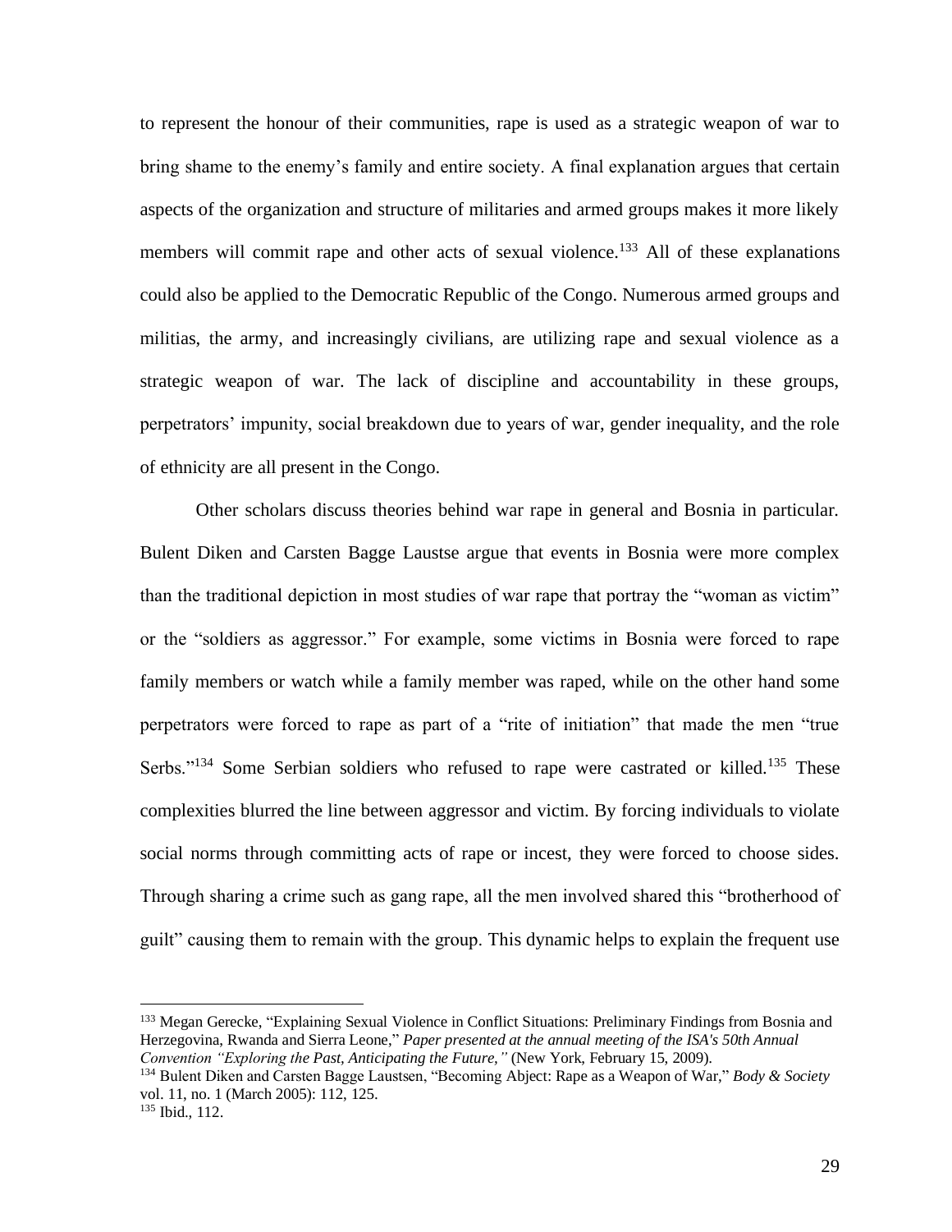to represent the honour of their communities, rape is used as a strategic weapon of war to bring shame to the enemy's family and entire society. A final explanation argues that certain aspects of the organization and structure of militaries and armed groups makes it more likely members will commit rape and other acts of sexual violence.[133] All of these explanations could also be applied to the Democratic Republic of the Congo. Numerous armed groups and militias, the army, and increasingly civilians, are utilizing rape and sexual violence as a strategic weapon of war. The lack of discipline and accountability in these groups, perpetrators' impunity, social breakdown due to years of war, gender inequality, and the role of ethnicity are all present in the Congo.

Other scholars discuss theories behind war rape in general and Bosnia in particular. Bulent Diken and Carsten Bagge Laustse argue that events in Bosnia were more complex than the traditional depiction in most studies of war rape that portray the "woman as victim" or the "soldiers as aggressor." For example, some victims in Bosnia were forced to rape family members or watch while a family member was raped, while on the other hand some perpetrators were forced to rape as part of a "rite of initiation" that made the men "true Serbs."[134] Some Serbian soldiers who refused to rape were castrated or killed.[135] These complexities blurred the line between aggressor and victim. By forcing individuals to violate social norms through committing acts of rape or incest, they were forced to choose sides. Through sharing a crime such as gang rape, all the men involved shared this "brotherhood of guilt" causing them to remain with the group. This dynamic helps to explain the frequent use

---

[133] Megan Gerecke, "Explaining Sexual Violence in Conflict Situations: Preliminary Findings from Bosnia and Herzegovina, Rwanda and Sierra Leone," *Paper presented at the annual meeting of the ISA's 50th Annual Convention "Exploring the Past, Anticipating the Future,"* (New York, February 15, 2009).

[134] Bulent Diken and Carsten Bagge Laustsen, "Becoming Abject: Rape as a Weapon of War," *Body & Society* vol. 11, no. 1 (March 2005): 112, 125.

[135] Ibid., 112.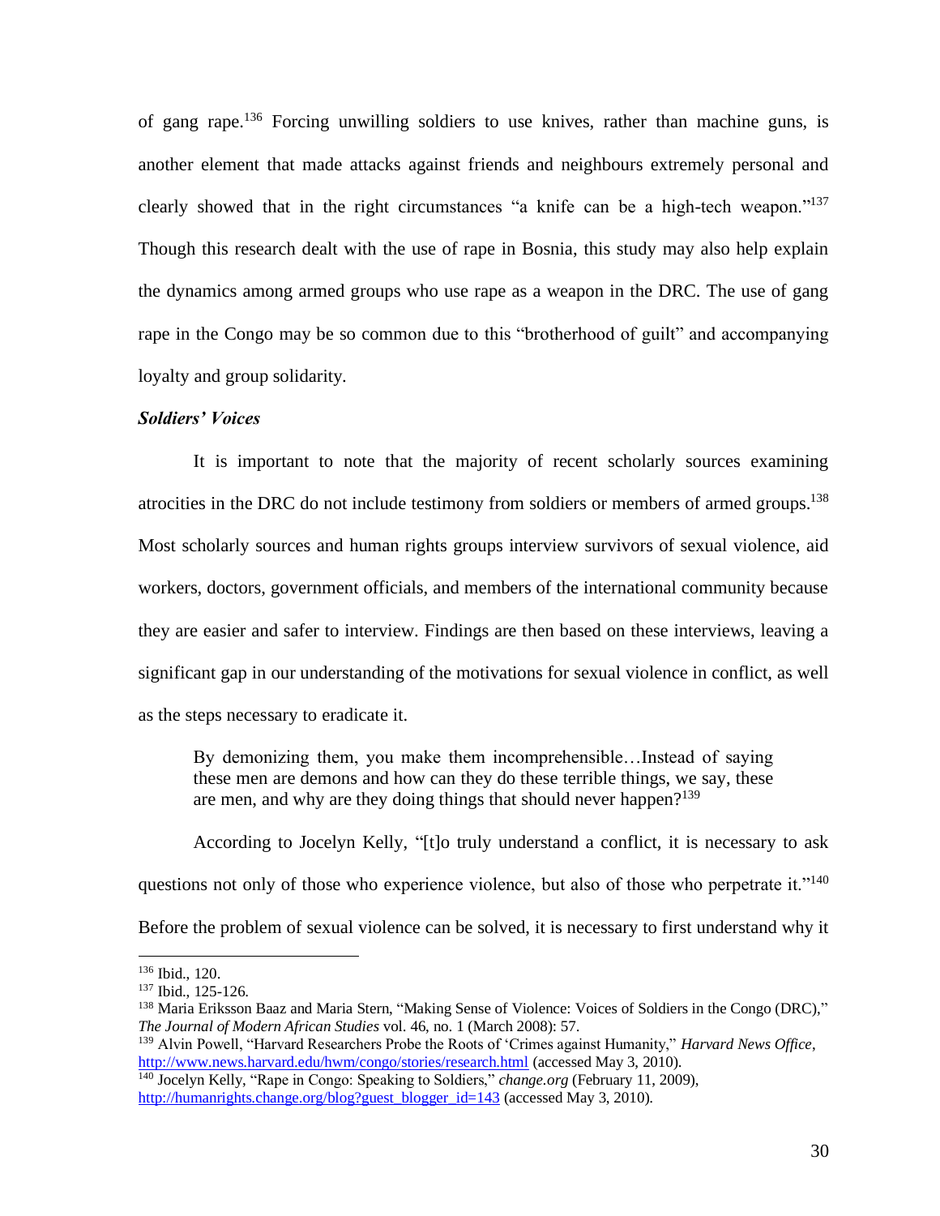of gang rape.[136] Forcing unwilling soldiers to use knives, rather than machine guns, is another element that made attacks against friends and neighbours extremely personal and clearly showed that in the right circumstances "a knife can be a high-tech weapon."[137] Though this research dealt with the use of rape in Bosnia, this study may also help explain the dynamics among armed groups who use rape as a weapon in the DRC. The use of gang rape in the Congo may be so common due to this "brotherhood of guilt" and accompanying loyalty and group solidarity.

***Soldiers' Voices***

It is important to note that the majority of recent scholarly sources examining atrocities in the DRC do not include testimony from soldiers or members of armed groups.[138] Most scholarly sources and human rights groups interview survivors of sexual violence, aid workers, doctors, government officials, and members of the international community because they are easier and safer to interview. Findings are then based on these interviews, leaving a significant gap in our understanding of the motivations for sexual violence in conflict, as well as the steps necessary to eradicate it.

> By demonizing them, you make them incomprehensible…Instead of saying these men are demons and how can they do these terrible things, we say, these are men, and why are they doing things that should never happen?[139]

According to Jocelyn Kelly, "[t]o truly understand a conflict, it is necessary to ask questions not only of those who experience violence, but also of those who perpetrate it."[140] Before the problem of sexual violence can be solved, it is necessary to first understand why it

---

[136] Ibid., 120.

[137] Ibid., 125-126.

[138] Maria Eriksson Baaz and Maria Stern, "Making Sense of Violence: Voices of Soldiers in the Congo (DRC)," *The Journal of Modern African Studies* vol. 46, no. 1 (March 2008): 57.

[139] Alvin Powell, "Harvard Researchers Probe the Roots of 'Crimes against Humanity," *Harvard News Office*, http://www.news.harvard.edu/hwm/congo/stories/research.html (accessed May 3, 2010).

[140] Jocelyn Kelly, "Rape in Congo: Speaking to Soldiers," *change.org* (February 11, 2009), http://humanrights.change.org/blog?guest_blogger_id=143 (accessed May 3, 2010).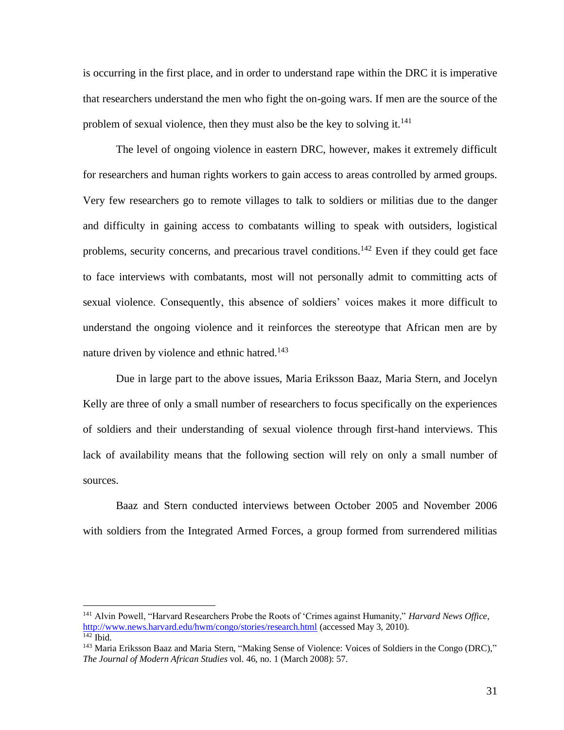is occurring in the first place, and in order to understand rape within the DRC it is imperative that researchers understand the men who fight the on-going wars. If men are the source of the problem of sexual violence, then they must also be the key to solving it.[141]

The level of ongoing violence in eastern DRC, however, makes it extremely difficult for researchers and human rights workers to gain access to areas controlled by armed groups. Very few researchers go to remote villages to talk to soldiers or militias due to the danger and difficulty in gaining access to combatants willing to speak with outsiders, logistical problems, security concerns, and precarious travel conditions.[142] Even if they could get face to face interviews with combatants, most will not personally admit to committing acts of sexual violence. Consequently, this absence of soldiers' voices makes it more difficult to understand the ongoing violence and it reinforces the stereotype that African men are by nature driven by violence and ethnic hatred.[143]

Due in large part to the above issues, Maria Eriksson Baaz, Maria Stern, and Jocelyn Kelly are three of only a small number of researchers to focus specifically on the experiences of soldiers and their understanding of sexual violence through first-hand interviews. This lack of availability means that the following section will rely on only a small number of sources.

Baaz and Stern conducted interviews between October 2005 and November 2006 with soldiers from the Integrated Armed Forces, a group formed from surrendered militias

---

[141] Alvin Powell, "Harvard Researchers Probe the Roots of 'Crimes against Humanity," *Harvard News Office*, http://www.news.harvard.edu/hwm/congo/stories/research.html (accessed May 3, 2010).

[142] Ibid.

[143] Maria Eriksson Baaz and Maria Stern, "Making Sense of Violence: Voices of Soldiers in the Congo (DRC)," *The Journal of Modern African Studies* vol. 46, no. 1 (March 2008): 57.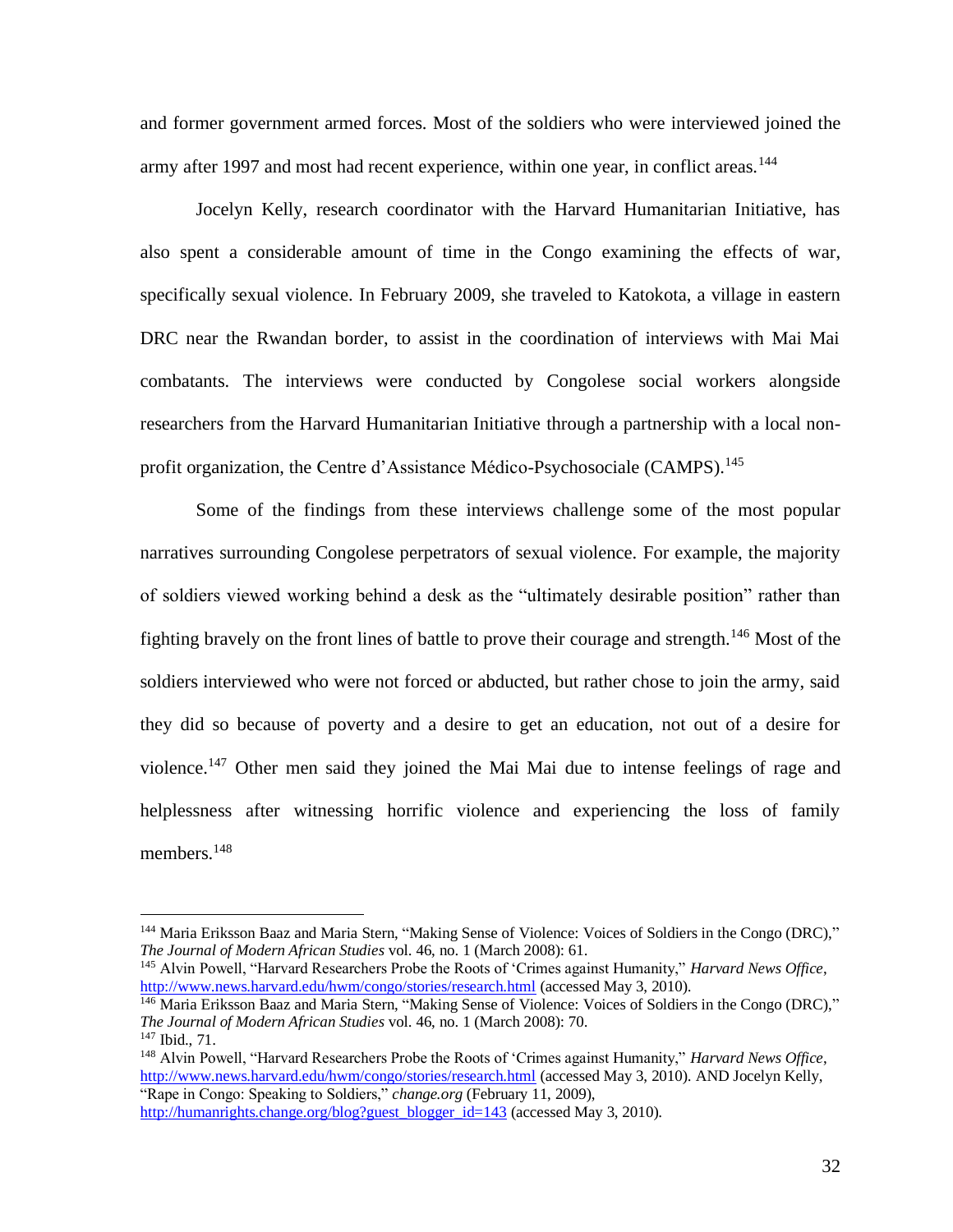and former government armed forces. Most of the soldiers who were interviewed joined the army after 1997 and most had recent experience, within one year, in conflict areas.[144]

Jocelyn Kelly, research coordinator with the Harvard Humanitarian Initiative, has also spent a considerable amount of time in the Congo examining the effects of war, specifically sexual violence. In February 2009, she traveled to Katokota, a village in eastern DRC near the Rwandan border, to assist in the coordination of interviews with Mai Mai combatants. The interviews were conducted by Congolese social workers alongside researchers from the Harvard Humanitarian Initiative through a partnership with a local non-profit organization, the Centre d'Assistance Médico-Psychosociale (CAMPS).[145]

Some of the findings from these interviews challenge some of the most popular narratives surrounding Congolese perpetrators of sexual violence. For example, the majority of soldiers viewed working behind a desk as the "ultimately desirable position" rather than fighting bravely on the front lines of battle to prove their courage and strength.[146] Most of the soldiers interviewed who were not forced or abducted, but rather chose to join the army, said they did so because of poverty and a desire to get an education, not out of a desire for violence.[147] Other men said they joined the Mai Mai due to intense feelings of rage and helplessness after witnessing horrific violence and experiencing the loss of family members.[148]

---

[144] Maria Eriksson Baaz and Maria Stern, "Making Sense of Violence: Voices of Soldiers in the Congo (DRC)," *The Journal of Modern African Studies* vol. 46, no. 1 (March 2008): 61.

[145] Alvin Powell, "Harvard Researchers Probe the Roots of 'Crimes against Humanity," *Harvard News Office*, http://www.news.harvard.edu/hwm/congo/stories/research.html (accessed May 3, 2010).

[146] Maria Eriksson Baaz and Maria Stern, "Making Sense of Violence: Voices of Soldiers in the Congo (DRC)," *The Journal of Modern African Studies* vol. 46, no. 1 (March 2008): 70.

[147] Ibid., 71.

[148] Alvin Powell, "Harvard Researchers Probe the Roots of 'Crimes against Humanity," *Harvard News Office*, http://www.news.harvard.edu/hwm/congo/stories/research.html (accessed May 3, 2010). AND Jocelyn Kelly, "Rape in Congo: Speaking to Soldiers," *change.org* (February 11, 2009), http://humanrights.change.org/blog?guest_blogger_id=143 (accessed May 3, 2010).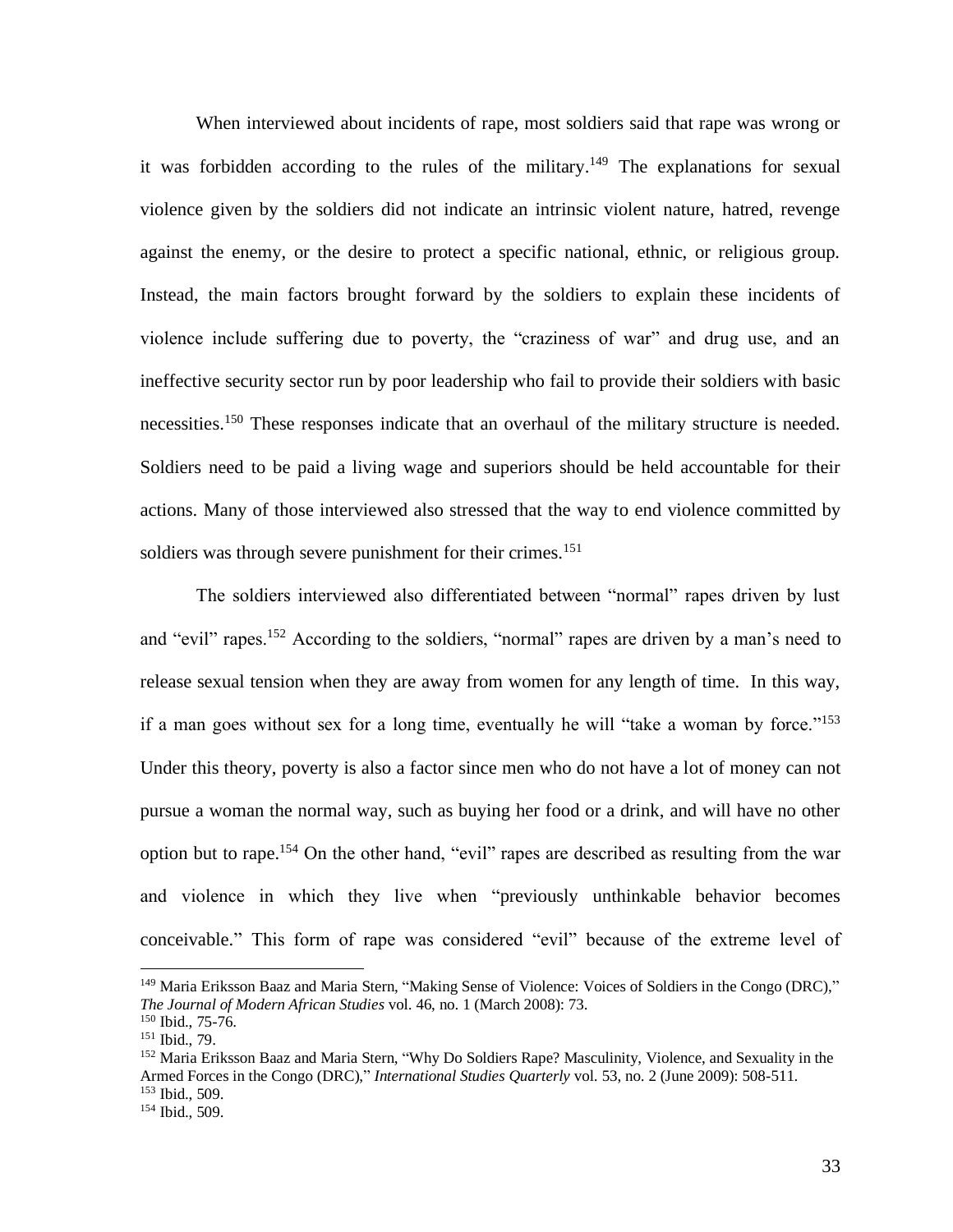When interviewed about incidents of rape, most soldiers said that rape was wrong or it was forbidden according to the rules of the military.[149] The explanations for sexual violence given by the soldiers did not indicate an intrinsic violent nature, hatred, revenge against the enemy, or the desire to protect a specific national, ethnic, or religious group. Instead, the main factors brought forward by the soldiers to explain these incidents of violence include suffering due to poverty, the "craziness of war" and drug use, and an ineffective security sector run by poor leadership who fail to provide their soldiers with basic necessities.[150] These responses indicate that an overhaul of the military structure is needed. Soldiers need to be paid a living wage and superiors should be held accountable for their actions. Many of those interviewed also stressed that the way to end violence committed by soldiers was through severe punishment for their crimes.[151]

The soldiers interviewed also differentiated between "normal" rapes driven by lust and "evil" rapes.[152] According to the soldiers, "normal" rapes are driven by a man's need to release sexual tension when they are away from women for any length of time. In this way, if a man goes without sex for a long time, eventually he will "take a woman by force."[153] Under this theory, poverty is also a factor since men who do not have a lot of money can not pursue a woman the normal way, such as buying her food or a drink, and will have no other option but to rape.[154] On the other hand, "evil" rapes are described as resulting from the war and violence in which they live when "previously unthinkable behavior becomes conceivable." This form of rape was considered "evil" because of the extreme level of

---

[149] Maria Eriksson Baaz and Maria Stern, "Making Sense of Violence: Voices of Soldiers in the Congo (DRC)," *The Journal of Modern African Studies* vol. 46, no. 1 (March 2008): 73.

[150] Ibid., 75-76.

[151] Ibid., 79.

[152] Maria Eriksson Baaz and Maria Stern, "Why Do Soldiers Rape? Masculinity, Violence, and Sexuality in the Armed Forces in the Congo (DRC)," *International Studies Quarterly* vol. 53, no. 2 (June 2009): 508-511.

[153] Ibid., 509.

[154] Ibid., 509.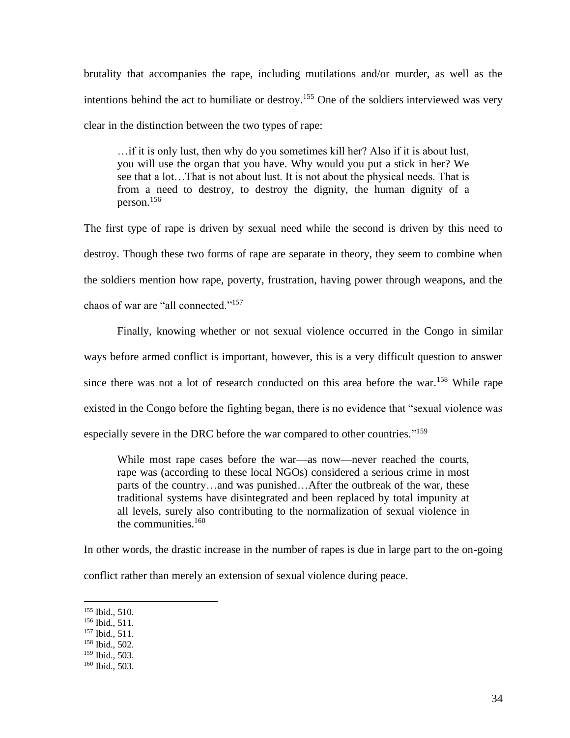brutality that accompanies the rape, including mutilations and/or murder, as well as the intentions behind the act to humiliate or destroy.[155] One of the soldiers interviewed was very clear in the distinction between the two types of rape:

> …if it is only lust, then why do you sometimes kill her? Also if it is about lust, you will use the organ that you have. Why would you put a stick in her? We see that a lot…That is not about lust. It is not about the physical needs. That is from a need to destroy, to destroy the dignity, the human dignity of a person.[156]

The first type of rape is driven by sexual need while the second is driven by this need to destroy. Though these two forms of rape are separate in theory, they seem to combine when the soldiers mention how rape, poverty, frustration, having power through weapons, and the chaos of war are "all connected."[157]

Finally, knowing whether or not sexual violence occurred in the Congo in similar ways before armed conflict is important, however, this is a very difficult question to answer since there was not a lot of research conducted on this area before the war.[158] While rape existed in the Congo before the fighting began, there is no evidence that "sexual violence was especially severe in the DRC before the war compared to other countries."[159]

> While most rape cases before the war—as now—never reached the courts, rape was (according to these local NGOs) considered a serious crime in most parts of the country…and was punished…After the outbreak of the war, these traditional systems have disintegrated and been replaced by total impunity at all levels, surely also contributing to the normalization of sexual violence in the communities.[160]

In other words, the drastic increase in the number of rapes is due in large part to the on-going conflict rather than merely an extension of sexual violence during peace.

---

[155] Ibid., 510.
[156] Ibid., 511.
[157] Ibid., 511.
[158] Ibid., 502.
[159] Ibid., 503.
[160] Ibid., 503.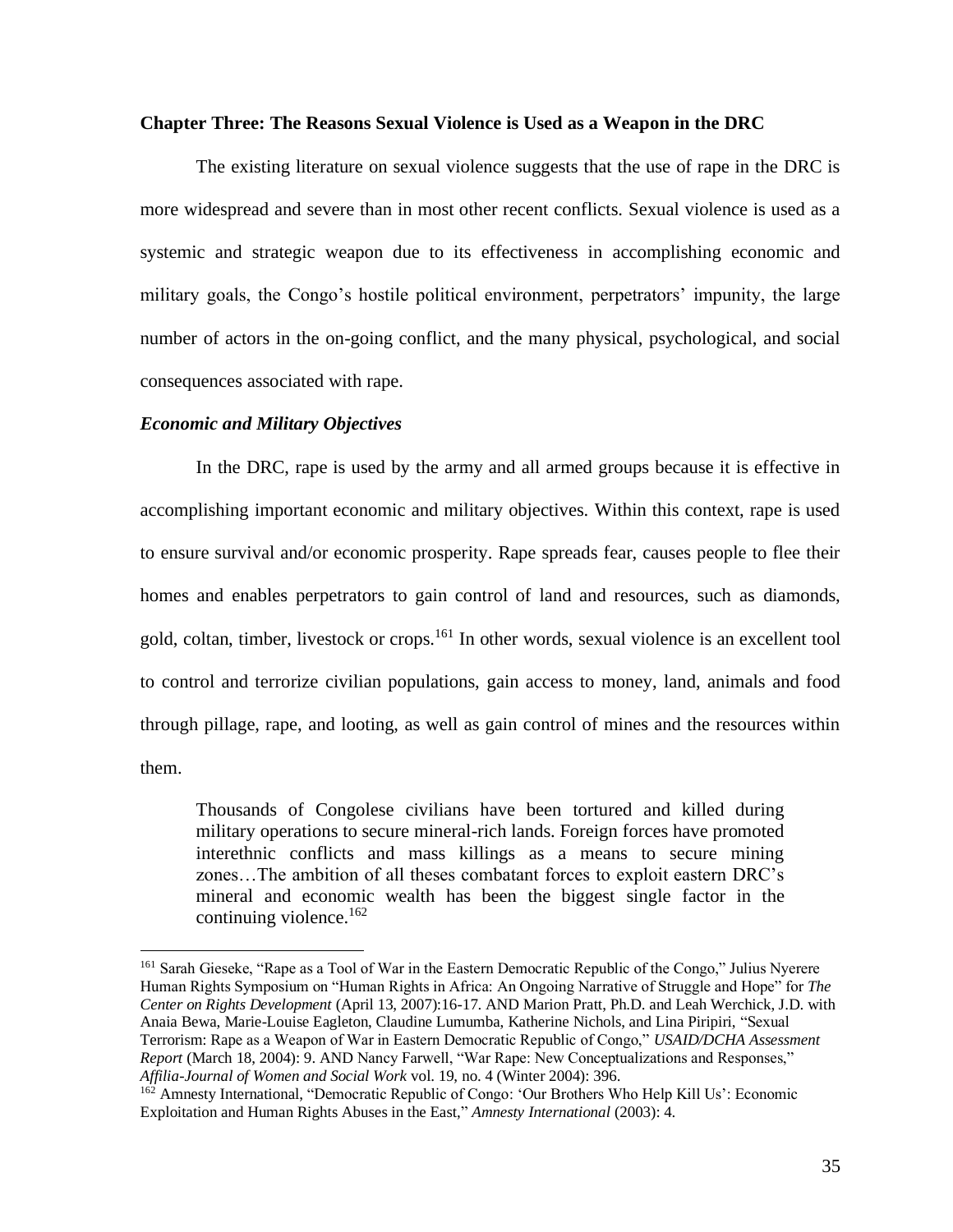**Chapter Three: The Reasons Sexual Violence is Used as a Weapon in the DRC**

The existing literature on sexual violence suggests that the use of rape in the DRC is more widespread and severe than in most other recent conflicts. Sexual violence is used as a systemic and strategic weapon due to its effectiveness in accomplishing economic and military goals, the Congo's hostile political environment, perpetrators' impunity, the large number of actors in the on-going conflict, and the many physical, psychological, and social consequences associated with rape.

***Economic and Military Objectives***

In the DRC, rape is used by the army and all armed groups because it is effective in accomplishing important economic and military objectives. Within this context, rape is used to ensure survival and/or economic prosperity. Rape spreads fear, causes people to flee their homes and enables perpetrators to gain control of land and resources, such as diamonds, gold, coltan, timber, livestock or crops.[161] In other words, sexual violence is an excellent tool to control and terrorize civilian populations, gain access to money, land, animals and food through pillage, rape, and looting, as well as gain control of mines and the resources within them.

> Thousands of Congolese civilians have been tortured and killed during military operations to secure mineral-rich lands. Foreign forces have promoted interethnic conflicts and mass killings as a means to secure mining zones…The ambition of all theses combatant forces to exploit eastern DRC's mineral and economic wealth has been the biggest single factor in the continuing violence.[162]

---

[161] Sarah Gieseke, "Rape as a Tool of War in the Eastern Democratic Republic of the Congo," Julius Nyerere Human Rights Symposium on "Human Rights in Africa: An Ongoing Narrative of Struggle and Hope" for *The Center on Rights Development* (April 13, 2007):16-17. AND Marion Pratt, Ph.D. and Leah Werchick, J.D. with Anaia Bewa, Marie-Louise Eagleton, Claudine Lumumba, Katherine Nichols, and Lina Piripiri, "Sexual Terrorism: Rape as a Weapon of War in Eastern Democratic Republic of Congo," *USAID/DCHA Assessment Report* (March 18, 2004): 9. AND Nancy Farwell, "War Rape: New Conceptualizations and Responses," *Affilia-Journal of Women and Social Work* vol. 19, no. 4 (Winter 2004): 396.

[162] Amnesty International, "Democratic Republic of Congo: 'Our Brothers Who Help Kill Us': Economic Exploitation and Human Rights Abuses in the East," *Amnesty International* (2003): 4.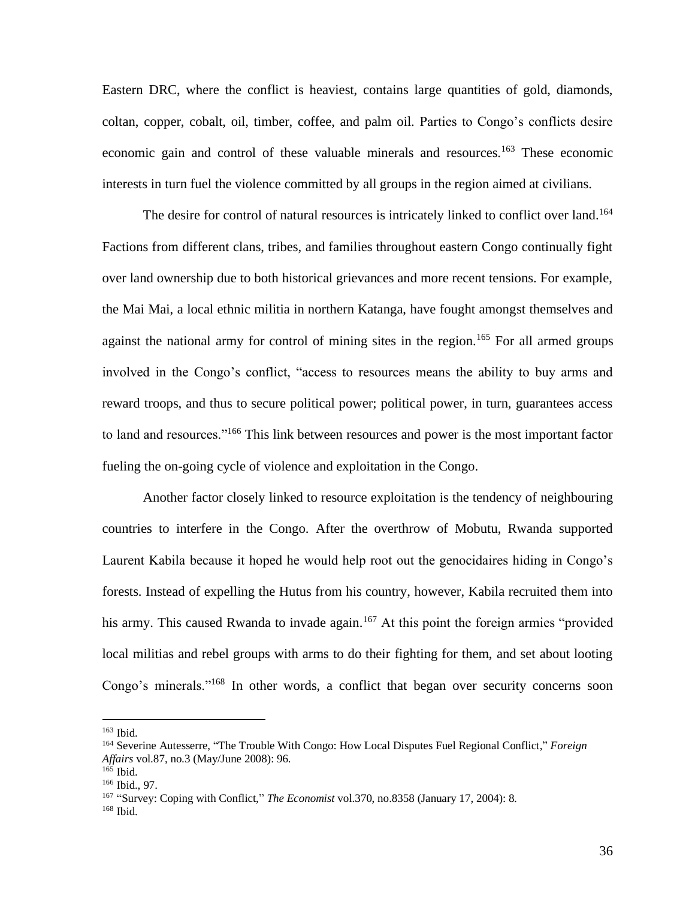Eastern DRC, where the conflict is heaviest, contains large quantities of gold, diamonds, coltan, copper, cobalt, oil, timber, coffee, and palm oil. Parties to Congo's conflicts desire economic gain and control of these valuable minerals and resources.[163] These economic interests in turn fuel the violence committed by all groups in the region aimed at civilians.

The desire for control of natural resources is intricately linked to conflict over land.[164] Factions from different clans, tribes, and families throughout eastern Congo continually fight over land ownership due to both historical grievances and more recent tensions. For example, the Mai Mai, a local ethnic militia in northern Katanga, have fought amongst themselves and against the national army for control of mining sites in the region.[165] For all armed groups involved in the Congo's conflict, "access to resources means the ability to buy arms and reward troops, and thus to secure political power; political power, in turn, guarantees access to land and resources."[166] This link between resources and power is the most important factor fueling the on-going cycle of violence and exploitation in the Congo.

Another factor closely linked to resource exploitation is the tendency of neighbouring countries to interfere in the Congo. After the overthrow of Mobutu, Rwanda supported Laurent Kabila because it hoped he would help root out the genocidaires hiding in Congo's forests. Instead of expelling the Hutus from his country, however, Kabila recruited them into his army. This caused Rwanda to invade again.[167] At this point the foreign armies "provided local militias and rebel groups with arms to do their fighting for them, and set about looting Congo's minerals."[168] In other words, a conflict that began over security concerns soon

---

[163] Ibid.

[164] Severine Autesserre, "The Trouble With Congo: How Local Disputes Fuel Regional Conflict," *Foreign Affairs* vol.87, no.3 (May/June 2008): 96.

[165] Ibid.

[166] Ibid., 97.

[167] "Survey: Coping with Conflict," *The Economist* vol.370, no.8358 (January 17, 2004): 8.

[168] Ibid.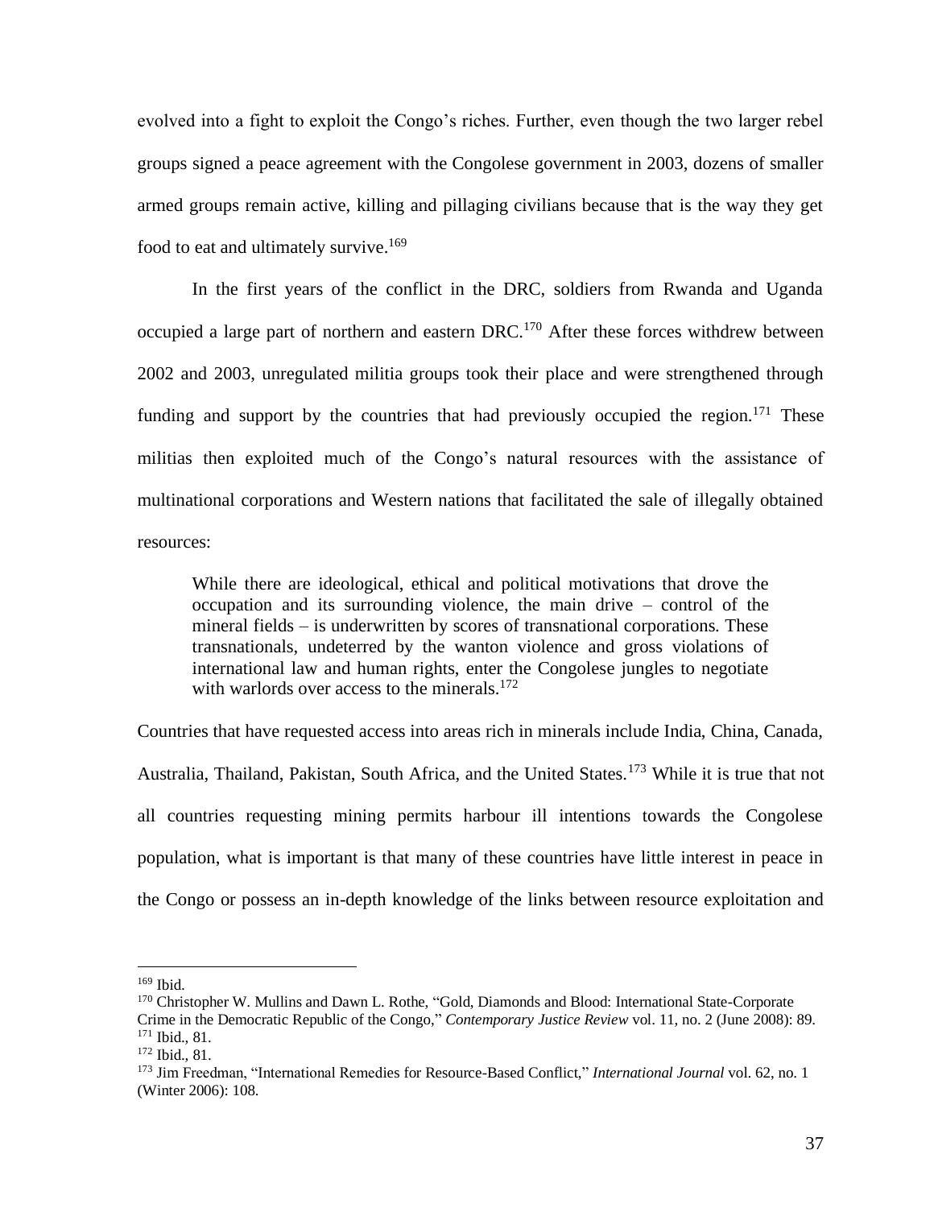evolved into a fight to exploit the Congo's riches. Further, even though the two larger rebel groups signed a peace agreement with the Congolese government in 2003, dozens of smaller armed groups remain active, killing and pillaging civilians because that is the way they get food to eat and ultimately survive.[169]

In the first years of the conflict in the DRC, soldiers from Rwanda and Uganda occupied a large part of northern and eastern DRC.[170] After these forces withdrew between 2002 and 2003, unregulated militia groups took their place and were strengthened through funding and support by the countries that had previously occupied the region.[171] These militias then exploited much of the Congo's natural resources with the assistance of multinational corporations and Western nations that facilitated the sale of illegally obtained resources:

> While there are ideological, ethical and political motivations that drove the occupation and its surrounding violence, the main drive – control of the mineral fields – is underwritten by scores of transnational corporations. These transnationals, undeterred by the wanton violence and gross violations of international law and human rights, enter the Congolese jungles to negotiate with warlords over access to the minerals.[172]

Countries that have requested access into areas rich in minerals include India, China, Canada, Australia, Thailand, Pakistan, South Africa, and the United States.[173] While it is true that not all countries requesting mining permits harbour ill intentions towards the Congolese population, what is important is that many of these countries have little interest in peace in the Congo or possess an in-depth knowledge of the links between resource exploitation and

---

[169] Ibid.

[170] Christopher W. Mullins and Dawn L. Rothe, "Gold, Diamonds and Blood: International State-Corporate Crime in the Democratic Republic of the Congo," *Contemporary Justice Review* vol. 11, no. 2 (June 2008): 89.

[171] Ibid., 81.

[172] Ibid., 81.

[173] Jim Freedman, "International Remedies for Resource-Based Conflict," *International Journal* vol. 62, no. 1 (Winter 2006): 108.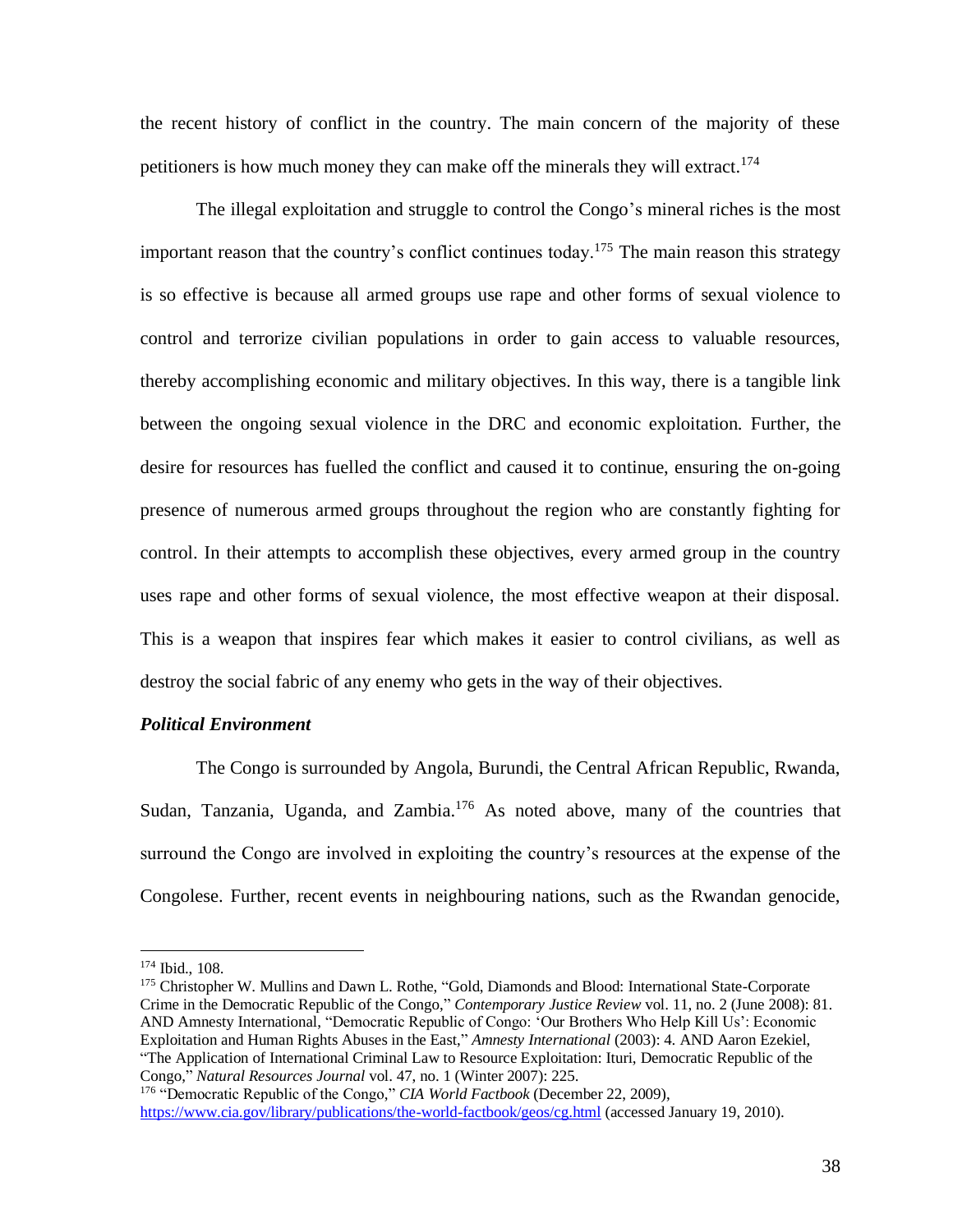the recent history of conflict in the country. The main concern of the majority of these petitioners is how much money they can make off the minerals they will extract.[174]

The illegal exploitation and struggle to control the Congo's mineral riches is the most important reason that the country's conflict continues today.[175] The main reason this strategy is so effective is because all armed groups use rape and other forms of sexual violence to control and terrorize civilian populations in order to gain access to valuable resources, thereby accomplishing economic and military objectives. In this way, there is a tangible link between the ongoing sexual violence in the DRC and economic exploitation. Further, the desire for resources has fuelled the conflict and caused it to continue, ensuring the on-going presence of numerous armed groups throughout the region who are constantly fighting for control. In their attempts to accomplish these objectives, every armed group in the country uses rape and other forms of sexual violence, the most effective weapon at their disposal. This is a weapon that inspires fear which makes it easier to control civilians, as well as destroy the social fabric of any enemy who gets in the way of their objectives.

***Political Environment***

The Congo is surrounded by Angola, Burundi, the Central African Republic, Rwanda, Sudan, Tanzania, Uganda, and Zambia.[176] As noted above, many of the countries that surround the Congo are involved in exploiting the country's resources at the expense of the Congolese. Further, recent events in neighbouring nations, such as the Rwandan genocide,

---

[174] Ibid., 108.

[175] Christopher W. Mullins and Dawn L. Rothe, "Gold, Diamonds and Blood: International State-Corporate Crime in the Democratic Republic of the Congo," *Contemporary Justice Review* vol. 11, no. 2 (June 2008): 81. AND Amnesty International, "Democratic Republic of Congo: 'Our Brothers Who Help Kill Us': Economic Exploitation and Human Rights Abuses in the East," *Amnesty International* (2003): 4. AND Aaron Ezekiel, "The Application of International Criminal Law to Resource Exploitation: Ituri, Democratic Republic of the Congo," *Natural Resources Journal* vol. 47, no. 1 (Winter 2007): 225.

[176] "Democratic Republic of the Congo," *CIA World Factbook* (December 22, 2009), https://www.cia.gov/library/publications/the-world-factbook/geos/cg.html (accessed January 19, 2010).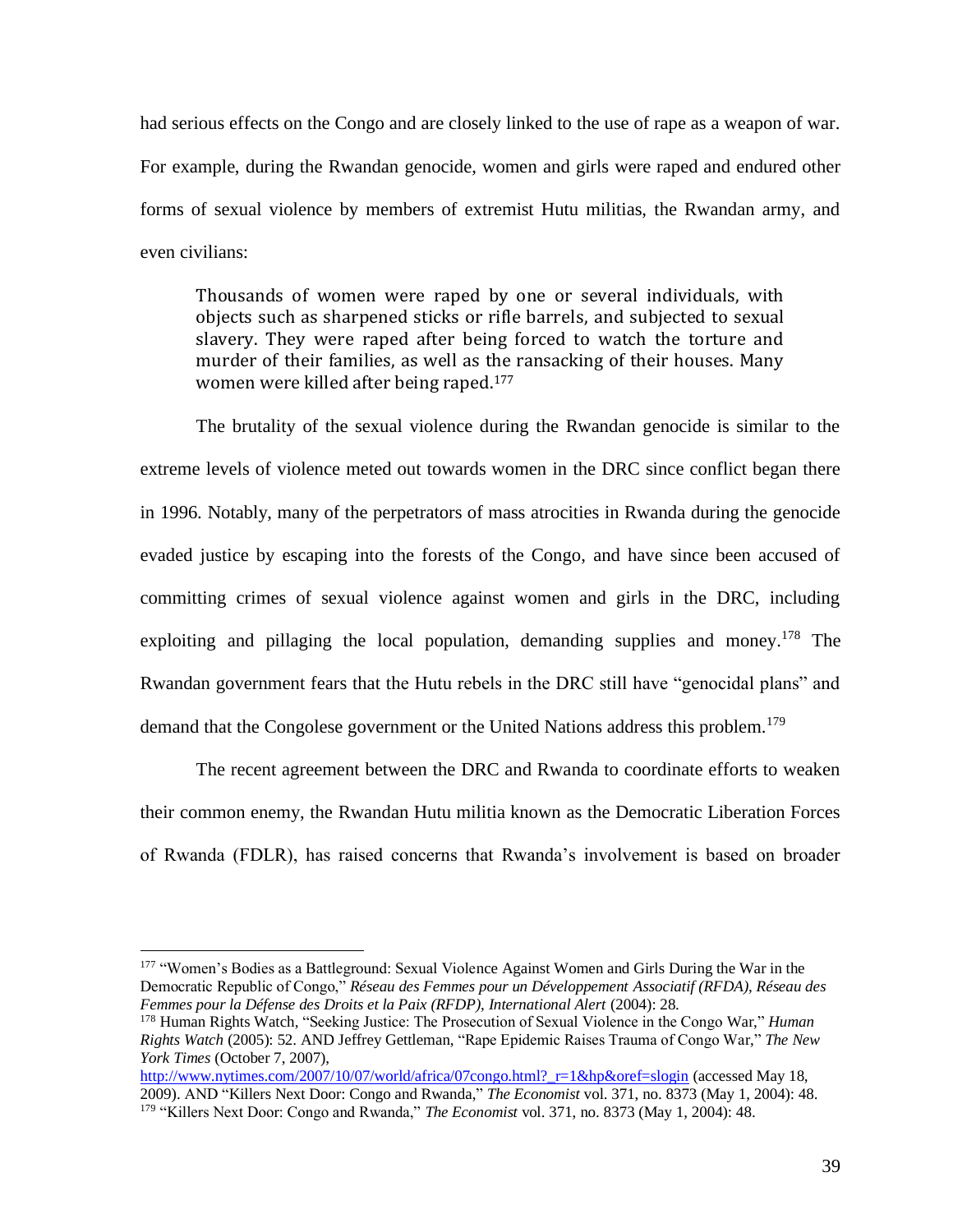had serious effects on the Congo and are closely linked to the use of rape as a weapon of war. For example, during the Rwandan genocide, women and girls were raped and endured other forms of sexual violence by members of extremist Hutu militias, the Rwandan army, and even civilians:

> Thousands of women were raped by one or several individuals, with objects such as sharpened sticks or rifle barrels, and subjected to sexual slavery. They were raped after being forced to watch the torture and murder of their families, as well as the ransacking of their houses. Many women were killed after being raped.[177]

The brutality of the sexual violence during the Rwandan genocide is similar to the extreme levels of violence meted out towards women in the DRC since conflict began there in 1996. Notably, many of the perpetrators of mass atrocities in Rwanda during the genocide evaded justice by escaping into the forests of the Congo, and have since been accused of committing crimes of sexual violence against women and girls in the DRC, including exploiting and pillaging the local population, demanding supplies and money.[178] The Rwandan government fears that the Hutu rebels in the DRC still have "genocidal plans" and demand that the Congolese government or the United Nations address this problem.[179]

The recent agreement between the DRC and Rwanda to coordinate efforts to weaken their common enemy, the Rwandan Hutu militia known as the Democratic Liberation Forces of Rwanda (FDLR), has raised concerns that Rwanda's involvement is based on broader

---

[177] "Women's Bodies as a Battleground: Sexual Violence Against Women and Girls During the War in the Democratic Republic of Congo," *Réseau des Femmes pour un Développement Associatif (RFDA), Réseau des Femmes pour la Défense des Droits et la Paix (RFDP), International Alert* (2004): 28.

[178] Human Rights Watch, "Seeking Justice: The Prosecution of Sexual Violence in the Congo War," *Human Rights Watch* (2005): 52. AND Jeffrey Gettleman, "Rape Epidemic Raises Trauma of Congo War," *The New York Times* (October 7, 2007), http://www.nytimes.com/2007/10/07/world/africa/07congo.html?_r=1&hp&oref=slogin (accessed May 18, 2009). AND "Killers Next Door: Congo and Rwanda," *The Economist* vol. 371, no. 8373 (May 1, 2004): 48.

[179] "Killers Next Door: Congo and Rwanda," *The Economist* vol. 371, no. 8373 (May 1, 2004): 48.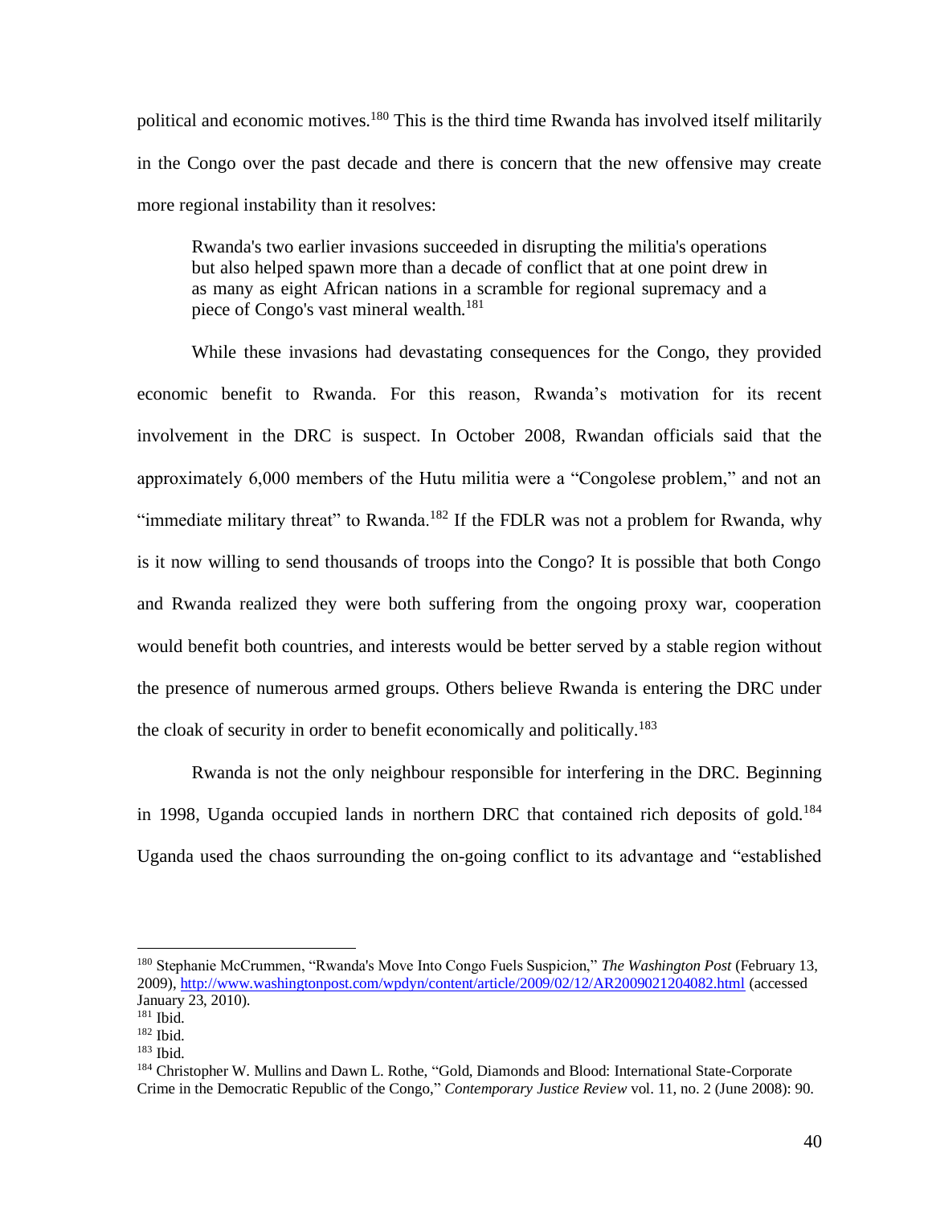political and economic motives.[180] This is the third time Rwanda has involved itself militarily in the Congo over the past decade and there is concern that the new offensive may create more regional instability than it resolves:

> Rwanda's two earlier invasions succeeded in disrupting the militia's operations but also helped spawn more than a decade of conflict that at one point drew in as many as eight African nations in a scramble for regional supremacy and a piece of Congo's vast mineral wealth.[181]

While these invasions had devastating consequences for the Congo, they provided economic benefit to Rwanda. For this reason, Rwanda's motivation for its recent involvement in the DRC is suspect. In October 2008, Rwandan officials said that the approximately 6,000 members of the Hutu militia were a "Congolese problem," and not an "immediate military threat" to Rwanda.[182] If the FDLR was not a problem for Rwanda, why is it now willing to send thousands of troops into the Congo? It is possible that both Congo and Rwanda realized they were both suffering from the ongoing proxy war, cooperation would benefit both countries, and interests would be better served by a stable region without the presence of numerous armed groups. Others believe Rwanda is entering the DRC under the cloak of security in order to benefit economically and politically.[183]

Rwanda is not the only neighbour responsible for interfering in the DRC. Beginning in 1998, Uganda occupied lands in northern DRC that contained rich deposits of gold.[184] Uganda used the chaos surrounding the on-going conflict to its advantage and "established

---

[180] Stephanie McCrummen, "Rwanda's Move Into Congo Fuels Suspicion," *The Washington Post* (February 13, 2009), http://www.washingtonpost.com/wpdyn/content/article/2009/02/12/AR2009021204082.html (accessed January 23, 2010).

[181] Ibid.

[182] Ibid.

[183] Ibid.

[184] Christopher W. Mullins and Dawn L. Rothe, "Gold, Diamonds and Blood: International State-Corporate Crime in the Democratic Republic of the Congo," *Contemporary Justice Review* vol. 11, no. 2 (June 2008): 90.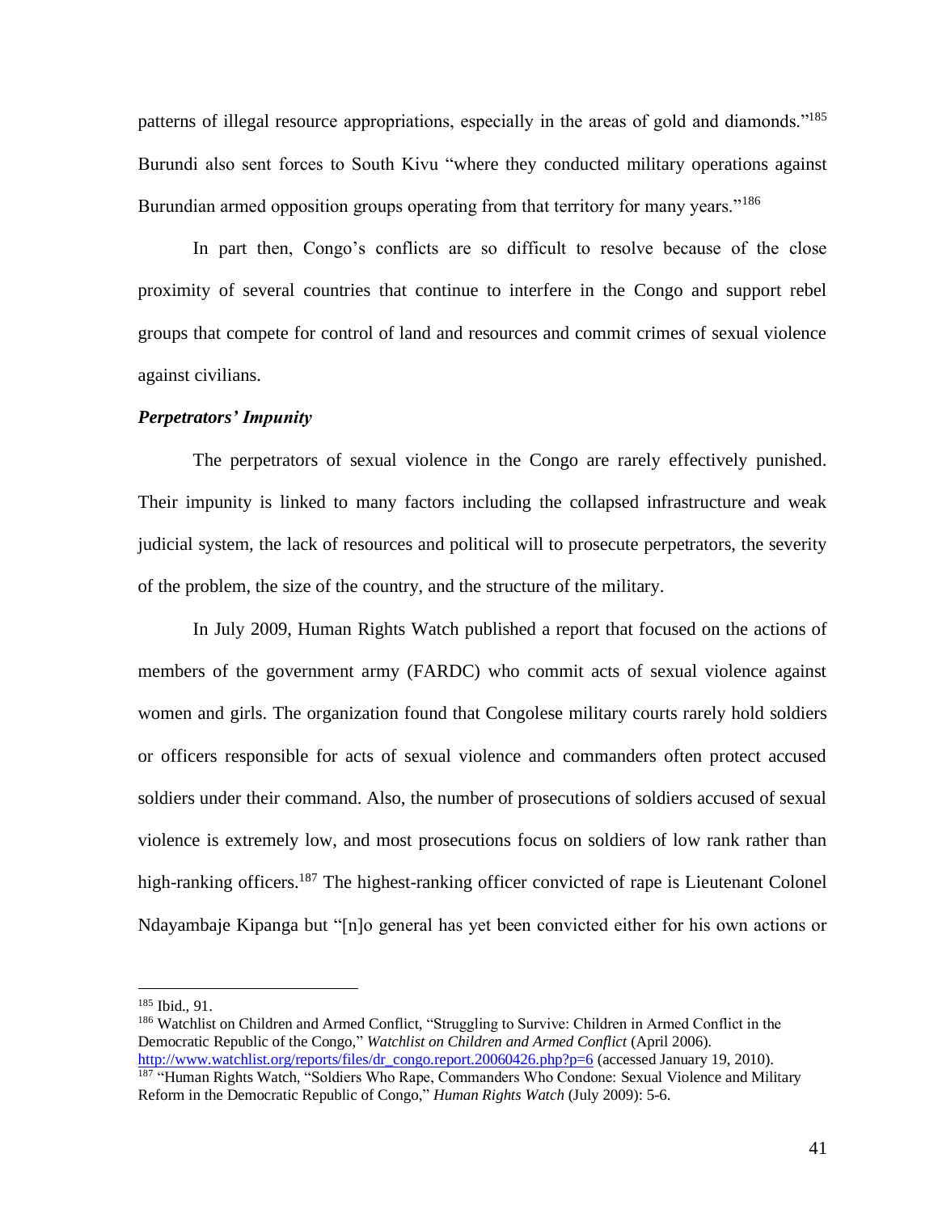patterns of illegal resource appropriations, especially in the areas of gold and diamonds."[185] Burundi also sent forces to South Kivu "where they conducted military operations against Burundian armed opposition groups operating from that territory for many years."[186]

In part then, Congo's conflicts are so difficult to resolve because of the close proximity of several countries that continue to interfere in the Congo and support rebel groups that compete for control of land and resources and commit crimes of sexual violence against civilians.

***Perpetrators' Impunity***

The perpetrators of sexual violence in the Congo are rarely effectively punished. Their impunity is linked to many factors including the collapsed infrastructure and weak judicial system, the lack of resources and political will to prosecute perpetrators, the severity of the problem, the size of the country, and the structure of the military.

In July 2009, Human Rights Watch published a report that focused on the actions of members of the government army (FARDC) who commit acts of sexual violence against women and girls. The organization found that Congolese military courts rarely hold soldiers or officers responsible for acts of sexual violence and commanders often protect accused soldiers under their command. Also, the number of prosecutions of soldiers accused of sexual violence is extremely low, and most prosecutions focus on soldiers of low rank rather than high-ranking officers.[187] The highest-ranking officer convicted of rape is Lieutenant Colonel Ndayambaje Kipanga but "[n]o general has yet been convicted either for his own actions or

---

[185] Ibid., 91.

[186] Watchlist on Children and Armed Conflict, "Struggling to Survive: Children in Armed Conflict in the Democratic Republic of the Congo," *Watchlist on Children and Armed Conflict* (April 2006). http://www.watchlist.org/reports/files/dr_congo.report.20060426.php?p=6 (accessed January 19, 2010).

[187] "Human Rights Watch, "Soldiers Who Rape, Commanders Who Condone: Sexual Violence and Military Reform in the Democratic Republic of Congo," *Human Rights Watch* (July 2009): 5-6.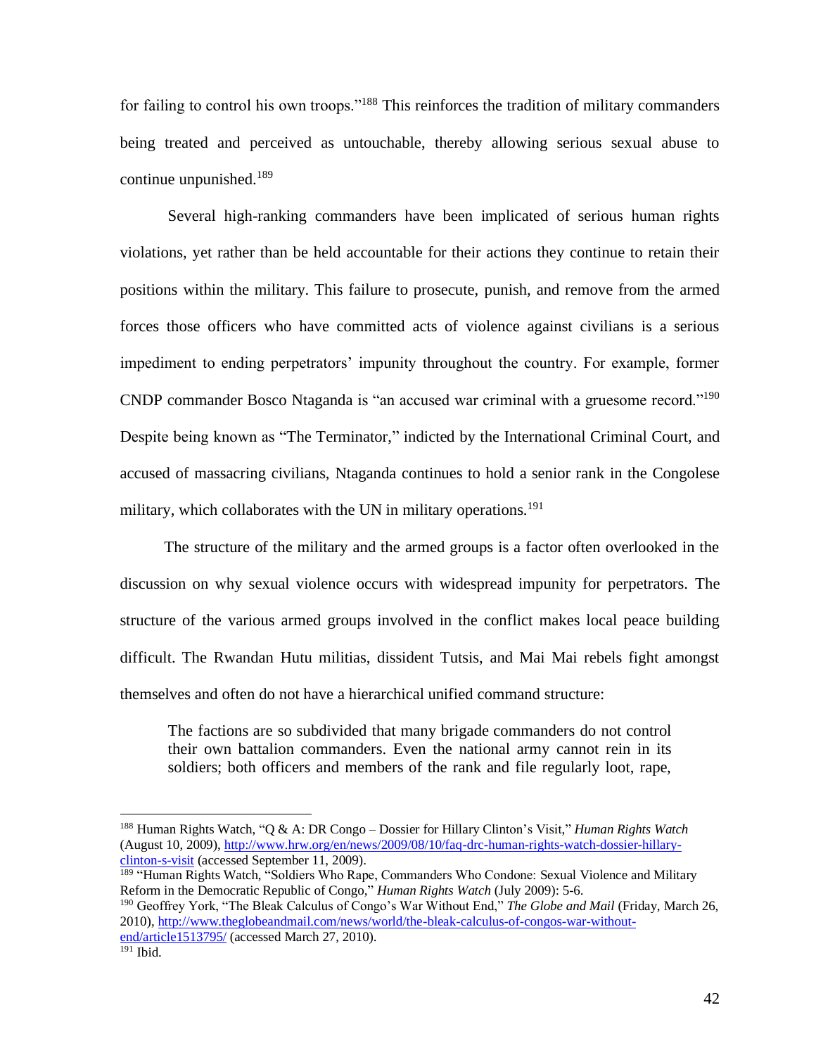for failing to control his own troops."[188] This reinforces the tradition of military commanders being treated and perceived as untouchable, thereby allowing serious sexual abuse to continue unpunished.[189]

Several high-ranking commanders have been implicated of serious human rights violations, yet rather than be held accountable for their actions they continue to retain their positions within the military. This failure to prosecute, punish, and remove from the armed forces those officers who have committed acts of violence against civilians is a serious impediment to ending perpetrators' impunity throughout the country. For example, former CNDP commander Bosco Ntaganda is "an accused war criminal with a gruesome record."[190] Despite being known as "The Terminator," indicted by the International Criminal Court, and accused of massacring civilians, Ntaganda continues to hold a senior rank in the Congolese military, which collaborates with the UN in military operations.[191]

The structure of the military and the armed groups is a factor often overlooked in the discussion on why sexual violence occurs with widespread impunity for perpetrators. The structure of the various armed groups involved in the conflict makes local peace building difficult. The Rwandan Hutu militias, dissident Tutsis, and Mai Mai rebels fight amongst themselves and often do not have a hierarchical unified command structure:

> The factions are so subdivided that many brigade commanders do not control their own battalion commanders. Even the national army cannot rein in its soldiers; both officers and members of the rank and file regularly loot, rape,

---

[188] Human Rights Watch, "Q & A: DR Congo – Dossier for Hillary Clinton's Visit," *Human Rights Watch* (August 10, 2009), http://www.hrw.org/en/news/2009/08/10/faq-drc-human-rights-watch-dossier-hillary-clinton-s-visit (accessed September 11, 2009).

[189] "Human Rights Watch, "Soldiers Who Rape, Commanders Who Condone: Sexual Violence and Military Reform in the Democratic Republic of Congo," *Human Rights Watch* (July 2009): 5-6.

[190] Geoffrey York, "The Bleak Calculus of Congo's War Without End," *The Globe and Mail* (Friday, March 26, 2010), http://www.theglobeandmail.com/news/world/the-bleak-calculus-of-congos-war-without-end/article1513795/ (accessed March 27, 2010).

[191] Ibid.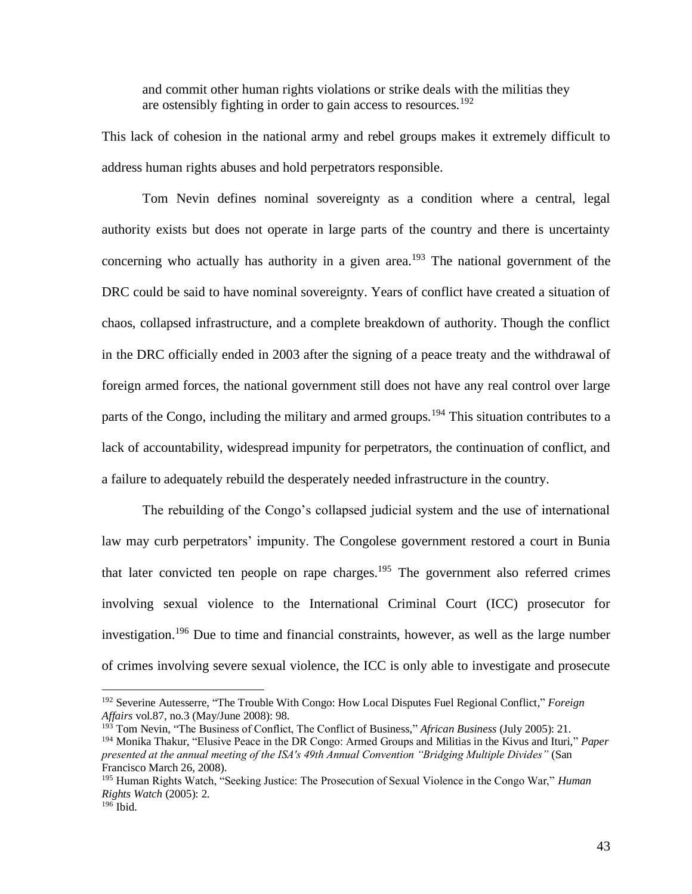> and commit other human rights violations or strike deals with the militias they are ostensibly fighting in order to gain access to resources.[192]

This lack of cohesion in the national army and rebel groups makes it extremely difficult to address human rights abuses and hold perpetrators responsible.

Tom Nevin defines nominal sovereignty as a condition where a central, legal authority exists but does not operate in large parts of the country and there is uncertainty concerning who actually has authority in a given area.[193] The national government of the DRC could be said to have nominal sovereignty. Years of conflict have created a situation of chaos, collapsed infrastructure, and a complete breakdown of authority. Though the conflict in the DRC officially ended in 2003 after the signing of a peace treaty and the withdrawal of foreign armed forces, the national government still does not have any real control over large parts of the Congo, including the military and armed groups.[194] This situation contributes to a lack of accountability, widespread impunity for perpetrators, the continuation of conflict, and a failure to adequately rebuild the desperately needed infrastructure in the country.

The rebuilding of the Congo's collapsed judicial system and the use of international law may curb perpetrators' impunity. The Congolese government restored a court in Bunia that later convicted ten people on rape charges.[195] The government also referred crimes involving sexual violence to the International Criminal Court (ICC) prosecutor for investigation.[196] Due to time and financial constraints, however, as well as the large number of crimes involving severe sexual violence, the ICC is only able to investigate and prosecute

---

[192] Severine Autesserre, "The Trouble With Congo: How Local Disputes Fuel Regional Conflict," *Foreign Affairs* vol.87, no.3 (May/June 2008): 98.

[193] Tom Nevin, "The Business of Conflict, The Conflict of Business," *African Business* (July 2005): 21.

[194] Monika Thakur, "Elusive Peace in the DR Congo: Armed Groups and Militias in the Kivus and Ituri," *Paper presented at the annual meeting of the ISA's 49th Annual Convention "Bridging Multiple Divides"* (San Francisco March 26, 2008).

[195] Human Rights Watch, "Seeking Justice: The Prosecution of Sexual Violence in the Congo War," *Human Rights Watch* (2005): 2.

[196] Ibid.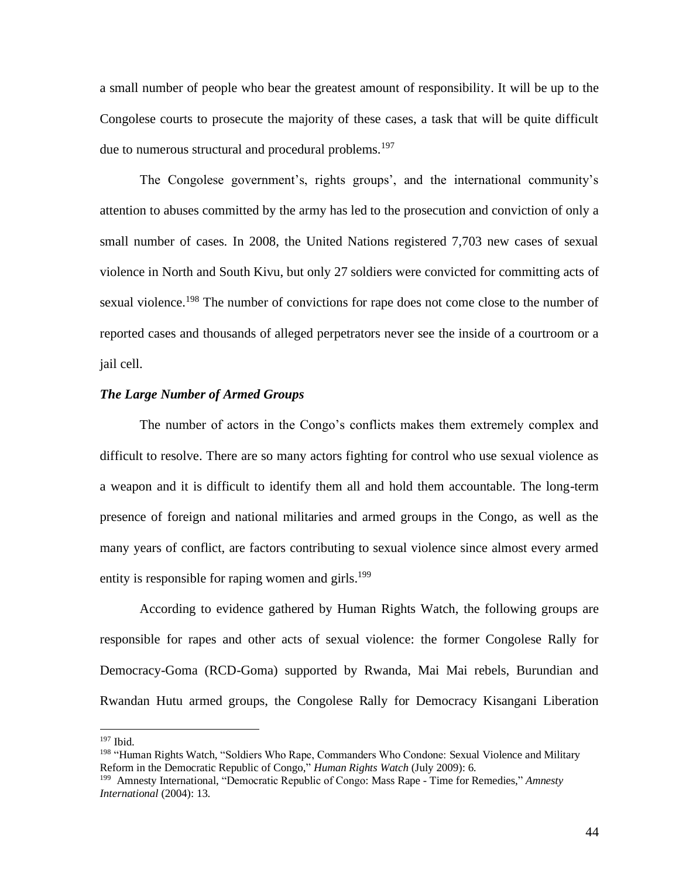a small number of people who bear the greatest amount of responsibility. It will be up to the Congolese courts to prosecute the majority of these cases, a task that will be quite difficult due to numerous structural and procedural problems.[197]

The Congolese government's, rights groups', and the international community's attention to abuses committed by the army has led to the prosecution and conviction of only a small number of cases. In 2008, the United Nations registered 7,703 new cases of sexual violence in North and South Kivu, but only 27 soldiers were convicted for committing acts of sexual violence.[198] The number of convictions for rape does not come close to the number of reported cases and thousands of alleged perpetrators never see the inside of a courtroom or a jail cell.

### *The Large Number of Armed Groups*

The number of actors in the Congo's conflicts makes them extremely complex and difficult to resolve. There are so many actors fighting for control who use sexual violence as a weapon and it is difficult to identify them all and hold them accountable. The long-term presence of foreign and national militaries and armed groups in the Congo, as well as the many years of conflict, are factors contributing to sexual violence since almost every armed entity is responsible for raping women and girls.[199]

According to evidence gathered by Human Rights Watch, the following groups are responsible for rapes and other acts of sexual violence: the former Congolese Rally for Democracy-Goma (RCD-Goma) supported by Rwanda, Mai Mai rebels, Burundian and Rwandan Hutu armed groups, the Congolese Rally for Democracy Kisangani Liberation

---

[197] Ibid.

[198] "Human Rights Watch, "Soldiers Who Rape, Commanders Who Condone: Sexual Violence and Military Reform in the Democratic Republic of Congo," *Human Rights Watch* (July 2009): 6.

[199] Amnesty International, "Democratic Republic of Congo: Mass Rape - Time for Remedies," *Amnesty International* (2004): 13.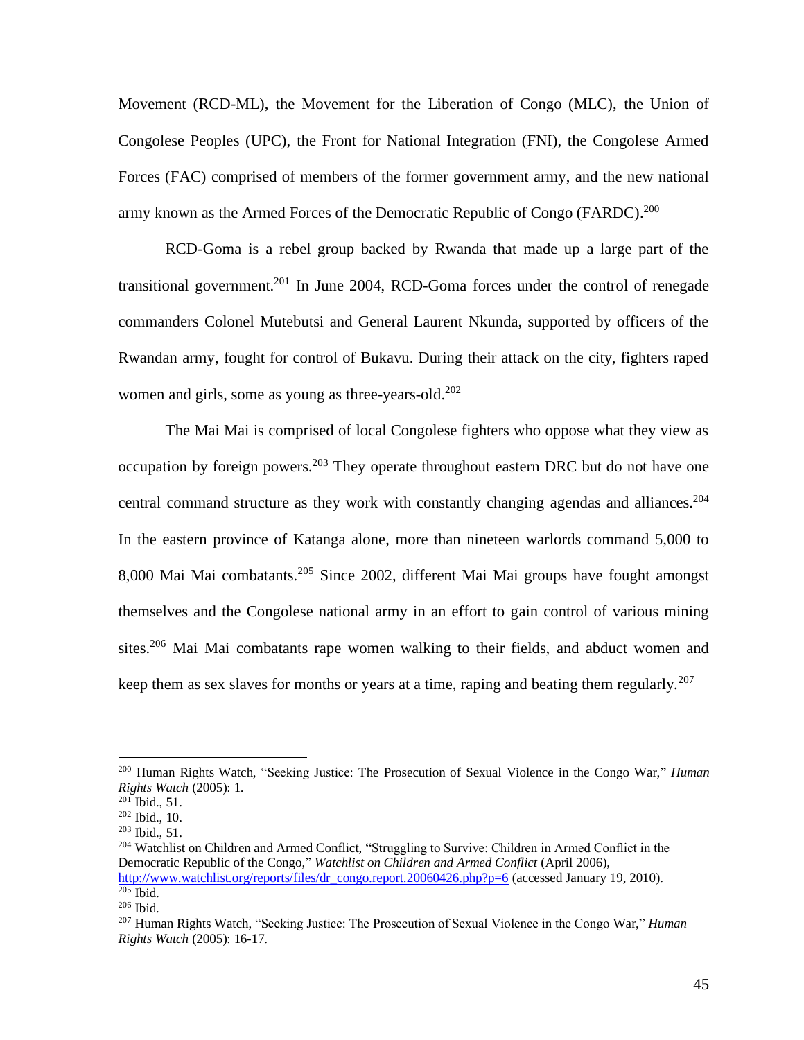Movement (RCD-ML), the Movement for the Liberation of Congo (MLC), the Union of Congolese Peoples (UPC), the Front for National Integration (FNI), the Congolese Armed Forces (FAC) comprised of members of the former government army, and the new national army known as the Armed Forces of the Democratic Republic of Congo (FARDC).[200]

RCD-Goma is a rebel group backed by Rwanda that made up a large part of the transitional government.[201] In June 2004, RCD-Goma forces under the control of renegade commanders Colonel Mutebutsi and General Laurent Nkunda, supported by officers of the Rwandan army, fought for control of Bukavu. During their attack on the city, fighters raped women and girls, some as young as three-years-old.[202]

The Mai Mai is comprised of local Congolese fighters who oppose what they view as occupation by foreign powers.[203] They operate throughout eastern DRC but do not have one central command structure as they work with constantly changing agendas and alliances.[204] In the eastern province of Katanga alone, more than nineteen warlords command 5,000 to 8,000 Mai Mai combatants.[205] Since 2002, different Mai Mai groups have fought amongst themselves and the Congolese national army in an effort to gain control of various mining sites.[206] Mai Mai combatants rape women walking to their fields, and abduct women and keep them as sex slaves for months or years at a time, raping and beating them regularly.[207]

---

[200] Human Rights Watch, "Seeking Justice: The Prosecution of Sexual Violence in the Congo War," *Human Rights Watch* (2005): 1.
[201] Ibid., 51.
[202] Ibid., 10.
[203] Ibid., 51.
[204] Watchlist on Children and Armed Conflict, "Struggling to Survive: Children in Armed Conflict in the Democratic Republic of the Congo," *Watchlist on Children and Armed Conflict* (April 2006), http://www.watchlist.org/reports/files/dr_congo.report.20060426.php?p=6 (accessed January 19, 2010).
[205] Ibid.
[206] Ibid.
[207] Human Rights Watch, "Seeking Justice: The Prosecution of Sexual Violence in the Congo War," *Human Rights Watch* (2005): 16-17.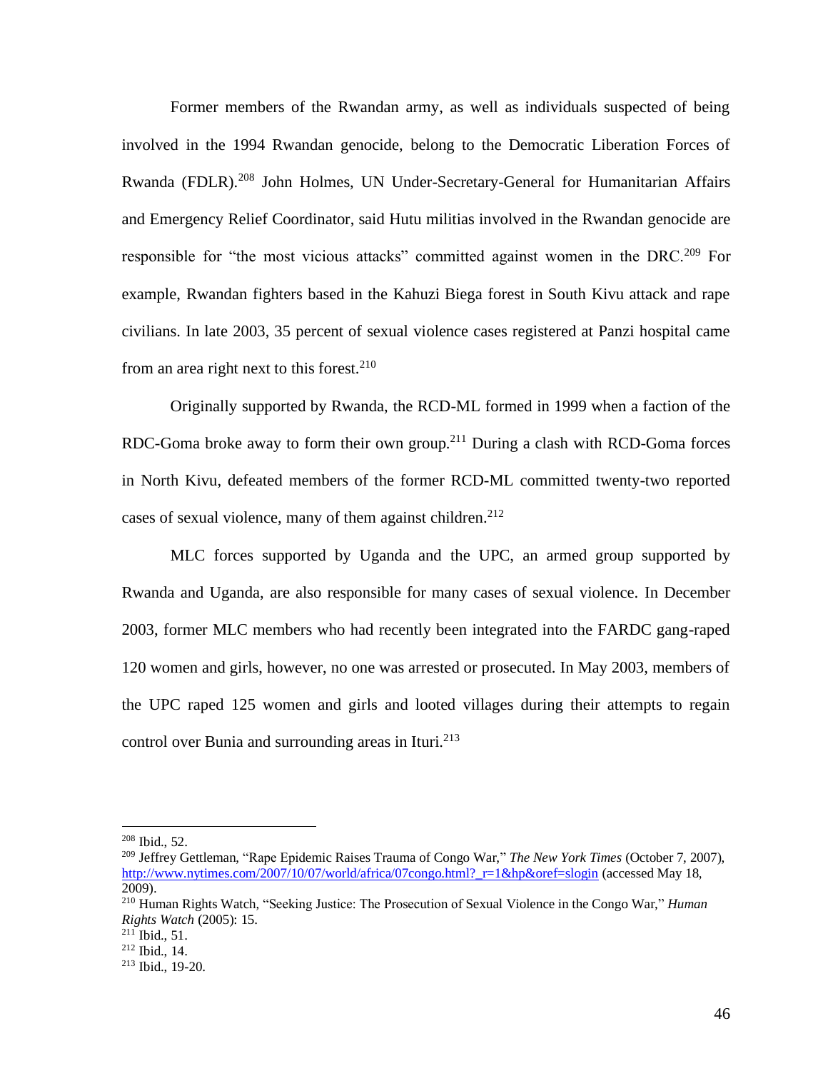Former members of the Rwandan army, as well as individuals suspected of being involved in the 1994 Rwandan genocide, belong to the Democratic Liberation Forces of Rwanda (FDLR).[208] John Holmes, UN Under-Secretary-General for Humanitarian Affairs and Emergency Relief Coordinator, said Hutu militias involved in the Rwandan genocide are responsible for "the most vicious attacks" committed against women in the DRC.[209] For example, Rwandan fighters based in the Kahuzi Biega forest in South Kivu attack and rape civilians. In late 2003, 35 percent of sexual violence cases registered at Panzi hospital came from an area right next to this forest.[210]

Originally supported by Rwanda, the RCD-ML formed in 1999 when a faction of the RDC-Goma broke away to form their own group.[211] During a clash with RCD-Goma forces in North Kivu, defeated members of the former RCD-ML committed twenty-two reported cases of sexual violence, many of them against children.[212]

MLC forces supported by Uganda and the UPC, an armed group supported by Rwanda and Uganda, are also responsible for many cases of sexual violence. In December 2003, former MLC members who had recently been integrated into the FARDC gang-raped 120 women and girls, however, no one was arrested or prosecuted. In May 2003, members of the UPC raped 125 women and girls and looted villages during their attempts to regain control over Bunia and surrounding areas in Ituri.[213]

---

[208] Ibid., 52.

[209] Jeffrey Gettleman, "Rape Epidemic Raises Trauma of Congo War," *The New York Times* (October 7, 2007), http://www.nytimes.com/2007/10/07/world/africa/07congo.html?_r=1&hp&oref=slogin (accessed May 18, 2009).

[210] Human Rights Watch, "Seeking Justice: The Prosecution of Sexual Violence in the Congo War," *Human Rights Watch* (2005): 15.

[211] Ibid., 51.

[212] Ibid., 14.

[213] Ibid., 19-20.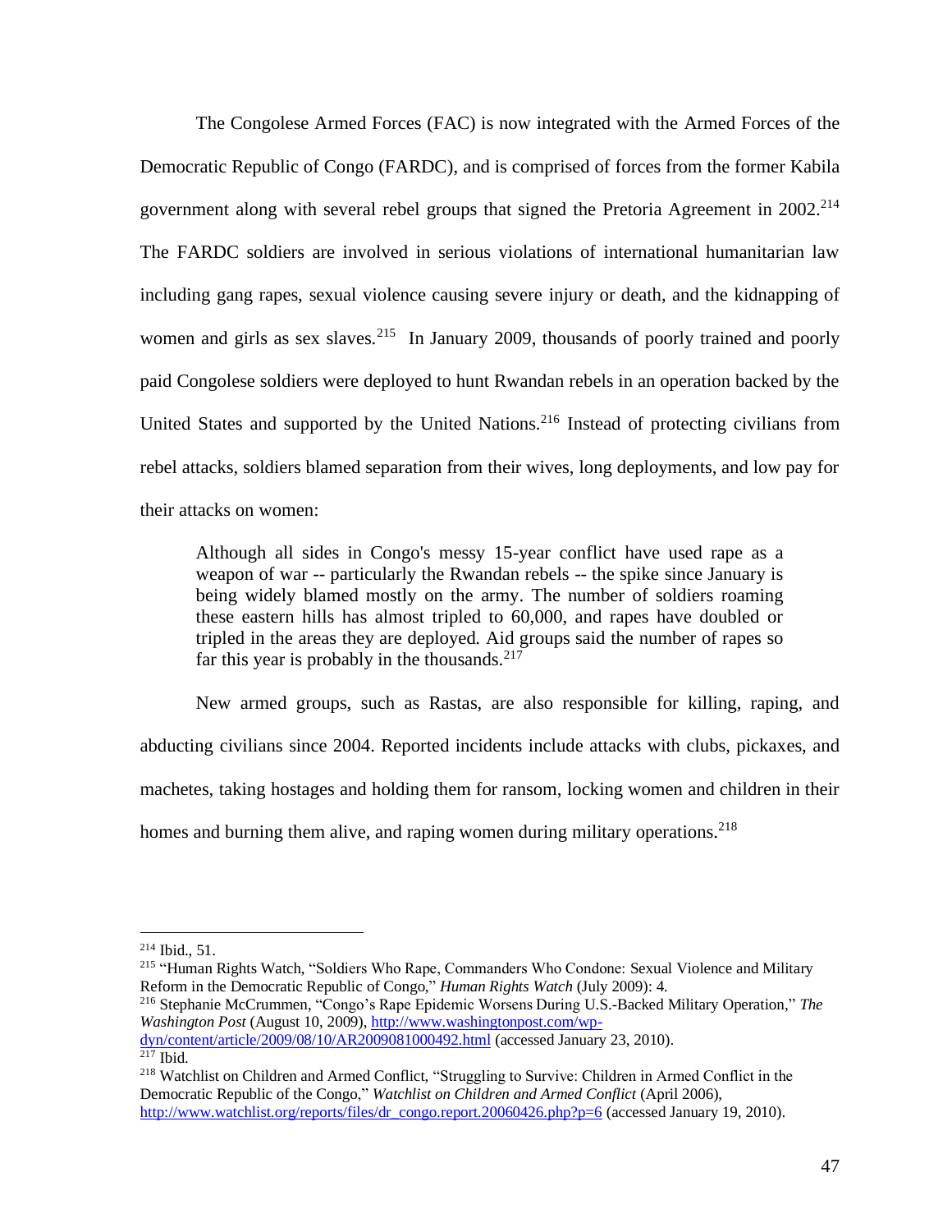The Congolese Armed Forces (FAC) is now integrated with the Armed Forces of the Democratic Republic of Congo (FARDC), and is comprised of forces from the former Kabila government along with several rebel groups that signed the Pretoria Agreement in 2002.[214] The FARDC soldiers are involved in serious violations of international humanitarian law including gang rapes, sexual violence causing severe injury or death, and the kidnapping of women and girls as sex slaves.[215] In January 2009, thousands of poorly trained and poorly paid Congolese soldiers were deployed to hunt Rwandan rebels in an operation backed by the United States and supported by the United Nations.[216] Instead of protecting civilians from rebel attacks, soldiers blamed separation from their wives, long deployments, and low pay for their attacks on women:

> Although all sides in Congo's messy 15-year conflict have used rape as a weapon of war -- particularly the Rwandan rebels -- the spike since January is being widely blamed mostly on the army. The number of soldiers roaming these eastern hills has almost tripled to 60,000, and rapes have doubled or tripled in the areas they are deployed. Aid groups said the number of rapes so far this year is probably in the thousands.[217]

New armed groups, such as Rastas, are also responsible for killing, raping, and abducting civilians since 2004. Reported incidents include attacks with clubs, pickaxes, and machetes, taking hostages and holding them for ransom, locking women and children in their homes and burning them alive, and raping women during military operations.[218]

---

[214] Ibid., 51.

[215] "Human Rights Watch, "Soldiers Who Rape, Commanders Who Condone: Sexual Violence and Military Reform in the Democratic Republic of Congo," *Human Rights Watch* (July 2009): 4.

[216] Stephanie McCrummen, "Congo's Rape Epidemic Worsens During U.S.-Backed Military Operation," *The Washington Post* (August 10, 2009), http://www.washingtonpost.com/wp-dyn/content/article/2009/08/10/AR2009081000492.html (accessed January 23, 2010).

[217] Ibid.

[218] Watchlist on Children and Armed Conflict, "Struggling to Survive: Children in Armed Conflict in the Democratic Republic of the Congo," *Watchlist on Children and Armed Conflict* (April 2006), http://www.watchlist.org/reports/files/dr_congo.report.20060426.php?p=6 (accessed January 19, 2010).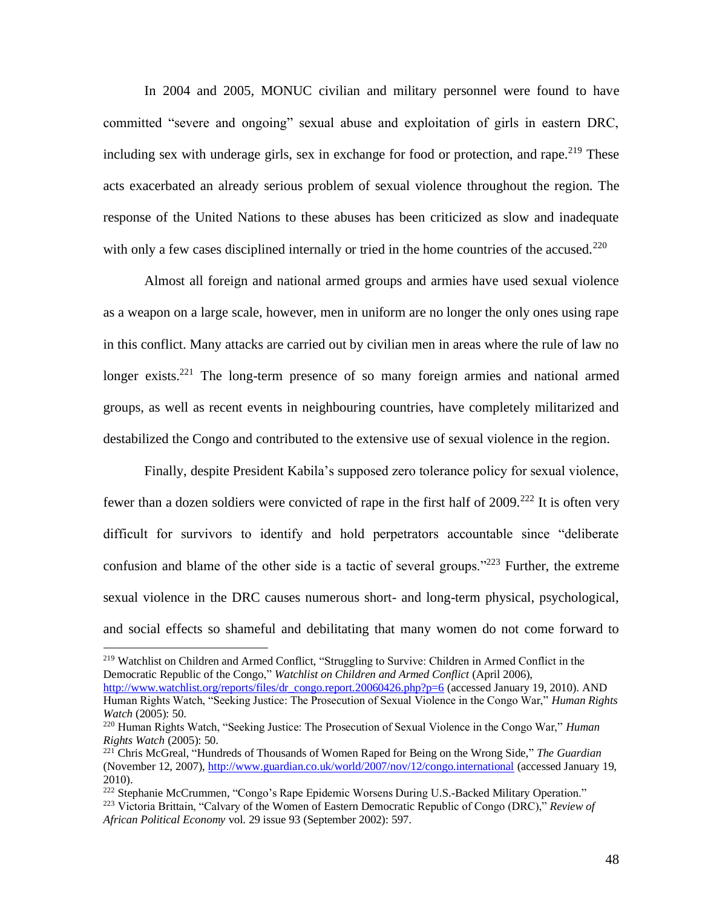In 2004 and 2005, MONUC civilian and military personnel were found to have committed "severe and ongoing" sexual abuse and exploitation of girls in eastern DRC, including sex with underage girls, sex in exchange for food or protection, and rape.[219] These acts exacerbated an already serious problem of sexual violence throughout the region. The response of the United Nations to these abuses has been criticized as slow and inadequate with only a few cases disciplined internally or tried in the home countries of the accused.[220]

Almost all foreign and national armed groups and armies have used sexual violence as a weapon on a large scale, however, men in uniform are no longer the only ones using rape in this conflict. Many attacks are carried out by civilian men in areas where the rule of law no longer exists.[221] The long-term presence of so many foreign armies and national armed groups, as well as recent events in neighbouring countries, have completely militarized and destabilized the Congo and contributed to the extensive use of sexual violence in the region.

Finally, despite President Kabila's supposed zero tolerance policy for sexual violence, fewer than a dozen soldiers were convicted of rape in the first half of 2009.[222] It is often very difficult for survivors to identify and hold perpetrators accountable since "deliberate confusion and blame of the other side is a tactic of several groups."[223] Further, the extreme sexual violence in the DRC causes numerous short- and long-term physical, psychological, and social effects so shameful and debilitating that many women do not come forward to

---

[219] Watchlist on Children and Armed Conflict, "Struggling to Survive: Children in Armed Conflict in the Democratic Republic of the Congo," *Watchlist on Children and Armed Conflict* (April 2006), http://www.watchlist.org/reports/files/dr_congo.report.20060426.php?p=6 (accessed January 19, 2010). AND Human Rights Watch, "Seeking Justice: The Prosecution of Sexual Violence in the Congo War," *Human Rights Watch* (2005): 50.

[220] Human Rights Watch, "Seeking Justice: The Prosecution of Sexual Violence in the Congo War," *Human Rights Watch* (2005): 50.

[221] Chris McGreal, "Hundreds of Thousands of Women Raped for Being on the Wrong Side," *The Guardian* (November 12, 2007), http://www.guardian.co.uk/world/2007/nov/12/congo.international (accessed January 19, 2010).

[222] Stephanie McCrummen, "Congo's Rape Epidemic Worsens During U.S.-Backed Military Operation."

[223] Victoria Brittain, "Calvary of the Women of Eastern Democratic Republic of Congo (DRC)," *Review of African Political Economy* vol. 29 issue 93 (September 2002): 597.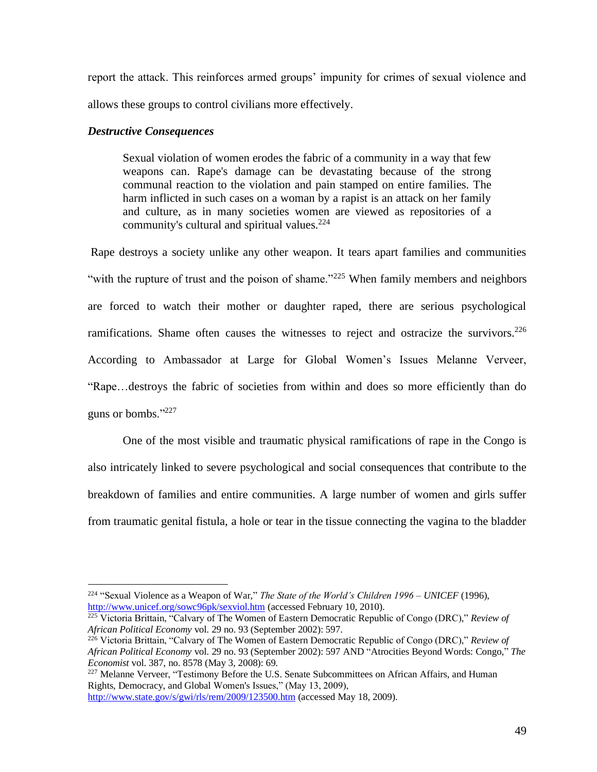report the attack. This reinforces armed groups' impunity for crimes of sexual violence and allows these groups to control civilians more effectively.

***Destructive Consequences***

> Sexual violation of women erodes the fabric of a community in a way that few weapons can. Rape's damage can be devastating because of the strong communal reaction to the violation and pain stamped on entire families. The harm inflicted in such cases on a woman by a rapist is an attack on her family and culture, as in many societies women are viewed as repositories of a community's cultural and spiritual values.[224]

Rape destroys a society unlike any other weapon. It tears apart families and communities "with the rupture of trust and the poison of shame."[225] When family members and neighbors are forced to watch their mother or daughter raped, there are serious psychological ramifications. Shame often causes the witnesses to reject and ostracize the survivors.[226] According to Ambassador at Large for Global Women's Issues Melanne Verveer, "Rape…destroys the fabric of societies from within and does so more efficiently than do guns or bombs."[227]

One of the most visible and traumatic physical ramifications of rape in the Congo is also intricately linked to severe psychological and social consequences that contribute to the breakdown of families and entire communities. A large number of women and girls suffer from traumatic genital fistula, a hole or tear in the tissue connecting the vagina to the bladder

---

[224] "Sexual Violence as a Weapon of War," *The State of the World's Children 1996 – UNICEF* (1996), http://www.unicef.org/sowc96pk/sexviol.htm (accessed February 10, 2010).

[225] Victoria Brittain, "Calvary of The Women of Eastern Democratic Republic of Congo (DRC)," *Review of African Political Economy* vol. 29 no. 93 (September 2002): 597.

[226] Victoria Brittain, "Calvary of The Women of Eastern Democratic Republic of Congo (DRC)," *Review of African Political Economy* vol. 29 no. 93 (September 2002): 597 AND "Atrocities Beyond Words: Congo," *The Economist* vol. 387, no. 8578 (May 3, 2008): 69.

[227] Melanne Verveer, "Testimony Before the U.S. Senate Subcommittees on African Affairs, and Human Rights, Democracy, and Global Women's Issues," (May 13, 2009), http://www.state.gov/s/gwi/rls/rem/2009/123500.htm (accessed May 18, 2009).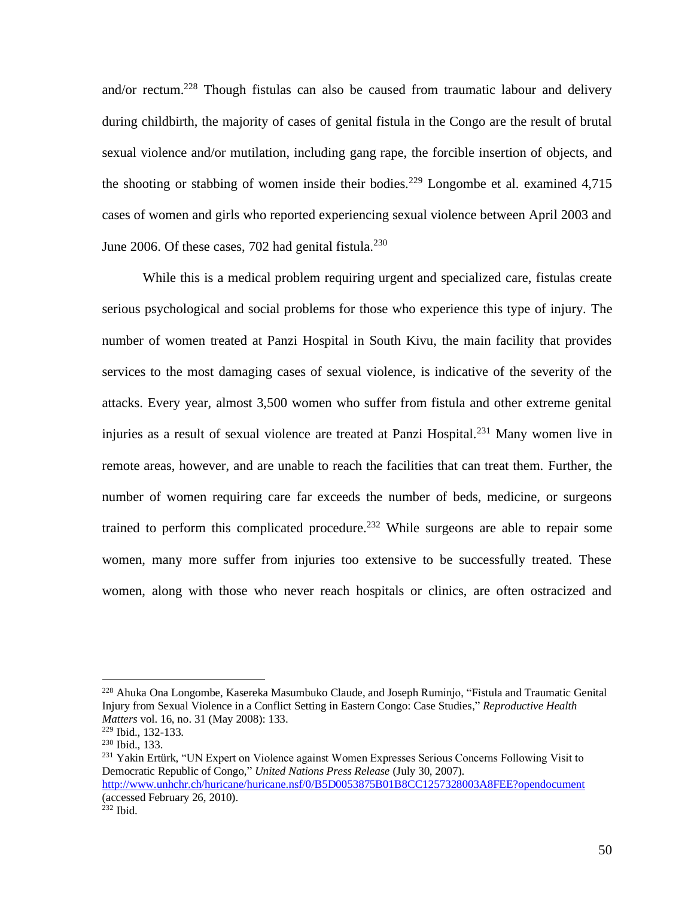and/or rectum.[228] Though fistulas can also be caused from traumatic labour and delivery during childbirth, the majority of cases of genital fistula in the Congo are the result of brutal sexual violence and/or mutilation, including gang rape, the forcible insertion of objects, and the shooting or stabbing of women inside their bodies.[229] Longombe et al. examined 4,715 cases of women and girls who reported experiencing sexual violence between April 2003 and June 2006. Of these cases, 702 had genital fistula.[230]

While this is a medical problem requiring urgent and specialized care, fistulas create serious psychological and social problems for those who experience this type of injury. The number of women treated at Panzi Hospital in South Kivu, the main facility that provides services to the most damaging cases of sexual violence, is indicative of the severity of the attacks. Every year, almost 3,500 women who suffer from fistula and other extreme genital injuries as a result of sexual violence are treated at Panzi Hospital.[231] Many women live in remote areas, however, and are unable to reach the facilities that can treat them. Further, the number of women requiring care far exceeds the number of beds, medicine, or surgeons trained to perform this complicated procedure.[232] While surgeons are able to repair some women, many more suffer from injuries too extensive to be successfully treated. These women, along with those who never reach hospitals or clinics, are often ostracized and

---

[228] Ahuka Ona Longombe, Kasereka Masumbuko Claude, and Joseph Ruminjo, "Fistula and Traumatic Genital Injury from Sexual Violence in a Conflict Setting in Eastern Congo: Case Studies," *Reproductive Health Matters* vol. 16, no. 31 (May 2008): 133.

[229] Ibid., 132-133.

[230] Ibid., 133.

[231] Yakin Ertürk, "UN Expert on Violence against Women Expresses Serious Concerns Following Visit to Democratic Republic of Congo," *United Nations Press Release* (July 30, 2007). http://www.unhchr.ch/huricane/huricane.nsf/0/B5D0053875B01B8CC1257328003A8FEE?opendocument (accessed February 26, 2010).

[232] Ibid.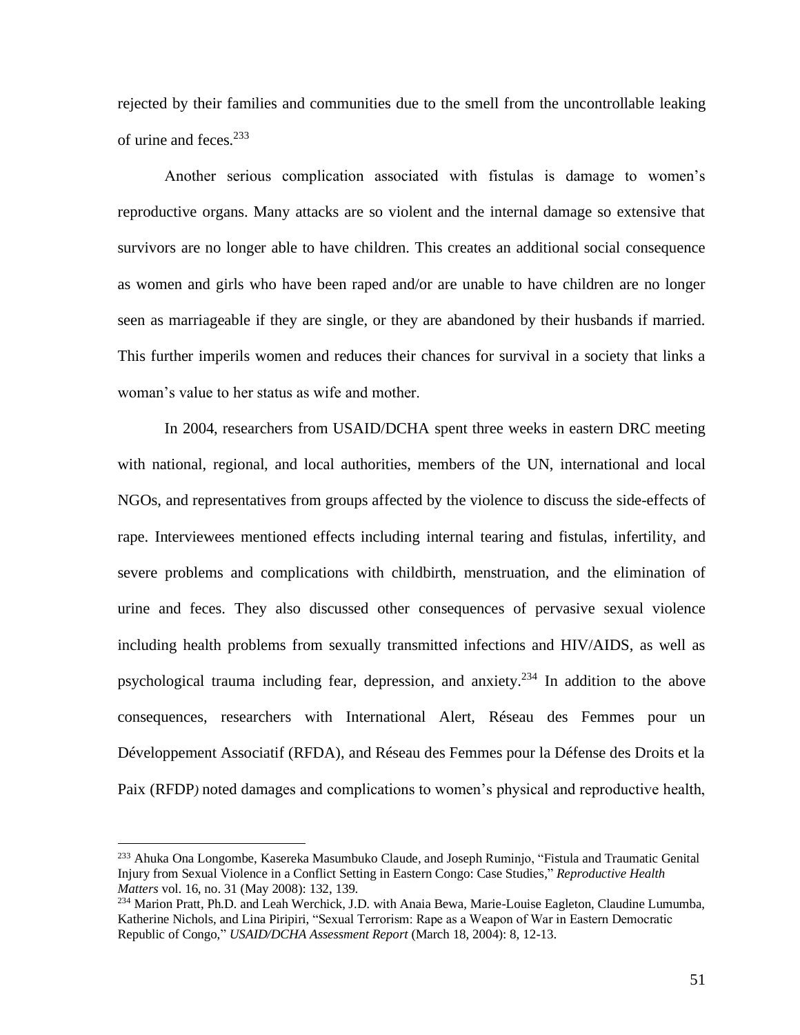rejected by their families and communities due to the smell from the uncontrollable leaking of urine and feces.[233]

Another serious complication associated with fistulas is damage to women's reproductive organs. Many attacks are so violent and the internal damage so extensive that survivors are no longer able to have children. This creates an additional social consequence as women and girls who have been raped and/or are unable to have children are no longer seen as marriageable if they are single, or they are abandoned by their husbands if married. This further imperils women and reduces their chances for survival in a society that links a woman's value to her status as wife and mother.

In 2004, researchers from USAID/DCHA spent three weeks in eastern DRC meeting with national, regional, and local authorities, members of the UN, international and local NGOs, and representatives from groups affected by the violence to discuss the side-effects of rape. Interviewees mentioned effects including internal tearing and fistulas, infertility, and severe problems and complications with childbirth, menstruation, and the elimination of urine and feces. They also discussed other consequences of pervasive sexual violence including health problems from sexually transmitted infections and HIV/AIDS, as well as psychological trauma including fear, depression, and anxiety.[234] In addition to the above consequences, researchers with International Alert, Réseau des Femmes pour un Développement Associatif (RFDA), and Réseau des Femmes pour la Défense des Droits et la Paix (RFDP*)* noted damages and complications to women's physical and reproductive health,

---

[233] Ahuka Ona Longombe, Kasereka Masumbuko Claude, and Joseph Ruminjo, "Fistula and Traumatic Genital Injury from Sexual Violence in a Conflict Setting in Eastern Congo: Case Studies," *Reproductive Health Matters* vol. 16, no. 31 (May 2008): 132, 139.

[234] Marion Pratt, Ph.D. and Leah Werchick, J.D. with Anaia Bewa, Marie-Louise Eagleton, Claudine Lumumba, Katherine Nichols, and Lina Piripiri, "Sexual Terrorism: Rape as a Weapon of War in Eastern Democratic Republic of Congo," *USAID/DCHA Assessment Report* (March 18, 2004): 8, 12-13.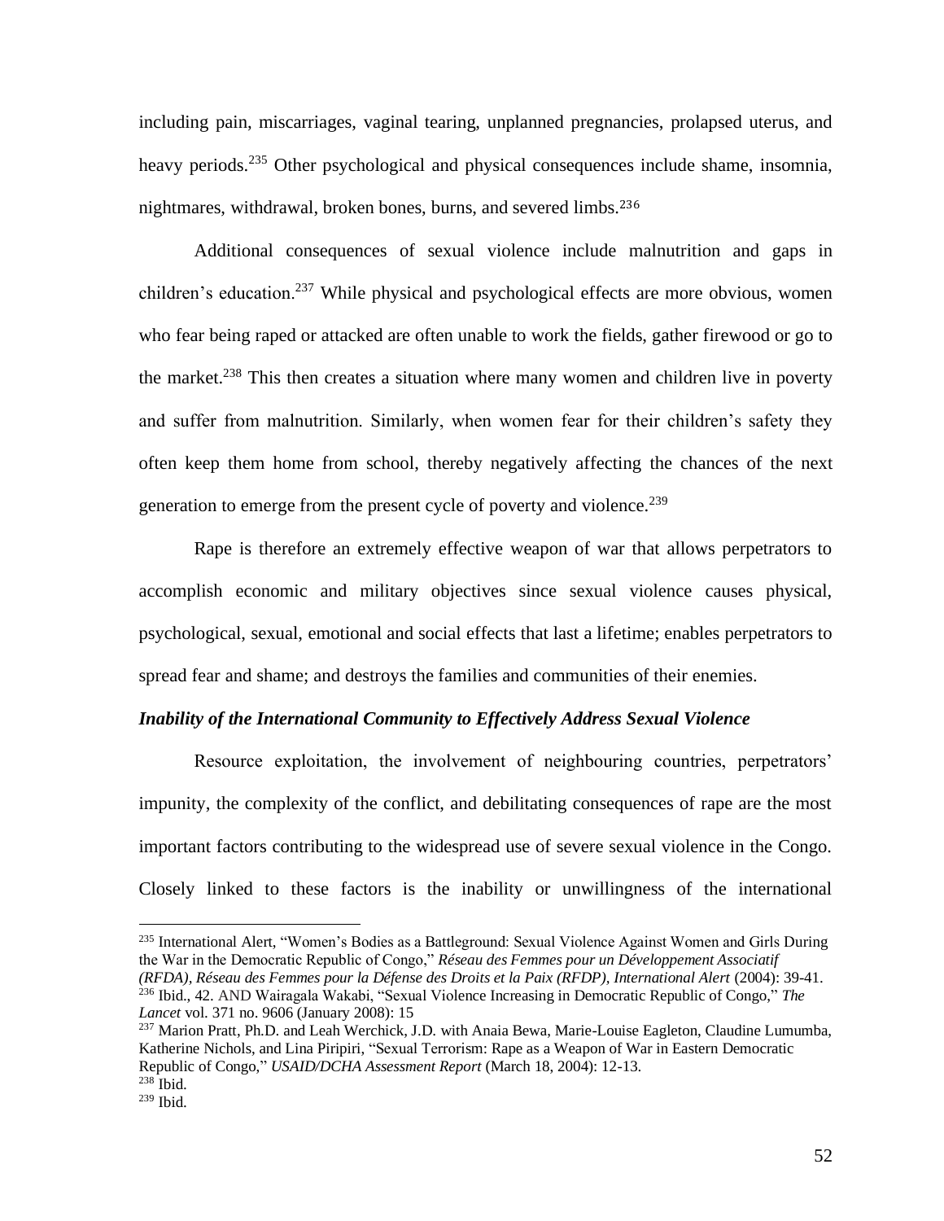including pain, miscarriages, vaginal tearing, unplanned pregnancies, prolapsed uterus, and heavy periods.[235] Other psychological and physical consequences include shame, insomnia, nightmares, withdrawal, broken bones, burns, and severed limbs.[236]

Additional consequences of sexual violence include malnutrition and gaps in children's education.[237] While physical and psychological effects are more obvious, women who fear being raped or attacked are often unable to work the fields, gather firewood or go to the market.[238] This then creates a situation where many women and children live in poverty and suffer from malnutrition. Similarly, when women fear for their children's safety they often keep them home from school, thereby negatively affecting the chances of the next generation to emerge from the present cycle of poverty and violence.[239]

Rape is therefore an extremely effective weapon of war that allows perpetrators to accomplish economic and military objectives since sexual violence causes physical, psychological, sexual, emotional and social effects that last a lifetime; enables perpetrators to spread fear and shame; and destroys the families and communities of their enemies.

***Inability of the International Community to Effectively Address Sexual Violence***

Resource exploitation, the involvement of neighbouring countries, perpetrators' impunity, the complexity of the conflict, and debilitating consequences of rape are the most important factors contributing to the widespread use of severe sexual violence in the Congo. Closely linked to these factors is the inability or unwillingness of the international

---

[235] International Alert, "Women's Bodies as a Battleground: Sexual Violence Against Women and Girls During the War in the Democratic Republic of Congo," *Réseau des Femmes pour un Développement Associatif (RFDA), Réseau des Femmes pour la Défense des Droits et la Paix (RFDP), International Alert* (2004): 39-41.

[236] Ibid., 42. AND Wairagala Wakabi, "Sexual Violence Increasing in Democratic Republic of Congo," *The Lancet* vol. 371 no. 9606 (January 2008): 15

[237] Marion Pratt, Ph.D. and Leah Werchick, J.D. with Anaia Bewa, Marie-Louise Eagleton, Claudine Lumumba, Katherine Nichols, and Lina Piripiri, "Sexual Terrorism: Rape as a Weapon of War in Eastern Democratic Republic of Congo," *USAID/DCHA Assessment Report* (March 18, 2004): 12-13.

[238] Ibid.

[239] Ibid.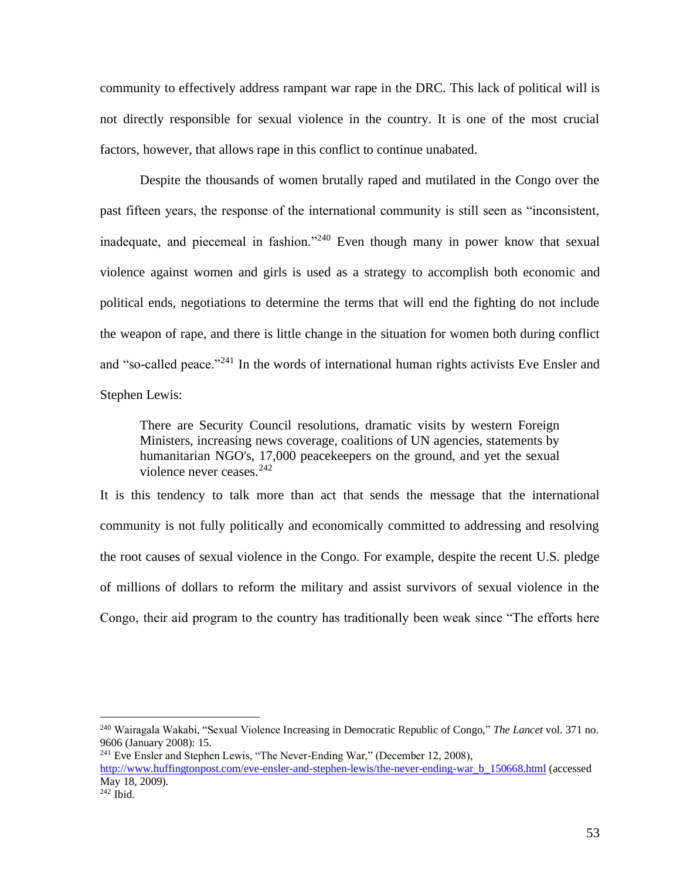community to effectively address rampant war rape in the DRC. This lack of political will is not directly responsible for sexual violence in the country. It is one of the most crucial factors, however, that allows rape in this conflict to continue unabated.

Despite the thousands of women brutally raped and mutilated in the Congo over the past fifteen years, the response of the international community is still seen as "inconsistent, inadequate, and piecemeal in fashion."[240] Even though many in power know that sexual violence against women and girls is used as a strategy to accomplish both economic and political ends, negotiations to determine the terms that will end the fighting do not include the weapon of rape, and there is little change in the situation for women both during conflict and "so-called peace."[241] In the words of international human rights activists Eve Ensler and Stephen Lewis:

> There are Security Council resolutions, dramatic visits by western Foreign Ministers, increasing news coverage, coalitions of UN agencies, statements by humanitarian NGO's, 17,000 peacekeepers on the ground, and yet the sexual violence never ceases.[242]

It is this tendency to talk more than act that sends the message that the international community is not fully politically and economically committed to addressing and resolving the root causes of sexual violence in the Congo. For example, despite the recent U.S. pledge of millions of dollars to reform the military and assist survivors of sexual violence in the Congo, their aid program to the country has traditionally been weak since "The efforts here

---

[240] Wairagala Wakabi, "Sexual Violence Increasing in Democratic Republic of Congo," *The Lancet* vol. 371 no. 9606 (January 2008): 15.

[241] Eve Ensler and Stephen Lewis, "The Never-Ending War," (December 12, 2008), http://www.huffingtonpost.com/eve-ensler-and-stephen-lewis/the-never-ending-war_b_150668.html (accessed May 18, 2009).

[242] Ibid.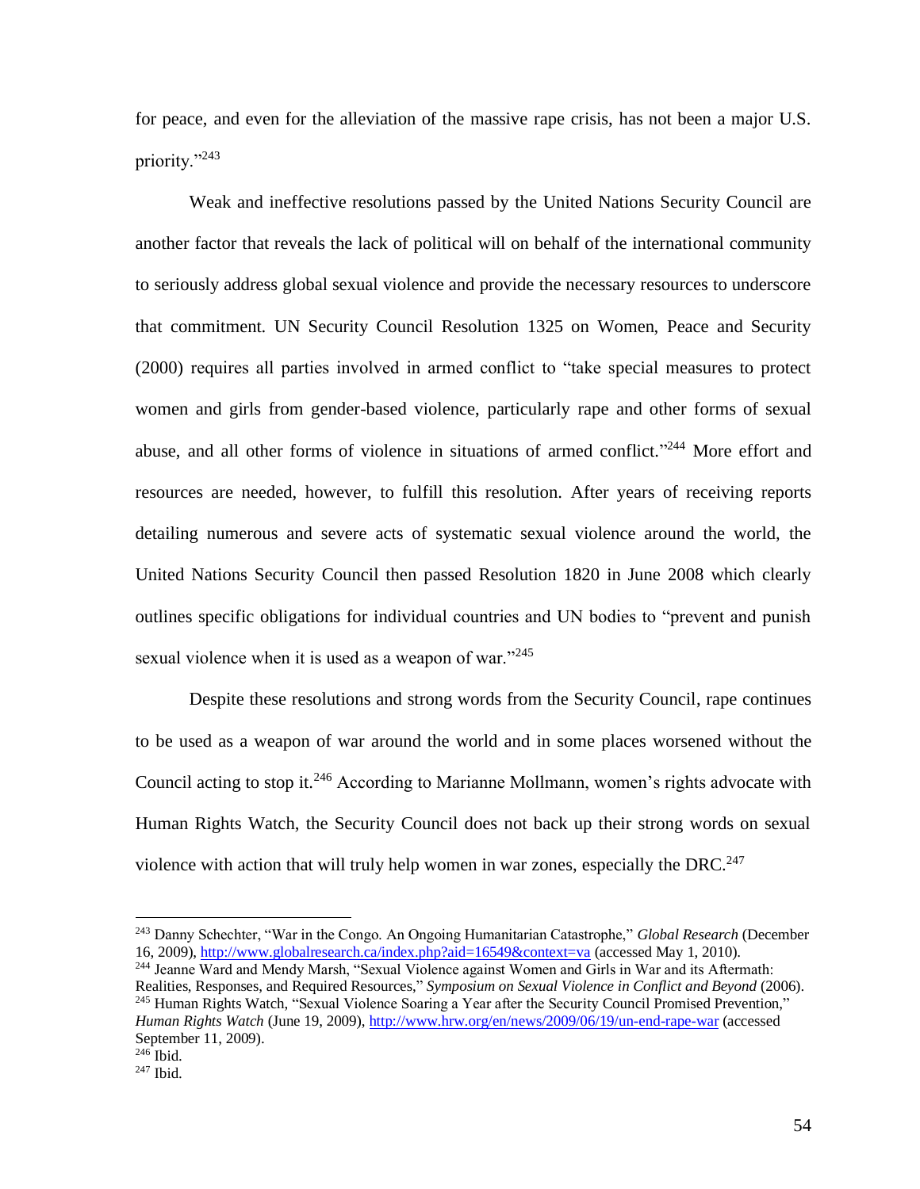for peace, and even for the alleviation of the massive rape crisis, has not been a major U.S. priority."[243]

Weak and ineffective resolutions passed by the United Nations Security Council are another factor that reveals the lack of political will on behalf of the international community to seriously address global sexual violence and provide the necessary resources to underscore that commitment. UN Security Council Resolution 1325 on Women, Peace and Security (2000) requires all parties involved in armed conflict to "take special measures to protect women and girls from gender-based violence, particularly rape and other forms of sexual abuse, and all other forms of violence in situations of armed conflict."[244] More effort and resources are needed, however, to fulfill this resolution. After years of receiving reports detailing numerous and severe acts of systematic sexual violence around the world, the United Nations Security Council then passed Resolution 1820 in June 2008 which clearly outlines specific obligations for individual countries and UN bodies to "prevent and punish sexual violence when it is used as a weapon of war."[245]

Despite these resolutions and strong words from the Security Council, rape continues to be used as a weapon of war around the world and in some places worsened without the Council acting to stop it.[246] According to Marianne Mollmann, women's rights advocate with Human Rights Watch, the Security Council does not back up their strong words on sexual violence with action that will truly help women in war zones, especially the DRC.[247]

---

[243] Danny Schechter, "War in the Congo. An Ongoing Humanitarian Catastrophe," *Global Research* (December 16, 2009), http://www.globalresearch.ca/index.php?aid=16549&context=va (accessed May 1, 2010).

[244] Jeanne Ward and Mendy Marsh, "Sexual Violence against Women and Girls in War and its Aftermath: Realities, Responses, and Required Resources," *Symposium on Sexual Violence in Conflict and Beyond* (2006).

[245] Human Rights Watch, "Sexual Violence Soaring a Year after the Security Council Promised Prevention," *Human Rights Watch* (June 19, 2009), http://www.hrw.org/en/news/2009/06/19/un-end-rape-war (accessed September 11, 2009).

[246] Ibid.

[247] Ibid.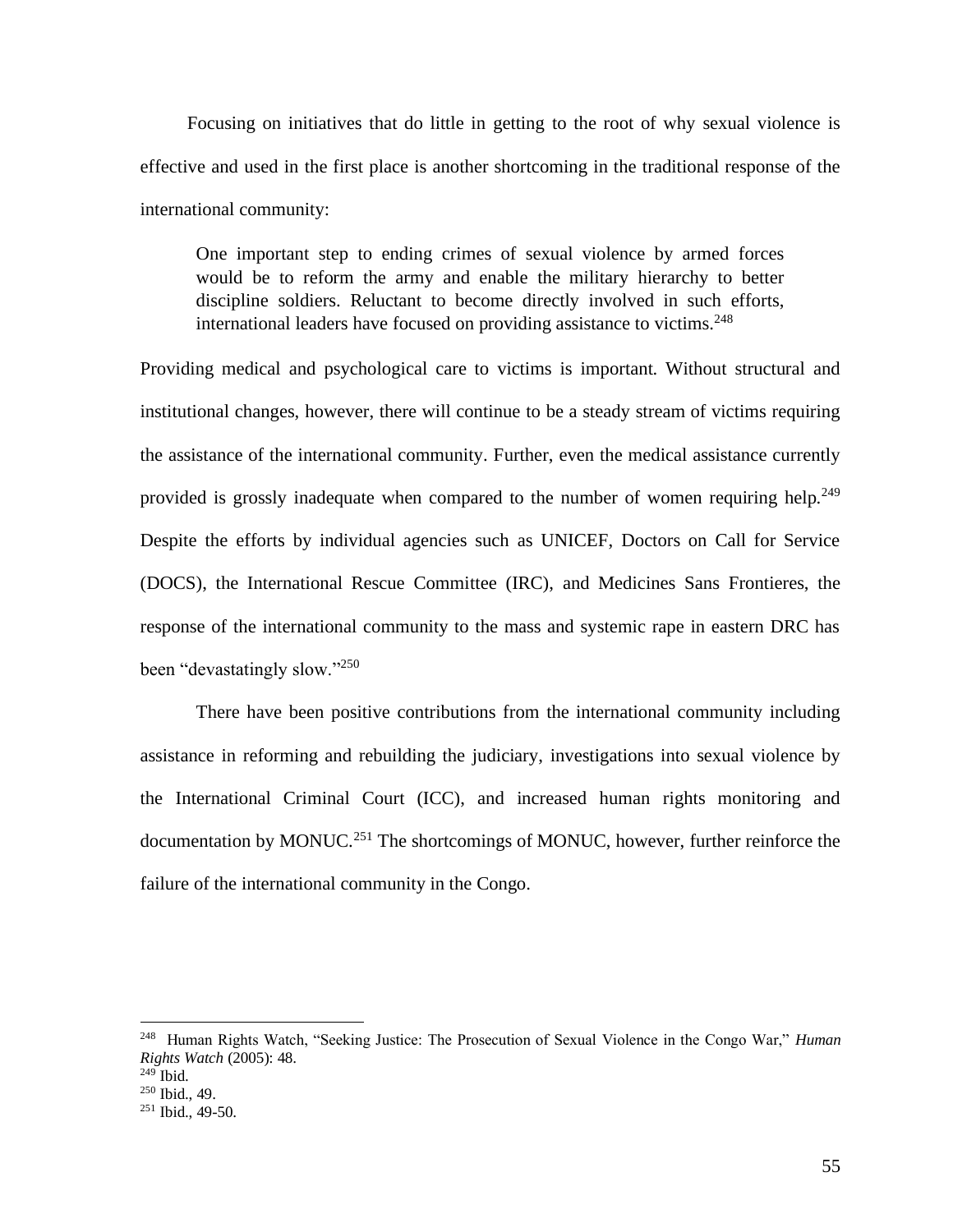Focusing on initiatives that do little in getting to the root of why sexual violence is effective and used in the first place is another shortcoming in the traditional response of the international community:

> One important step to ending crimes of sexual violence by armed forces would be to reform the army and enable the military hierarchy to better discipline soldiers. Reluctant to become directly involved in such efforts, international leaders have focused on providing assistance to victims.[248]

Providing medical and psychological care to victims is important. Without structural and institutional changes, however, there will continue to be a steady stream of victims requiring the assistance of the international community. Further, even the medical assistance currently provided is grossly inadequate when compared to the number of women requiring help.[249] Despite the efforts by individual agencies such as UNICEF, Doctors on Call for Service (DOCS), the International Rescue Committee (IRC), and Medicines Sans Frontieres, the response of the international community to the mass and systemic rape in eastern DRC has been "devastatingly slow."[250]

There have been positive contributions from the international community including assistance in reforming and rebuilding the judiciary, investigations into sexual violence by the International Criminal Court (ICC), and increased human rights monitoring and documentation by MONUC.[251] The shortcomings of MONUC, however, further reinforce the failure of the international community in the Congo.

---

[248] Human Rights Watch, "Seeking Justice: The Prosecution of Sexual Violence in the Congo War," *Human Rights Watch* (2005): 48.

[249] Ibid.

[250] Ibid., 49.

[251] Ibid., 49-50.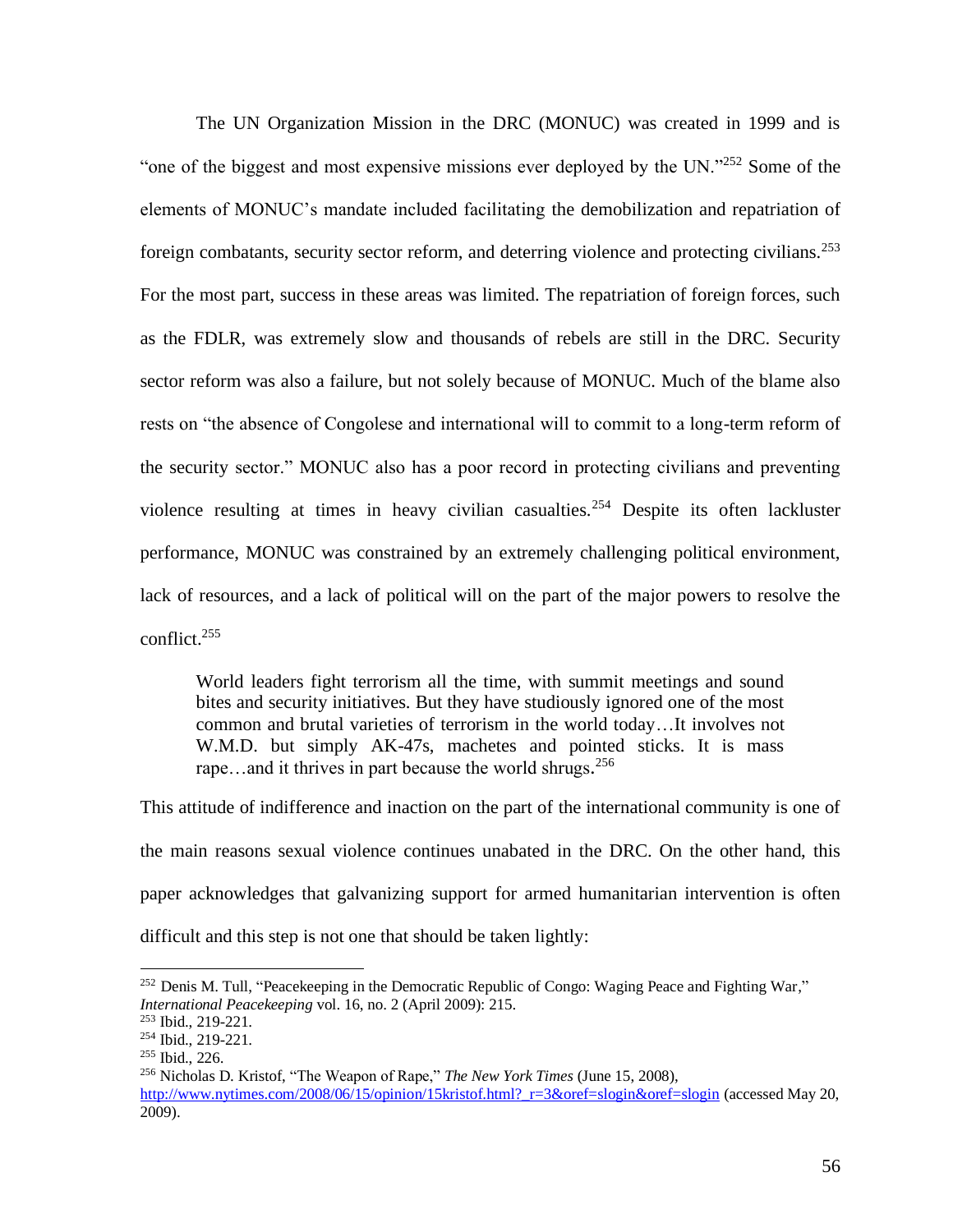The UN Organization Mission in the DRC (MONUC) was created in 1999 and is "one of the biggest and most expensive missions ever deployed by the UN."[252] Some of the elements of MONUC's mandate included facilitating the demobilization and repatriation of foreign combatants, security sector reform, and deterring violence and protecting civilians.[253] For the most part, success in these areas was limited. The repatriation of foreign forces, such as the FDLR, was extremely slow and thousands of rebels are still in the DRC. Security sector reform was also a failure, but not solely because of MONUC. Much of the blame also rests on "the absence of Congolese and international will to commit to a long-term reform of the security sector." MONUC also has a poor record in protecting civilians and preventing violence resulting at times in heavy civilian casualties.[254] Despite its often lackluster performance, MONUC was constrained by an extremely challenging political environment, lack of resources, and a lack of political will on the part of the major powers to resolve the conflict.[255]

> World leaders fight terrorism all the time, with summit meetings and sound bites and security initiatives. But they have studiously ignored one of the most common and brutal varieties of terrorism in the world today…It involves not W.M.D. but simply AK-47s, machetes and pointed sticks. It is mass rape…and it thrives in part because the world shrugs.[256]

This attitude of indifference and inaction on the part of the international community is one of the main reasons sexual violence continues unabated in the DRC. On the other hand, this paper acknowledges that galvanizing support for armed humanitarian intervention is often difficult and this step is not one that should be taken lightly:

---

[252] Denis M. Tull, "Peacekeeping in the Democratic Republic of Congo: Waging Peace and Fighting War," *International Peacekeeping* vol. 16, no. 2 (April 2009): 215.

[253] Ibid., 219-221.

[254] Ibid., 219-221.

[255] Ibid., 226.

[256] Nicholas D. Kristof, "The Weapon of Rape," *The New York Times* (June 15, 2008), http://www.nytimes.com/2008/06/15/opinion/15kristof.html?_r=3&oref=slogin&oref=slogin (accessed May 20, 2009).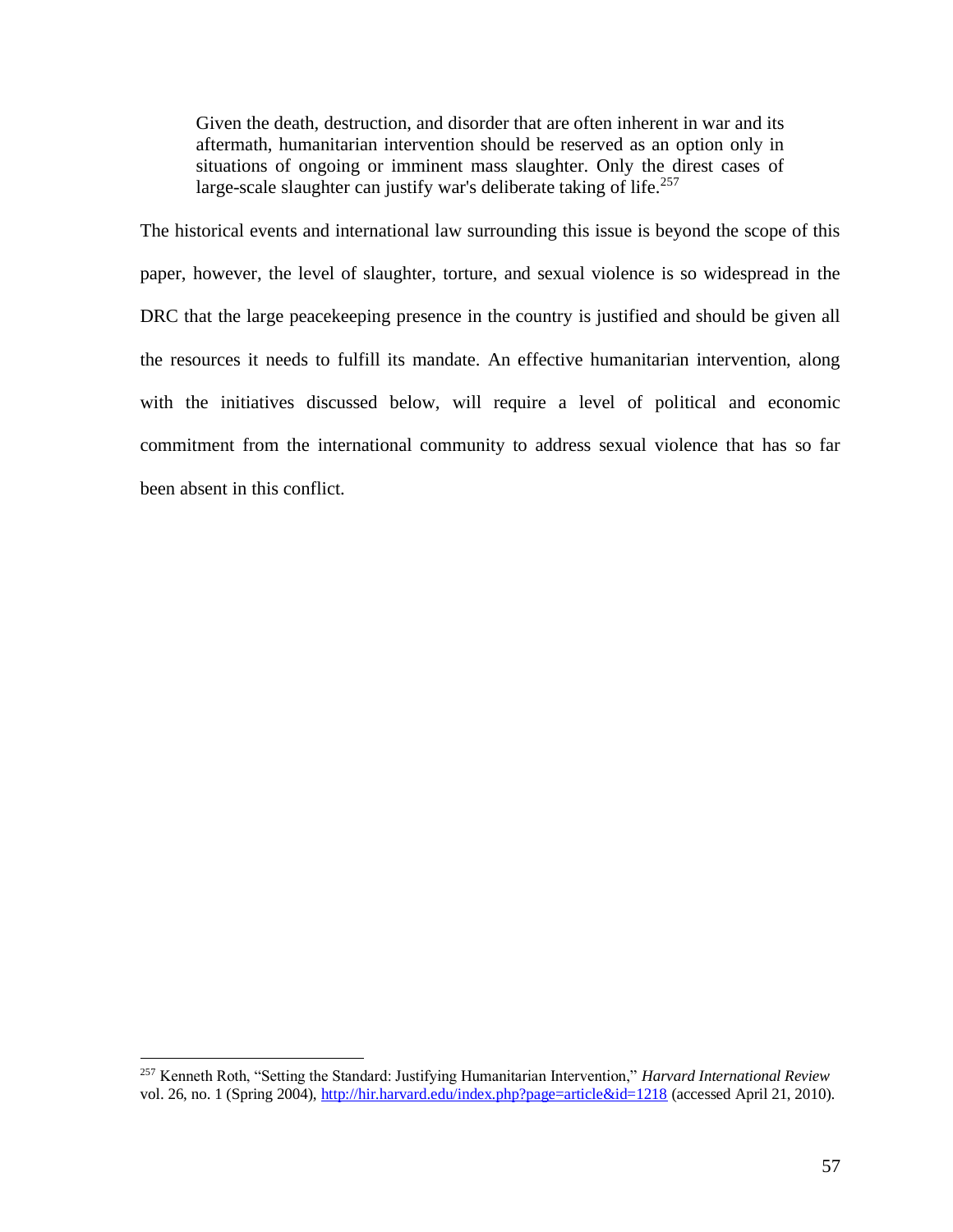> Given the death, destruction, and disorder that are often inherent in war and its aftermath, humanitarian intervention should be reserved as an option only in situations of ongoing or imminent mass slaughter. Only the direst cases of large-scale slaughter can justify war's deliberate taking of life.[257]

The historical events and international law surrounding this issue is beyond the scope of this paper, however, the level of slaughter, torture, and sexual violence is so widespread in the DRC that the large peacekeeping presence in the country is justified and should be given all the resources it needs to fulfill its mandate. An effective humanitarian intervention, along with the initiatives discussed below, will require a level of political and economic commitment from the international community to address sexual violence that has so far been absent in this conflict.

---

[257] Kenneth Roth, "Setting the Standard: Justifying Humanitarian Intervention," *Harvard International Review* vol. 26, no. 1 (Spring 2004), http://hir.harvard.edu/index.php?page=article&id=1218 (accessed April 21, 2010).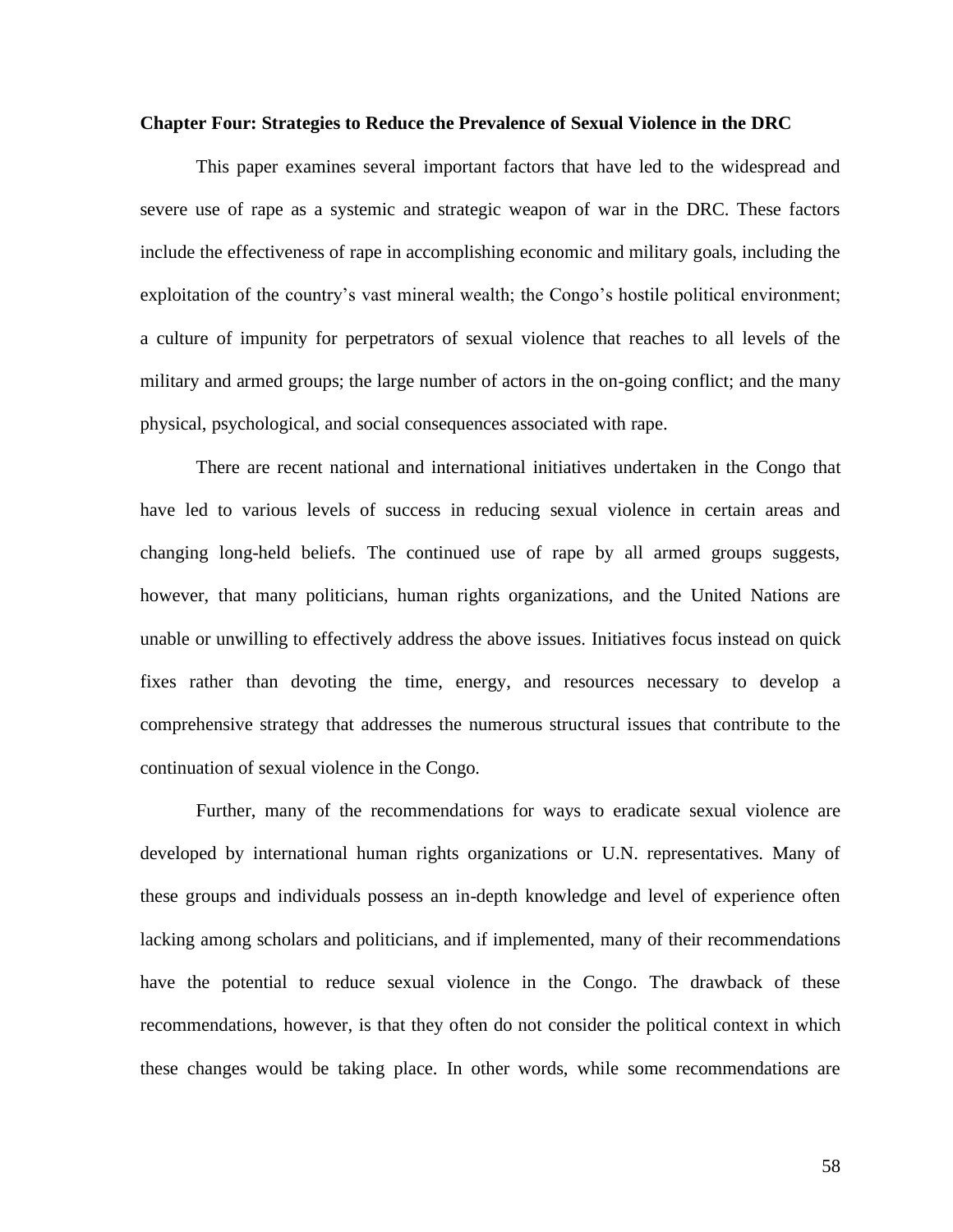**Chapter Four: Strategies to Reduce the Prevalence of Sexual Violence in the DRC**

This paper examines several important factors that have led to the widespread and severe use of rape as a systemic and strategic weapon of war in the DRC. These factors include the effectiveness of rape in accomplishing economic and military goals, including the exploitation of the country's vast mineral wealth; the Congo's hostile political environment; a culture of impunity for perpetrators of sexual violence that reaches to all levels of the military and armed groups; the large number of actors in the on-going conflict; and the many physical, psychological, and social consequences associated with rape.

There are recent national and international initiatives undertaken in the Congo that have led to various levels of success in reducing sexual violence in certain areas and changing long-held beliefs. The continued use of rape by all armed groups suggests, however, that many politicians, human rights organizations, and the United Nations are unable or unwilling to effectively address the above issues. Initiatives focus instead on quick fixes rather than devoting the time, energy, and resources necessary to develop a comprehensive strategy that addresses the numerous structural issues that contribute to the continuation of sexual violence in the Congo.

Further, many of the recommendations for ways to eradicate sexual violence are developed by international human rights organizations or U.N. representatives. Many of these groups and individuals possess an in-depth knowledge and level of experience often lacking among scholars and politicians, and if implemented, many of their recommendations have the potential to reduce sexual violence in the Congo. The drawback of these recommendations, however, is that they often do not consider the political context in which these changes would be taking place. In other words, while some recommendations are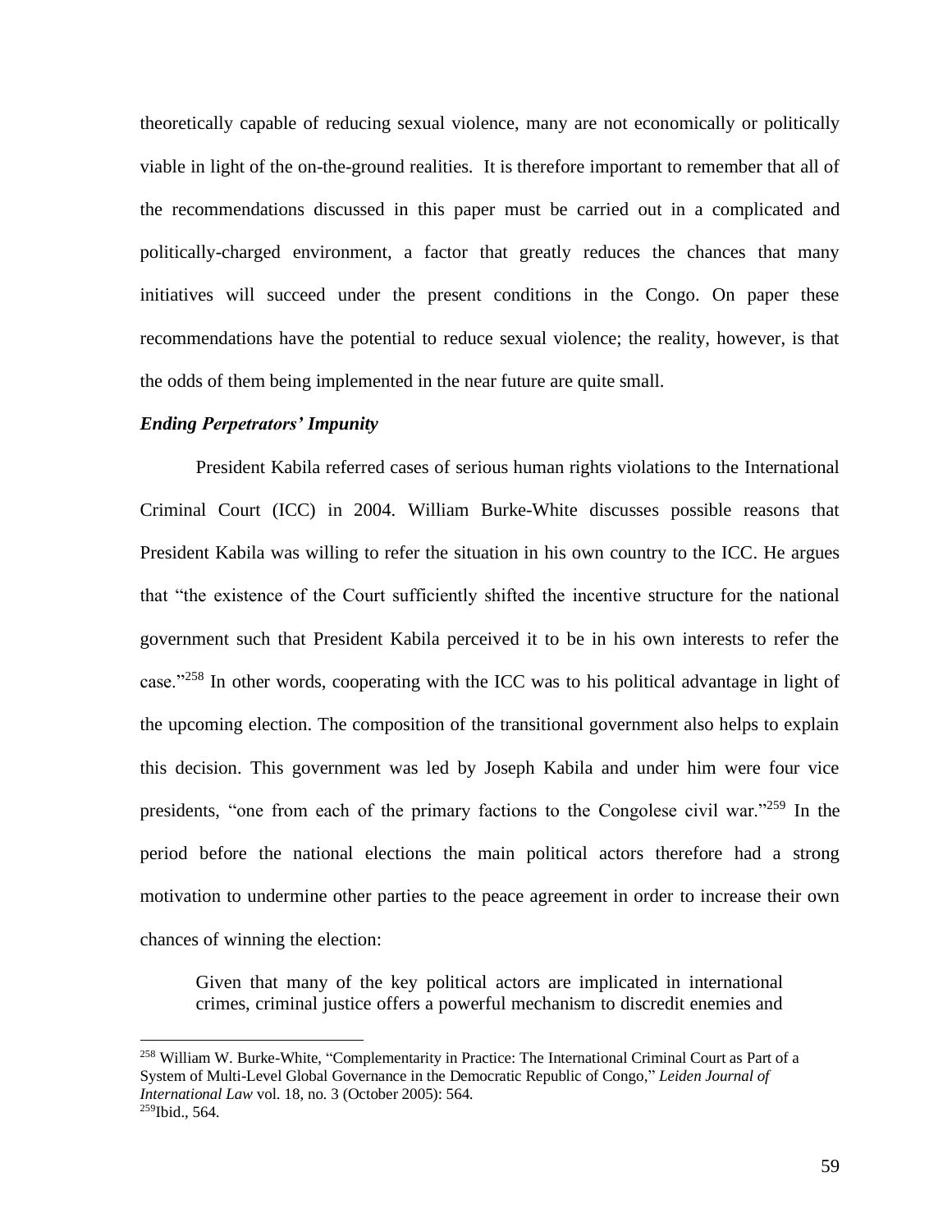theoretically capable of reducing sexual violence, many are not economically or politically viable in light of the on-the-ground realities. It is therefore important to remember that all of the recommendations discussed in this paper must be carried out in a complicated and politically-charged environment, a factor that greatly reduces the chances that many initiatives will succeed under the present conditions in the Congo. On paper these recommendations have the potential to reduce sexual violence; the reality, however, is that the odds of them being implemented in the near future are quite small.

***Ending Perpetrators' Impunity***

President Kabila referred cases of serious human rights violations to the International Criminal Court (ICC) in 2004. William Burke-White discusses possible reasons that President Kabila was willing to refer the situation in his own country to the ICC. He argues that "the existence of the Court sufficiently shifted the incentive structure for the national government such that President Kabila perceived it to be in his own interests to refer the case."[258] In other words, cooperating with the ICC was to his political advantage in light of the upcoming election. The composition of the transitional government also helps to explain this decision. This government was led by Joseph Kabila and under him were four vice presidents, "one from each of the primary factions to the Congolese civil war."[259] In the period before the national elections the main political actors therefore had a strong motivation to undermine other parties to the peace agreement in order to increase their own chances of winning the election:

> Given that many of the key political actors are implicated in international crimes, criminal justice offers a powerful mechanism to discredit enemies and

[258] William W. Burke-White, "Complementarity in Practice: The International Criminal Court as Part of a System of Multi-Level Global Governance in the Democratic Republic of Congo," *Leiden Journal of International Law* vol. 18, no. 3 (October 2005): 564.
[259] Ibid., 564.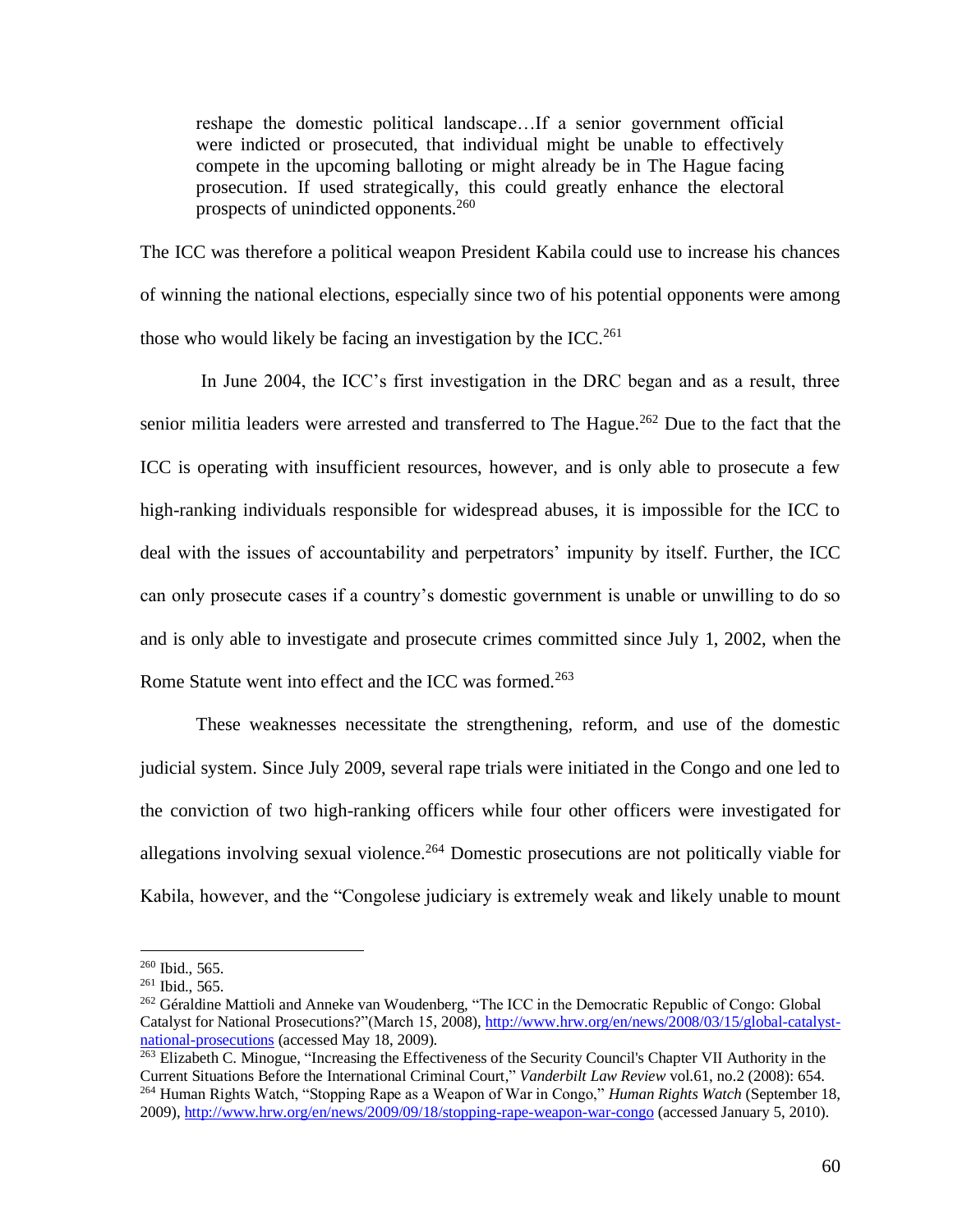> reshape the domestic political landscape…If a senior government official were indicted or prosecuted, that individual might be unable to effectively compete in the upcoming balloting or might already be in The Hague facing prosecution. If used strategically, this could greatly enhance the electoral prospects of unindicted opponents.[260]

The ICC was therefore a political weapon President Kabila could use to increase his chances of winning the national elections, especially since two of his potential opponents were among those who would likely be facing an investigation by the ICC.[261]

In June 2004, the ICC's first investigation in the DRC began and as a result, three senior militia leaders were arrested and transferred to The Hague.[262] Due to the fact that the ICC is operating with insufficient resources, however, and is only able to prosecute a few high-ranking individuals responsible for widespread abuses, it is impossible for the ICC to deal with the issues of accountability and perpetrators' impunity by itself. Further, the ICC can only prosecute cases if a country's domestic government is unable or unwilling to do so and is only able to investigate and prosecute crimes committed since July 1, 2002, when the Rome Statute went into effect and the ICC was formed.[263]

These weaknesses necessitate the strengthening, reform, and use of the domestic judicial system. Since July 2009, several rape trials were initiated in the Congo and one led to the conviction of two high-ranking officers while four other officers were investigated for allegations involving sexual violence.[264] Domestic prosecutions are not politically viable for Kabila, however, and the "Congolese judiciary is extremely weak and likely unable to mount

---

[260] Ibid., 565.

[261] Ibid., 565.

[262] Géraldine Mattioli and Anneke van Woudenberg, "The ICC in the Democratic Republic of Congo: Global Catalyst for National Prosecutions?"(March 15, 2008), http://www.hrw.org/en/news/2008/03/15/global-catalyst-national-prosecutions (accessed May 18, 2009).

[263] Elizabeth C. Minogue, "Increasing the Effectiveness of the Security Council's Chapter VII Authority in the Current Situations Before the International Criminal Court," *Vanderbilt Law Review* vol.61, no.2 (2008): 654.

[264] Human Rights Watch, "Stopping Rape as a Weapon of War in Congo," *Human Rights Watch* (September 18, 2009), http://www.hrw.org/en/news/2009/09/18/stopping-rape-weapon-war-congo (accessed January 5, 2010).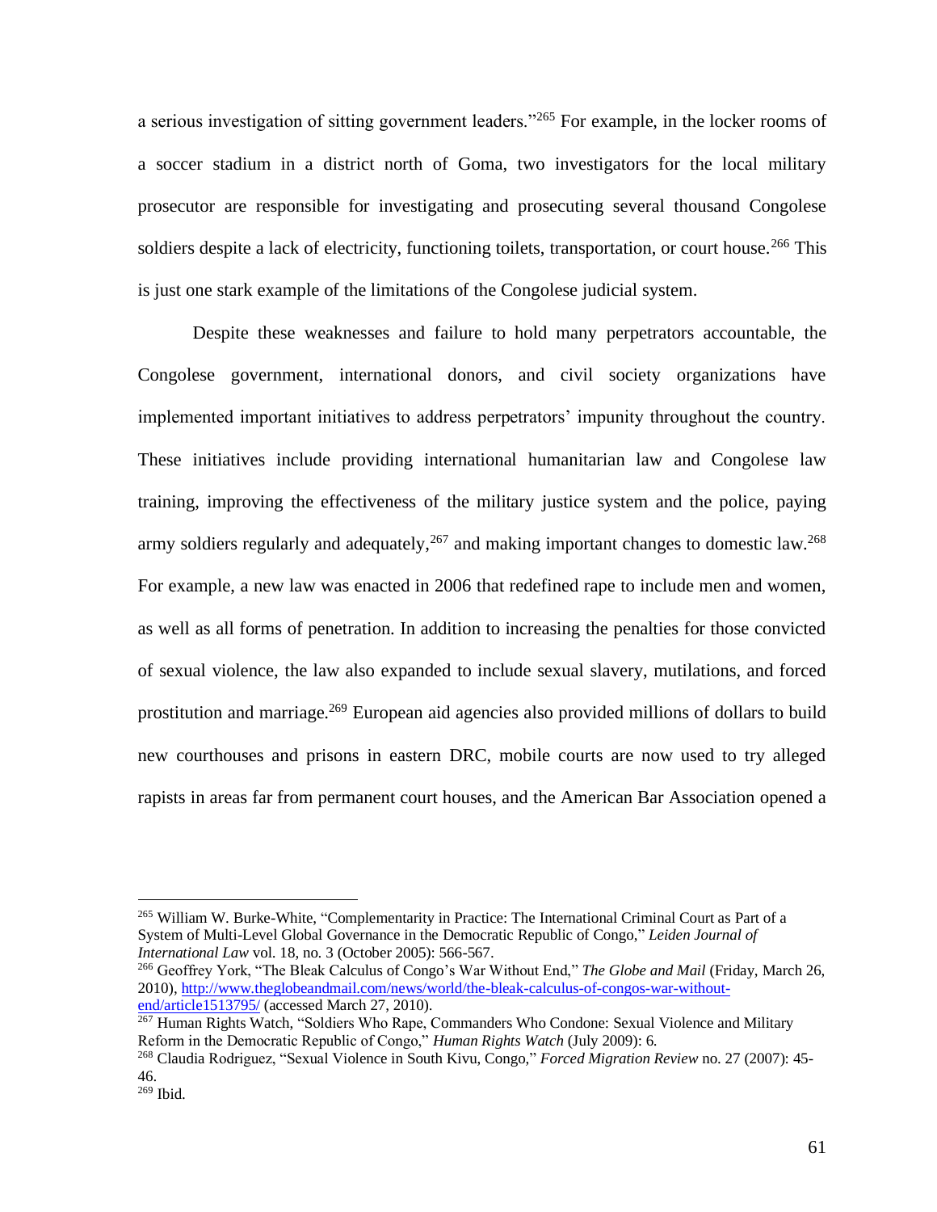a serious investigation of sitting government leaders."[265] For example, in the locker rooms of a soccer stadium in a district north of Goma, two investigators for the local military prosecutor are responsible for investigating and prosecuting several thousand Congolese soldiers despite a lack of electricity, functioning toilets, transportation, or court house.[266] This is just one stark example of the limitations of the Congolese judicial system.

Despite these weaknesses and failure to hold many perpetrators accountable, the Congolese government, international donors, and civil society organizations have implemented important initiatives to address perpetrators' impunity throughout the country. These initiatives include providing international humanitarian law and Congolese law training, improving the effectiveness of the military justice system and the police, paying army soldiers regularly and adequately,[267] and making important changes to domestic law.[268] For example, a new law was enacted in 2006 that redefined rape to include men and women, as well as all forms of penetration. In addition to increasing the penalties for those convicted of sexual violence, the law also expanded to include sexual slavery, mutilations, and forced prostitution and marriage.[269] European aid agencies also provided millions of dollars to build new courthouses and prisons in eastern DRC, mobile courts are now used to try alleged rapists in areas far from permanent court houses, and the American Bar Association opened a

---

[265] William W. Burke-White, "Complementarity in Practice: The International Criminal Court as Part of a System of Multi-Level Global Governance in the Democratic Republic of Congo," *Leiden Journal of International Law* vol. 18, no. 3 (October 2005): 566-567.

[266] Geoffrey York, "The Bleak Calculus of Congo's War Without End," *The Globe and Mail* (Friday, March 26, 2010), http://www.theglobeandmail.com/news/world/the-bleak-calculus-of-congos-war-without-end/article1513795/ (accessed March 27, 2010).

[267] Human Rights Watch, "Soldiers Who Rape, Commanders Who Condone: Sexual Violence and Military Reform in the Democratic Republic of Congo," *Human Rights Watch* (July 2009): 6.

[268] Claudia Rodriguez, "Sexual Violence in South Kivu, Congo," *Forced Migration Review* no. 27 (2007): 45-46.

[269] Ibid.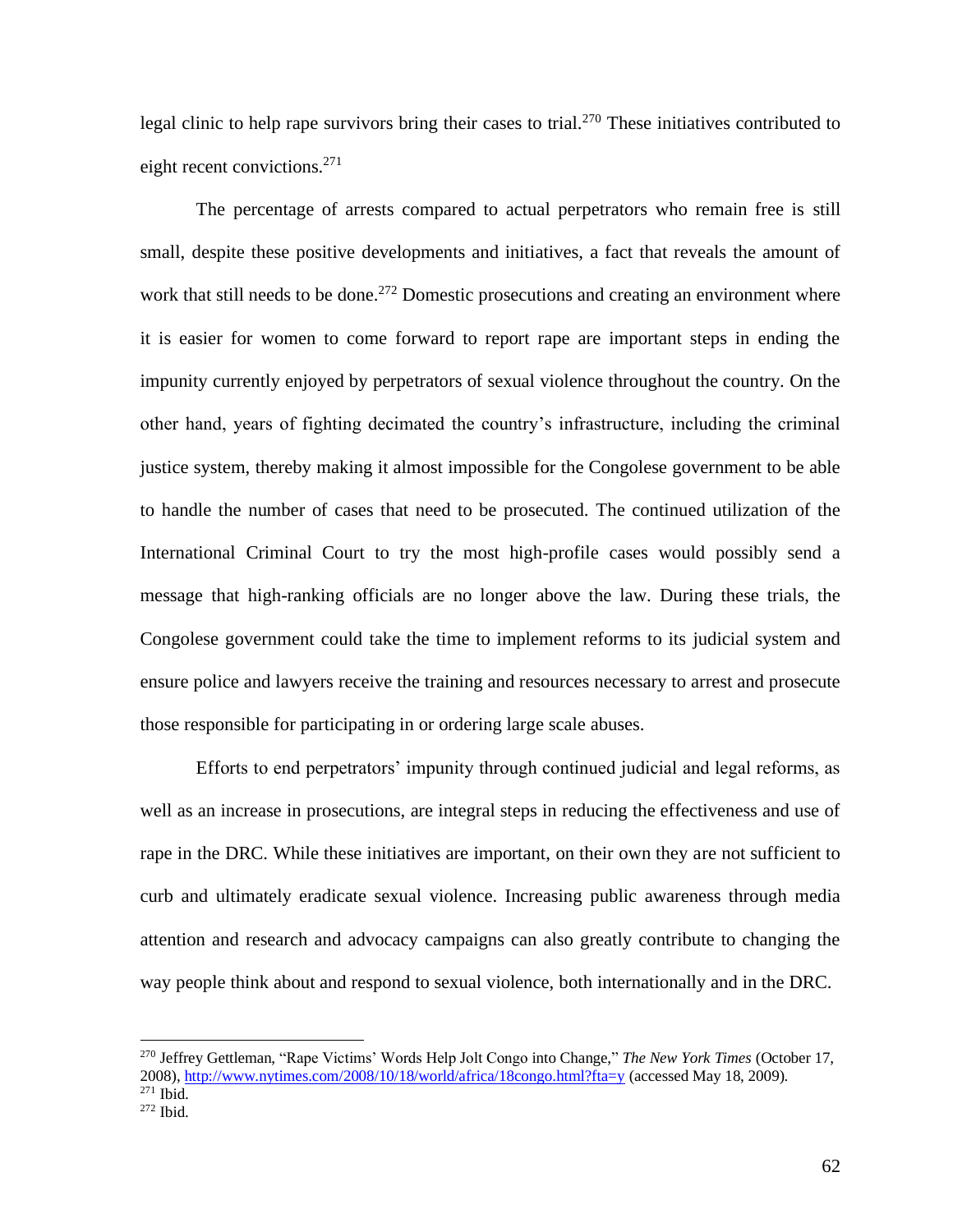legal clinic to help rape survivors bring their cases to trial.[270] These initiatives contributed to eight recent convictions.[271]

The percentage of arrests compared to actual perpetrators who remain free is still small, despite these positive developments and initiatives, a fact that reveals the amount of work that still needs to be done.[272] Domestic prosecutions and creating an environment where it is easier for women to come forward to report rape are important steps in ending the impunity currently enjoyed by perpetrators of sexual violence throughout the country. On the other hand, years of fighting decimated the country's infrastructure, including the criminal justice system, thereby making it almost impossible for the Congolese government to be able to handle the number of cases that need to be prosecuted. The continued utilization of the International Criminal Court to try the most high-profile cases would possibly send a message that high-ranking officials are no longer above the law. During these trials, the Congolese government could take the time to implement reforms to its judicial system and ensure police and lawyers receive the training and resources necessary to arrest and prosecute those responsible for participating in or ordering large scale abuses.

Efforts to end perpetrators' impunity through continued judicial and legal reforms, as well as an increase in prosecutions, are integral steps in reducing the effectiveness and use of rape in the DRC. While these initiatives are important, on their own they are not sufficient to curb and ultimately eradicate sexual violence. Increasing public awareness through media attention and research and advocacy campaigns can also greatly contribute to changing the way people think about and respond to sexual violence, both internationally and in the DRC.

---

[270] Jeffrey Gettleman, "Rape Victims' Words Help Jolt Congo into Change," *The New York Times* (October 17, 2008), http://www.nytimes.com/2008/10/18/world/africa/18congo.html?fta=y (accessed May 18, 2009).

[271] Ibid.

[272] Ibid.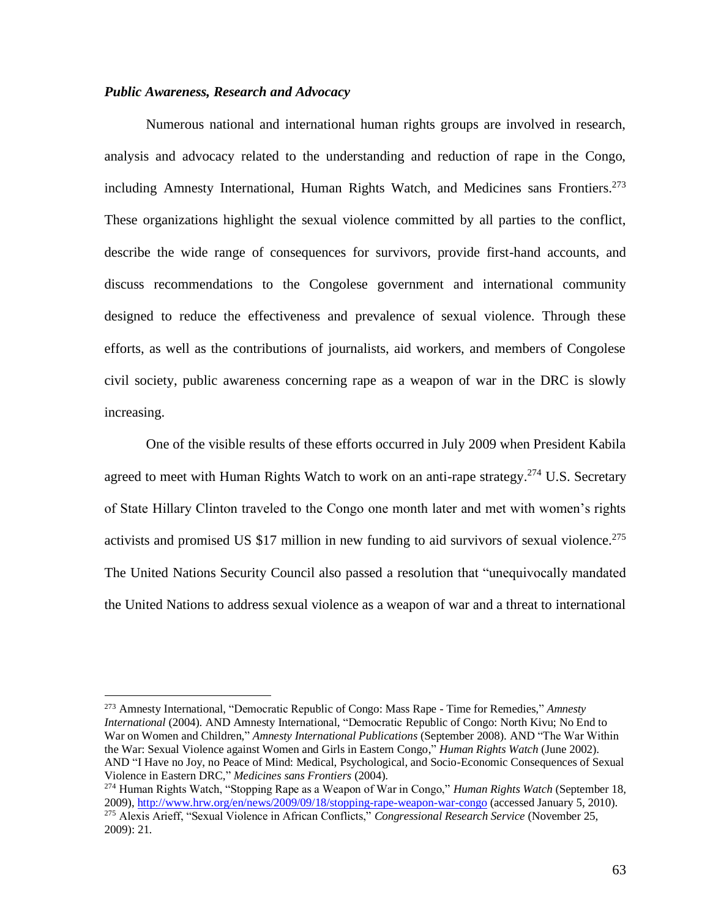### *Public Awareness, Research and Advocacy*

Numerous national and international human rights groups are involved in research, analysis and advocacy related to the understanding and reduction of rape in the Congo, including Amnesty International, Human Rights Watch, and Medicines sans Frontiers.[273] These organizations highlight the sexual violence committed by all parties to the conflict, describe the wide range of consequences for survivors, provide first-hand accounts, and discuss recommendations to the Congolese government and international community designed to reduce the effectiveness and prevalence of sexual violence. Through these efforts, as well as the contributions of journalists, aid workers, and members of Congolese civil society, public awareness concerning rape as a weapon of war in the DRC is slowly increasing.

One of the visible results of these efforts occurred in July 2009 when President Kabila agreed to meet with Human Rights Watch to work on an anti-rape strategy.[274] U.S. Secretary of State Hillary Clinton traveled to the Congo one month later and met with women's rights activists and promised US $17 million in new funding to aid survivors of sexual violence.[275] The United Nations Security Council also passed a resolution that "unequivocally mandated the United Nations to address sexual violence as a weapon of war and a threat to international

---

[273] Amnesty International, "Democratic Republic of Congo: Mass Rape - Time for Remedies," *Amnesty International* (2004). AND Amnesty International, "Democratic Republic of Congo: North Kivu; No End to War on Women and Children," *Amnesty International Publications* (September 2008). AND "The War Within the War: Sexual Violence against Women and Girls in Eastern Congo," *Human Rights Watch* (June 2002). AND "I Have no Joy, no Peace of Mind: Medical, Psychological, and Socio-Economic Consequences of Sexual Violence in Eastern DRC," *Medicines sans Frontiers* (2004).

[274] Human Rights Watch, "Stopping Rape as a Weapon of War in Congo," *Human Rights Watch* (September 18, 2009), http://www.hrw.org/en/news/2009/09/18/stopping-rape-weapon-war-congo (accessed January 5, 2010).

[275] Alexis Arieff, "Sexual Violence in African Conflicts," *Congressional Research Service* (November 25, 2009): 21.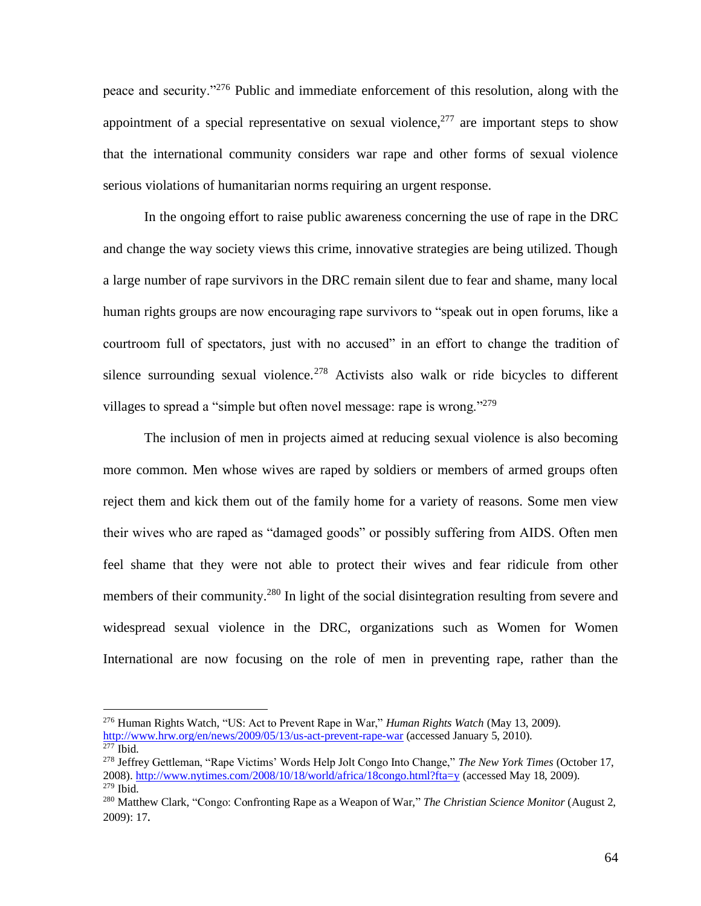peace and security."[276] Public and immediate enforcement of this resolution, along with the appointment of a special representative on sexual violence,[277] are important steps to show that the international community considers war rape and other forms of sexual violence serious violations of humanitarian norms requiring an urgent response.

In the ongoing effort to raise public awareness concerning the use of rape in the DRC and change the way society views this crime, innovative strategies are being utilized. Though a large number of rape survivors in the DRC remain silent due to fear and shame, many local human rights groups are now encouraging rape survivors to "speak out in open forums, like a courtroom full of spectators, just with no accused" in an effort to change the tradition of silence surrounding sexual violence.[278] Activists also walk or ride bicycles to different villages to spread a "simple but often novel message: rape is wrong."[279]

The inclusion of men in projects aimed at reducing sexual violence is also becoming more common. Men whose wives are raped by soldiers or members of armed groups often reject them and kick them out of the family home for a variety of reasons. Some men view their wives who are raped as "damaged goods" or possibly suffering from AIDS. Often men feel shame that they were not able to protect their wives and fear ridicule from other members of their community.[280] In light of the social disintegration resulting from severe and widespread sexual violence in the DRC, organizations such as Women for Women International are now focusing on the role of men in preventing rape, rather than the

---

[276] Human Rights Watch, "US: Act to Prevent Rape in War," *Human Rights Watch* (May 13, 2009). http://www.hrw.org/en/news/2009/05/13/us-act-prevent-rape-war (accessed January 5, 2010).

[277] Ibid.

[278] Jeffrey Gettleman, "Rape Victims' Words Help Jolt Congo Into Change," *The New York Times* (October 17, 2008). http://www.nytimes.com/2008/10/18/world/africa/18congo.html?fta=y (accessed May 18, 2009).

[279] Ibid.

[280] Matthew Clark, "Congo: Confronting Rape as a Weapon of War," *The Christian Science Monitor* (August 2, 2009): 17.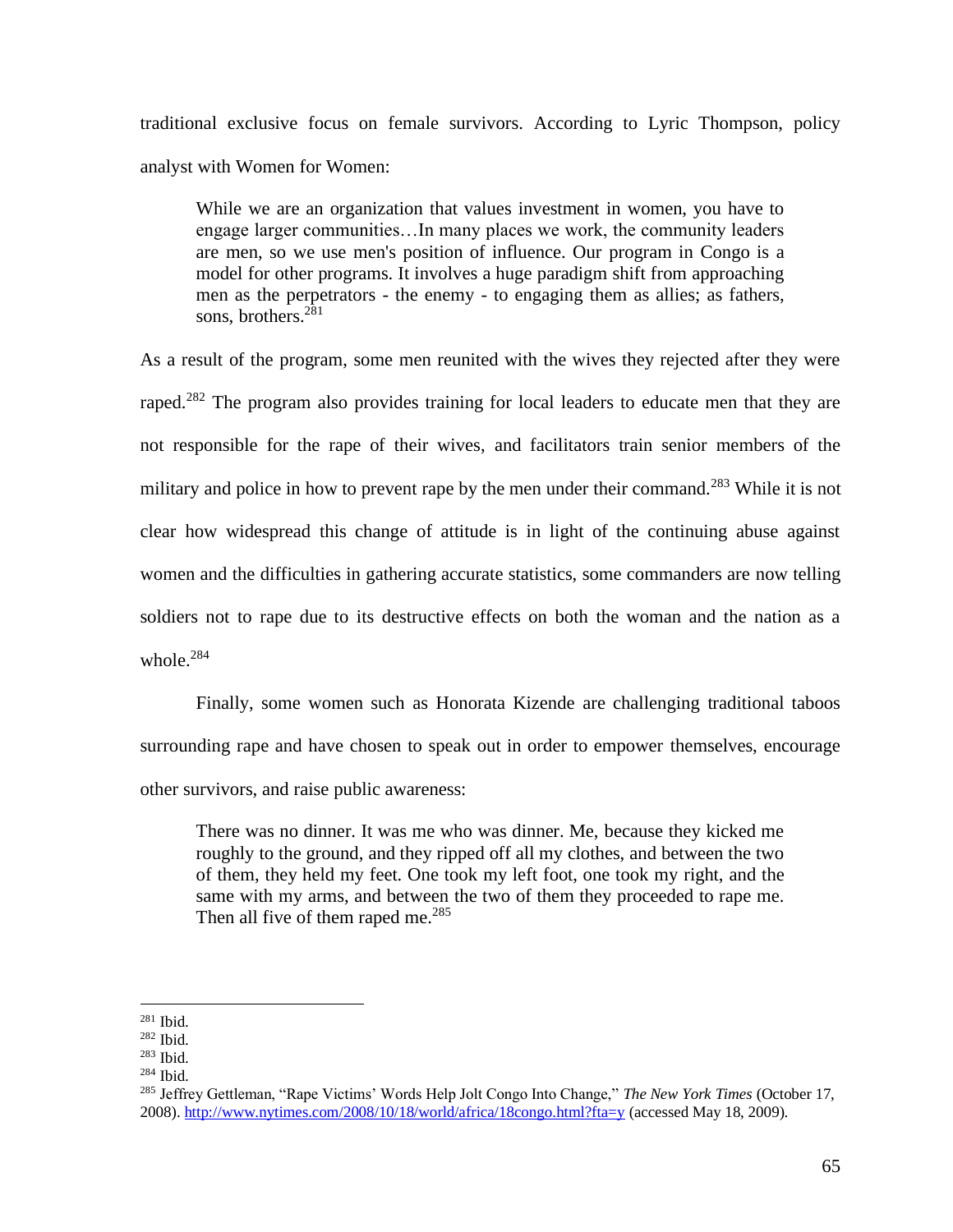traditional exclusive focus on female survivors. According to Lyric Thompson, policy analyst with Women for Women:

> While we are an organization that values investment in women, you have to engage larger communities…In many places we work, the community leaders are men, so we use men's position of influence. Our program in Congo is a model for other programs. It involves a huge paradigm shift from approaching men as the perpetrators - the enemy - to engaging them as allies; as fathers, sons, brothers.[281]

As a result of the program, some men reunited with the wives they rejected after they were raped.[282] The program also provides training for local leaders to educate men that they are not responsible for the rape of their wives, and facilitators train senior members of the military and police in how to prevent rape by the men under their command.[283] While it is not clear how widespread this change of attitude is in light of the continuing abuse against women and the difficulties in gathering accurate statistics, some commanders are now telling soldiers not to rape due to its destructive effects on both the woman and the nation as a whole.[284]

Finally, some women such as Honorata Kizende are challenging traditional taboos surrounding rape and have chosen to speak out in order to empower themselves, encourage other survivors, and raise public awareness:

> There was no dinner. It was me who was dinner. Me, because they kicked me roughly to the ground, and they ripped off all my clothes, and between the two of them, they held my feet. One took my left foot, one took my right, and the same with my arms, and between the two of them they proceeded to rape me. Then all five of them raped me.[285]

---

[281] Ibid.

[282] Ibid.

[283] Ibid.

[284] Ibid.

[285] Jeffrey Gettleman, "Rape Victims' Words Help Jolt Congo Into Change," *The New York Times* (October 17, 2008). http://www.nytimes.com/2008/10/18/world/africa/18congo.html?fta=y (accessed May 18, 2009).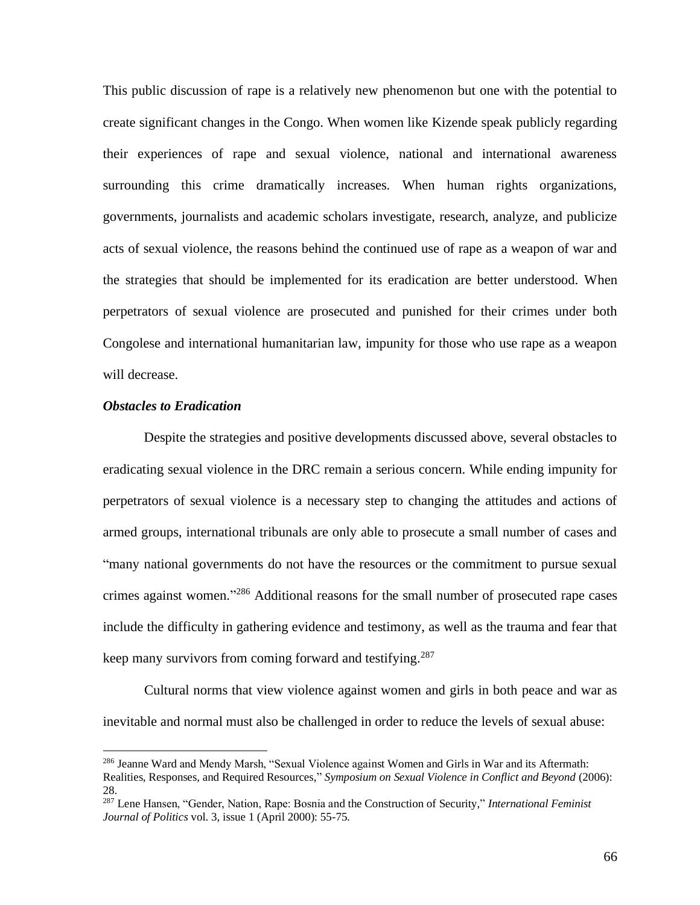This public discussion of rape is a relatively new phenomenon but one with the potential to create significant changes in the Congo. When women like Kizende speak publicly regarding their experiences of rape and sexual violence, national and international awareness surrounding this crime dramatically increases. When human rights organizations, governments, journalists and academic scholars investigate, research, analyze, and publicize acts of sexual violence, the reasons behind the continued use of rape as a weapon of war and the strategies that should be implemented for its eradication are better understood. When perpetrators of sexual violence are prosecuted and punished for their crimes under both Congolese and international humanitarian law, impunity for those who use rape as a weapon will decrease.

***Obstacles to Eradication***

Despite the strategies and positive developments discussed above, several obstacles to eradicating sexual violence in the DRC remain a serious concern. While ending impunity for perpetrators of sexual violence is a necessary step to changing the attitudes and actions of armed groups, international tribunals are only able to prosecute a small number of cases and "many national governments do not have the resources or the commitment to pursue sexual crimes against women."[286] Additional reasons for the small number of prosecuted rape cases include the difficulty in gathering evidence and testimony, as well as the trauma and fear that keep many survivors from coming forward and testifying.[287]

Cultural norms that view violence against women and girls in both peace and war as inevitable and normal must also be challenged in order to reduce the levels of sexual abuse:

---

[286] Jeanne Ward and Mendy Marsh, "Sexual Violence against Women and Girls in War and its Aftermath: Realities, Responses, and Required Resources," *Symposium on Sexual Violence in Conflict and Beyond* (2006): 28.

[287] Lene Hansen, "Gender, Nation, Rape: Bosnia and the Construction of Security," *International Feminist Journal of Politics* vol. 3, issue 1 (April 2000): 55-75.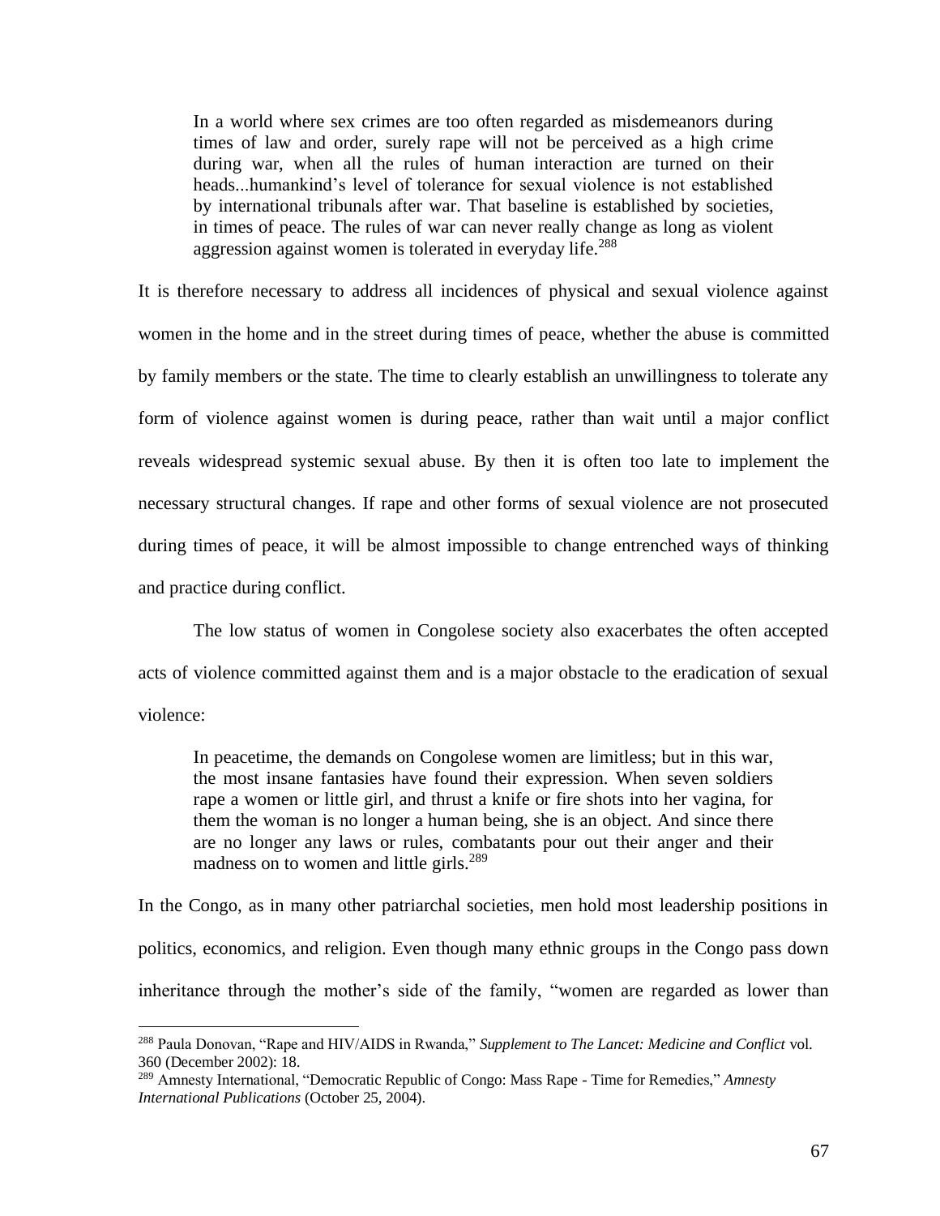> In a world where sex crimes are too often regarded as misdemeanors during times of law and order, surely rape will not be perceived as a high crime during war, when all the rules of human interaction are turned on their heads...humankind's level of tolerance for sexual violence is not established by international tribunals after war. That baseline is established by societies, in times of peace. The rules of war can never really change as long as violent aggression against women is tolerated in everyday life.[288]

It is therefore necessary to address all incidences of physical and sexual violence against women in the home and in the street during times of peace, whether the abuse is committed by family members or the state. The time to clearly establish an unwillingness to tolerate any form of violence against women is during peace, rather than wait until a major conflict reveals widespread systemic sexual abuse. By then it is often too late to implement the necessary structural changes. If rape and other forms of sexual violence are not prosecuted during times of peace, it will be almost impossible to change entrenched ways of thinking and practice during conflict.

The low status of women in Congolese society also exacerbates the often accepted acts of violence committed against them and is a major obstacle to the eradication of sexual violence:

> In peacetime, the demands on Congolese women are limitless; but in this war, the most insane fantasies have found their expression. When seven soldiers rape a women or little girl, and thrust a knife or fire shots into her vagina, for them the woman is no longer a human being, she is an object. And since there are no longer any laws or rules, combatants pour out their anger and their madness on to women and little girls.[289]

In the Congo, as in many other patriarchal societies, men hold most leadership positions in politics, economics, and religion. Even though many ethnic groups in the Congo pass down inheritance through the mother's side of the family, "women are regarded as lower than

---

[288] Paula Donovan, "Rape and HIV/AIDS in Rwanda," *Supplement to The Lancet: Medicine and Conflict* vol. 360 (December 2002): 18.

[289] Amnesty International, "Democratic Republic of Congo: Mass Rape - Time for Remedies," *Amnesty International Publications* (October 25, 2004).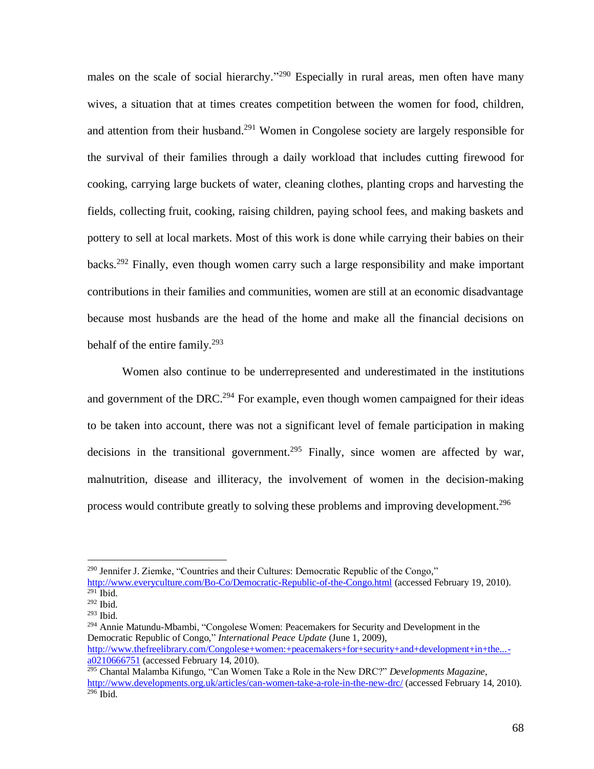males on the scale of social hierarchy."[290] Especially in rural areas, men often have many wives, a situation that at times creates competition between the women for food, children, and attention from their husband.[291] Women in Congolese society are largely responsible for the survival of their families through a daily workload that includes cutting firewood for cooking, carrying large buckets of water, cleaning clothes, planting crops and harvesting the fields, collecting fruit, cooking, raising children, paying school fees, and making baskets and pottery to sell at local markets. Most of this work is done while carrying their babies on their backs.[292] Finally, even though women carry such a large responsibility and make important contributions in their families and communities, women are still at an economic disadvantage because most husbands are the head of the home and make all the financial decisions on behalf of the entire family.[293]

Women also continue to be underrepresented and underestimated in the institutions and government of the DRC.[294] For example, even though women campaigned for their ideas to be taken into account, there was not a significant level of female participation in making decisions in the transitional government.[295] Finally, since women are affected by war, malnutrition, disease and illiteracy, the involvement of women in the decision-making process would contribute greatly to solving these problems and improving development.[296]

---

[290] Jennifer J. Ziemke, "Countries and their Cultures: Democratic Republic of the Congo," http://www.everyculture.com/Bo-Co/Democratic-Republic-of-the-Congo.html (accessed February 19, 2010).
[291] Ibid.
[292] Ibid.
[293] Ibid.
[294] Annie Matundu-Mbambi, "Congolese Women: Peacemakers for Security and Development in the Democratic Republic of Congo," *International Peace Update* (June 1, 2009), http://www.thefreelibrary.com/Congolese+women:+peacemakers+for+security+and+development+in+the...-a0210666751 (accessed February 14, 2010).
[295] Chantal Malamba Kifungo, "Can Women Take a Role in the New DRC?" *Developments Magazine*, http://www.developments.org.uk/articles/can-women-take-a-role-in-the-new-drc/ (accessed February 14, 2010).
[296] Ibid.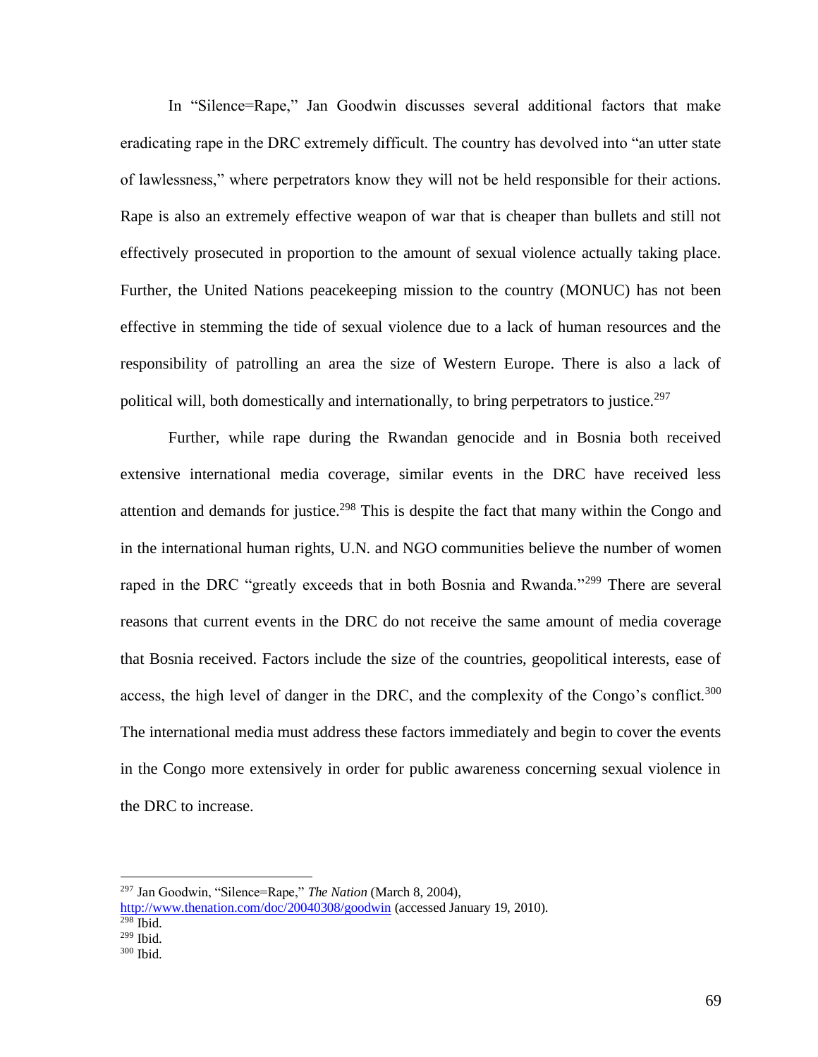In "Silence=Rape," Jan Goodwin discusses several additional factors that make eradicating rape in the DRC extremely difficult. The country has devolved into "an utter state of lawlessness," where perpetrators know they will not be held responsible for their actions. Rape is also an extremely effective weapon of war that is cheaper than bullets and still not effectively prosecuted in proportion to the amount of sexual violence actually taking place. Further, the United Nations peacekeeping mission to the country (MONUC) has not been effective in stemming the tide of sexual violence due to a lack of human resources and the responsibility of patrolling an area the size of Western Europe. There is also a lack of political will, both domestically and internationally, to bring perpetrators to justice.[297]

Further, while rape during the Rwandan genocide and in Bosnia both received extensive international media coverage, similar events in the DRC have received less attention and demands for justice.[298] This is despite the fact that many within the Congo and in the international human rights, U.N. and NGO communities believe the number of women raped in the DRC "greatly exceeds that in both Bosnia and Rwanda."[299] There are several reasons that current events in the DRC do not receive the same amount of media coverage that Bosnia received. Factors include the size of the countries, geopolitical interests, ease of access, the high level of danger in the DRC, and the complexity of the Congo's conflict.[300] The international media must address these factors immediately and begin to cover the events in the Congo more extensively in order for public awareness concerning sexual violence in the DRC to increase.

---

[297] Jan Goodwin, "Silence=Rape," *The Nation* (March 8, 2004), http://www.thenation.com/doc/20040308/goodwin (accessed January 19, 2010).

[298] Ibid.

[299] Ibid.

[300] Ibid.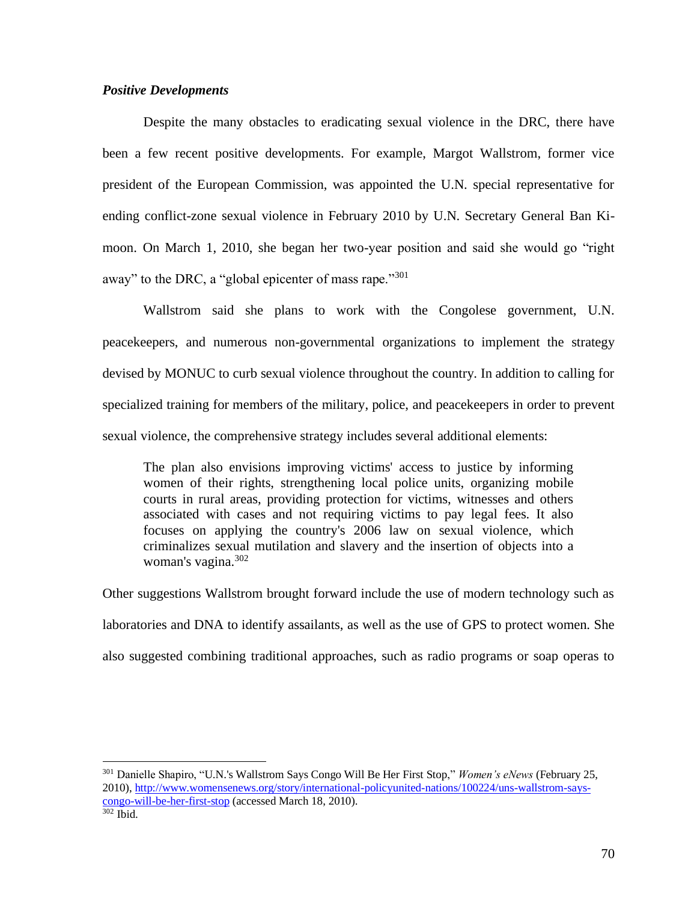***Positive Developments***

Despite the many obstacles to eradicating sexual violence in the DRC, there have been a few recent positive developments. For example, Margot Wallstrom, former vice president of the European Commission, was appointed the U.N. special representative for ending conflict-zone sexual violence in February 2010 by U.N. Secretary General Ban Ki-moon. On March 1, 2010, she began her two-year position and said she would go "right away" to the DRC, a "global epicenter of mass rape."[301]

Wallstrom said she plans to work with the Congolese government, U.N. peacekeepers, and numerous non-governmental organizations to implement the strategy devised by MONUC to curb sexual violence throughout the country. In addition to calling for specialized training for members of the military, police, and peacekeepers in order to prevent sexual violence, the comprehensive strategy includes several additional elements:

> The plan also envisions improving victims' access to justice by informing women of their rights, strengthening local police units, organizing mobile courts in rural areas, providing protection for victims, witnesses and others associated with cases and not requiring victims to pay legal fees. It also focuses on applying the country's 2006 law on sexual violence, which criminalizes sexual mutilation and slavery and the insertion of objects into a woman's vagina.[302]

Other suggestions Wallstrom brought forward include the use of modern technology such as laboratories and DNA to identify assailants, as well as the use of GPS to protect women. She also suggested combining traditional approaches, such as radio programs or soap operas to

---

[301] Danielle Shapiro, "U.N.'s Wallstrom Says Congo Will Be Her First Stop," *Women's eNews* (February 25, 2010), http://www.womensenews.org/story/international-policyunited-nations/100224/uns-wallstrom-says-congo-will-be-her-first-stop (accessed March 18, 2010).

[302] Ibid.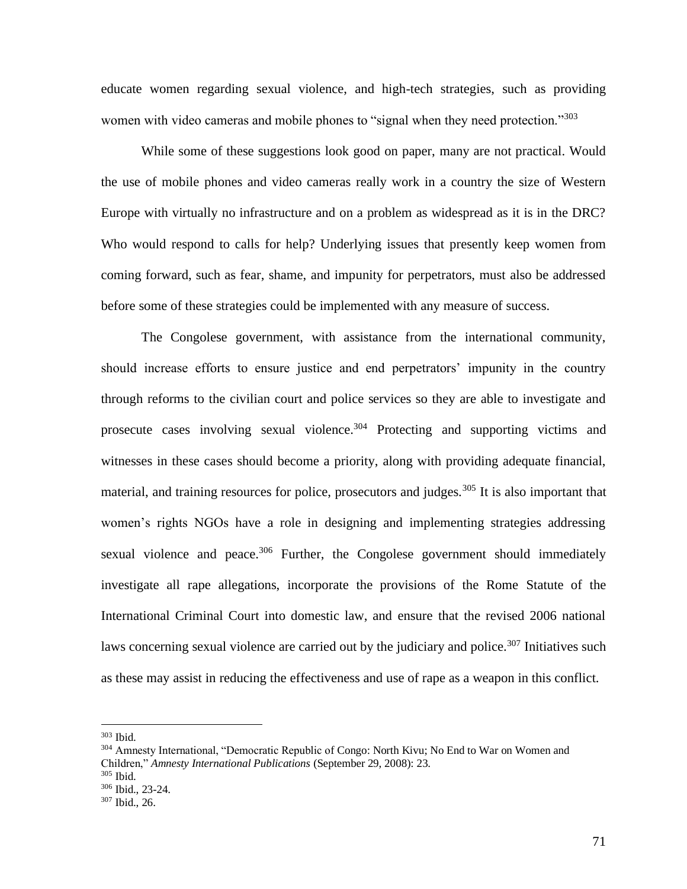educate women regarding sexual violence, and high-tech strategies, such as providing women with video cameras and mobile phones to "signal when they need protection."[303]

While some of these suggestions look good on paper, many are not practical. Would the use of mobile phones and video cameras really work in a country the size of Western Europe with virtually no infrastructure and on a problem as widespread as it is in the DRC? Who would respond to calls for help? Underlying issues that presently keep women from coming forward, such as fear, shame, and impunity for perpetrators, must also be addressed before some of these strategies could be implemented with any measure of success.

The Congolese government, with assistance from the international community, should increase efforts to ensure justice and end perpetrators' impunity in the country through reforms to the civilian court and police services so they are able to investigate and prosecute cases involving sexual violence.[304] Protecting and supporting victims and witnesses in these cases should become a priority, along with providing adequate financial, material, and training resources for police, prosecutors and judges.[305] It is also important that women's rights NGOs have a role in designing and implementing strategies addressing sexual violence and peace.[306] Further, the Congolese government should immediately investigate all rape allegations, incorporate the provisions of the Rome Statute of the International Criminal Court into domestic law, and ensure that the revised 2006 national laws concerning sexual violence are carried out by the judiciary and police.[307] Initiatives such as these may assist in reducing the effectiveness and use of rape as a weapon in this conflict.

---

[303] Ibid.

[304] Amnesty International, "Democratic Republic of Congo: North Kivu; No End to War on Women and Children," *Amnesty International Publications* (September 29, 2008): 23.

[305] Ibid.

[306] Ibid., 23-24.

[307] Ibid., 26.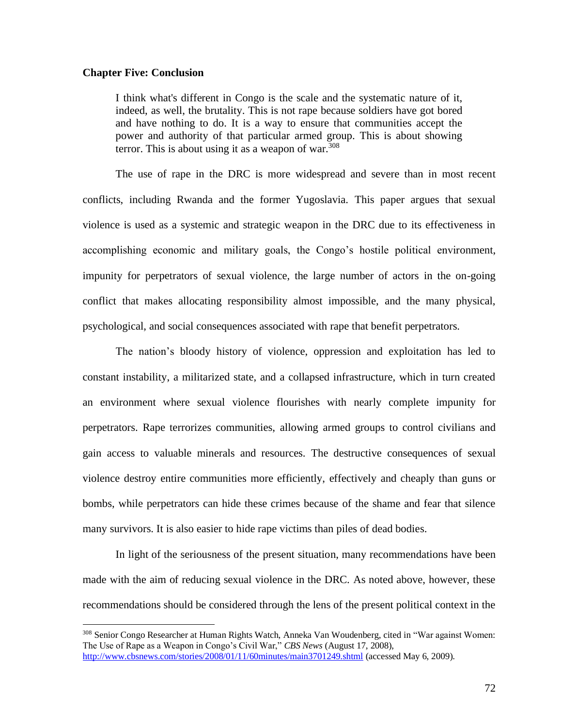**Chapter Five: Conclusion**

> I think what's different in Congo is the scale and the systematic nature of it, indeed, as well, the brutality. This is not rape because soldiers have got bored and have nothing to do. It is a way to ensure that communities accept the power and authority of that particular armed group. This is about showing terror. This is about using it as a weapon of war.[308]

The use of rape in the DRC is more widespread and severe than in most recent conflicts, including Rwanda and the former Yugoslavia. This paper argues that sexual violence is used as a systemic and strategic weapon in the DRC due to its effectiveness in accomplishing economic and military goals, the Congo's hostile political environment, impunity for perpetrators of sexual violence, the large number of actors in the on-going conflict that makes allocating responsibility almost impossible, and the many physical, psychological, and social consequences associated with rape that benefit perpetrators.

The nation's bloody history of violence, oppression and exploitation has led to constant instability, a militarized state, and a collapsed infrastructure, which in turn created an environment where sexual violence flourishes with nearly complete impunity for perpetrators. Rape terrorizes communities, allowing armed groups to control civilians and gain access to valuable minerals and resources. The destructive consequences of sexual violence destroy entire communities more efficiently, effectively and cheaply than guns or bombs, while perpetrators can hide these crimes because of the shame and fear that silence many survivors. It is also easier to hide rape victims than piles of dead bodies.

In light of the seriousness of the present situation, many recommendations have been made with the aim of reducing sexual violence in the DRC. As noted above, however, these recommendations should be considered through the lens of the present political context in the

---

[308] Senior Congo Researcher at Human Rights Watch, Anneka Van Woudenberg, cited in "War against Women: The Use of Rape as a Weapon in Congo's Civil War," *CBS News* (August 17, 2008), http://www.cbsnews.com/stories/2008/01/11/60minutes/main3701249.shtml (accessed May 6, 2009).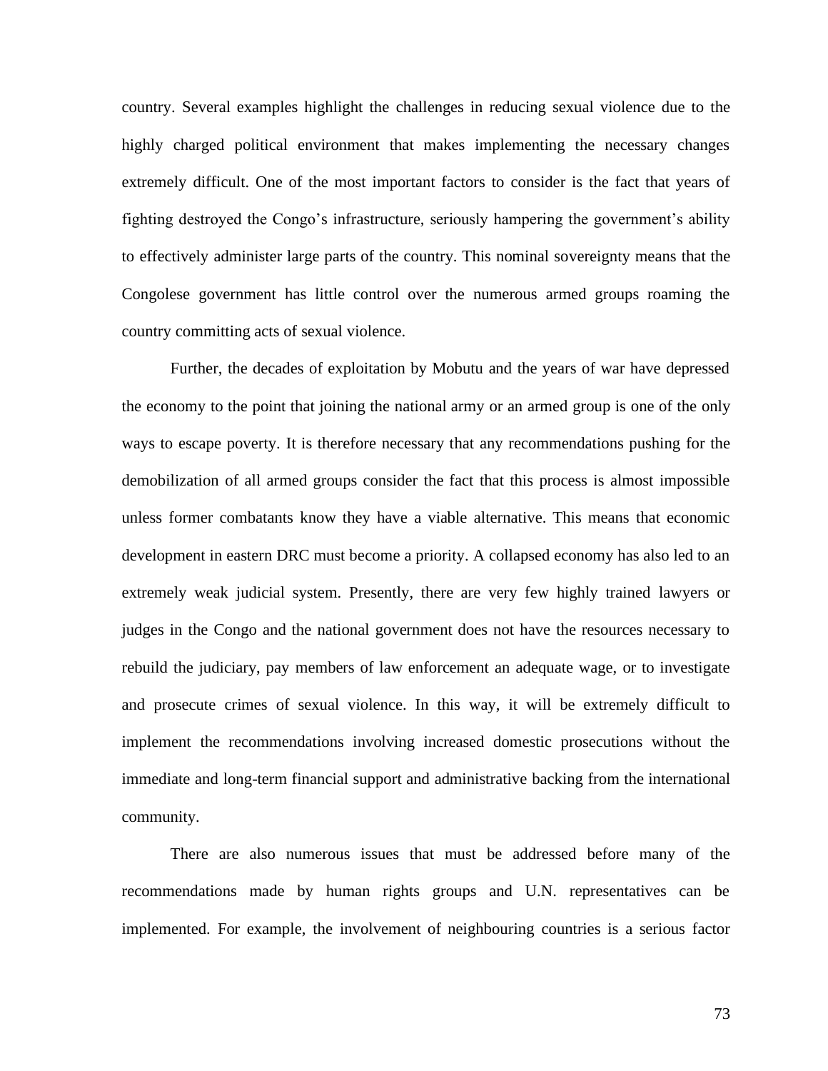country. Several examples highlight the challenges in reducing sexual violence due to the highly charged political environment that makes implementing the necessary changes extremely difficult. One of the most important factors to consider is the fact that years of fighting destroyed the Congo's infrastructure, seriously hampering the government's ability to effectively administer large parts of the country. This nominal sovereignty means that the Congolese government has little control over the numerous armed groups roaming the country committing acts of sexual violence.

Further, the decades of exploitation by Mobutu and the years of war have depressed the economy to the point that joining the national army or an armed group is one of the only ways to escape poverty. It is therefore necessary that any recommendations pushing for the demobilization of all armed groups consider the fact that this process is almost impossible unless former combatants know they have a viable alternative. This means that economic development in eastern DRC must become a priority. A collapsed economy has also led to an extremely weak judicial system. Presently, there are very few highly trained lawyers or judges in the Congo and the national government does not have the resources necessary to rebuild the judiciary, pay members of law enforcement an adequate wage, or to investigate and prosecute crimes of sexual violence. In this way, it will be extremely difficult to implement the recommendations involving increased domestic prosecutions without the immediate and long-term financial support and administrative backing from the international community.

There are also numerous issues that must be addressed before many of the recommendations made by human rights groups and U.N. representatives can be implemented. For example, the involvement of neighbouring countries is a serious factor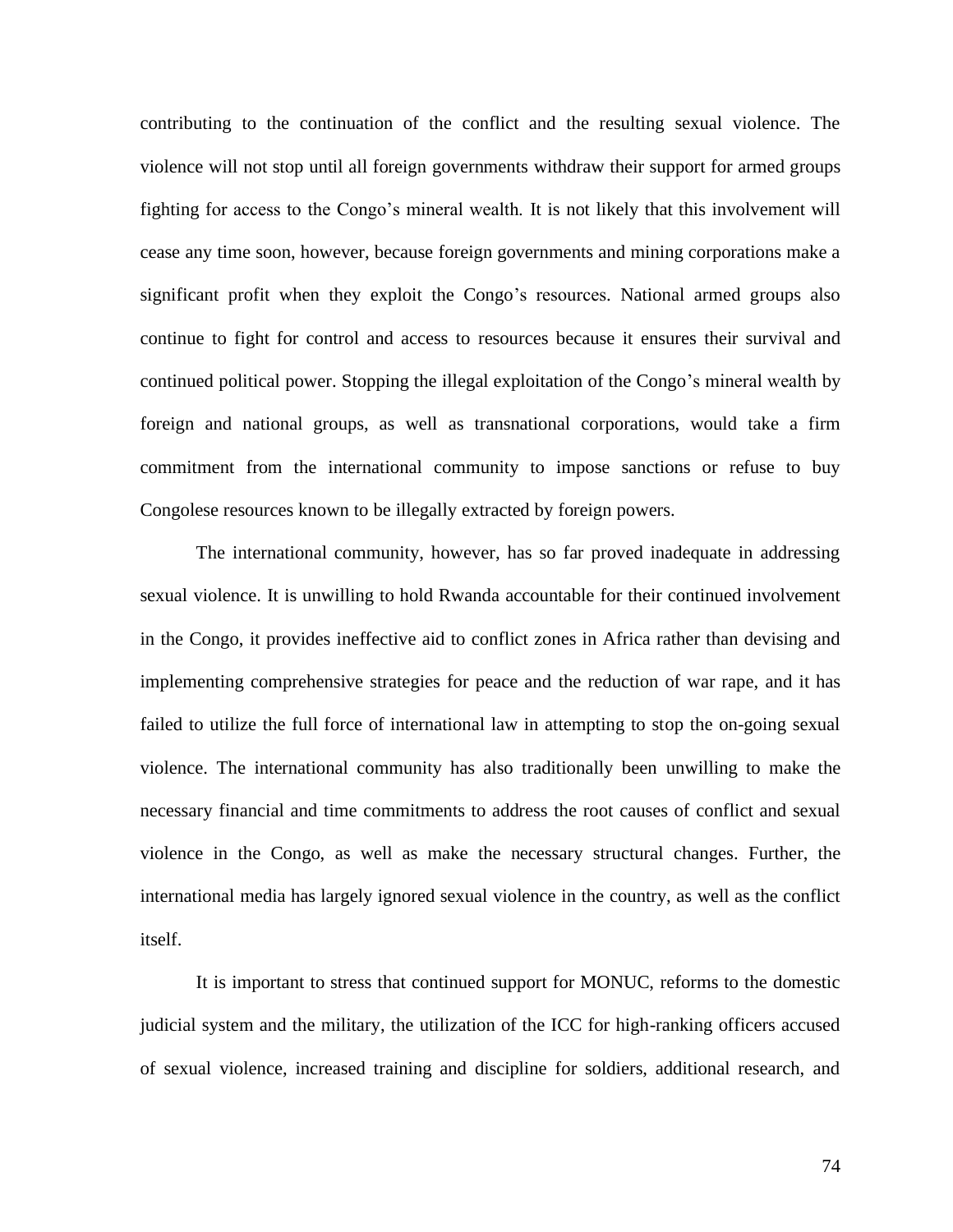contributing to the continuation of the conflict and the resulting sexual violence. The violence will not stop until all foreign governments withdraw their support for armed groups fighting for access to the Congo's mineral wealth. It is not likely that this involvement will cease any time soon, however, because foreign governments and mining corporations make a significant profit when they exploit the Congo's resources. National armed groups also continue to fight for control and access to resources because it ensures their survival and continued political power. Stopping the illegal exploitation of the Congo's mineral wealth by foreign and national groups, as well as transnational corporations, would take a firm commitment from the international community to impose sanctions or refuse to buy Congolese resources known to be illegally extracted by foreign powers.

The international community, however, has so far proved inadequate in addressing sexual violence. It is unwilling to hold Rwanda accountable for their continued involvement in the Congo, it provides ineffective aid to conflict zones in Africa rather than devising and implementing comprehensive strategies for peace and the reduction of war rape, and it has failed to utilize the full force of international law in attempting to stop the on-going sexual violence. The international community has also traditionally been unwilling to make the necessary financial and time commitments to address the root causes of conflict and sexual violence in the Congo, as well as make the necessary structural changes. Further, the international media has largely ignored sexual violence in the country, as well as the conflict itself.

It is important to stress that continued support for MONUC, reforms to the domestic judicial system and the military, the utilization of the ICC for high-ranking officers accused of sexual violence, increased training and discipline for soldiers, additional research, and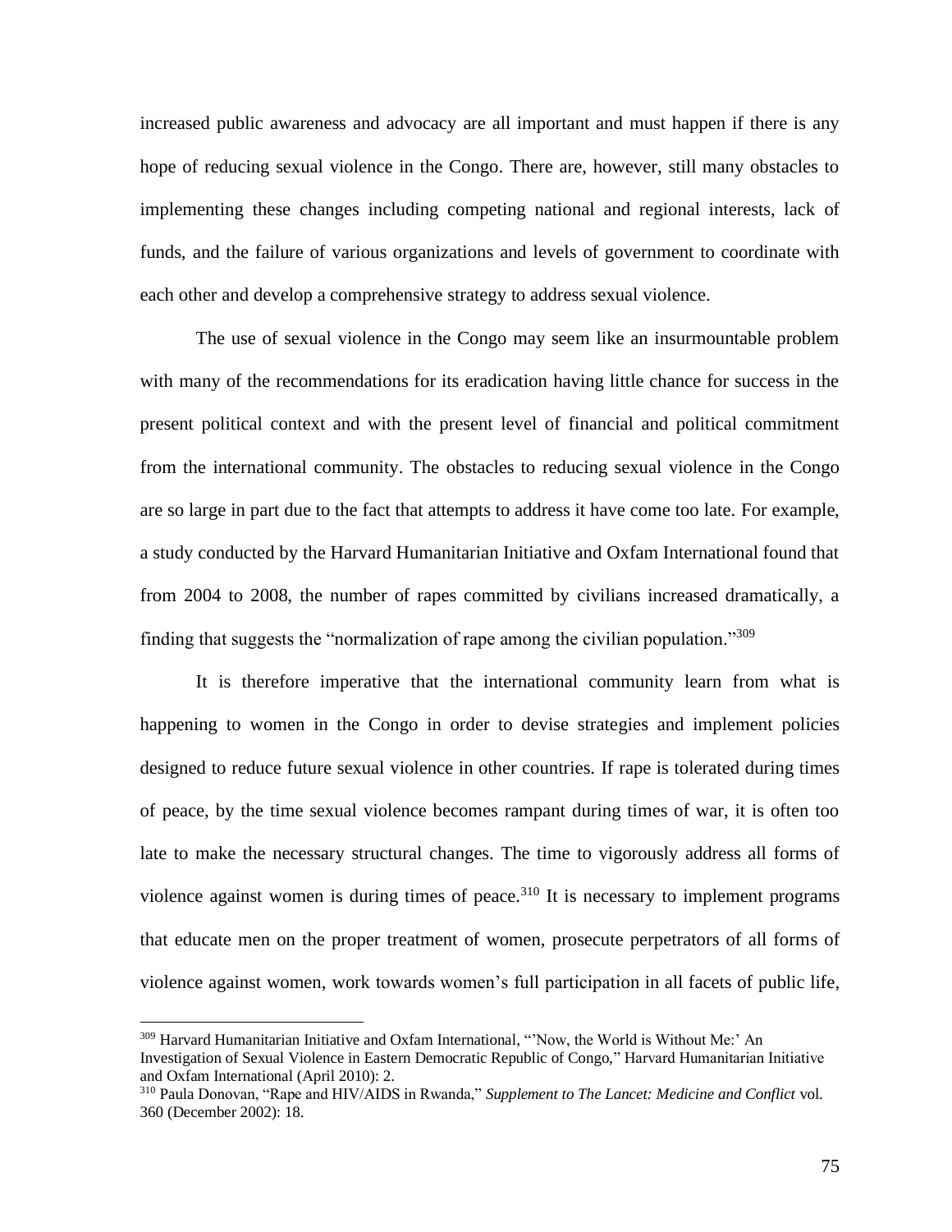increased public awareness and advocacy are all important and must happen if there is any hope of reducing sexual violence in the Congo. There are, however, still many obstacles to implementing these changes including competing national and regional interests, lack of funds, and the failure of various organizations and levels of government to coordinate with each other and develop a comprehensive strategy to address sexual violence.

The use of sexual violence in the Congo may seem like an insurmountable problem with many of the recommendations for its eradication having little chance for success in the present political context and with the present level of financial and political commitment from the international community. The obstacles to reducing sexual violence in the Congo are so large in part due to the fact that attempts to address it have come too late. For example, a study conducted by the Harvard Humanitarian Initiative and Oxfam International found that from 2004 to 2008, the number of rapes committed by civilians increased dramatically, a finding that suggests the "normalization of rape among the civilian population."[309]

It is therefore imperative that the international community learn from what is happening to women in the Congo in order to devise strategies and implement policies designed to reduce future sexual violence in other countries. If rape is tolerated during times of peace, by the time sexual violence becomes rampant during times of war, it is often too late to make the necessary structural changes. The time to vigorously address all forms of violence against women is during times of peace.[310] It is necessary to implement programs that educate men on the proper treatment of women, prosecute perpetrators of all forms of violence against women, work towards women's full participation in all facets of public life,

---

[309] Harvard Humanitarian Initiative and Oxfam International, "'Now, the World is Without Me:' An Investigation of Sexual Violence in Eastern Democratic Republic of Congo," Harvard Humanitarian Initiative and Oxfam International (April 2010): 2.

[310] Paula Donovan, "Rape and HIV/AIDS in Rwanda," *Supplement to The Lancet: Medicine and Conflict* vol. 360 (December 2002): 18.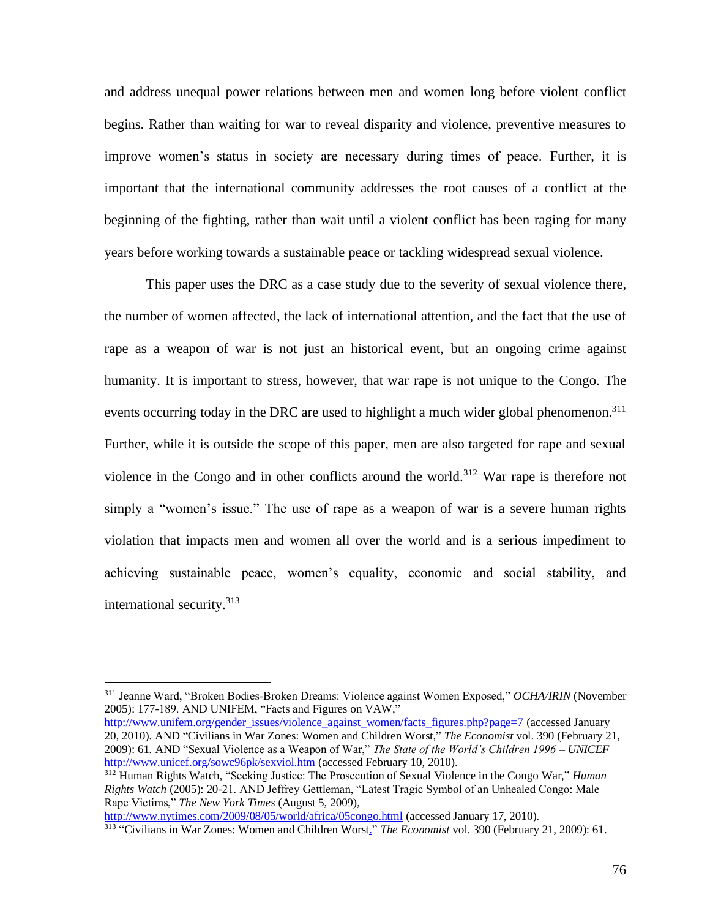and address unequal power relations between men and women long before violent conflict begins. Rather than waiting for war to reveal disparity and violence, preventive measures to improve women's status in society are necessary during times of peace. Further, it is important that the international community addresses the root causes of a conflict at the beginning of the fighting, rather than wait until a violent conflict has been raging for many years before working towards a sustainable peace or tackling widespread sexual violence.

This paper uses the DRC as a case study due to the severity of sexual violence there, the number of women affected, the lack of international attention, and the fact that the use of rape as a weapon of war is not just an historical event, but an ongoing crime against humanity. It is important to stress, however, that war rape is not unique to the Congo. The events occurring today in the DRC are used to highlight a much wider global phenomenon.[311] Further, while it is outside the scope of this paper, men are also targeted for rape and sexual violence in the Congo and in other conflicts around the world.[312] War rape is therefore not simply a "women's issue." The use of rape as a weapon of war is a severe human rights violation that impacts men and women all over the world and is a serious impediment to achieving sustainable peace, women's equality, economic and social stability, and international security.[313]

---

[311] Jeanne Ward, "Broken Bodies-Broken Dreams: Violence against Women Exposed," *OCHA/IRIN* (November 2005): 177-189. AND UNIFEM, "Facts and Figures on VAW," http://www.unifem.org/gender_issues/violence_against_women/facts_figures.php?page=7 (accessed January 20, 2010). AND "Civilians in War Zones: Women and Children Worst," *The Economist* vol. 390 (February 21, 2009): 61. AND "Sexual Violence as a Weapon of War," *The State of the World's Children 1996 – UNICEF* http://www.unicef.org/sowc96pk/sexviol.htm (accessed February 10, 2010).

[312] Human Rights Watch, "Seeking Justice: The Prosecution of Sexual Violence in the Congo War," *Human Rights Watch* (2005): 20-21. AND Jeffrey Gettleman, "Latest Tragic Symbol of an Unhealed Congo: Male Rape Victims," *The New York Times* (August 5, 2009), http://www.nytimes.com/2009/08/05/world/africa/05congo.html (accessed January 17, 2010).

[313] "Civilians in War Zones: Women and Children Worst." *The Economist* vol. 390 (February 21, 2009): 61.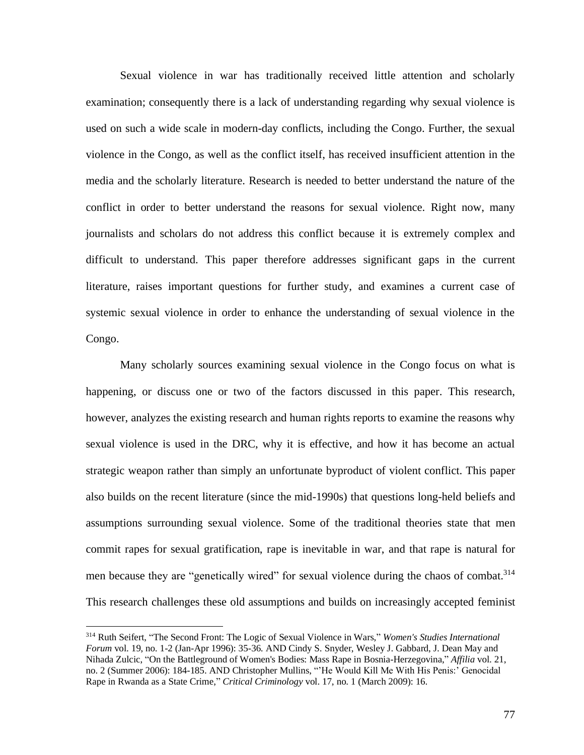Sexual violence in war has traditionally received little attention and scholarly examination; consequently there is a lack of understanding regarding why sexual violence is used on such a wide scale in modern-day conflicts, including the Congo. Further, the sexual violence in the Congo, as well as the conflict itself, has received insufficient attention in the media and the scholarly literature. Research is needed to better understand the nature of the conflict in order to better understand the reasons for sexual violence. Right now, many journalists and scholars do not address this conflict because it is extremely complex and difficult to understand. This paper therefore addresses significant gaps in the current literature, raises important questions for further study, and examines a current case of systemic sexual violence in order to enhance the understanding of sexual violence in the Congo.

Many scholarly sources examining sexual violence in the Congo focus on what is happening, or discuss one or two of the factors discussed in this paper. This research, however, analyzes the existing research and human rights reports to examine the reasons why sexual violence is used in the DRC, why it is effective, and how it has become an actual strategic weapon rather than simply an unfortunate byproduct of violent conflict. This paper also builds on the recent literature (since the mid-1990s) that questions long-held beliefs and assumptions surrounding sexual violence. Some of the traditional theories state that men commit rapes for sexual gratification, rape is inevitable in war, and that rape is natural for men because they are "genetically wired" for sexual violence during the chaos of combat.[314] This research challenges these old assumptions and builds on increasingly accepted feminist

---

[314] Ruth Seifert, "The Second Front: The Logic of Sexual Violence in Wars," *Women's Studies International Forum* vol. 19, no. 1-2 (Jan-Apr 1996): 35-36. AND Cindy S. Snyder, Wesley J. Gabbard, J. Dean May and Nihada Zulcic, "On the Battleground of Women's Bodies: Mass Rape in Bosnia-Herzegovina," *Affilia* vol. 21, no. 2 (Summer 2006): 184-185. AND Christopher Mullins, "'He Would Kill Me With His Penis:' Genocidal Rape in Rwanda as a State Crime," *Critical Criminology* vol. 17, no. 1 (March 2009): 16.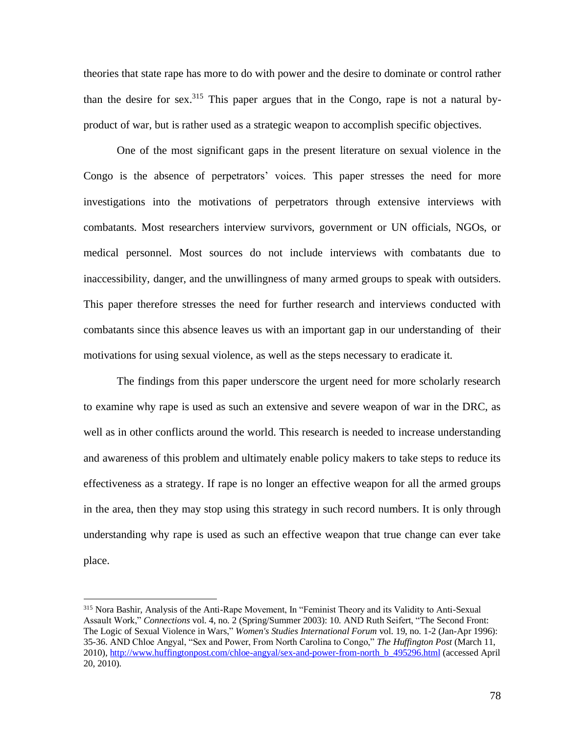theories that state rape has more to do with power and the desire to dominate or control rather than the desire for sex.[315] This paper argues that in the Congo, rape is not a natural by-product of war, but is rather used as a strategic weapon to accomplish specific objectives.

One of the most significant gaps in the present literature on sexual violence in the Congo is the absence of perpetrators' voices. This paper stresses the need for more investigations into the motivations of perpetrators through extensive interviews with combatants. Most researchers interview survivors, government or UN officials, NGOs, or medical personnel. Most sources do not include interviews with combatants due to inaccessibility, danger, and the unwillingness of many armed groups to speak with outsiders. This paper therefore stresses the need for further research and interviews conducted with combatants since this absence leaves us with an important gap in our understanding of their motivations for using sexual violence, as well as the steps necessary to eradicate it.

The findings from this paper underscore the urgent need for more scholarly research to examine why rape is used as such an extensive and severe weapon of war in the DRC, as well as in other conflicts around the world. This research is needed to increase understanding and awareness of this problem and ultimately enable policy makers to take steps to reduce its effectiveness as a strategy. If rape is no longer an effective weapon for all the armed groups in the area, then they may stop using this strategy in such record numbers. It is only through understanding why rape is used as such an effective weapon that true change can ever take place.

---

[315] Nora Bashir, Analysis of the Anti-Rape Movement, In "Feminist Theory and its Validity to Anti-Sexual Assault Work," *Connections* vol. 4, no. 2 (Spring/Summer 2003): 10. AND Ruth Seifert, "The Second Front: The Logic of Sexual Violence in Wars," *Women's Studies International Forum* vol. 19, no. 1-2 (Jan-Apr 1996): 35-36. AND Chloe Angyal, "Sex and Power, From North Carolina to Congo," *The Huffington Post* (March 11, 2010), http://www.huffingtonpost.com/chloe-angyal/sex-and-power-from-north_b_495296.html (accessed April 20, 2010).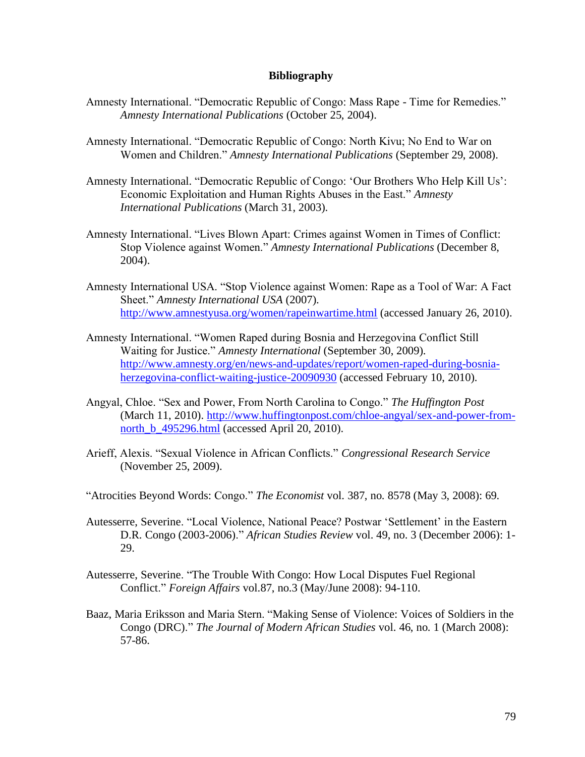# Bibliography

Amnesty International. "Democratic Republic of Congo: Mass Rape - Time for Remedies." *Amnesty International Publications* (October 25, 2004).

Amnesty International. "Democratic Republic of Congo: North Kivu; No End to War on Women and Children." *Amnesty International Publications* (September 29, 2008).

Amnesty International. "Democratic Republic of Congo: 'Our Brothers Who Help Kill Us': Economic Exploitation and Human Rights Abuses in the East." *Amnesty International Publications* (March 31, 2003).

Amnesty International. "Lives Blown Apart: Crimes against Women in Times of Conflict: Stop Violence against Women." *Amnesty International Publications* (December 8, 2004).

Amnesty International USA. "Stop Violence against Women: Rape as a Tool of War: A Fact Sheet." *Amnesty International USA* (2007). http://www.amnestyusa.org/women/rapeinwartime.html (accessed January 26, 2010).

Amnesty International. "Women Raped during Bosnia and Herzegovina Conflict Still Waiting for Justice." *Amnesty International* (September 30, 2009). http://www.amnesty.org/en/news-and-updates/report/women-raped-during-bosnia-herzegovina-conflict-waiting-justice-20090930 (accessed February 10, 2010).

Angyal, Chloe. "Sex and Power, From North Carolina to Congo." *The Huffington Post* (March 11, 2010). http://www.huffingtonpost.com/chloe-angyal/sex-and-power-from-north_b_495296.html (accessed April 20, 2010).

Arieff, Alexis. "Sexual Violence in African Conflicts." *Congressional Research Service* (November 25, 2009).

"Atrocities Beyond Words: Congo." *The Economist* vol. 387, no. 8578 (May 3, 2008): 69.

Autesserre, Severine. "Local Violence, National Peace? Postwar 'Settlement' in the Eastern D.R. Congo (2003-2006)." *African Studies Review* vol. 49, no. 3 (December 2006): 1-29.

Autesserre, Severine. "The Trouble With Congo: How Local Disputes Fuel Regional Conflict." *Foreign Affairs* vol.87, no.3 (May/June 2008): 94-110.

Baaz, Maria Eriksson and Maria Stern. "Making Sense of Violence: Voices of Soldiers in the Congo (DRC)." *The Journal of Modern African Studies* vol. 46, no. 1 (March 2008): 57-86.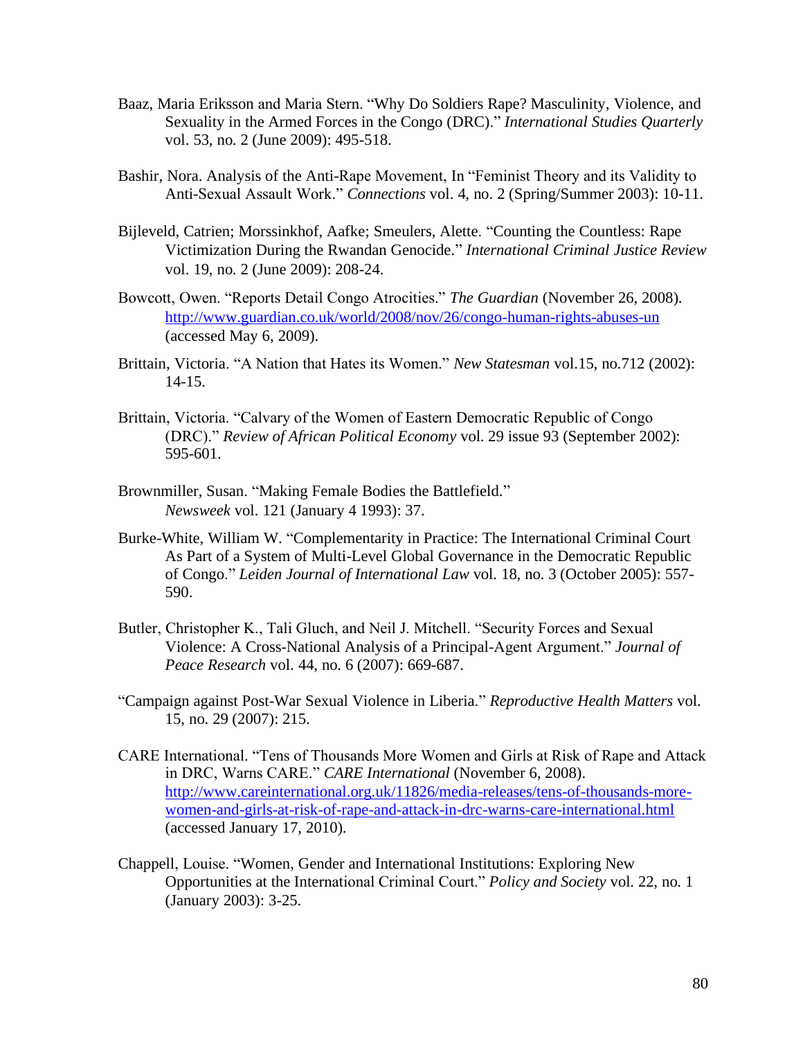Baaz, Maria Eriksson and Maria Stern. "Why Do Soldiers Rape? Masculinity, Violence, and Sexuality in the Armed Forces in the Congo (DRC)." *International Studies Quarterly* vol. 53, no. 2 (June 2009): 495-518.

Bashir, Nora. Analysis of the Anti-Rape Movement, In "Feminist Theory and its Validity to Anti-Sexual Assault Work." *Connections* vol. 4, no. 2 (Spring/Summer 2003): 10-11.

Bijleveld, Catrien; Morssinkhof, Aafke; Smeulers, Alette. "Counting the Countless: Rape Victimization During the Rwandan Genocide." *International Criminal Justice Review* vol. 19, no. 2 (June 2009): 208-24.

Bowcott, Owen. "Reports Detail Congo Atrocities." *The Guardian* (November 26, 2008). http://www.guardian.co.uk/world/2008/nov/26/congo-human-rights-abuses-un (accessed May 6, 2009).

Brittain, Victoria. "A Nation that Hates its Women." *New Statesman* vol.15, no.712 (2002): 14-15.

Brittain, Victoria. "Calvary of the Women of Eastern Democratic Republic of Congo (DRC)." *Review of African Political Economy* vol. 29 issue 93 (September 2002): 595-601.

Brownmiller, Susan. "Making Female Bodies the Battlefield." *Newsweek* vol. 121 (January 4 1993): 37.

Burke-White, William W. "Complementarity in Practice: The International Criminal Court As Part of a System of Multi-Level Global Governance in the Democratic Republic of Congo." *Leiden Journal of International Law* vol. 18, no. 3 (October 2005): 557-590.

Butler, Christopher K., Tali Gluch, and Neil J. Mitchell. "Security Forces and Sexual Violence: A Cross-National Analysis of a Principal-Agent Argument." *Journal of Peace Research* vol. 44, no. 6 (2007): 669-687.

"Campaign against Post-War Sexual Violence in Liberia." *Reproductive Health Matters* vol. 15, no. 29 (2007): 215.

CARE International. "Tens of Thousands More Women and Girls at Risk of Rape and Attack in DRC, Warns CARE." *CARE International* (November 6, 2008). http://www.careinternational.org.uk/11826/media-releases/tens-of-thousands-more-women-and-girls-at-risk-of-rape-and-attack-in-drc-warns-care-international.html (accessed January 17, 2010).

Chappell, Louise. "Women, Gender and International Institutions: Exploring New Opportunities at the International Criminal Court." *Policy and Society* vol. 22, no. 1 (January 2003): 3-25.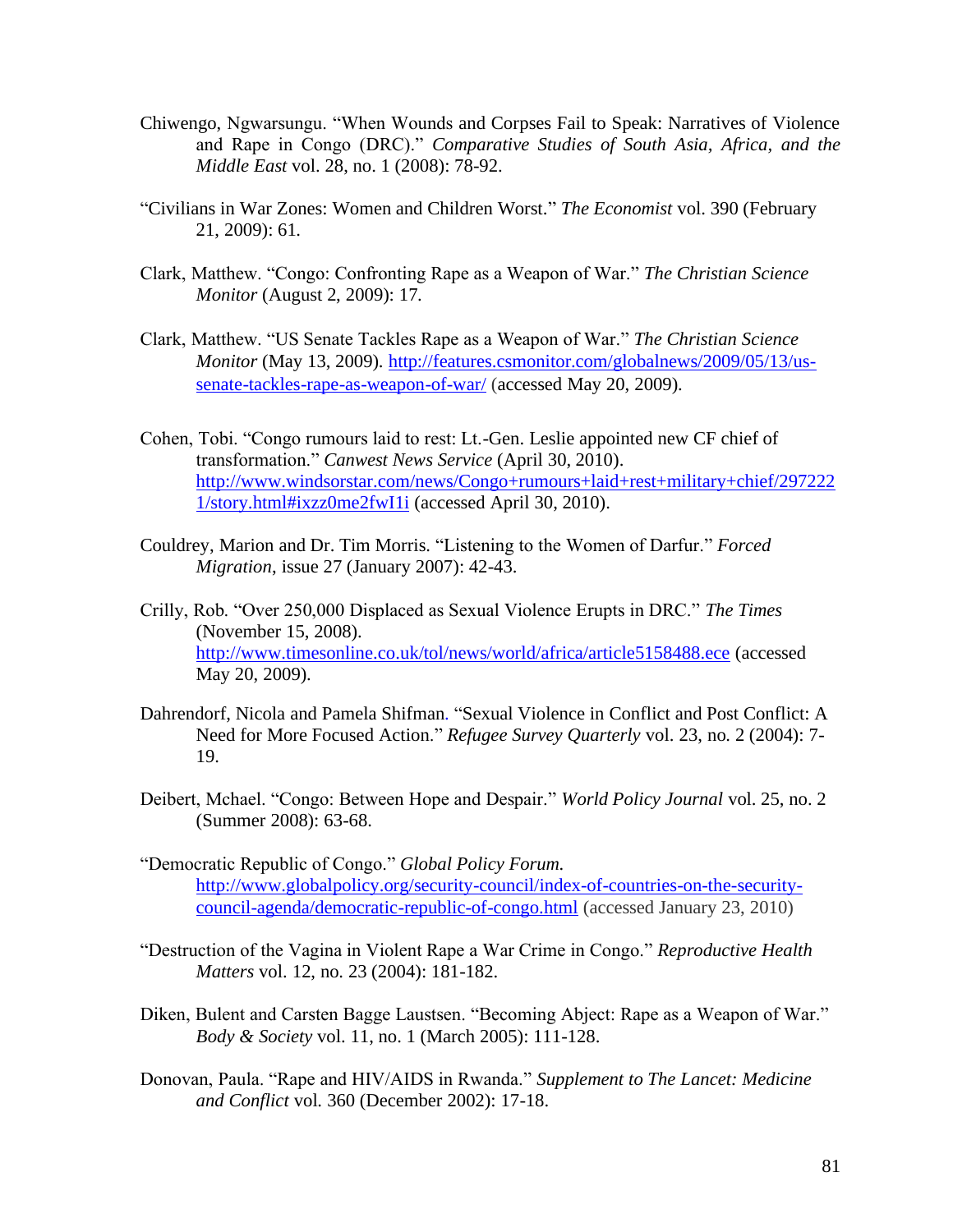Chiwengo, Ngwarsungu. “When Wounds and Corpses Fail to Speak: Narratives of Violence and Rape in Congo (DRC).” *Comparative Studies of South Asia, Africa, and the Middle East* vol. 28, no. 1 (2008): 78-92.

“Civilians in War Zones: Women and Children Worst.” *The Economist* vol. 390 (February 21, 2009): 61.

Clark, Matthew. “Congo: Confronting Rape as a Weapon of War.” *The Christian Science Monitor* (August 2, 2009): 17.

Clark, Matthew. “US Senate Tackles Rape as a Weapon of War.” *The Christian Science Monitor* (May 13, 2009). http://features.csmonitor.com/globalnews/2009/05/13/us-senate-tackles-rape-as-weapon-of-war/ (accessed May 20, 2009).

Cohen, Tobi. “Congo rumours laid to rest: Lt.-Gen. Leslie appointed new CF chief of transformation.” *Canwest News Service* (April 30, 2010). http://www.windsorstar.com/news/Congo+rumours+laid+rest+military+chief/2972221/story.html#ixzz0me2fwI1i (accessed April 30, 2010).

Couldrey, Marion and Dr. Tim Morris. “Listening to the Women of Darfur.” *Forced Migration*, issue 27 (January 2007): 42-43.

Crilly, Rob. “Over 250,000 Displaced as Sexual Violence Erupts in DRC.” *The Times* (November 15, 2008). http://www.timesonline.co.uk/tol/news/world/africa/article5158488.ece (accessed May 20, 2009).

Dahrendorf, Nicola and Pamela Shifman. “Sexual Violence in Conflict and Post Conflict: A Need for More Focused Action.” *Refugee Survey Quarterly* vol. 23, no. 2 (2004): 7-19.

Deibert, Mchael. “Congo: Between Hope and Despair.” *World Policy Journal* vol. 25, no. 2 (Summer 2008): 63-68.

“Democratic Republic of Congo.” *Global Policy Forum.* http://www.globalpolicy.org/security-council/index-of-countries-on-the-security-council-agenda/democratic-republic-of-congo.html (accessed January 23, 2010)

“Destruction of the Vagina in Violent Rape a War Crime in Congo.” *Reproductive Health Matters* vol. 12, no. 23 (2004): 181-182.

Diken, Bulent and Carsten Bagge Laustsen. “Becoming Abject: Rape as a Weapon of War.” *Body & Society* vol. 11, no. 1 (March 2005): 111-128.

Donovan, Paula. “Rape and HIV/AIDS in Rwanda.” *Supplement to The Lancet: Medicine and Conflict* vol. 360 (December 2002): 17-18.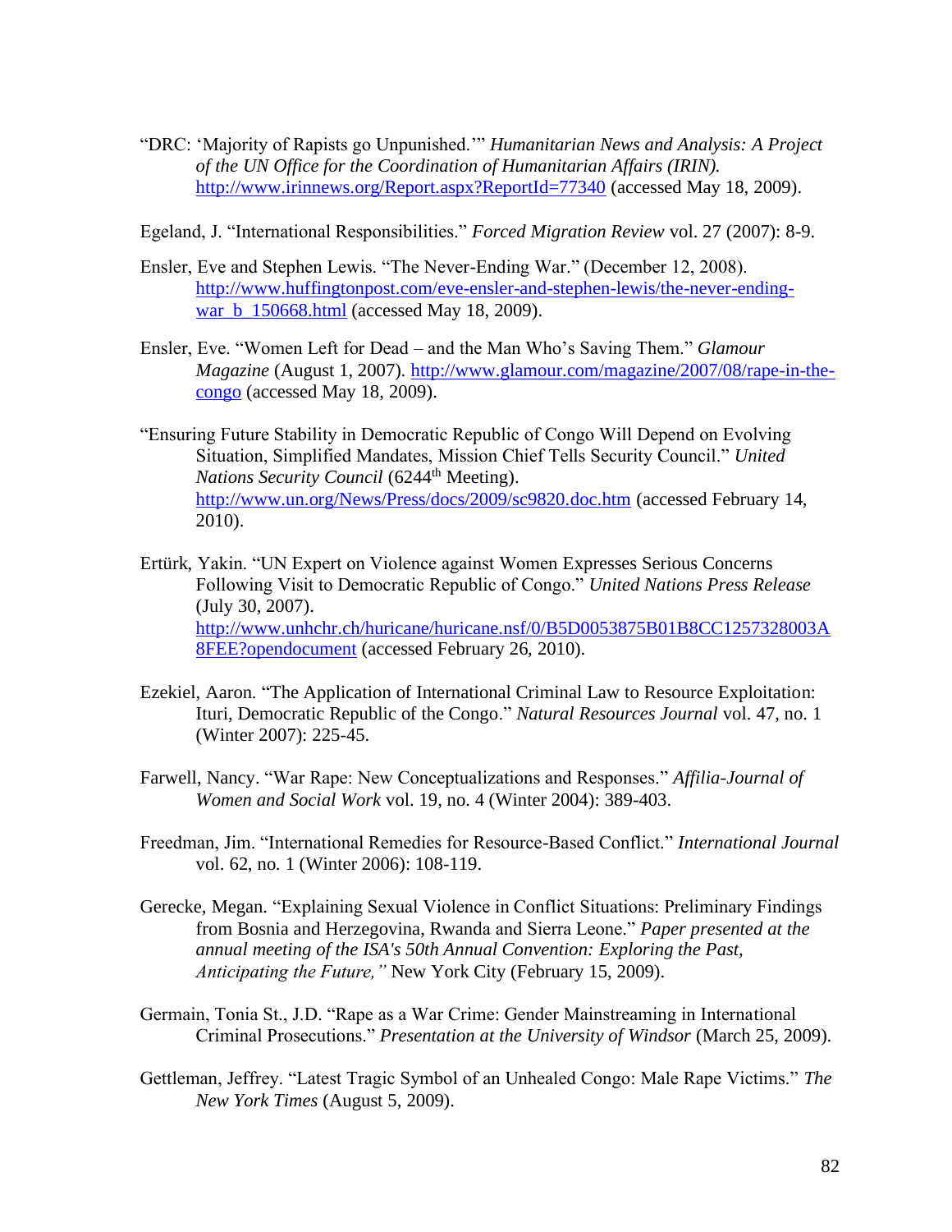"DRC: 'Majority of Rapists go Unpunished.'" *Humanitarian News and Analysis: A Project of the UN Office for the Coordination of Humanitarian Affairs (IRIN).* http://www.irinnews.org/Report.aspx?ReportId=77340 (accessed May 18, 2009).

Egeland, J. "International Responsibilities." *Forced Migration Review* vol. 27 (2007): 8-9.

Ensler, Eve and Stephen Lewis. "The Never-Ending War." (December 12, 2008). http://www.huffingtonpost.com/eve-ensler-and-stephen-lewis/the-never-ending-war_b_150668.html (accessed May 18, 2009).

Ensler, Eve. "Women Left for Dead – and the Man Who's Saving Them." *Glamour Magazine* (August 1, 2007). http://www.glamour.com/magazine/2007/08/rape-in-the-congo (accessed May 18, 2009).

"Ensuring Future Stability in Democratic Republic of Congo Will Depend on Evolving Situation, Simplified Mandates, Mission Chief Tells Security Council." *United Nations Security Council* (6244th Meeting). http://www.un.org/News/Press/docs/2009/sc9820.doc.htm (accessed February 14, 2010).

Ertürk, Yakin. "UN Expert on Violence against Women Expresses Serious Concerns Following Visit to Democratic Republic of Congo." *United Nations Press Release* (July 30, 2007). http://www.unhchr.ch/huricane/huricane.nsf/0/B5D0053875B01B8CC1257328003A8FEE?opendocument (accessed February 26, 2010).

Ezekiel, Aaron. "The Application of International Criminal Law to Resource Exploitation: Ituri, Democratic Republic of the Congo." *Natural Resources Journal* vol. 47, no. 1 (Winter 2007): 225-45.

Farwell, Nancy. "War Rape: New Conceptualizations and Responses." *Affilia-Journal of Women and Social Work* vol. 19, no. 4 (Winter 2004): 389-403.

Freedman, Jim. "International Remedies for Resource-Based Conflict." *International Journal* vol. 62, no. 1 (Winter 2006): 108-119.

Gerecke, Megan. "Explaining Sexual Violence in Conflict Situations: Preliminary Findings from Bosnia and Herzegovina, Rwanda and Sierra Leone." *Paper presented at the annual meeting of the ISA's 50th Annual Convention: Exploring the Past, Anticipating the Future,"* New York City (February 15, 2009).

Germain, Tonia St., J.D. "Rape as a War Crime: Gender Mainstreaming in International Criminal Prosecutions." *Presentation at the University of Windsor* (March 25, 2009).

Gettleman, Jeffrey. "Latest Tragic Symbol of an Unhealed Congo: Male Rape Victims." *The New York Times* (August 5, 2009).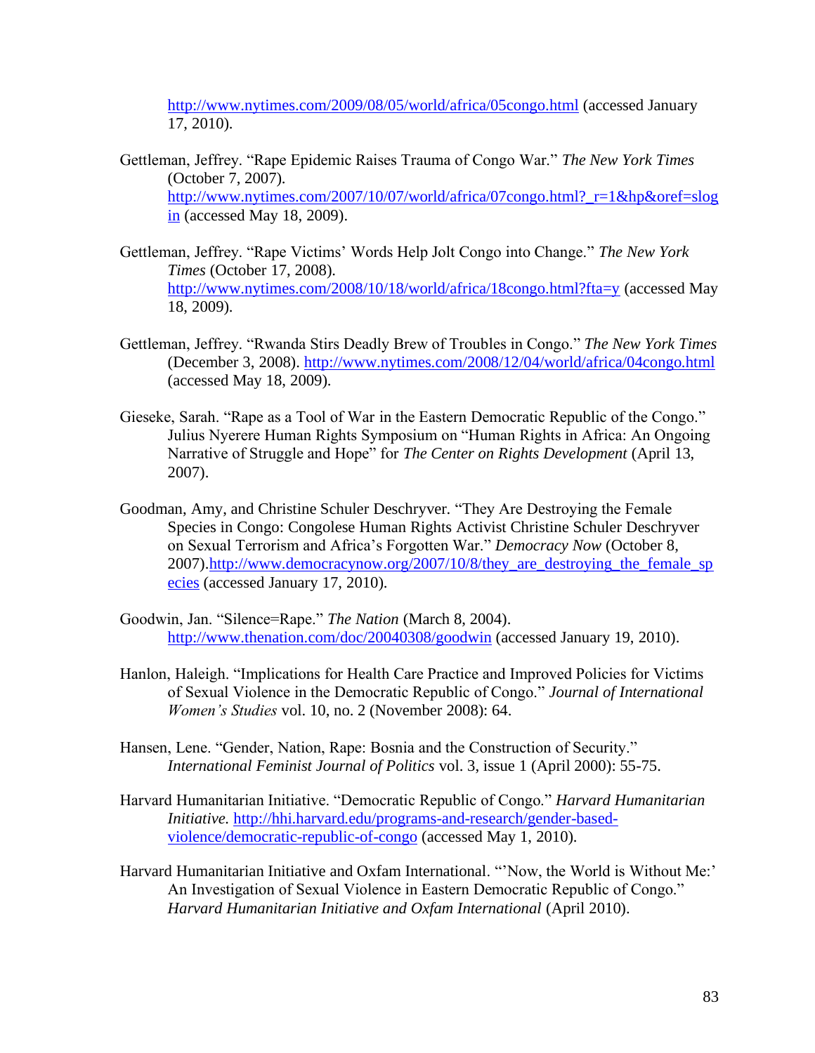http://www.nytimes.com/2009/08/05/world/africa/05congo.html (accessed January 17, 2010).

Gettleman, Jeffrey. "Rape Epidemic Raises Trauma of Congo War." *The New York Times* (October 7, 2007). http://www.nytimes.com/2007/10/07/world/africa/07congo.html?_r=1&hp&oref=slogin (accessed May 18, 2009).

Gettleman, Jeffrey. "Rape Victims' Words Help Jolt Congo into Change." *The New York Times* (October 17, 2008). http://www.nytimes.com/2008/10/18/world/africa/18congo.html?fta=y (accessed May 18, 2009).

Gettleman, Jeffrey. "Rwanda Stirs Deadly Brew of Troubles in Congo." *The New York Times* (December 3, 2008). http://www.nytimes.com/2008/12/04/world/africa/04congo.html (accessed May 18, 2009).

Gieseke, Sarah. "Rape as a Tool of War in the Eastern Democratic Republic of the Congo." Julius Nyerere Human Rights Symposium on "Human Rights in Africa: An Ongoing Narrative of Struggle and Hope" for *The Center on Rights Development* (April 13, 2007).

Goodman, Amy, and Christine Schuler Deschryver. "They Are Destroying the Female Species in Congo: Congolese Human Rights Activist Christine Schuler Deschryver on Sexual Terrorism and Africa's Forgotten War." *Democracy Now* (October 8, 2007).http://www.democracynow.org/2007/10/8/they_are_destroying_the_female_species (accessed January 17, 2010).

Goodwin, Jan. "Silence=Rape." *The Nation* (March 8, 2004). http://www.thenation.com/doc/20040308/goodwin (accessed January 19, 2010).

Hanlon, Haleigh. "Implications for Health Care Practice and Improved Policies for Victims of Sexual Violence in the Democratic Republic of Congo." *Journal of International Women's Studies* vol. 10, no. 2 (November 2008): 64.

Hansen, Lene. "Gender, Nation, Rape: Bosnia and the Construction of Security." *International Feminist Journal of Politics* vol. 3, issue 1 (April 2000): 55-75.

Harvard Humanitarian Initiative. "Democratic Republic of Congo." *Harvard Humanitarian Initiative.* http://hhi.harvard.edu/programs-and-research/gender-based-violence/democratic-republic-of-congo (accessed May 1, 2010).

Harvard Humanitarian Initiative and Oxfam International. "'Now, the World is Without Me:' An Investigation of Sexual Violence in Eastern Democratic Republic of Congo." *Harvard Humanitarian Initiative and Oxfam International* (April 2010).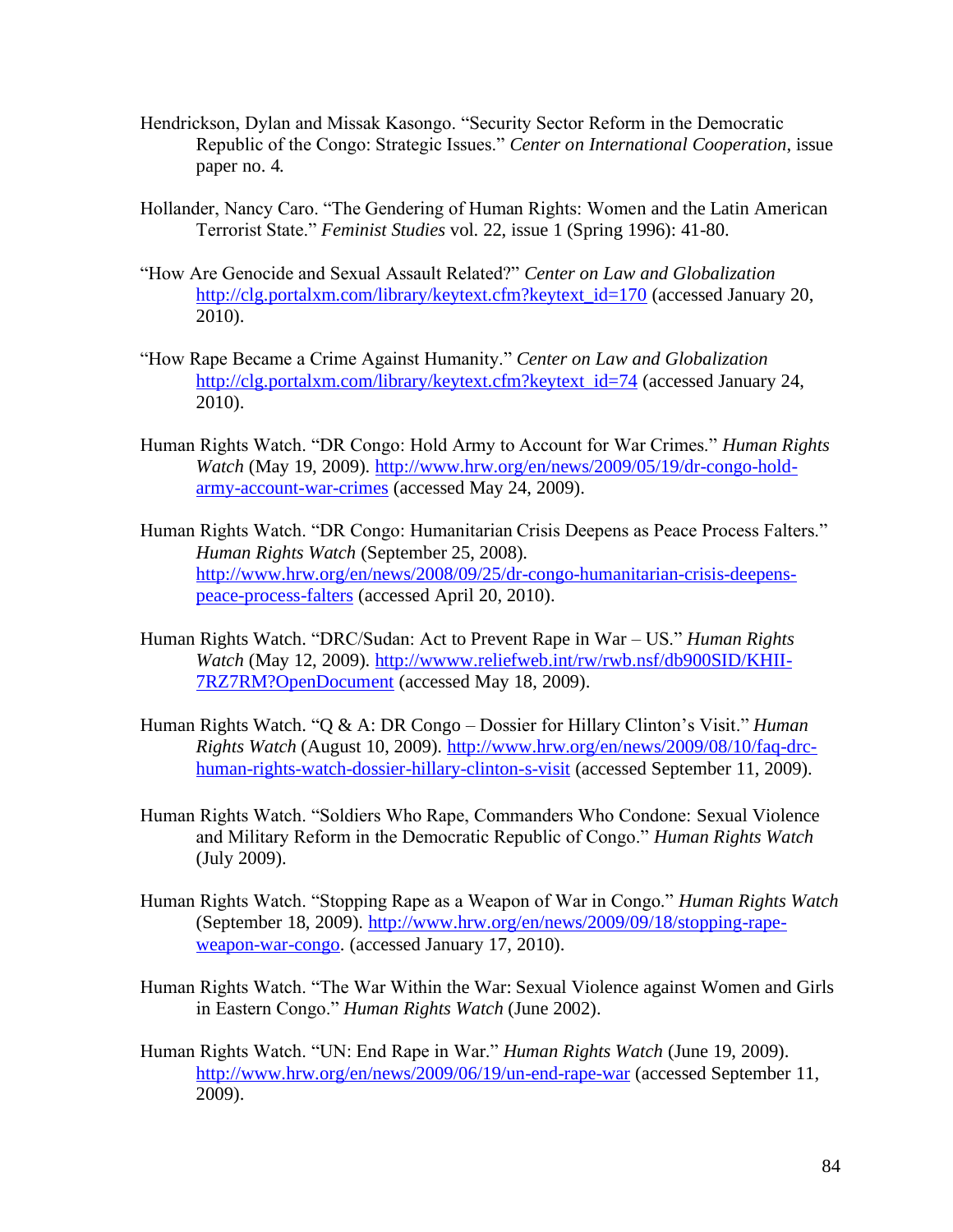Hendrickson, Dylan and Missak Kasongo. "Security Sector Reform in the Democratic Republic of the Congo: Strategic Issues." *Center on International Cooperation*, issue paper no. 4.

Hollander, Nancy Caro. "The Gendering of Human Rights: Women and the Latin American Terrorist State." *Feminist Studies* vol. 22, issue 1 (Spring 1996): 41-80.

"How Are Genocide and Sexual Assault Related?" *Center on Law and Globalization* http://clg.portalxm.com/library/keytext.cfm?keytext_id=170 (accessed January 20, 2010).

"How Rape Became a Crime Against Humanity." *Center on Law and Globalization* http://clg.portalxm.com/library/keytext.cfm?keytext_id=74 (accessed January 24, 2010).

Human Rights Watch. "DR Congo: Hold Army to Account for War Crimes." *Human Rights Watch* (May 19, 2009). http://www.hrw.org/en/news/2009/05/19/dr-congo-hold-army-account-war-crimes (accessed May 24, 2009).

Human Rights Watch. "DR Congo: Humanitarian Crisis Deepens as Peace Process Falters." *Human Rights Watch* (September 25, 2008). http://www.hrw.org/en/news/2008/09/25/dr-congo-humanitarian-crisis-deepens-peace-process-falters (accessed April 20, 2010).

Human Rights Watch. "DRC/Sudan: Act to Prevent Rape in War – US." *Human Rights Watch* (May 12, 2009). http://wwww.reliefweb.int/rw/rwb.nsf/db900SID/KHII-7RZ7RM?OpenDocument (accessed May 18, 2009).

Human Rights Watch. "Q & A: DR Congo – Dossier for Hillary Clinton's Visit." *Human Rights Watch* (August 10, 2009). http://www.hrw.org/en/news/2009/08/10/faq-drc-human-rights-watch-dossier-hillary-clinton-s-visit (accessed September 11, 2009).

Human Rights Watch. "Soldiers Who Rape, Commanders Who Condone: Sexual Violence and Military Reform in the Democratic Republic of Congo." *Human Rights Watch* (July 2009).

Human Rights Watch. "Stopping Rape as a Weapon of War in Congo." *Human Rights Watch* (September 18, 2009). http://www.hrw.org/en/news/2009/09/18/stopping-rape-weapon-war-congo. (accessed January 17, 2010).

Human Rights Watch. "The War Within the War: Sexual Violence against Women and Girls in Eastern Congo." *Human Rights Watch* (June 2002).

Human Rights Watch. "UN: End Rape in War." *Human Rights Watch* (June 19, 2009). http://www.hrw.org/en/news/2009/06/19/un-end-rape-war (accessed September 11, 2009).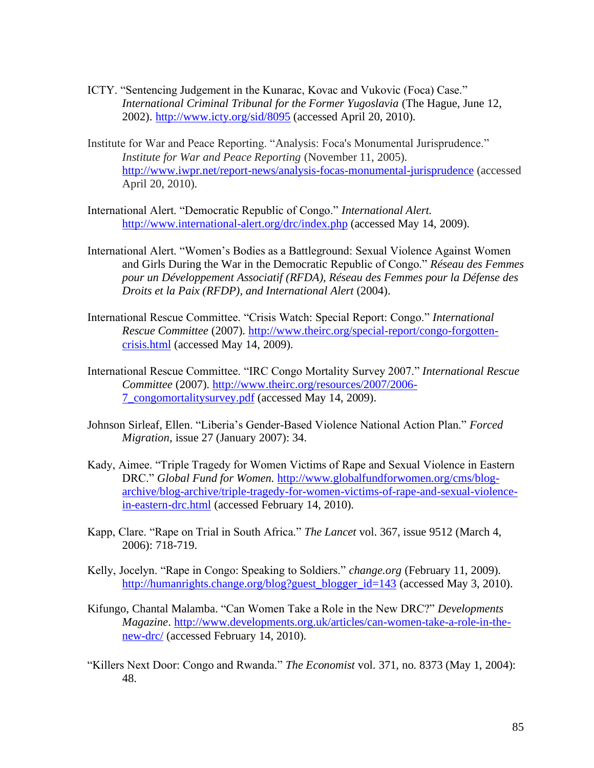ICTY. "Sentencing Judgement in the Kunarac, Kovac and Vukovic (Foca) Case." *International Criminal Tribunal for the Former Yugoslavia* (The Hague, June 12, 2002). http://www.icty.org/sid/8095 (accessed April 20, 2010).

Institute for War and Peace Reporting. "Analysis: Foca's Monumental Jurisprudence." *Institute for War and Peace Reporting* (November 11, 2005). http://www.iwpr.net/report-news/analysis-focas-monumental-jurisprudence (accessed April 20, 2010).

International Alert. "Democratic Republic of Congo." *International Alert.* http://www.international-alert.org/drc/index.php (accessed May 14, 2009).

International Alert. "Women's Bodies as a Battleground: Sexual Violence Against Women and Girls During the War in the Democratic Republic of Congo." *Réseau des Femmes pour un Développement Associatif (RFDA), Réseau des Femmes pour la Défense des Droits et la Paix (RFDP), and International Alert* (2004).

International Rescue Committee. "Crisis Watch: Special Report: Congo." *International Rescue Committee* (2007). http://www.theirc.org/special-report/congo-forgotten-crisis.html (accessed May 14, 2009).

International Rescue Committee. "IRC Congo Mortality Survey 2007." *International Rescue Committee* (2007). http://www.theirc.org/resources/2007/2006-7_congomortalitysurvey.pdf (accessed May 14, 2009).

Johnson Sirleaf, Ellen. "Liberia's Gender-Based Violence National Action Plan." *Forced Migration*, issue 27 (January 2007): 34.

Kady, Aimee. "Triple Tragedy for Women Victims of Rape and Sexual Violence in Eastern DRC." *Global Fund for Women.* http://www.globalfundforwomen.org/cms/blog-archive/blog-archive/triple-tragedy-for-women-victims-of-rape-and-sexual-violence-in-eastern-drc.html (accessed February 14, 2010).

Kapp, Clare. "Rape on Trial in South Africa." *The Lancet* vol. 367, issue 9512 (March 4, 2006): 718-719.

Kelly, Jocelyn. "Rape in Congo: Speaking to Soldiers." *change.org* (February 11, 2009). http://humanrights.change.org/blog?guest_blogger_id=143 (accessed May 3, 2010).

Kifungo, Chantal Malamba. "Can Women Take a Role in the New DRC?" *Developments Magazine*. http://www.developments.org.uk/articles/can-women-take-a-role-in-the-new-drc/ (accessed February 14, 2010).

"Killers Next Door: Congo and Rwanda." *The Economist* vol. 371, no. 8373 (May 1, 2004): 48.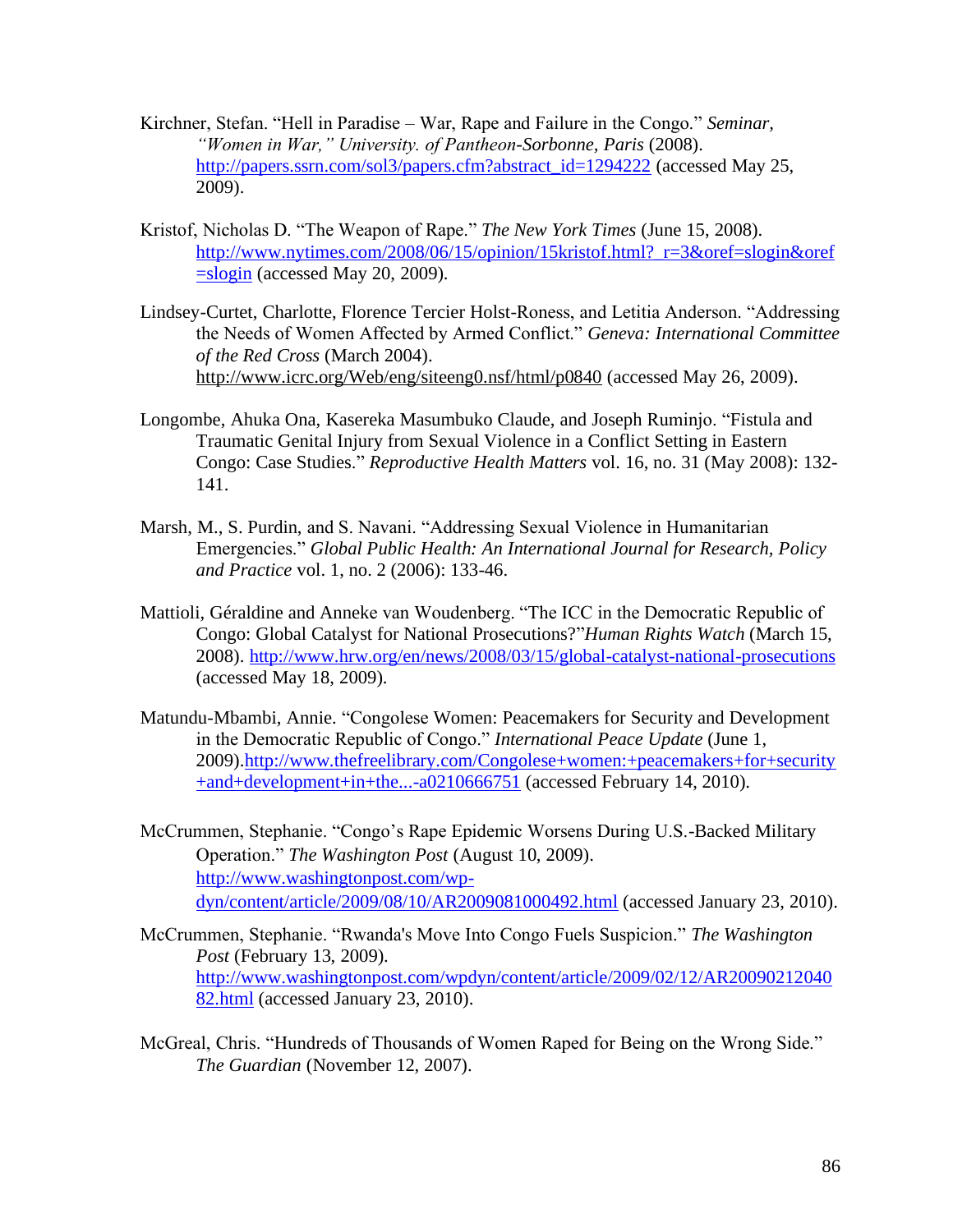Kirchner, Stefan. “Hell in Paradise – War, Rape and Failure in the Congo.” *Seminar, “Women in War,” University. of Pantheon-Sorbonne, Paris* (2008). http://papers.ssrn.com/sol3/papers.cfm?abstract_id=1294222 (accessed May 25, 2009).

Kristof, Nicholas D. “The Weapon of Rape.” *The New York Times* (June 15, 2008). http://www.nytimes.com/2008/06/15/opinion/15kristof.html?_r=3&oref=slogin&oref=slogin (accessed May 20, 2009).

Lindsey-Curtet, Charlotte, Florence Tercier Holst-Roness, and Letitia Anderson. “Addressing the Needs of Women Affected by Armed Conflict.” *Geneva: International Committee of the Red Cross* (March 2004). http://www.icrc.org/Web/eng/siteeng0.nsf/html/p0840 (accessed May 26, 2009).

Longombe, Ahuka Ona, Kasereka Masumbuko Claude, and Joseph Ruminjo. “Fistula and Traumatic Genital Injury from Sexual Violence in a Conflict Setting in Eastern Congo: Case Studies.” *Reproductive Health Matters* vol. 16, no. 31 (May 2008): 132-141.

Marsh, M., S. Purdin, and S. Navani. “Addressing Sexual Violence in Humanitarian Emergencies.” *Global Public Health: An International Journal for Research, Policy and Practice* vol. 1, no. 2 (2006): 133-46.

Mattioli, Géraldine and Anneke van Woudenberg. “The ICC in the Democratic Republic of Congo: Global Catalyst for National Prosecutions?”*Human Rights Watch* (March 15, 2008). http://www.hrw.org/en/news/2008/03/15/global-catalyst-national-prosecutions (accessed May 18, 2009).

Matundu-Mbambi, Annie. “Congolese Women: Peacemakers for Security and Development in the Democratic Republic of Congo.” *International Peace Update* (June 1, 2009).http://www.thefreelibrary.com/Congolese+women:+peacemakers+for+security+and+development+in+the...-a0210666751 (accessed February 14, 2010).

McCrummen, Stephanie. “Congo’s Rape Epidemic Worsens During U.S.-Backed Military Operation.” *The Washington Post* (August 10, 2009). http://www.washingtonpost.com/wp-dyn/content/article/2009/08/10/AR2009081000492.html (accessed January 23, 2010).

McCrummen, Stephanie. “Rwanda's Move Into Congo Fuels Suspicion.” *The Washington Post* (February 13, 2009). http://www.washingtonpost.com/wpdyn/content/article/2009/02/12/AR2009021204082.html (accessed January 23, 2010).

McGreal, Chris. “Hundreds of Thousands of Women Raped for Being on the Wrong Side.” *The Guardian* (November 12, 2007).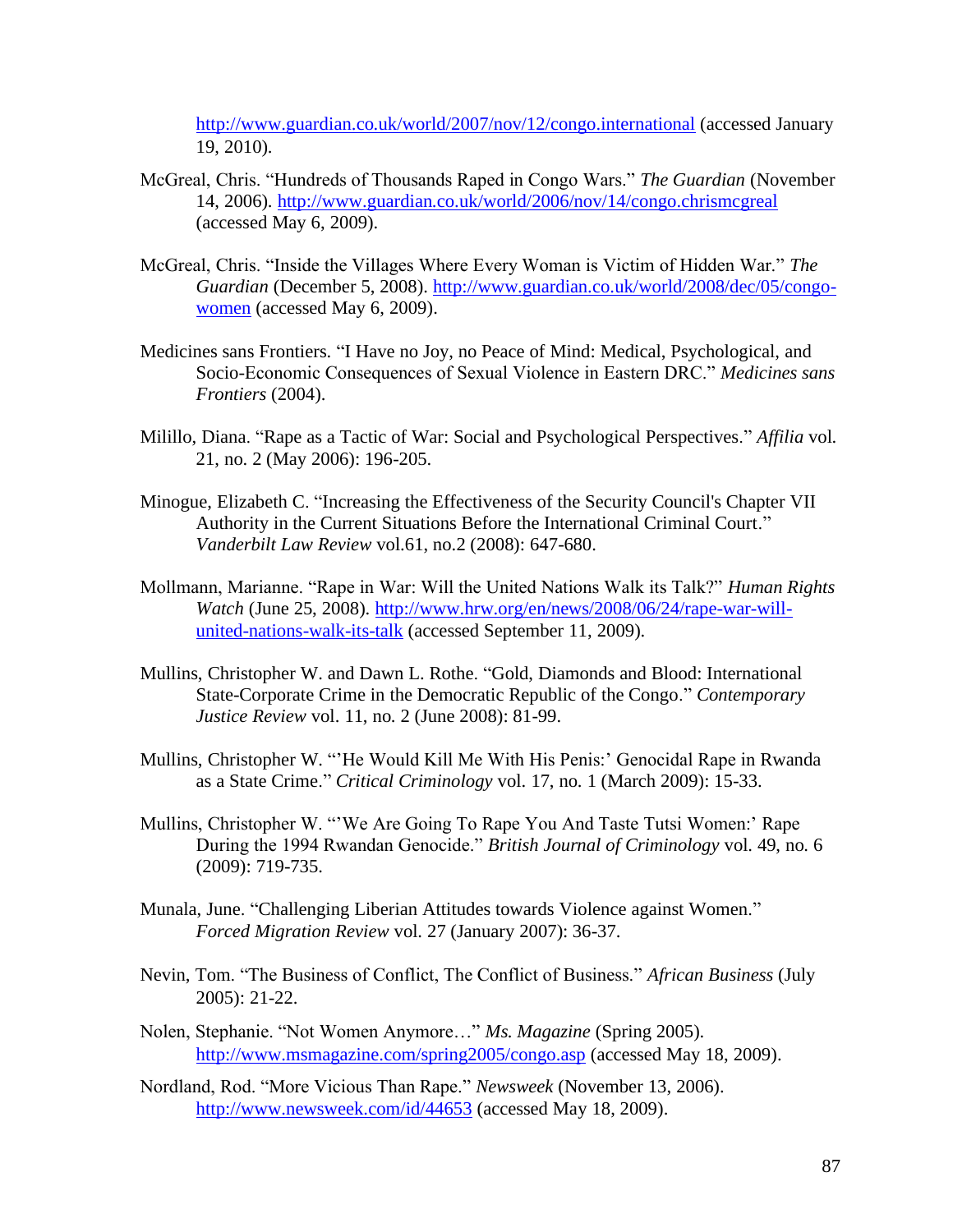http://www.guardian.co.uk/world/2007/nov/12/congo.international (accessed January 19, 2010).

McGreal, Chris. "Hundreds of Thousands Raped in Congo Wars." *The Guardian* (November 14, 2006). http://www.guardian.co.uk/world/2006/nov/14/congo.chrismcgreal (accessed May 6, 2009).

McGreal, Chris. "Inside the Villages Where Every Woman is Victim of Hidden War." *The Guardian* (December 5, 2008). http://www.guardian.co.uk/world/2008/dec/05/congo-women (accessed May 6, 2009).

Medicines sans Frontiers. "I Have no Joy, no Peace of Mind: Medical, Psychological, and Socio-Economic Consequences of Sexual Violence in Eastern DRC." *Medicines sans Frontiers* (2004).

Milillo, Diana. "Rape as a Tactic of War: Social and Psychological Perspectives." *Affilia* vol. 21, no. 2 (May 2006): 196-205.

Minogue, Elizabeth C. "Increasing the Effectiveness of the Security Council's Chapter VII Authority in the Current Situations Before the International Criminal Court." *Vanderbilt Law Review* vol.61, no.2 (2008): 647-680.

Mollmann, Marianne. "Rape in War: Will the United Nations Walk its Talk?" *Human Rights Watch* (June 25, 2008). http://www.hrw.org/en/news/2008/06/24/rape-war-will-united-nations-walk-its-talk (accessed September 11, 2009).

Mullins, Christopher W. and Dawn L. Rothe. "Gold, Diamonds and Blood: International State-Corporate Crime in the Democratic Republic of the Congo." *Contemporary Justice Review* vol. 11, no. 2 (June 2008): 81-99.

Mullins, Christopher W. "'He Would Kill Me With His Penis:' Genocidal Rape in Rwanda as a State Crime." *Critical Criminology* vol. 17, no. 1 (March 2009): 15-33.

Mullins, Christopher W. "'We Are Going To Rape You And Taste Tutsi Women:' Rape During the 1994 Rwandan Genocide." *British Journal of Criminology* vol. 49, no. 6 (2009): 719-735.

Munala, June. "Challenging Liberian Attitudes towards Violence against Women." *Forced Migration Review* vol. 27 (January 2007): 36-37.

Nevin, Tom. "The Business of Conflict, The Conflict of Business." *African Business* (July 2005): 21-22.

Nolen, Stephanie. "Not Women Anymore…" *Ms. Magazine* (Spring 2005). http://www.msmagazine.com/spring2005/congo.asp (accessed May 18, 2009).

Nordland, Rod. "More Vicious Than Rape." *Newsweek* (November 13, 2006). http://www.newsweek.com/id/44653 (accessed May 18, 2009).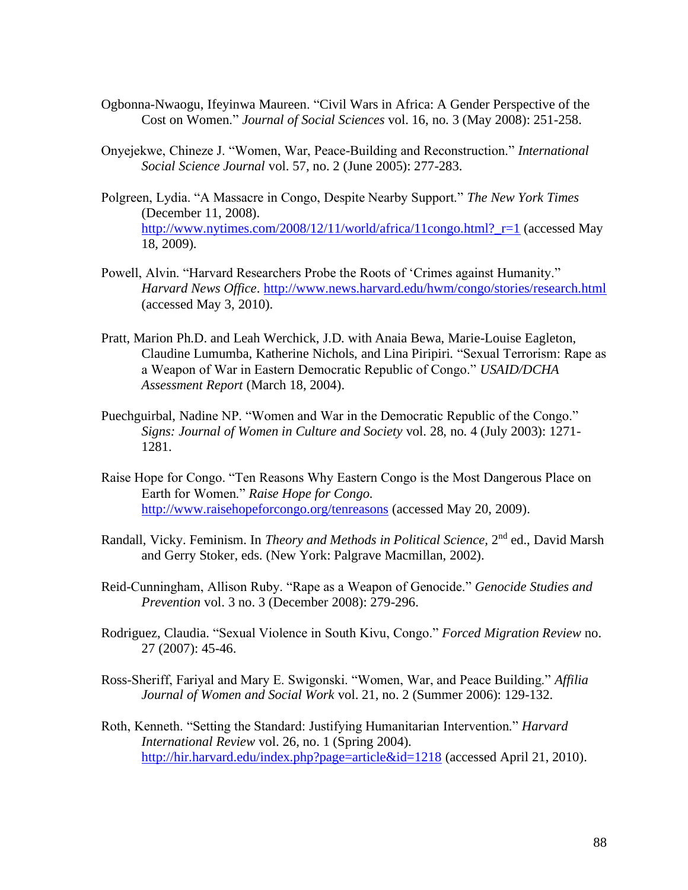Ogbonna-Nwaogu, Ifeyinwa Maureen. "Civil Wars in Africa: A Gender Perspective of the Cost on Women." *Journal of Social Sciences* vol. 16, no. 3 (May 2008): 251-258.

Onyejekwe, Chineze J. "Women, War, Peace-Building and Reconstruction." *International Social Science Journal* vol. 57, no. 2 (June 2005): 277-283.

Polgreen, Lydia. "A Massacre in Congo, Despite Nearby Support." *The New York Times* (December 11, 2008). http://www.nytimes.com/2008/12/11/world/africa/11congo.html?_r=1 (accessed May 18, 2009).

Powell, Alvin. "Harvard Researchers Probe the Roots of 'Crimes against Humanity." *Harvard News Office*. http://www.news.harvard.edu/hwm/congo/stories/research.html (accessed May 3, 2010).

Pratt, Marion Ph.D. and Leah Werchick, J.D. with Anaia Bewa, Marie-Louise Eagleton, Claudine Lumumba, Katherine Nichols, and Lina Piripiri. "Sexual Terrorism: Rape as a Weapon of War in Eastern Democratic Republic of Congo." *USAID/DCHA Assessment Report* (March 18, 2004).

Puechguirbal, Nadine NP. "Women and War in the Democratic Republic of the Congo." *Signs: Journal of Women in Culture and Society* vol. 28, no. 4 (July 2003): 1271-1281.

Raise Hope for Congo. "Ten Reasons Why Eastern Congo is the Most Dangerous Place on Earth for Women." *Raise Hope for Congo.* http://www.raisehopeforcongo.org/tenreasons (accessed May 20, 2009).

Randall, Vicky. Feminism. In *Theory and Methods in Political Science,* 2nd ed., David Marsh and Gerry Stoker, eds. (New York: Palgrave Macmillan, 2002).

Reid-Cunningham, Allison Ruby. "Rape as a Weapon of Genocide." *Genocide Studies and Prevention* vol. 3 no. 3 (December 2008): 279-296.

Rodriguez, Claudia. "Sexual Violence in South Kivu, Congo." *Forced Migration Review* no. 27 (2007): 45-46.

Ross-Sheriff, Fariyal and Mary E. Swigonski. "Women, War, and Peace Building." *Affilia Journal of Women and Social Work* vol. 21, no. 2 (Summer 2006): 129-132.

Roth, Kenneth. "Setting the Standard: Justifying Humanitarian Intervention." *Harvard International Review* vol. 26, no. 1 (Spring 2004). http://hir.harvard.edu/index.php?page=article&id=1218 (accessed April 21, 2010).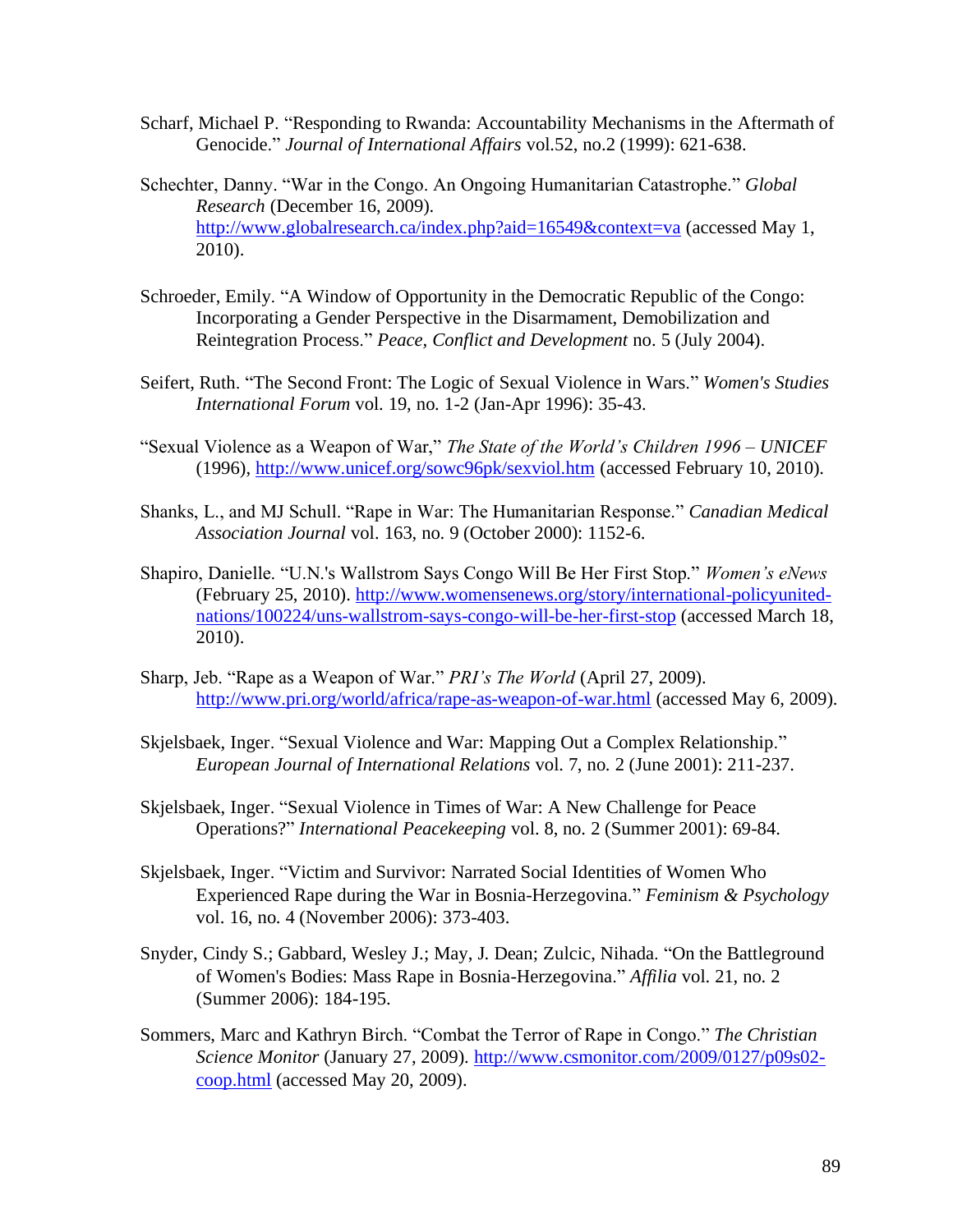Scharf, Michael P. "Responding to Rwanda: Accountability Mechanisms in the Aftermath of Genocide." *Journal of International Affairs* vol.52, no.2 (1999): 621-638.

Schechter, Danny. "War in the Congo. An Ongoing Humanitarian Catastrophe." *Global Research* (December 16, 2009). http://www.globalresearch.ca/index.php?aid=16549&context=va (accessed May 1, 2010).

Schroeder, Emily. "A Window of Opportunity in the Democratic Republic of the Congo: Incorporating a Gender Perspective in the Disarmament, Demobilization and Reintegration Process." *Peace, Conflict and Development* no. 5 (July 2004).

Seifert, Ruth. "The Second Front: The Logic of Sexual Violence in Wars." *Women's Studies International Forum* vol. 19, no. 1-2 (Jan-Apr 1996): 35-43.

"Sexual Violence as a Weapon of War," *The State of the World's Children 1996 – UNICEF* (1996), http://www.unicef.org/sowc96pk/sexviol.htm (accessed February 10, 2010).

Shanks, L., and MJ Schull. "Rape in War: The Humanitarian Response." *Canadian Medical Association Journal* vol. 163, no. 9 (October 2000): 1152-6.

Shapiro, Danielle. "U.N.'s Wallstrom Says Congo Will Be Her First Stop." *Women's eNews* (February 25, 2010). http://www.womensenews.org/story/international-policyunited-nations/100224/uns-wallstrom-says-congo-will-be-her-first-stop (accessed March 18, 2010).

Sharp, Jeb. "Rape as a Weapon of War." *PRI's The World* (April 27, 2009). http://www.pri.org/world/africa/rape-as-weapon-of-war.html (accessed May 6, 2009).

Skjelsbaek, Inger. "Sexual Violence and War: Mapping Out a Complex Relationship." *European Journal of International Relations* vol. 7, no. 2 (June 2001): 211-237.

Skjelsbaek, Inger. "Sexual Violence in Times of War: A New Challenge for Peace Operations?" *International Peacekeeping* vol. 8, no. 2 (Summer 2001): 69-84.

Skjelsbaek, Inger. "Victim and Survivor: Narrated Social Identities of Women Who Experienced Rape during the War in Bosnia-Herzegovina." *Feminism & Psychology* vol. 16, no. 4 (November 2006): 373-403.

Snyder, Cindy S.; Gabbard, Wesley J.; May, J. Dean; Zulcic, Nihada. "On the Battleground of Women's Bodies: Mass Rape in Bosnia-Herzegovina." *Affilia* vol. 21, no. 2 (Summer 2006): 184-195.

Sommers, Marc and Kathryn Birch. "Combat the Terror of Rape in Congo." *The Christian Science Monitor* (January 27, 2009). http://www.csmonitor.com/2009/0127/p09s02-coop.html (accessed May 20, 2009).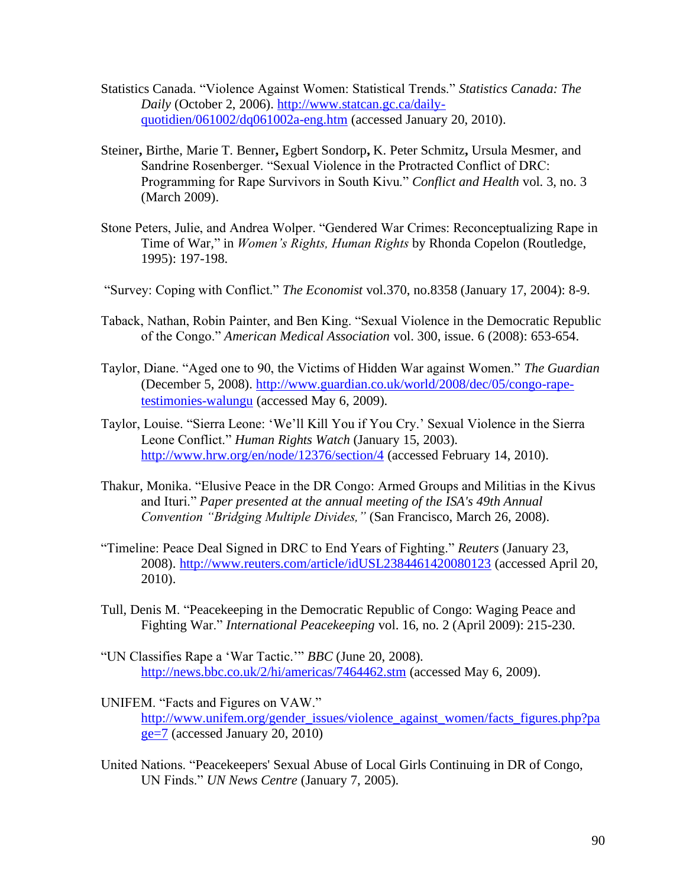Statistics Canada. “Violence Against Women: Statistical Trends.” *Statistics Canada: The Daily* (October 2, 2006). http://www.statcan.gc.ca/daily-quotidien/061002/dq061002a-eng.htm (accessed January 20, 2010).

Steiner, Birthe, Marie T. Benner, Egbert Sondorp, K. Peter Schmitz, Ursula Mesmer, and Sandrine Rosenberger. “Sexual Violence in the Protracted Conflict of DRC: Programming for Rape Survivors in South Kivu.” *Conflict and Health* vol. 3, no. 3 (March 2009).

Stone Peters, Julie, and Andrea Wolper. “Gendered War Crimes: Reconceptualizing Rape in Time of War,” in *Women’s Rights, Human Rights* by Rhonda Copelon (Routledge, 1995): 197-198.

“Survey: Coping with Conflict.” *The Economist* vol.370, no.8358 (January 17, 2004): 8-9.

Taback, Nathan, Robin Painter, and Ben King. “Sexual Violence in the Democratic Republic of the Congo.” *American Medical Association* vol. 300, issue. 6 (2008): 653-654.

Taylor, Diane. “Aged one to 90, the Victims of Hidden War against Women.” *The Guardian* (December 5, 2008). http://www.guardian.co.uk/world/2008/dec/05/congo-rape-testimonies-walungu (accessed May 6, 2009).

Taylor, Louise. “Sierra Leone: ‘We’ll Kill You if You Cry.’ Sexual Violence in the Sierra Leone Conflict.” *Human Rights Watch* (January 15, 2003). http://www.hrw.org/en/node/12376/section/4 (accessed February 14, 2010).

Thakur, Monika. “Elusive Peace in the DR Congo: Armed Groups and Militias in the Kivus and Ituri.” *Paper presented at the annual meeting of the ISA's 49th Annual Convention “Bridging Multiple Divides,”* (San Francisco, March 26, 2008).

“Timeline: Peace Deal Signed in DRC to End Years of Fighting.” *Reuters* (January 23, 2008). http://www.reuters.com/article/idUSL2384461420080123 (accessed April 20, 2010).

Tull, Denis M. “Peacekeeping in the Democratic Republic of Congo: Waging Peace and Fighting War.” *International Peacekeeping* vol. 16, no. 2 (April 2009): 215-230.

“UN Classifies Rape a ‘War Tactic.’” *BBC* (June 20, 2008). http://news.bbc.co.uk/2/hi/americas/7464462.stm (accessed May 6, 2009).

UNIFEM. “Facts and Figures on VAW.” http://www.unifem.org/gender_issues/violence_against_women/facts_figures.php?page=7 (accessed January 20, 2010)

United Nations. “Peacekeepers' Sexual Abuse of Local Girls Continuing in DR of Congo, UN Finds.” *UN News Centre* (January 7, 2005).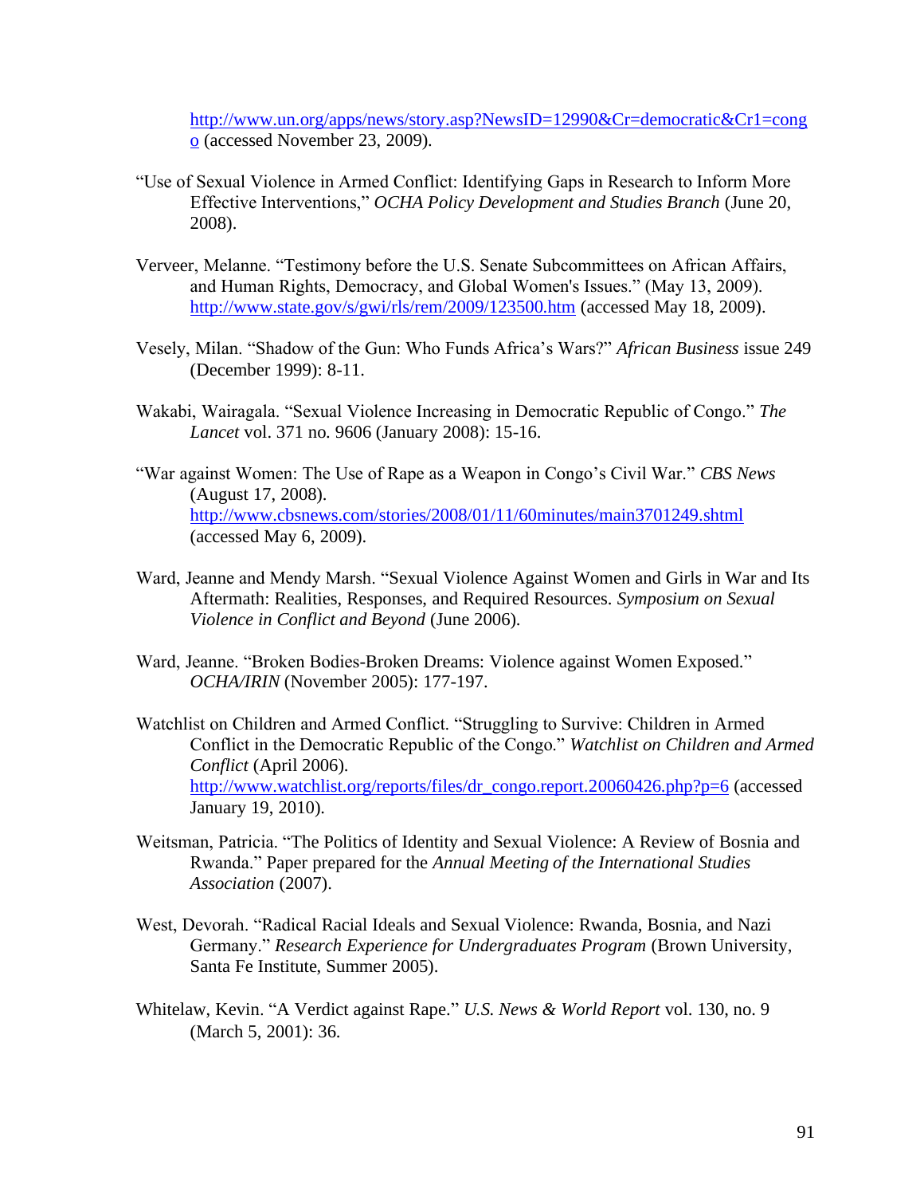http://www.un.org/apps/news/story.asp?NewsID=12990&Cr=democratic&Cr1=congo (accessed November 23, 2009).

"Use of Sexual Violence in Armed Conflict: Identifying Gaps in Research to Inform More Effective Interventions," *OCHA Policy Development and Studies Branch* (June 20, 2008).

Verveer, Melanne. "Testimony before the U.S. Senate Subcommittees on African Affairs, and Human Rights, Democracy, and Global Women's Issues." (May 13, 2009). http://www.state.gov/s/gwi/rls/rem/2009/123500.htm (accessed May 18, 2009).

Vesely, Milan. "Shadow of the Gun: Who Funds Africa's Wars?" *African Business* issue 249 (December 1999): 8-11.

Wakabi, Wairagala. "Sexual Violence Increasing in Democratic Republic of Congo." *The Lancet* vol. 371 no. 9606 (January 2008): 15-16.

"War against Women: The Use of Rape as a Weapon in Congo's Civil War." *CBS News* (August 17, 2008). http://www.cbsnews.com/stories/2008/01/11/60minutes/main3701249.shtml (accessed May 6, 2009).

Ward, Jeanne and Mendy Marsh. "Sexual Violence Against Women and Girls in War and Its Aftermath: Realities, Responses, and Required Resources. *Symposium on Sexual Violence in Conflict and Beyond* (June 2006).

Ward, Jeanne. "Broken Bodies-Broken Dreams: Violence against Women Exposed." *OCHA/IRIN* (November 2005): 177-197.

Watchlist on Children and Armed Conflict. "Struggling to Survive: Children in Armed Conflict in the Democratic Republic of the Congo." *Watchlist on Children and Armed Conflict* (April 2006). http://www.watchlist.org/reports/files/dr_congo.report.20060426.php?p=6 (accessed January 19, 2010).

Weitsman, Patricia. "The Politics of Identity and Sexual Violence: A Review of Bosnia and Rwanda." Paper prepared for the *Annual Meeting of the International Studies Association* (2007).

West, Devorah. "Radical Racial Ideals and Sexual Violence: Rwanda, Bosnia, and Nazi Germany." *Research Experience for Undergraduates Program* (Brown University, Santa Fe Institute, Summer 2005).

Whitelaw, Kevin. "A Verdict against Rape." *U.S. News & World Report* vol. 130, no. 9 (March 5, 2001): 36.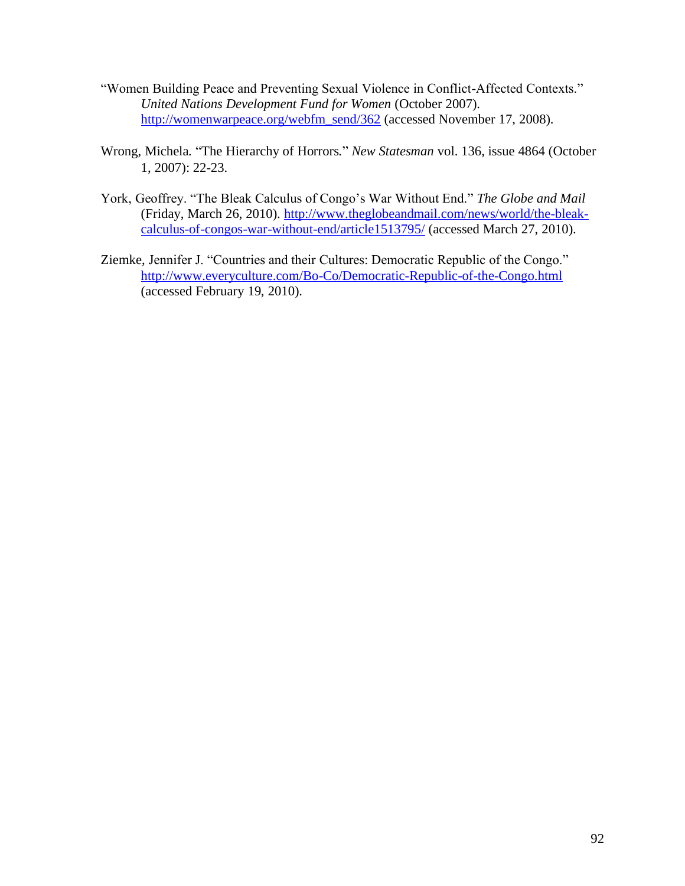"Women Building Peace and Preventing Sexual Violence in Conflict-Affected Contexts." *United Nations Development Fund for Women* (October 2007). http://womenwarpeace.org/webfm_send/362 (accessed November 17, 2008).

Wrong, Michela. "The Hierarchy of Horrors." *New Statesman* vol. 136, issue 4864 (October 1, 2007): 22-23.

York, Geoffrey. "The Bleak Calculus of Congo's War Without End." *The Globe and Mail* (Friday, March 26, 2010). http://www.theglobeandmail.com/news/world/the-bleak-calculus-of-congos-war-without-end/article1513795/ (accessed March 27, 2010).

Ziemke, Jennifer J. "Countries and their Cultures: Democratic Republic of the Congo." http://www.everyculture.com/Bo-Co/Democratic-Republic-of-the-Congo.html (accessed February 19, 2010).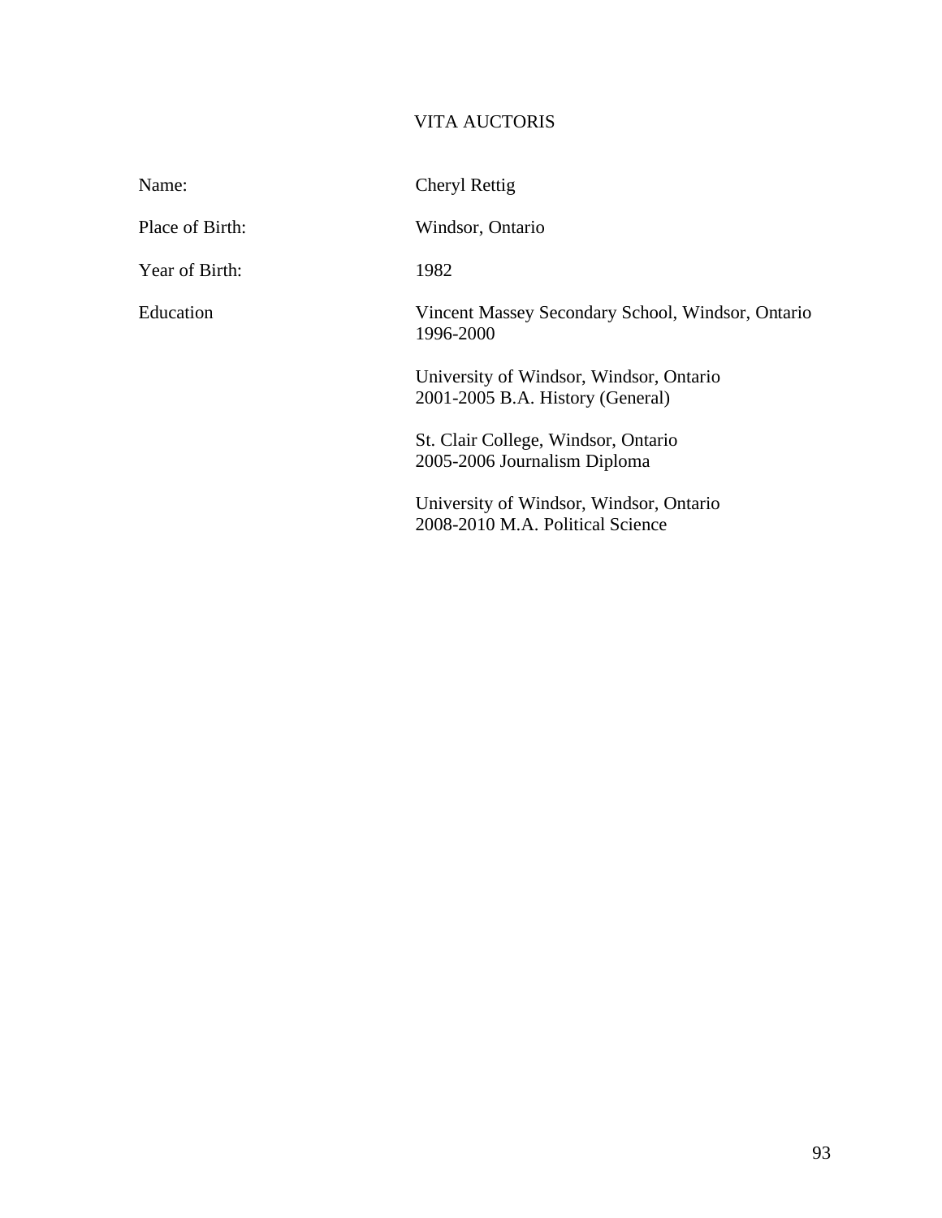# VITA AUCTORIS

| | |
|---|---|
| Name: | Cheryl Rettig |
| Place of Birth: | Windsor, Ontario |
| Year of Birth: | 1982 |
| Education | Vincent Massey Secondary School, Windsor, Ontario<br>1996-2000 |
| | University of Windsor, Windsor, Ontario<br>2001-2005 B.A. History (General) |
| | St. Clair College, Windsor, Ontario<br>2005-2006 Journalism Diploma |
| | University of Windsor, Windsor, Ontario<br>2008-2010 M.A. Political Science |